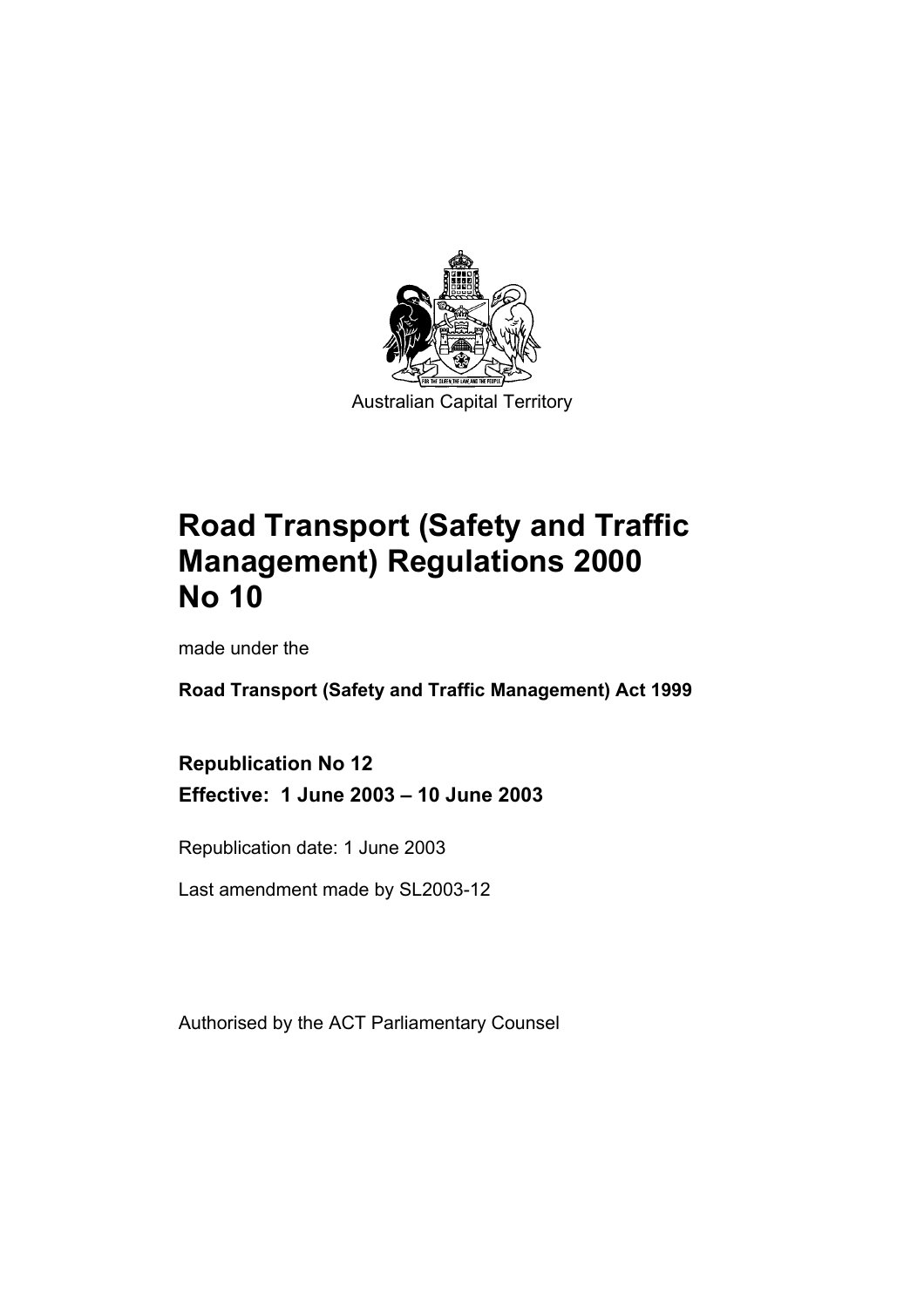Australian Capital Territory

# Road Transport (Safety and Traffic Management) Regulations 2000 No 10

made under the

**Road Transport (Safety and Traffic Management) Act 1999**

**Republication No 12**

**Effective: 1 June 2003 – 10 June 2003**

Republication date: 1 June 2003

Last amendment made by SL2003-12

Authorised by the ACT Parliamentary Counsel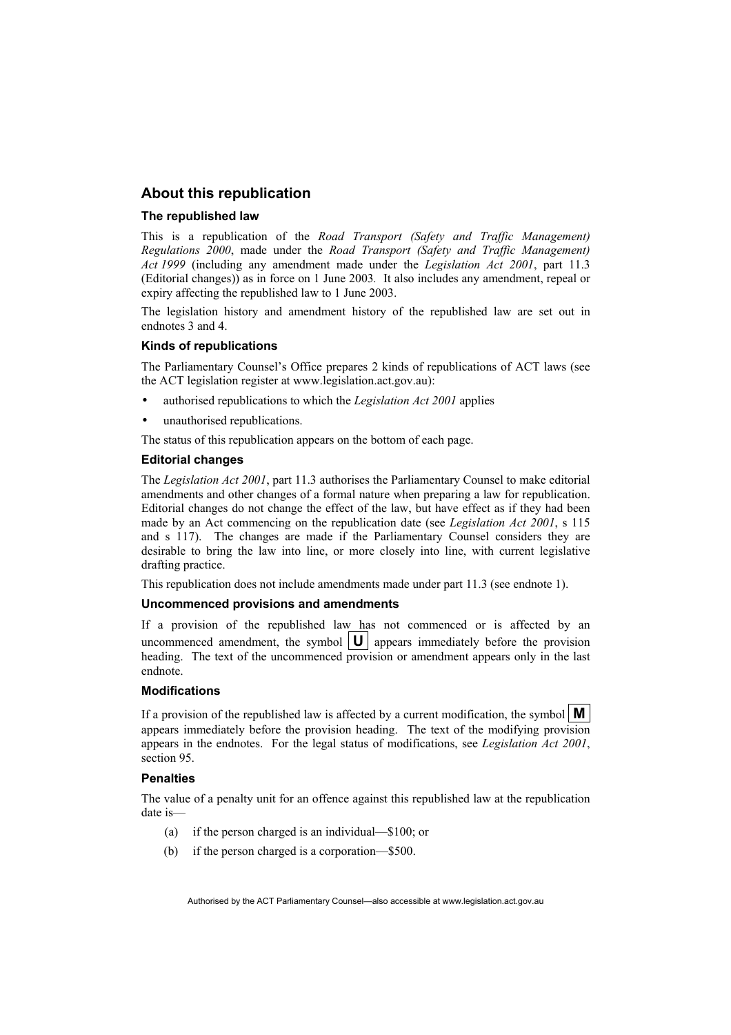## About this republication

### The republished law

This is a republication of the *Road Transport (Safety and Traffic Management) Regulations 2000*, made under the *Road Transport (Safety and Traffic Management) Act 1999* (including any amendment made under the *Legislation Act 2001*, part 11.3 (Editorial changes)) as in force on 1 June 2003. It also includes any amendment, repeal or expiry affecting the republished law to 1 June 2003.

The legislation history and amendment history of the republished law are set out in endnotes 3 and 4.

### Kinds of republications

The Parliamentary Counsel's Office prepares 2 kinds of republications of ACT laws (see the ACT legislation register at www.legislation.act.gov.au):

- authorised republications to which the *Legislation Act 2001* applies
- unauthorised republications.

The status of this republication appears on the bottom of each page.

### Editorial changes

The *Legislation Act 2001*, part 11.3 authorises the Parliamentary Counsel to make editorial amendments and other changes of a formal nature when preparing a law for republication. Editorial changes do not change the effect of the law, but have effect as if they had been made by an Act commencing on the republication date (see *Legislation Act 2001*, s 115 and s 117). The changes are made if the Parliamentary Counsel considers they are desirable to bring the law into line, or more closely into line, with current legislative drafting practice.

This republication does not include amendments made under part 11.3 (see endnote 1).

### Uncommenced provisions and amendments

If a provision of the republished law has not commenced or is affected by an uncommenced amendment, the symbol **U** appears immediately before the provision heading. The text of the uncommenced provision or amendment appears only in the last endnote.

### Modifications

If a provision of the republished law is affected by a current modification, the symbol **M** appears immediately before the provision heading. The text of the modifying provision appears in the endnotes. For the legal status of modifications, see *Legislation Act 2001*, section 95.

### Penalties

The value of a penalty unit for an offence against this republished law at the republication date is—

(a) if the person charged is an individual—$100; or

(b) if the person charged is a corporation—$500.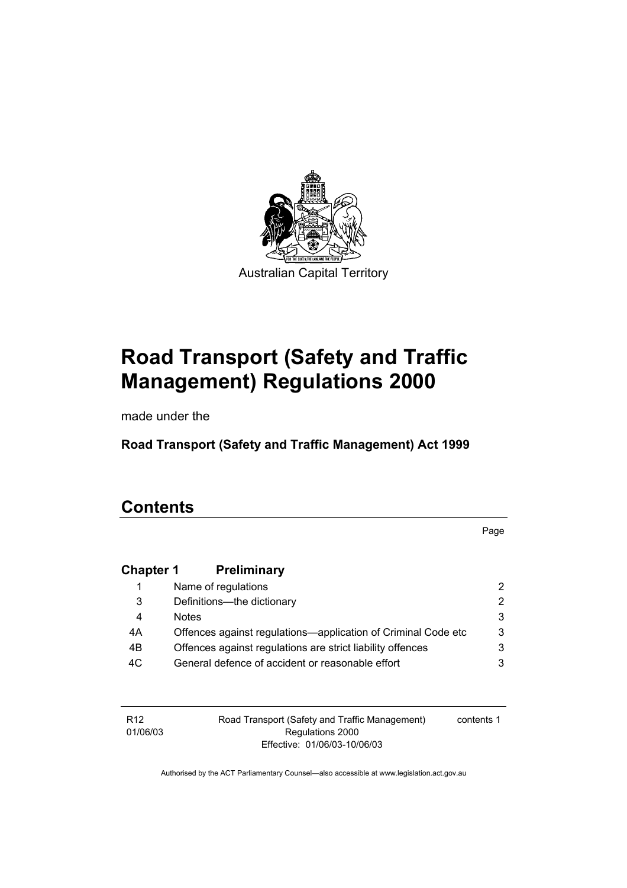Australian Capital Territory

# Road Transport (Safety and Traffic Management) Regulations 2000

made under the

**Road Transport (Safety and Traffic Management) Act 1999**

## Contents

Page

| | | |
|---|---|---|
| **Chapter 1** | **Preliminary** | |
| 1 | Name of regulations | 2 |
| 3 | Definitions—the dictionary | 2 |
| 4 | Notes | 3 |
| 4A | Offences against regulations—application of Criminal Code etc | 3 |
| 4B | Offences against regulations are strict liability offences | 3 |
| 4C | General defence of accident or reasonable effort | 3 |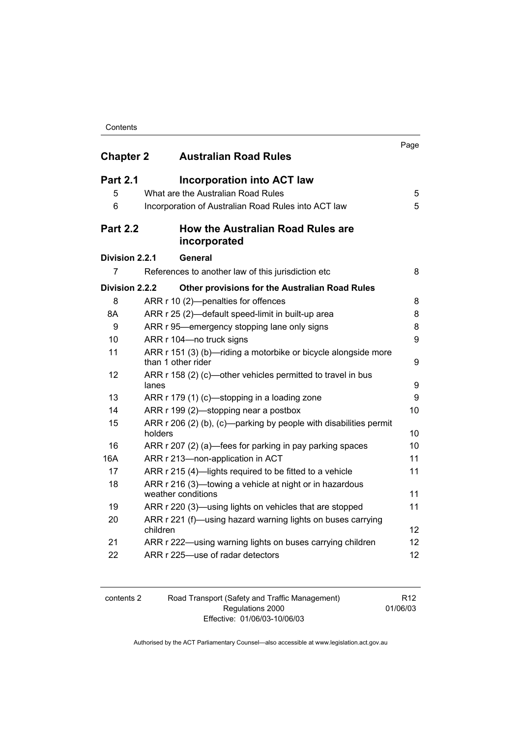| | | Page |
|---|---|---|
| **Chapter 2** | **Australian Road Rules** | |
| **Part 2.1** | **Incorporation into ACT law** | |
| 5 | What are the Australian Road Rules | 5 |
| 6 | Incorporation of Australian Road Rules into ACT law | 5 |
| **Part 2.2** | **How the Australian Road Rules are incorporated** | |
| **Division 2.2.1** | **General** | |
| 7 | References to another law of this jurisdiction etc | 8 |
| **Division 2.2.2** | **Other provisions for the Australian Road Rules** | |
| 8 | ARR r 10 (2)—penalties for offences | 8 |
| 8A | ARR r 25 (2)—default speed-limit in built-up area | 8 |
| 9 | ARR r 95—emergency stopping lane only signs | 8 |
| 10 | ARR r 104—no truck signs | 9 |
| 11 | ARR r 151 (3) (b)—riding a motorbike or bicycle alongside more than 1 other rider | 9 |
| 12 | ARR r 158 (2) (c)—other vehicles permitted to travel in bus lanes | 9 |
| 13 | ARR r 179 (1) (c)—stopping in a loading zone | 9 |
| 14 | ARR r 199 (2)—stopping near a postbox | 10 |
| 15 | ARR r 206 (2) (b), (c)—parking by people with disabilities permit holders | 10 |
| 16 | ARR r 207 (2) (a)—fees for parking in pay parking spaces | 10 |
| 16A | ARR r 213—non-application in ACT | 11 |
| 17 | ARR r 215 (4)—lights required to be fitted to a vehicle | 11 |
| 18 | ARR r 216 (3)—towing a vehicle at night or in hazardous weather conditions | 11 |
| 19 | ARR r 220 (3)—using lights on vehicles that are stopped | 11 |
| 20 | ARR r 221 (f)—using hazard warning lights on buses carrying children | 12 |
| 21 | ARR r 222—using warning lights on buses carrying children | 12 |
| 22 | ARR r 225—use of radar detectors | 12 |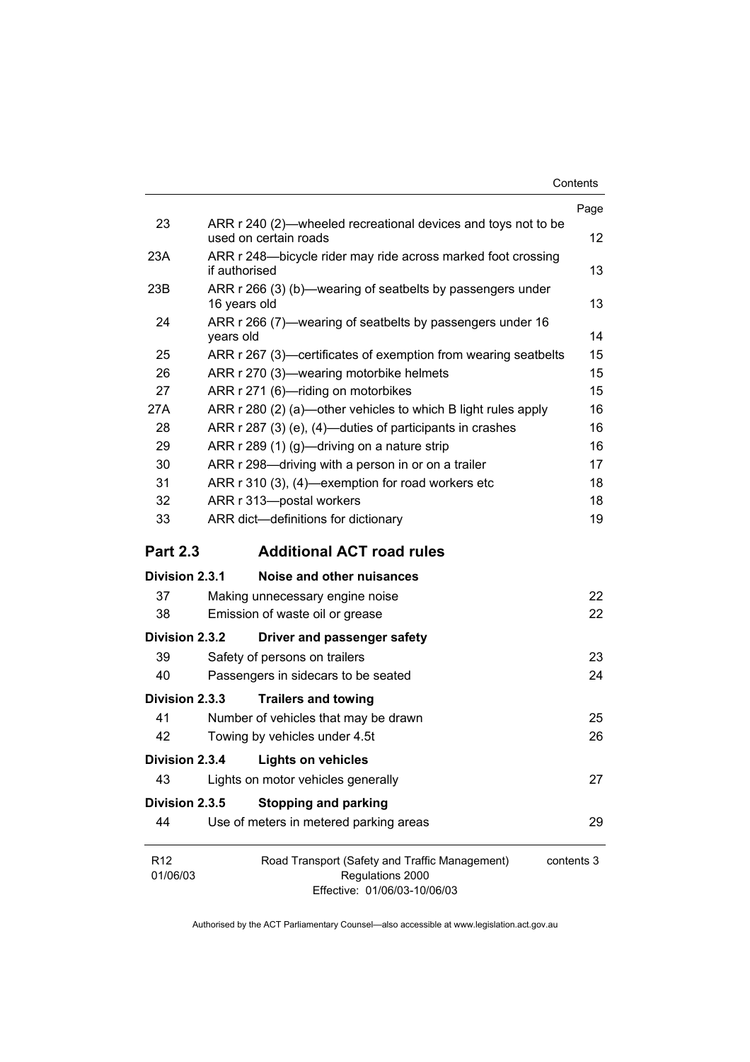| | | Page |
|---|---|---|
| 23 | ARR r 240 (2)—wheeled recreational devices and toys not to be used on certain roads | 12 |
| 23A | ARR r 248—bicycle rider may ride across marked foot crossing if authorised | 13 |
| 23B | ARR r 266 (3) (b)—wearing of seatbelts by passengers under 16 years old | 13 |
| 24 | ARR r 266 (7)—wearing of seatbelts by passengers under 16 years old | 14 |
| 25 | ARR r 267 (3)—certificates of exemption from wearing seatbelts | 15 |
| 26 | ARR r 270 (3)—wearing motorbike helmets | 15 |
| 27 | ARR r 271 (6)—riding on motorbikes | 15 |
| 27A | ARR r 280 (2) (a)—other vehicles to which B light rules apply | 16 |
| 28 | ARR r 287 (3) (e), (4)—duties of participants in crashes | 16 |
| 29 | ARR r 289 (1) (g)—driving on a nature strip | 16 |
| 30 | ARR r 298—driving with a person in or on a trailer | 17 |
| 31 | ARR r 310 (3), (4)—exemption for road workers etc | 18 |
| 32 | ARR r 313—postal workers | 18 |
| 33 | ARR dict—definitions for dictionary | 19 |

## Part 2.3 Additional ACT road rules

**Division 2.3.1 Noise and other nuisances**

| | | |
|---|---|---|
| 37 | Making unnecessary engine noise | 22 |
| 38 | Emission of waste oil or grease | 22 |

**Division 2.3.2 Driver and passenger safety**

| | | |
|---|---|---|
| 39 | Safety of persons on trailers | 23 |
| 40 | Passengers in sidecars to be seated | 24 |

**Division 2.3.3 Trailers and towing**

| | | |
|---|---|---|
| 41 | Number of vehicles that may be drawn | 25 |
| 42 | Towing by vehicles under 4.5t | 26 |

**Division 2.3.4 Lights on vehicles**

| | | |
|---|---|---|
| 43 | Lights on motor vehicles generally | 27 |

**Division 2.3.5 Stopping and parking**

| | | |
|---|---|---|
| 44 | Use of meters in metered parking areas | 29 |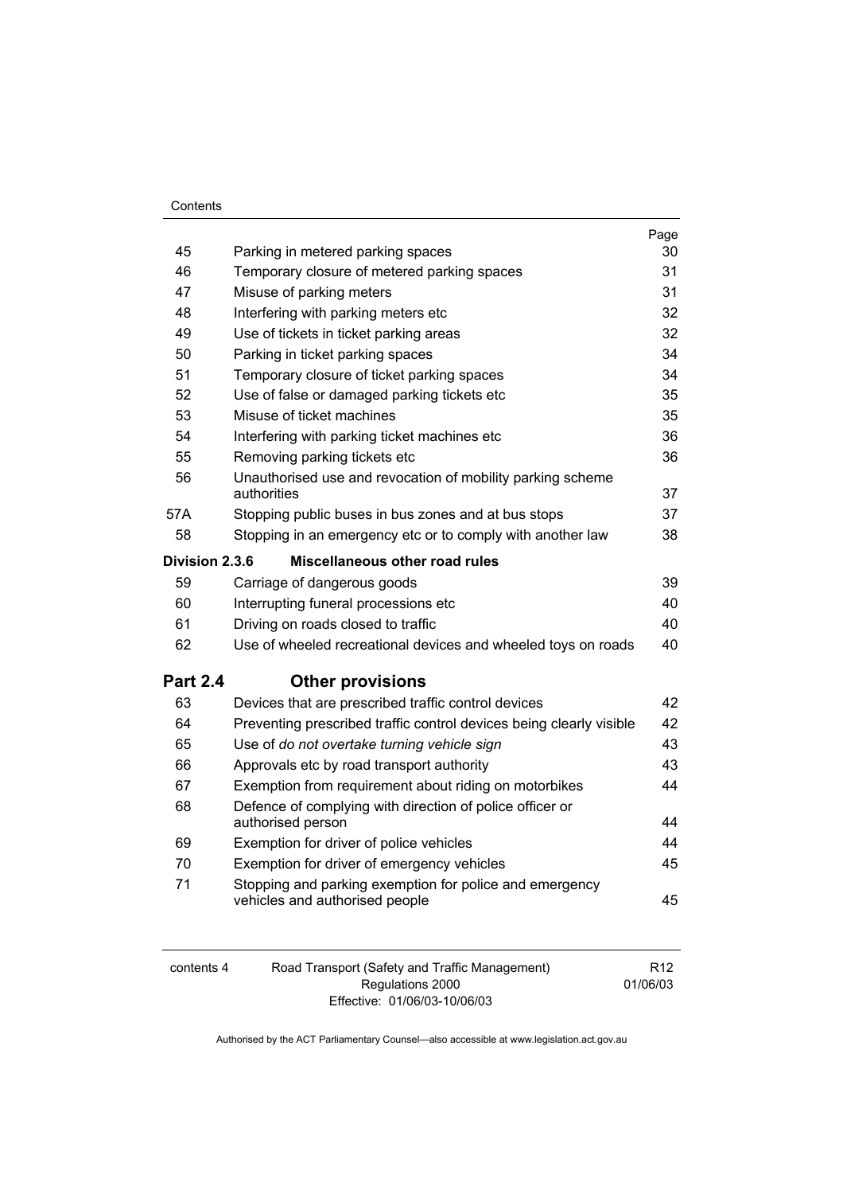| | | Page |
|---|---|---|
| 45 | Parking in metered parking spaces | 30 |
| 46 | Temporary closure of metered parking spaces | 31 |
| 47 | Misuse of parking meters | 31 |
| 48 | Interfering with parking meters etc | 32 |
| 49 | Use of tickets in ticket parking areas | 32 |
| 50 | Parking in ticket parking spaces | 34 |
| 51 | Temporary closure of ticket parking spaces | 34 |
| 52 | Use of false or damaged parking tickets etc | 35 |
| 53 | Misuse of ticket machines | 35 |
| 54 | Interfering with parking ticket machines etc | 36 |
| 55 | Removing parking tickets etc | 36 |
| 56 | Unauthorised use and revocation of mobility parking scheme authorities | 37 |
| 57A | Stopping public buses in bus zones and at bus stops | 37 |
| 58 | Stopping in an emergency etc or to comply with another law | 38 |
| **Division 2.3.6** | **Miscellaneous other road rules** | |
| 59 | Carriage of dangerous goods | 39 |
| 60 | Interrupting funeral processions etc | 40 |
| 61 | Driving on roads closed to traffic | 40 |
| 62 | Use of wheeled recreational devices and wheeled toys on roads | 40 |
| **Part 2.4** | **Other provisions** | |
| 63 | Devices that are prescribed traffic control devices | 42 |
| 64 | Preventing prescribed traffic control devices being clearly visible | 42 |
| 65 | Use of *do not overtake turning vehicle sign* | 43 |
| 66 | Approvals etc by road transport authority | 43 |
| 67 | Exemption from requirement about riding on motorbikes | 44 |
| 68 | Defence of complying with direction of police officer or authorised person | 44 |
| 69 | Exemption for driver of police vehicles | 44 |
| 70 | Exemption for driver of emergency vehicles | 45 |
| 71 | Stopping and parking exemption for police and emergency vehicles and authorised people | 45 |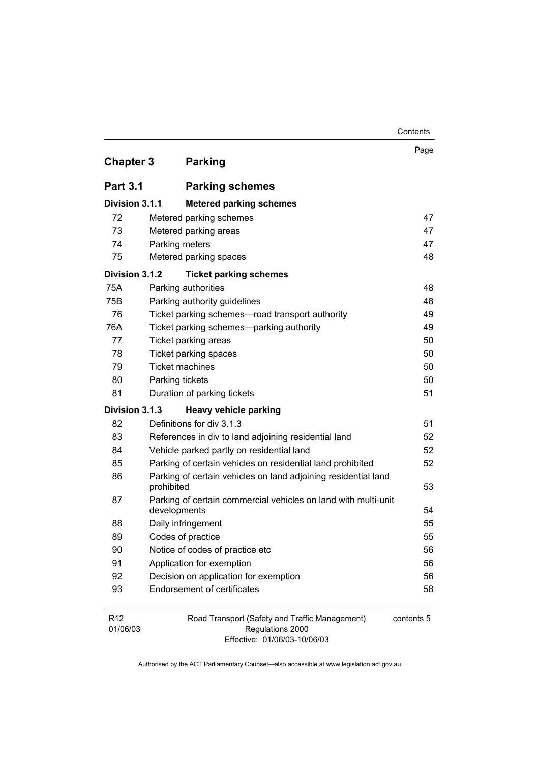| | | Page |
|---|---|---|
| **Chapter 3** | **Parking** | |
| **Part 3.1** | **Parking schemes** | |
| **Division 3.1.1** | **Metered parking schemes** | |
| 72 | Metered parking schemes | 47 |
| 73 | Metered parking areas | 47 |
| 74 | Parking meters | 47 |
| 75 | Metered parking spaces | 48 |
| **Division 3.1.2** | **Ticket parking schemes** | |
| 75A | Parking authorities | 48 |
| 75B | Parking authority guidelines | 48 |
| 76 | Ticket parking schemes—road transport authority | 49 |
| 76A | Ticket parking schemes—parking authority | 49 |
| 77 | Ticket parking areas | 50 |
| 78 | Ticket parking spaces | 50 |
| 79 | Ticket machines | 50 |
| 80 | Parking tickets | 50 |
| 81 | Duration of parking tickets | 51 |
| **Division 3.1.3** | **Heavy vehicle parking** | |
| 82 | Definitions for div 3.1.3 | 51 |
| 83 | References in div to land adjoining residential land | 52 |
| 84 | Vehicle parked partly on residential land | 52 |
| 85 | Parking of certain vehicles on residential land prohibited | 52 |
| 86 | Parking of certain vehicles on land adjoining residential land prohibited | 53 |
| 87 | Parking of certain commercial vehicles on land with multi-unit developments | 54 |
| 88 | Daily infringement | 55 |
| 89 | Codes of practice | 55 |
| 90 | Notice of codes of practice etc | 56 |
| 91 | Application for exemption | 56 |
| 92 | Decision on application for exemption | 56 |
| 93 | Endorsement of certificates | 58 |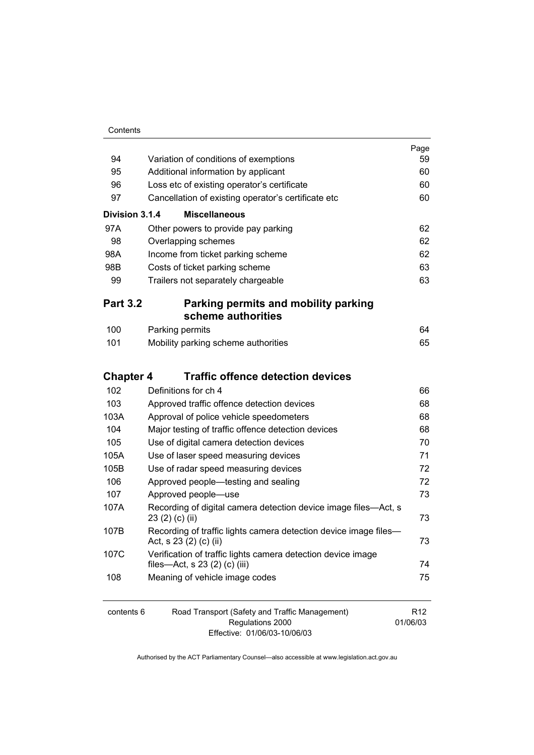| | | Page |
|---|---|---|
| 94 | Variation of conditions of exemptions | 59 |
| 95 | Additional information by applicant | 60 |
| 96 | Loss etc of existing operator's certificate | 60 |
| 97 | Cancellation of existing operator's certificate etc | 60 |
| **Division 3.1.4** | **Miscellaneous** | |
| 97A | Other powers to provide pay parking | 62 |
| 98 | Overlapping schemes | 62 |
| 98A | Income from ticket parking scheme | 62 |
| 98B | Costs of ticket parking scheme | 63 |
| 99 | Trailers not separately chargeable | 63 |
| **Part 3.2** | **Parking permits and mobility parking scheme authorities** | |
| 100 | Parking permits | 64 |
| 101 | Mobility parking scheme authorities | 65 |
| **Chapter 4** | **Traffic offence detection devices** | |
| 102 | Definitions for ch 4 | 66 |
| 103 | Approved traffic offence detection devices | 68 |
| 103A | Approval of police vehicle speedometers | 68 |
| 104 | Major testing of traffic offence detection devices | 68 |
| 105 | Use of digital camera detection devices | 70 |
| 105A | Use of laser speed measuring devices | 71 |
| 105B | Use of radar speed measuring devices | 72 |
| 106 | Approved people—testing and sealing | 72 |
| 107 | Approved people—use | 73 |
| 107A | Recording of digital camera detection device image files—Act, s 23 (2) (c) (ii) | 73 |
| 107B | Recording of traffic lights camera detection device image files—Act, s 23 (2) (c) (ii) | 73 |
| 107C | Verification of traffic lights camera detection device image files—Act, s 23 (2) (c) (iii) | 74 |
| 108 | Meaning of vehicle image codes | 75 |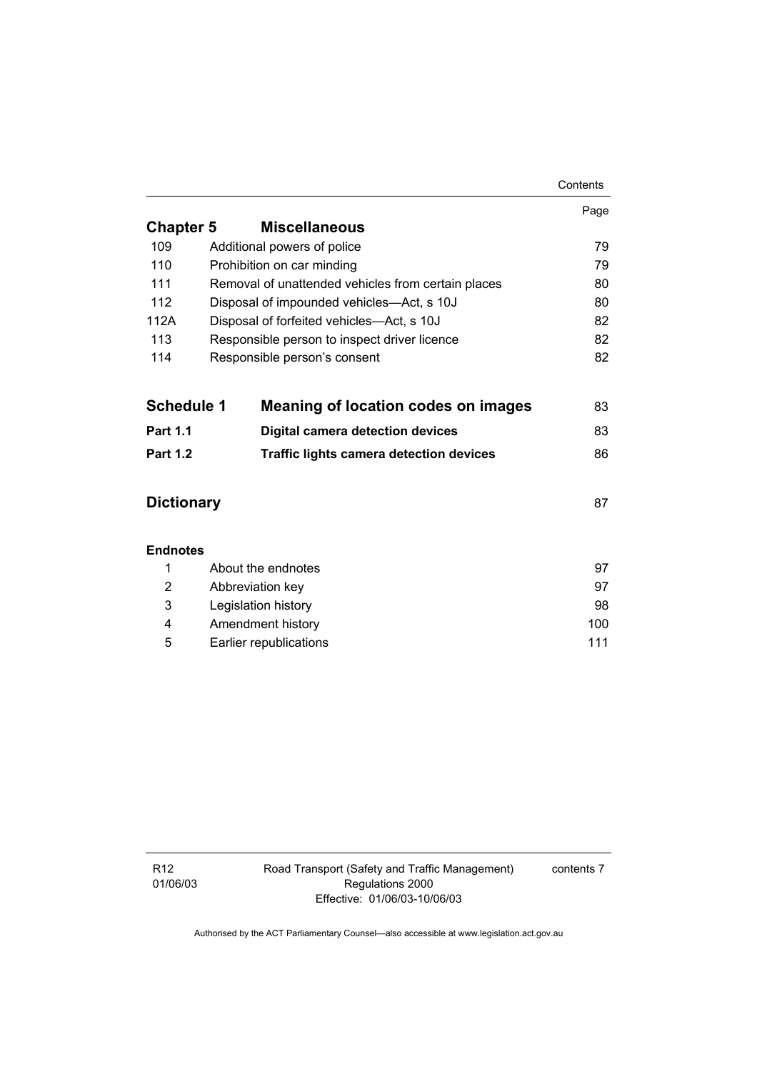| | | Page |
|---|---|---|
| **Chapter 5** | **Miscellaneous** | |
| 109 | Additional powers of police | 79 |
| 110 | Prohibition on car minding | 79 |
| 111 | Removal of unattended vehicles from certain places | 80 |
| 112 | Disposal of impounded vehicles—Act, s 10J | 80 |
| 112A | Disposal of forfeited vehicles—Act, s 10J | 82 |
| 113 | Responsible person to inspect driver licence | 82 |
| 114 | Responsible person's consent | 82 |
| **Schedule 1** | **Meaning of location codes on images** | 83 |
| **Part 1.1** | **Digital camera detection devices** | 83 |
| **Part 1.2** | **Traffic lights camera detection devices** | 86 |
| **Dictionary** | | 87 |
| **Endnotes** | | |
| 1 | About the endnotes | 97 |
| 2 | Abbreviation key | 97 |
| 3 | Legislation history | 98 |
| 4 | Amendment history | 100 |
| 5 | Earlier republications | 111 |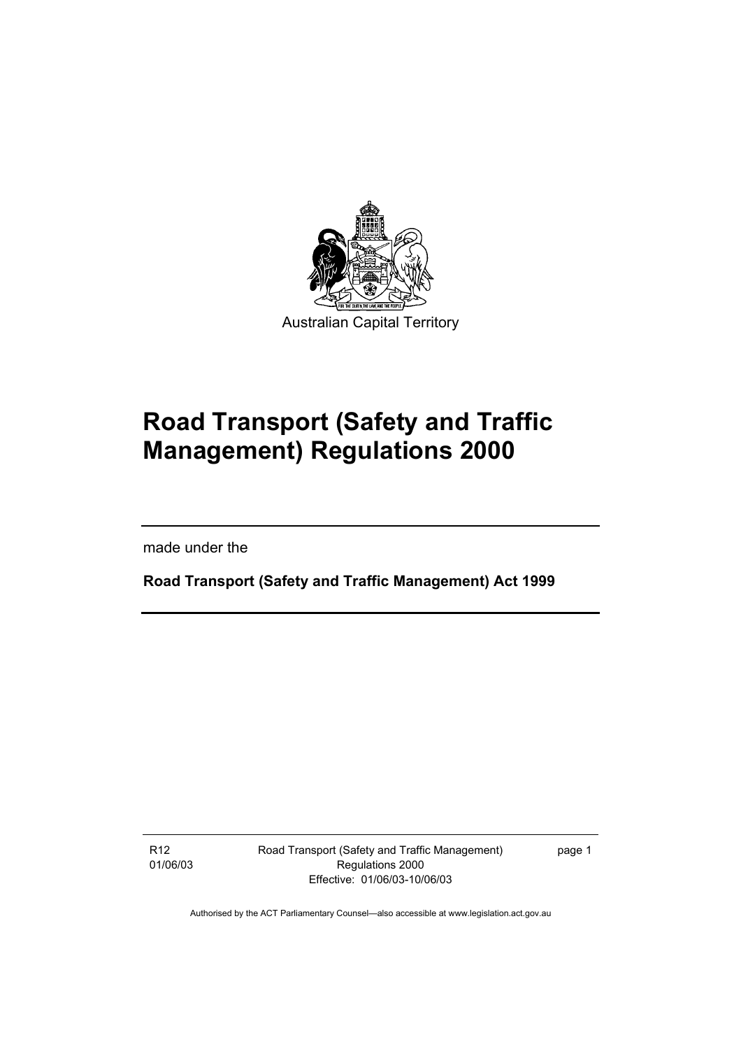Australian Capital Territory

# Road Transport (Safety and Traffic Management) Regulations 2000

made under the

**Road Transport (Safety and Traffic Management) Act 1999**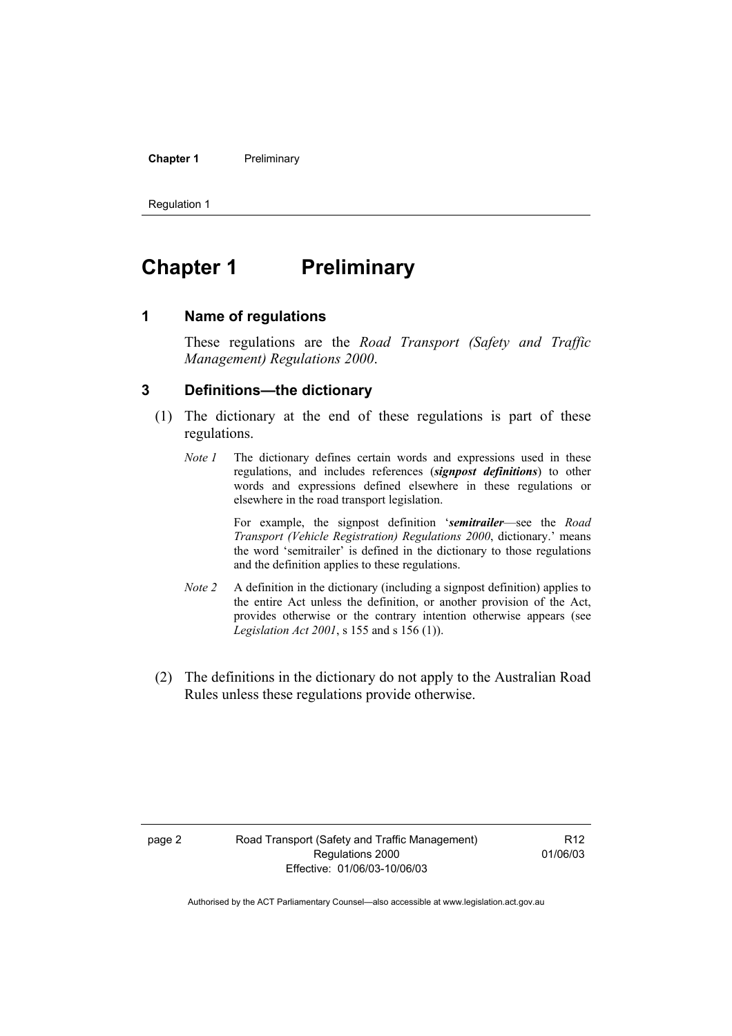# Chapter 1 Preliminary

## 1 Name of regulations

These regulations are the *Road Transport (Safety and Traffic Management) Regulations 2000*.

## 3 Definitions—the dictionary

(1) The dictionary at the end of these regulations is part of these regulations.

*Note 1* The dictionary defines certain words and expressions used in these regulations, and includes references (***signpost definitions***) to other words and expressions defined elsewhere in these regulations or elsewhere in the road transport legislation.

For example, the signpost definition '***semitrailer***—see the *Road Transport (Vehicle Registration) Regulations 2000*, dictionary.' means the word 'semitrailer' is defined in the dictionary to those regulations and the definition applies to these regulations.

*Note 2* A definition in the dictionary (including a signpost definition) applies to the entire Act unless the definition, or another provision of the Act, provides otherwise or the contrary intention otherwise appears (see *Legislation Act 2001*, s 155 and s 156 (1)).

(2) The definitions in the dictionary do not apply to the Australian Road Rules unless these regulations provide otherwise.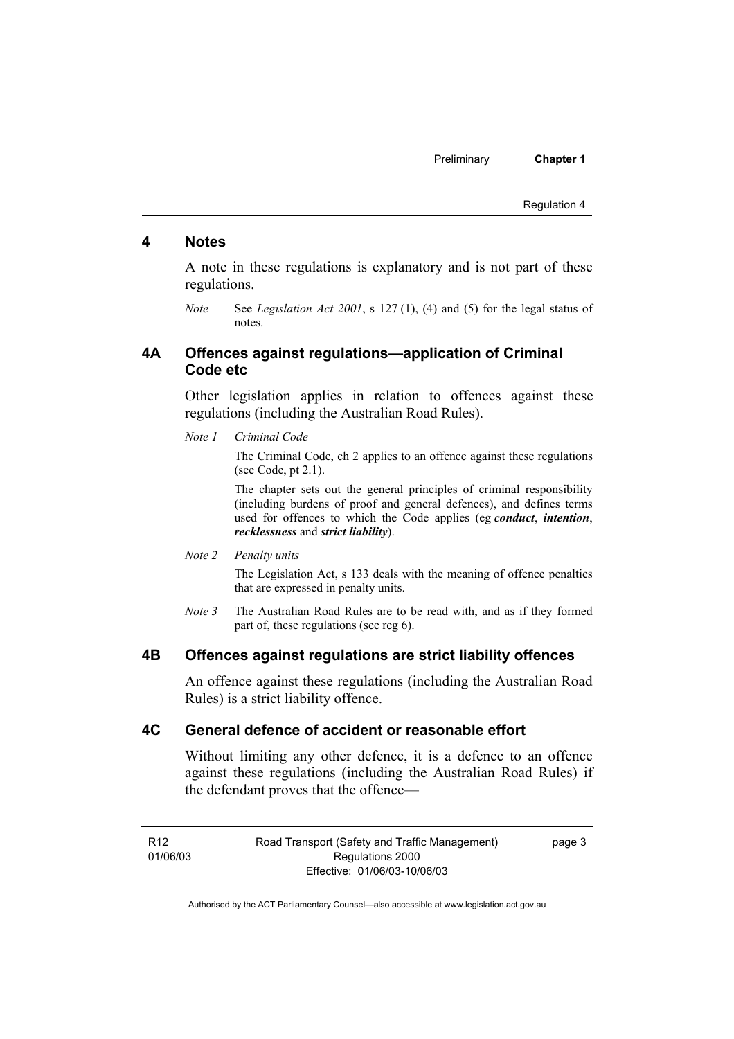## 4 Notes

A note in these regulations is explanatory and is not part of these regulations.

*Note* See *Legislation Act 2001*, s 127 (1), (4) and (5) for the legal status of notes.

## 4A Offences against regulations—application of Criminal Code etc

Other legislation applies in relation to offences against these regulations (including the Australian Road Rules).

*Note 1* *Criminal Code*

The Criminal Code, ch 2 applies to an offence against these regulations (see Code, pt 2.1).

The chapter sets out the general principles of criminal responsibility (including burdens of proof and general defences), and defines terms used for offences to which the Code applies (eg ***conduct***, ***intention***, ***recklessness*** and ***strict liability***).

*Note 2* *Penalty units*

The Legislation Act, s 133 deals with the meaning of offence penalties that are expressed in penalty units.

*Note 3* The Australian Road Rules are to be read with, and as if they formed part of, these regulations (see reg 6).

## 4B Offences against regulations are strict liability offences

An offence against these regulations (including the Australian Road Rules) is a strict liability offence.

## 4C General defence of accident or reasonable effort

Without limiting any other defence, it is a defence to an offence against these regulations (including the Australian Road Rules) if the defendant proves that the offence—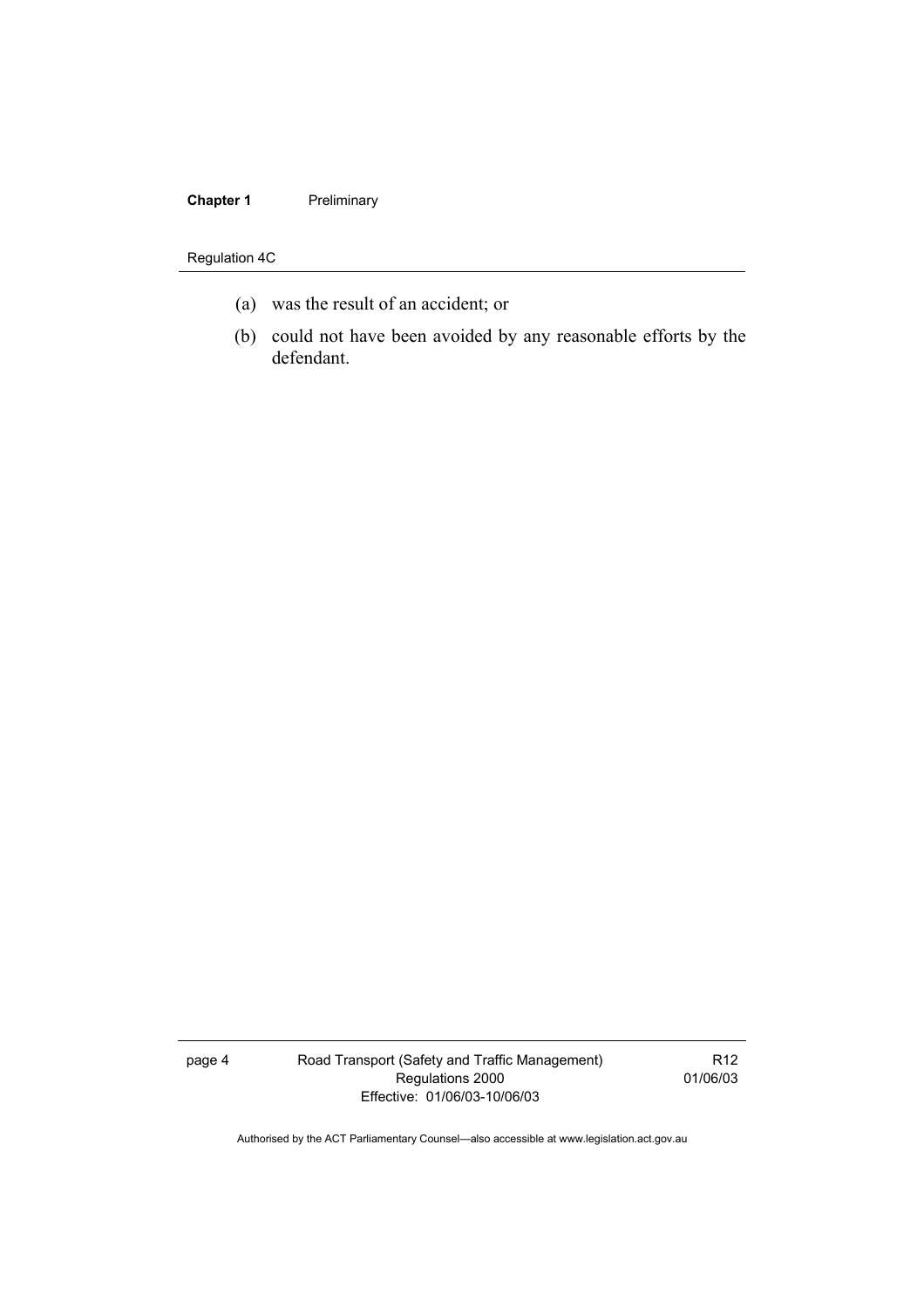(a) was the result of an accident; or

(b) could not have been avoided by any reasonable efforts by the defendant.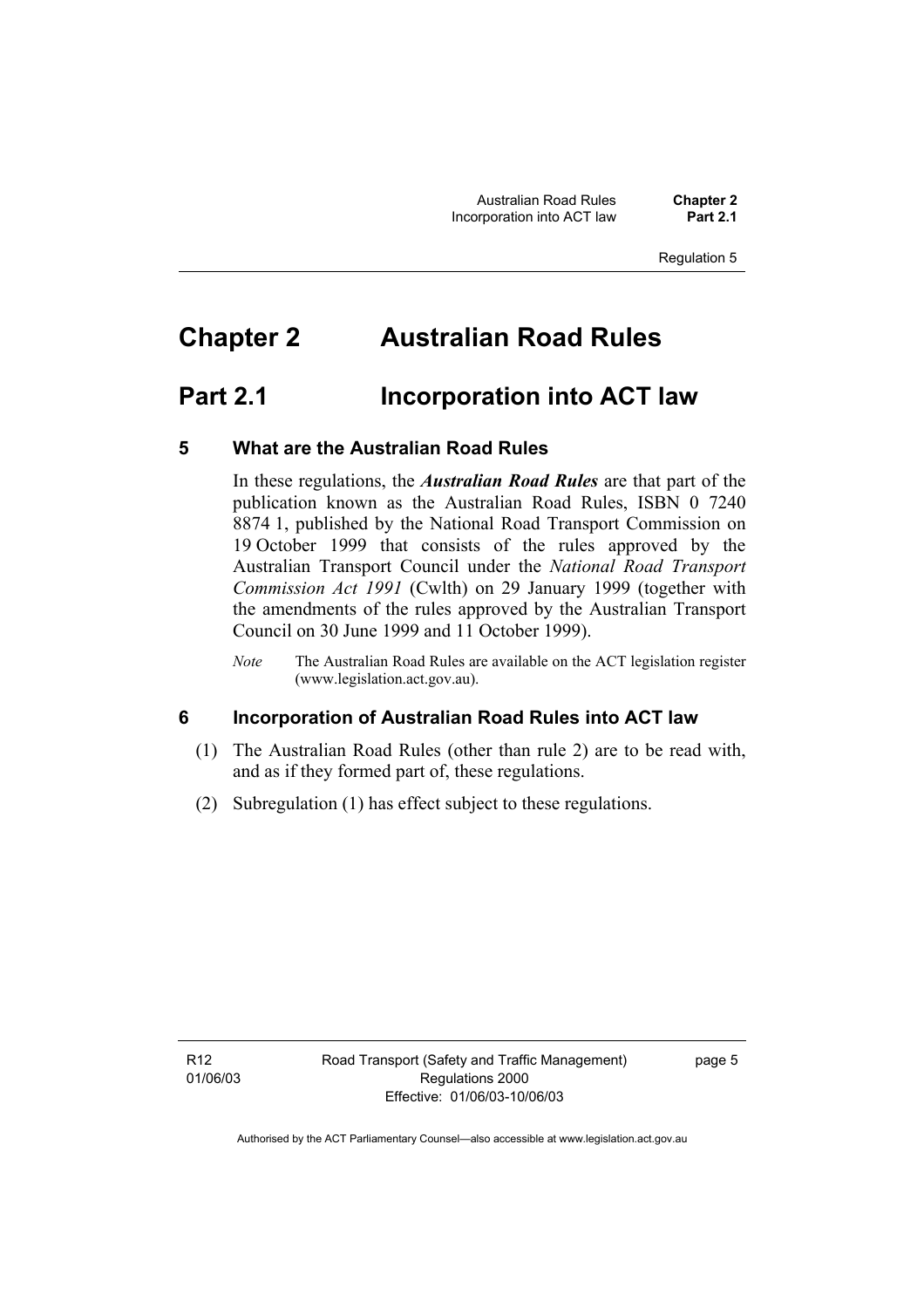# Chapter 2 Australian Road Rules

## Part 2.1 Incorporation into ACT law

### 5 What are the Australian Road Rules

In these regulations, the ***Australian Road Rules*** are that part of the publication known as the Australian Road Rules, ISBN 0 7240 8874 1, published by the National Road Transport Commission on 19 October 1999 that consists of the rules approved by the Australian Transport Council under the *National Road Transport Commission Act 1991* (Cwlth) on 29 January 1999 (together with the amendments of the rules approved by the Australian Transport Council on 30 June 1999 and 11 October 1999).

*Note* The Australian Road Rules are available on the ACT legislation register (www.legislation.act.gov.au).

### 6 Incorporation of Australian Road Rules into ACT law

(1) The Australian Road Rules (other than rule 2) are to be read with, and as if they formed part of, these regulations.

(2) Subregulation (1) has effect subject to these regulations.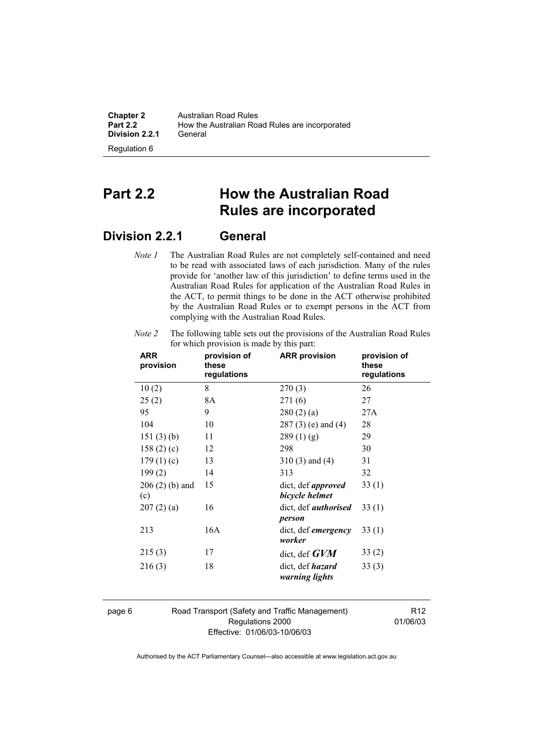# Part 2.2 How the Australian Road Rules are incorporated

## Division 2.2.1 General

*Note 1* The Australian Road Rules are not completely self-contained and need to be read with associated laws of each jurisdiction. Many of the rules provide for 'another law of this jurisdiction' to define terms used in the Australian Road Rules for application of the Australian Road Rules in the ACT, to permit things to be done in the ACT otherwise prohibited by the Australian Road Rules or to exempt persons in the ACT from complying with the Australian Road Rules.

*Note 2* The following table sets out the provisions of the Australian Road Rules for which provision is made by this part:

| ARR provision | provision of these regulations | ARR provision | provision of these regulations |
|---|---|---|---|
| 10 (2) | 8 | 270 (3) | 26 |
| 25 (2) | 8A | 271 (6) | 27 |
| 95 | 9 | 280 (2) (a) | 27A |
| 104 | 10 | 287 (3) (e) and (4) | 28 |
| 151 (3) (b) | 11 | 289 (1) (g) | 29 |
| 158 (2) (c) | 12 | 298 | 30 |
| 179 (1) (c) | 13 | 310 (3) and (4) | 31 |
| 199 (2) | 14 | 313 | 32 |
| 206 (2) (b) and (c) | 15 | dict, def ***approved bicycle helmet*** | 33 (1) |
| 207 (2) (a) | 16 | dict, def ***authorised person*** | 33 (1) |
| 213 | 16A | dict, def ***emergency worker*** | 33 (1) |
| 215 (3) | 17 | dict, def ***GVM*** | 33 (2) |
| 216 (3) | 18 | dict, def ***hazard warning lights*** | 33 (3) |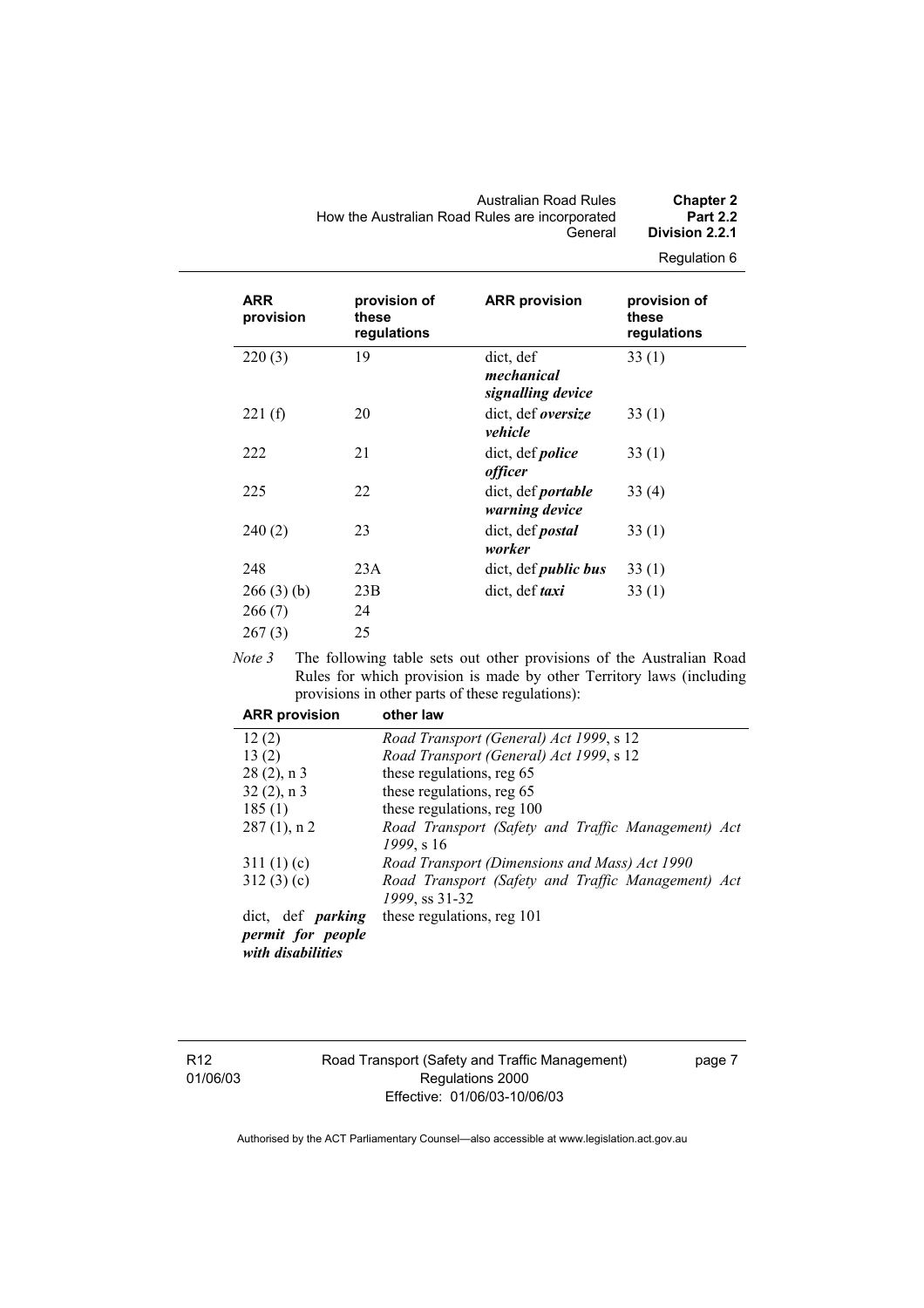| ARR provision | provision of these regulations | ARR provision | provision of these regulations |
|---|---|---|---|
| 220 (3) | 19 | dict, def ***mechanical signalling device*** | 33 (1) |
| 221 (f) | 20 | dict, def ***oversize vehicle*** | 33 (1) |
| 222 | 21 | dict, def ***police officer*** | 33 (1) |
| 225 | 22 | dict, def ***portable warning device*** | 33 (4) |
| 240 (2) | 23 | dict, def ***postal worker*** | 33 (1) |
| 248 | 23A | dict, def ***public bus*** | 33 (1) |
| 266 (3) (b) | 23B | dict, def ***taxi*** | 33 (1) |
| 266 (7) | 24 | | |
| 267 (3) | 25 | | |

*Note 3* The following table sets out other provisions of the Australian Road Rules for which provision is made by other Territory laws (including provisions in other parts of these regulations):

| ARR provision | other law |
|---|---|
| 12 (2) | *Road Transport (General) Act 1999*, s 12 |
| 13 (2) | *Road Transport (General) Act 1999*, s 12 |
| 28 (2), n 3 | these regulations, reg 65 |
| 32 (2), n 3 | these regulations, reg 65 |
| 185 (1) | these regulations, reg 100 |
| 287 (1), n 2 | *Road Transport (Safety and Traffic Management) Act 1999*, s 16 |
| 311 (1) (c) | *Road Transport (Dimensions and Mass) Act 1990* |
| 312 (3) (c) | *Road Transport (Safety and Traffic Management) Act 1999*, ss 31-32 |
| dict, def ***parking permit for people with disabilities*** | these regulations, reg 101 |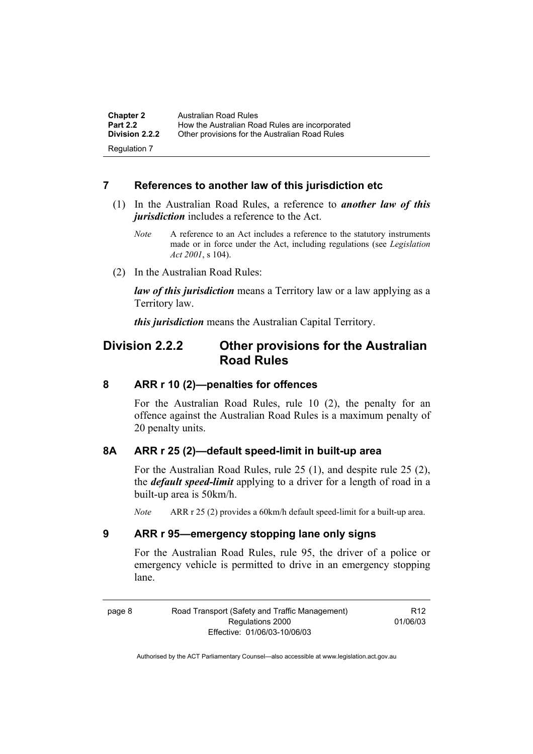## 7 References to another law of this jurisdiction etc

(1) In the Australian Road Rules, a reference to ***another law of this jurisdiction*** includes a reference to the Act.

*Note* A reference to an Act includes a reference to the statutory instruments made or in force under the Act, including regulations (see *Legislation Act 2001*, s 104).

(2) In the Australian Road Rules:

***law of this jurisdiction*** means a Territory law or a law applying as a Territory law.

***this jurisdiction*** means the Australian Capital Territory.

# Division 2.2.2 Other provisions for the Australian Road Rules

## 8 ARR r 10 (2)—penalties for offences

For the Australian Road Rules, rule 10 (2), the penalty for an offence against the Australian Road Rules is a maximum penalty of 20 penalty units.

## 8A ARR r 25 (2)—default speed-limit in built-up area

For the Australian Road Rules, rule 25 (1), and despite rule 25 (2), the ***default speed-limit*** applying to a driver for a length of road in a built-up area is 50km/h.

*Note* ARR r 25 (2) provides a 60km/h default speed-limit for a built-up area.

## 9 ARR r 95—emergency stopping lane only signs

For the Australian Road Rules, rule 95, the driver of a police or emergency vehicle is permitted to drive in an emergency stopping lane.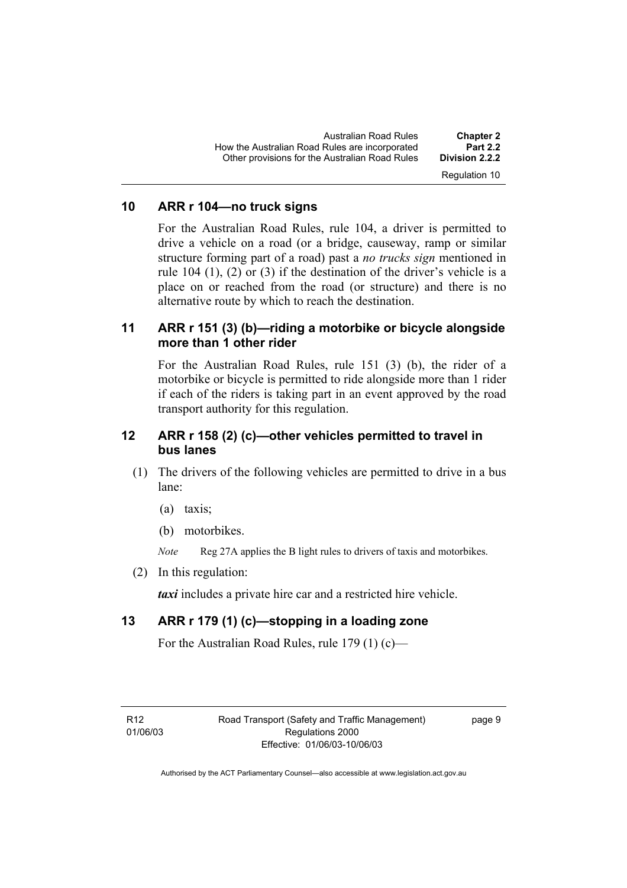## 10 ARR r 104—no truck signs

For the Australian Road Rules, rule 104, a driver is permitted to drive a vehicle on a road (or a bridge, causeway, ramp or similar structure forming part of a road) past a *no trucks sign* mentioned in rule 104 (1), (2) or (3) if the destination of the driver's vehicle is a place on or reached from the road (or structure) and there is no alternative route by which to reach the destination.

## 11 ARR r 151 (3) (b)—riding a motorbike or bicycle alongside more than 1 other rider

For the Australian Road Rules, rule 151 (3) (b), the rider of a motorbike or bicycle is permitted to ride alongside more than 1 rider if each of the riders is taking part in an event approved by the road transport authority for this regulation.

## 12 ARR r 158 (2) (c)—other vehicles permitted to travel in bus lanes

(1) The drivers of the following vehicles are permitted to drive in a bus lane:

(a) taxis;

(b) motorbikes.

*Note* Reg 27A applies the B light rules to drivers of taxis and motorbikes.

(2) In this regulation:

***taxi*** includes a private hire car and a restricted hire vehicle.

## 13 ARR r 179 (1) (c)—stopping in a loading zone

For the Australian Road Rules, rule 179 (1) (c)—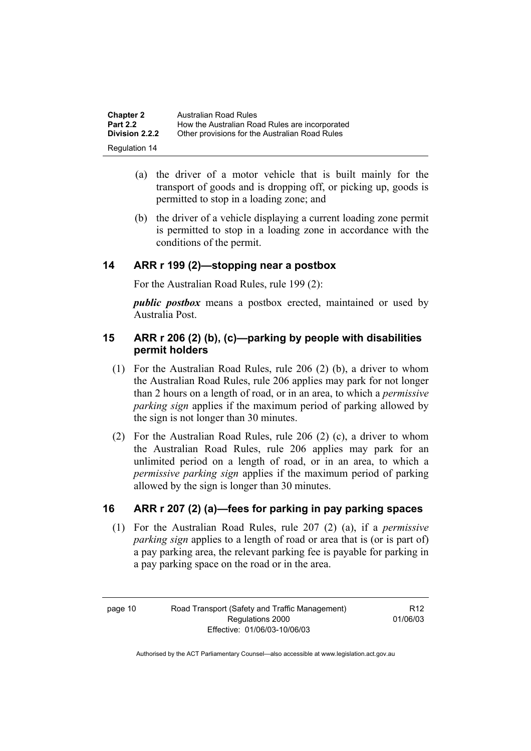(a) the driver of a motor vehicle that is built mainly for the transport of goods and is dropping off, or picking up, goods is permitted to stop in a loading zone; and

(b) the driver of a vehicle displaying a current loading zone permit is permitted to stop in a loading zone in accordance with the conditions of the permit.

## 14 ARR r 199 (2)—stopping near a postbox

For the Australian Road Rules, rule 199 (2):

***public postbox*** means a postbox erected, maintained or used by Australia Post.

## 15 ARR r 206 (2) (b), (c)—parking by people with disabilities permit holders

(1) For the Australian Road Rules, rule 206 (2) (b), a driver to whom the Australian Road Rules, rule 206 applies may park for not longer than 2 hours on a length of road, or in an area, to which a *permissive parking sign* applies if the maximum period of parking allowed by the sign is not longer than 30 minutes.

(2) For the Australian Road Rules, rule 206 (2) (c), a driver to whom the Australian Road Rules, rule 206 applies may park for an unlimited period on a length of road, or in an area, to which a *permissive parking sign* applies if the maximum period of parking allowed by the sign is longer than 30 minutes.

## 16 ARR r 207 (2) (a)—fees for parking in pay parking spaces

(1) For the Australian Road Rules, rule 207 (2) (a), if a *permissive parking sign* applies to a length of road or area that is (or is part of) a pay parking area, the relevant parking fee is payable for parking in a pay parking space on the road or in the area.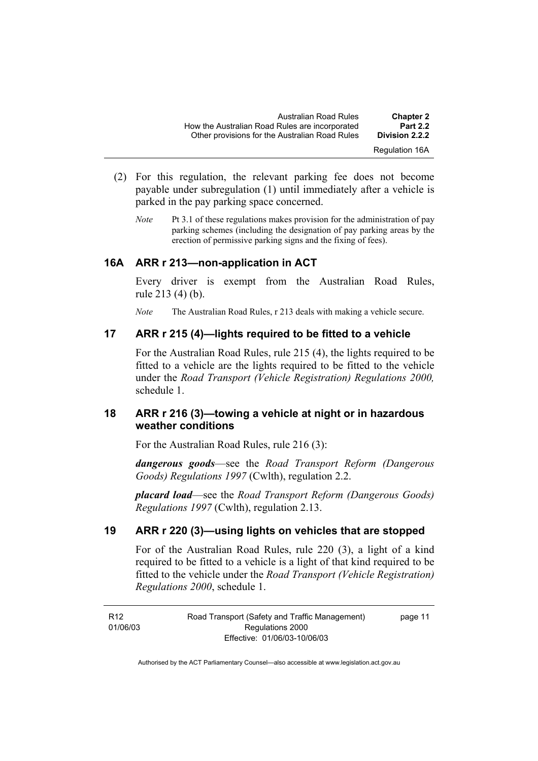(2) For this regulation, the relevant parking fee does not become payable under subregulation (1) until immediately after a vehicle is parked in the pay parking space concerned.

*Note* Pt 3.1 of these regulations makes provision for the administration of pay parking schemes (including the designation of pay parking areas by the erection of permissive parking signs and the fixing of fees).

### 16A ARR r 213—non-application in ACT

Every driver is exempt from the Australian Road Rules, rule 213 (4) (b).

*Note* The Australian Road Rules, r 213 deals with making a vehicle secure.

### 17 ARR r 215 (4)—lights required to be fitted to a vehicle

For the Australian Road Rules, rule 215 (4), the lights required to be fitted to a vehicle are the lights required to be fitted to the vehicle under the *Road Transport (Vehicle Registration) Regulations 2000,* schedule 1.

### 18 ARR r 216 (3)—towing a vehicle at night or in hazardous weather conditions

For the Australian Road Rules, rule 216 (3):

***dangerous goods***—see the *Road Transport Reform (Dangerous Goods) Regulations 1997* (Cwlth), regulation 2.2.

***placard load***—see the *Road Transport Reform (Dangerous Goods) Regulations 1997* (Cwlth), regulation 2.13.

### 19 ARR r 220 (3)—using lights on vehicles that are stopped

For of the Australian Road Rules, rule 220 (3), a light of a kind required to be fitted to a vehicle is a light of that kind required to be fitted to the vehicle under the *Road Transport (Vehicle Registration) Regulations 2000*, schedule 1.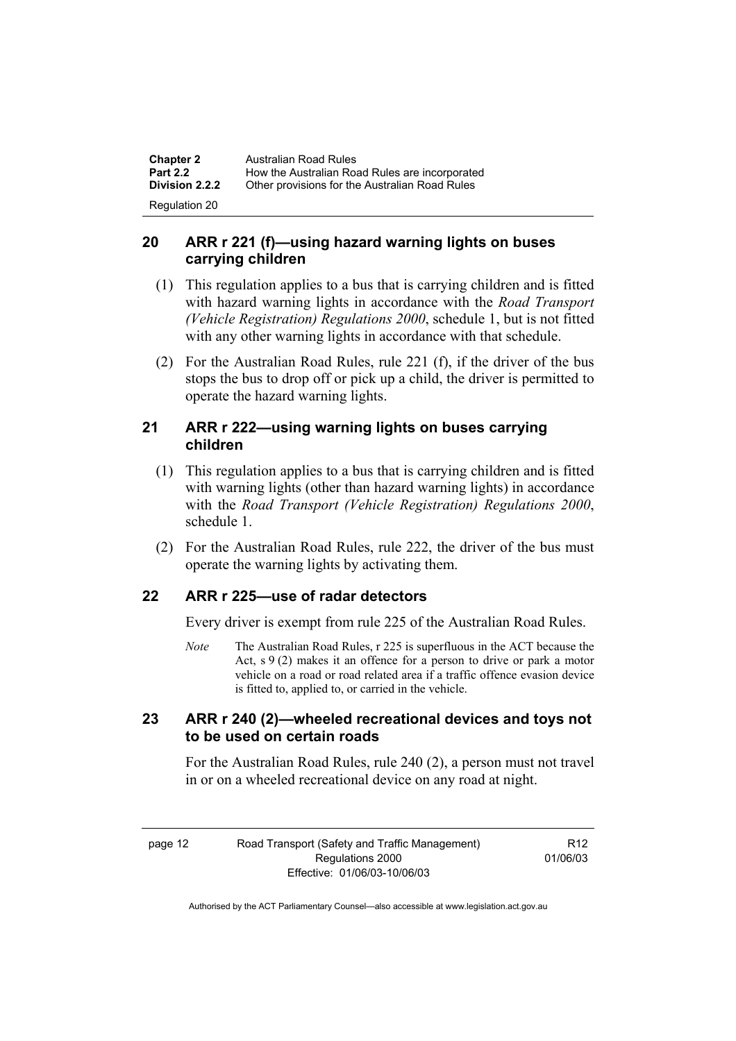## 20 ARR r 221 (f)—using hazard warning lights on buses carrying children

(1) This regulation applies to a bus that is carrying children and is fitted with hazard warning lights in accordance with the *Road Transport (Vehicle Registration) Regulations 2000*, schedule 1, but is not fitted with any other warning lights in accordance with that schedule.

(2) For the Australian Road Rules, rule 221 (f), if the driver of the bus stops the bus to drop off or pick up a child, the driver is permitted to operate the hazard warning lights.

## 21 ARR r 222—using warning lights on buses carrying children

(1) This regulation applies to a bus that is carrying children and is fitted with warning lights (other than hazard warning lights) in accordance with the *Road Transport (Vehicle Registration) Regulations 2000*, schedule 1.

(2) For the Australian Road Rules, rule 222, the driver of the bus must operate the warning lights by activating them.

## 22 ARR r 225—use of radar detectors

Every driver is exempt from rule 225 of the Australian Road Rules.

*Note* The Australian Road Rules, r 225 is superfluous in the ACT because the Act, s 9 (2) makes it an offence for a person to drive or park a motor vehicle on a road or road related area if a traffic offence evasion device is fitted to, applied to, or carried in the vehicle.

## 23 ARR r 240 (2)—wheeled recreational devices and toys not to be used on certain roads

For the Australian Road Rules, rule 240 (2), a person must not travel in or on a wheeled recreational device on any road at night.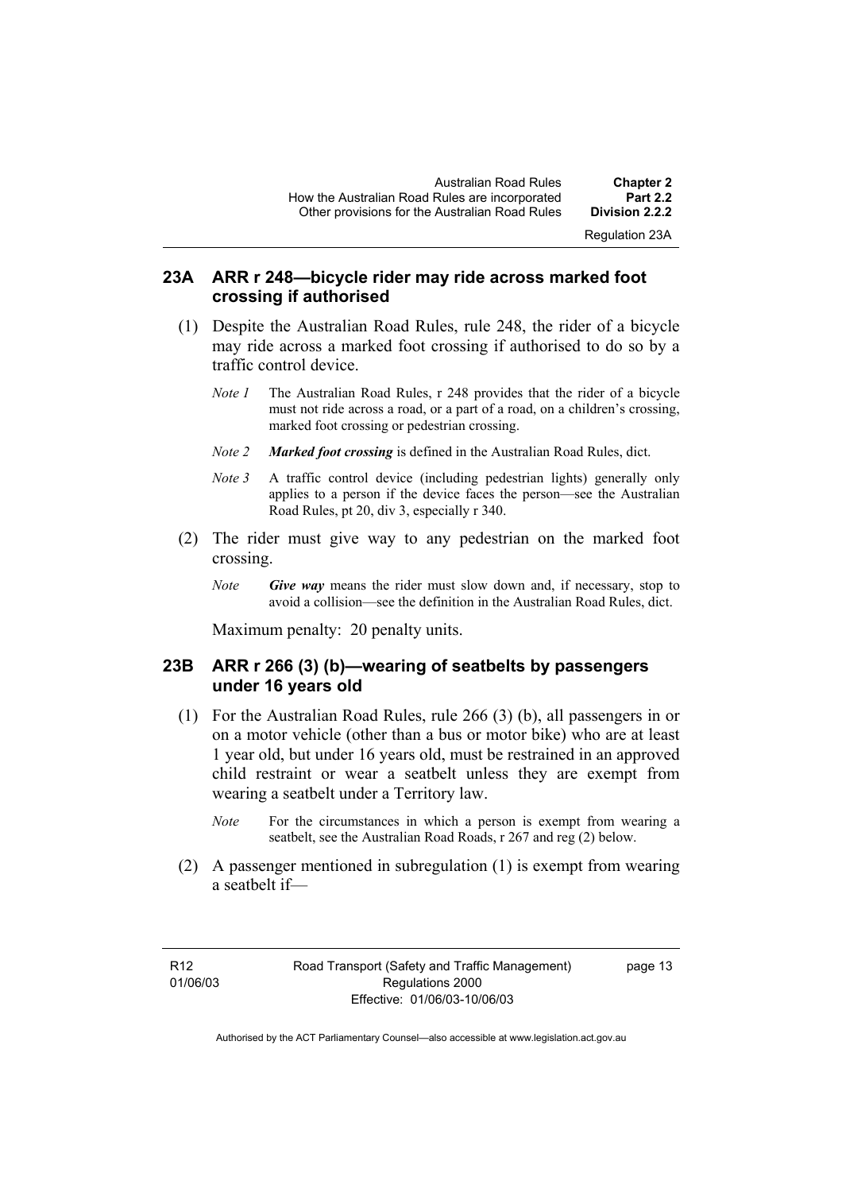## 23A ARR r 248—bicycle rider may ride across marked foot crossing if authorised

(1) Despite the Australian Road Rules, rule 248, the rider of a bicycle may ride across a marked foot crossing if authorised to do so by a traffic control device.

*Note 1* The Australian Road Rules, r 248 provides that the rider of a bicycle must not ride across a road, or a part of a road, on a children's crossing, marked foot crossing or pedestrian crossing.

*Note 2* ***Marked foot crossing*** is defined in the Australian Road Rules, dict.

*Note 3* A traffic control device (including pedestrian lights) generally only applies to a person if the device faces the person—see the Australian Road Rules, pt 20, div 3, especially r 340.

(2) The rider must give way to any pedestrian on the marked foot crossing.

*Note* ***Give way*** means the rider must slow down and, if necessary, stop to avoid a collision—see the definition in the Australian Road Rules, dict.

Maximum penalty: 20 penalty units.

## 23B ARR r 266 (3) (b)—wearing of seatbelts by passengers under 16 years old

(1) For the Australian Road Rules, rule 266 (3) (b), all passengers in or on a motor vehicle (other than a bus or motor bike) who are at least 1 year old, but under 16 years old, must be restrained in an approved child restraint or wear a seatbelt unless they are exempt from wearing a seatbelt under a Territory law.

*Note* For the circumstances in which a person is exempt from wearing a seatbelt, see the Australian Road Roads, r 267 and reg (2) below.

(2) A passenger mentioned in subregulation (1) is exempt from wearing a seatbelt if—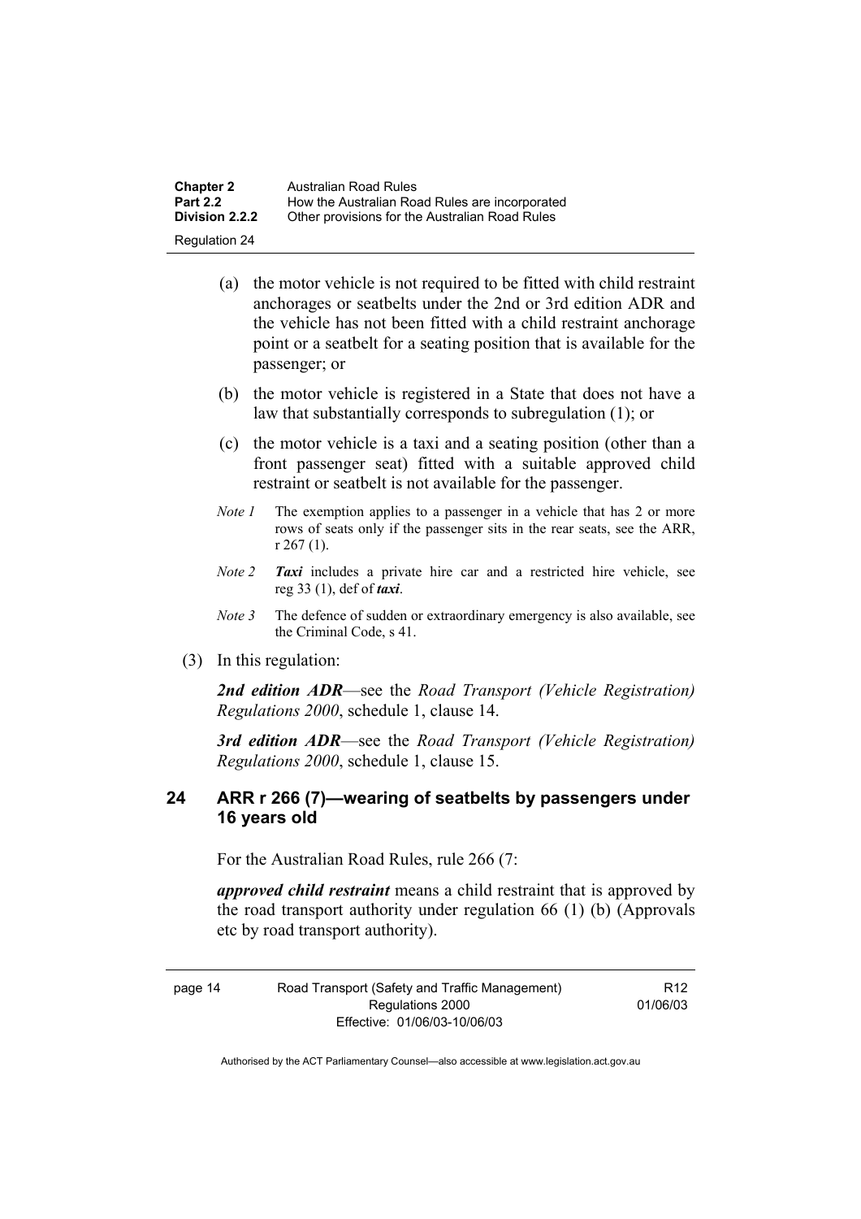(a) the motor vehicle is not required to be fitted with child restraint anchorages or seatbelts under the 2nd or 3rd edition ADR and the vehicle has not been fitted with a child restraint anchorage point or a seatbelt for a seating position that is available for the passenger; or

(b) the motor vehicle is registered in a State that does not have a law that substantially corresponds to subregulation (1); or

(c) the motor vehicle is a taxi and a seating position (other than a front passenger seat) fitted with a suitable approved child restraint or seatbelt is not available for the passenger.

*Note 1* The exemption applies to a passenger in a vehicle that has 2 or more rows of seats only if the passenger sits in the rear seats, see the ARR, r 267 (1).

*Note 2* ***Taxi*** includes a private hire car and a restricted hire vehicle, see reg 33 (1), def of ***taxi***.

*Note 3* The defence of sudden or extraordinary emergency is also available, see the Criminal Code, s 41.

(3) In this regulation:

***2nd edition ADR***—see the *Road Transport (Vehicle Registration) Regulations 2000*, schedule 1, clause 14.

***3rd edition ADR***—see the *Road Transport (Vehicle Registration) Regulations 2000*, schedule 1, clause 15.

## 24 ARR r 266 (7)—wearing of seatbelts by passengers under 16 years old

For the Australian Road Rules, rule 266 (7:

***approved child restraint*** means a child restraint that is approved by the road transport authority under regulation 66 (1) (b) (Approvals etc by road transport authority).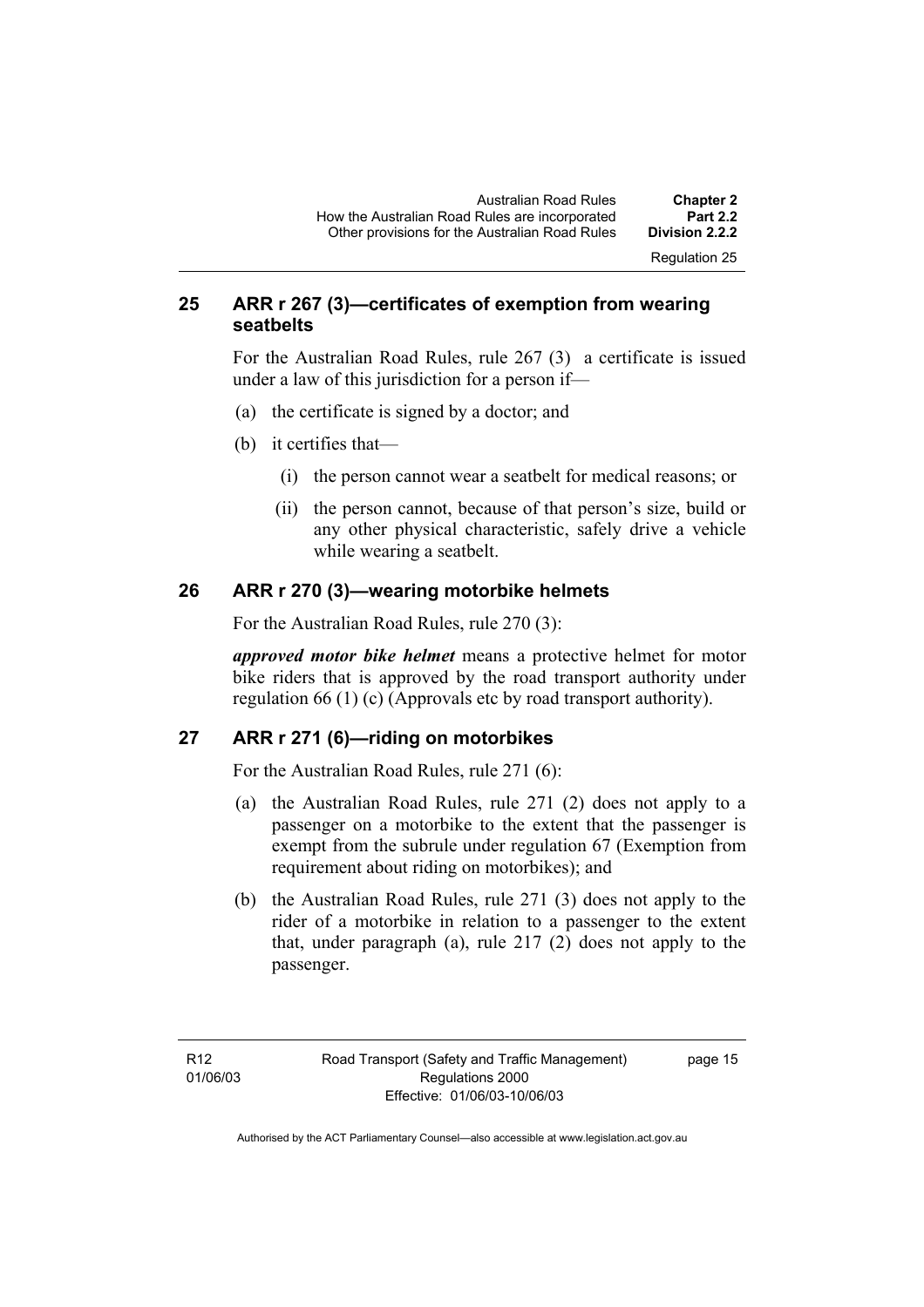## 25 ARR r 267 (3)—certificates of exemption from wearing seatbelts

For the Australian Road Rules, rule 267 (3) a certificate is issued under a law of this jurisdiction for a person if—

(a) the certificate is signed by a doctor; and

(b) it certifies that—

  (i) the person cannot wear a seatbelt for medical reasons; or

  (ii) the person cannot, because of that person's size, build or any other physical characteristic, safely drive a vehicle while wearing a seatbelt.

## 26 ARR r 270 (3)—wearing motorbike helmets

For the Australian Road Rules, rule 270 (3):

***approved motor bike helmet*** means a protective helmet for motor bike riders that is approved by the road transport authority under regulation 66 (1) (c) (Approvals etc by road transport authority).

## 27 ARR r 271 (6)—riding on motorbikes

For the Australian Road Rules, rule 271 (6):

(a) the Australian Road Rules, rule 271 (2) does not apply to a passenger on a motorbike to the extent that the passenger is exempt from the subrule under regulation 67 (Exemption from requirement about riding on motorbikes); and

(b) the Australian Road Rules, rule 271 (3) does not apply to the rider of a motorbike in relation to a passenger to the extent that, under paragraph (a), rule 217 (2) does not apply to the passenger.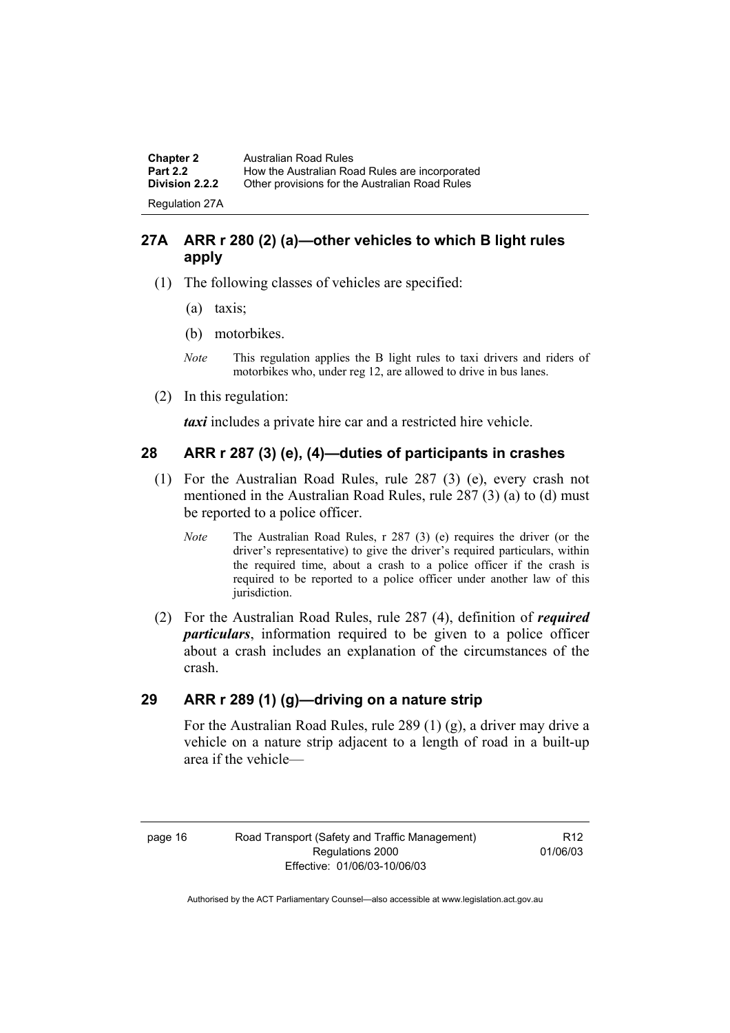## 27A ARR r 280 (2) (a)—other vehicles to which B light rules apply

(1) The following classes of vehicles are specified:

(a) taxis;

(b) motorbikes.

*Note* This regulation applies the B light rules to taxi drivers and riders of motorbikes who, under reg 12, are allowed to drive in bus lanes.

(2) In this regulation:

***taxi*** includes a private hire car and a restricted hire vehicle.

## 28 ARR r 287 (3) (e), (4)—duties of participants in crashes

(1) For the Australian Road Rules, rule 287 (3) (e), every crash not mentioned in the Australian Road Rules, rule 287 (3) (a) to (d) must be reported to a police officer.

*Note* The Australian Road Rules, r 287 (3) (e) requires the driver (or the driver's representative) to give the driver's required particulars, within the required time, about a crash to a police officer if the crash is required to be reported to a police officer under another law of this jurisdiction.

(2) For the Australian Road Rules, rule 287 (4), definition of ***required particulars***, information required to be given to a police officer about a crash includes an explanation of the circumstances of the crash.

## 29 ARR r 289 (1) (g)—driving on a nature strip

For the Australian Road Rules, rule 289 (1) (g), a driver may drive a vehicle on a nature strip adjacent to a length of road in a built-up area if the vehicle—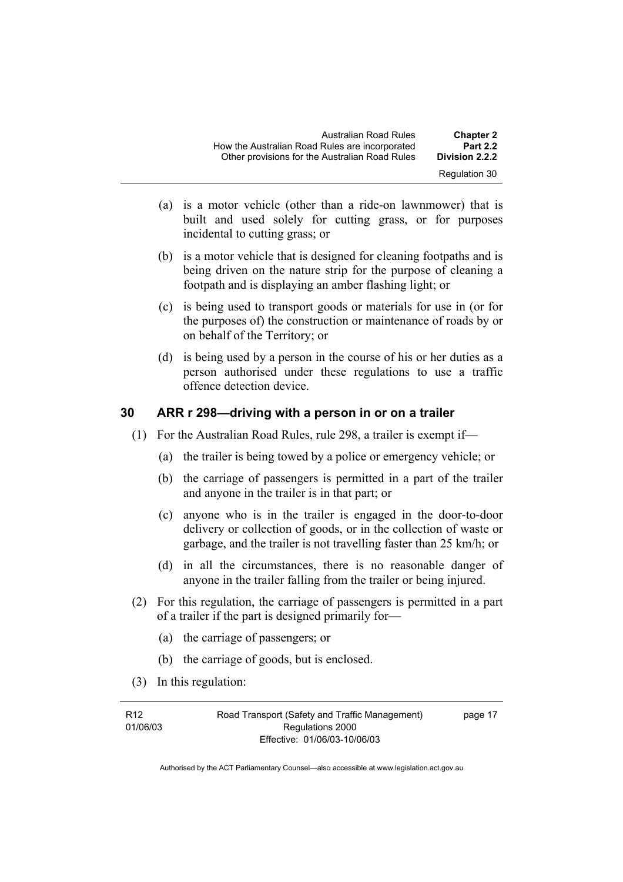(a) is a motor vehicle (other than a ride-on lawnmower) that is built and used solely for cutting grass, or for purposes incidental to cutting grass; or

(b) is a motor vehicle that is designed for cleaning footpaths and is being driven on the nature strip for the purpose of cleaning a footpath and is displaying an amber flashing light; or

(c) is being used to transport goods or materials for use in (or for the purposes of) the construction or maintenance of roads by or on behalf of the Territory; or

(d) is being used by a person in the course of his or her duties as a person authorised under these regulations to use a traffic offence detection device.

## 30 ARR r 298—driving with a person in or on a trailer

(1) For the Australian Road Rules, rule 298, a trailer is exempt if—

(a) the trailer is being towed by a police or emergency vehicle; or

(b) the carriage of passengers is permitted in a part of the trailer and anyone in the trailer is in that part; or

(c) anyone who is in the trailer is engaged in the door-to-door delivery or collection of goods, or in the collection of waste or garbage, and the trailer is not travelling faster than 25 km/h; or

(d) in all the circumstances, there is no reasonable danger of anyone in the trailer falling from the trailer or being injured.

(2) For this regulation, the carriage of passengers is permitted in a part of a trailer if the part is designed primarily for—

(a) the carriage of passengers; or

(b) the carriage of goods, but is enclosed.

(3) In this regulation: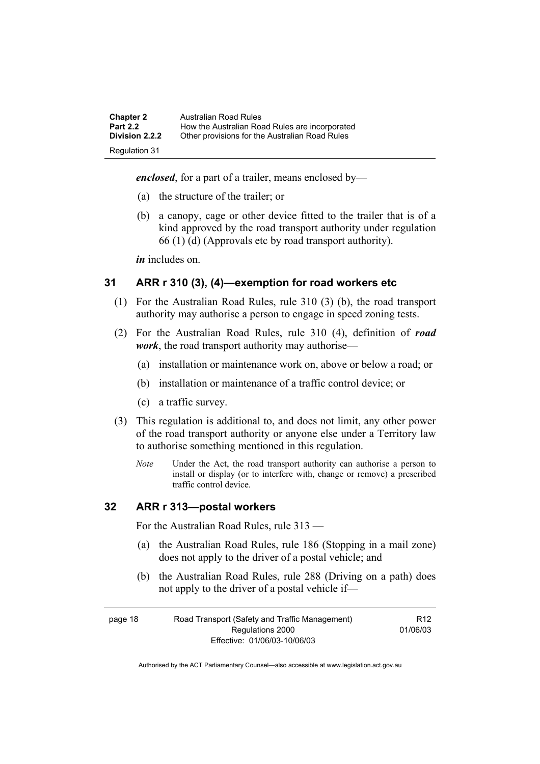***enclosed***, for a part of a trailer, means enclosed by—

(a) the structure of the trailer; or

(b) a canopy, cage or other device fitted to the trailer that is of a kind approved by the road transport authority under regulation 66 (1) (d) (Approvals etc by road transport authority).

***in*** includes on.

## 31 ARR r 310 (3), (4)—exemption for road workers etc

(1) For the Australian Road Rules, rule 310 (3) (b), the road transport authority may authorise a person to engage in speed zoning tests.

(2) For the Australian Road Rules, rule 310 (4), definition of ***road work***, the road transport authority may authorise—

(a) installation or maintenance work on, above or below a road; or

(b) installation or maintenance of a traffic control device; or

(c) a traffic survey.

(3) This regulation is additional to, and does not limit, any other power of the road transport authority or anyone else under a Territory law to authorise something mentioned in this regulation.

*Note* Under the Act, the road transport authority can authorise a person to install or display (or to interfere with, change or remove) a prescribed traffic control device.

## 32 ARR r 313—postal workers

For the Australian Road Rules, rule 313 —

(a) the Australian Road Rules, rule 186 (Stopping in a mail zone) does not apply to the driver of a postal vehicle; and

(b) the Australian Road Rules, rule 288 (Driving on a path) does not apply to the driver of a postal vehicle if—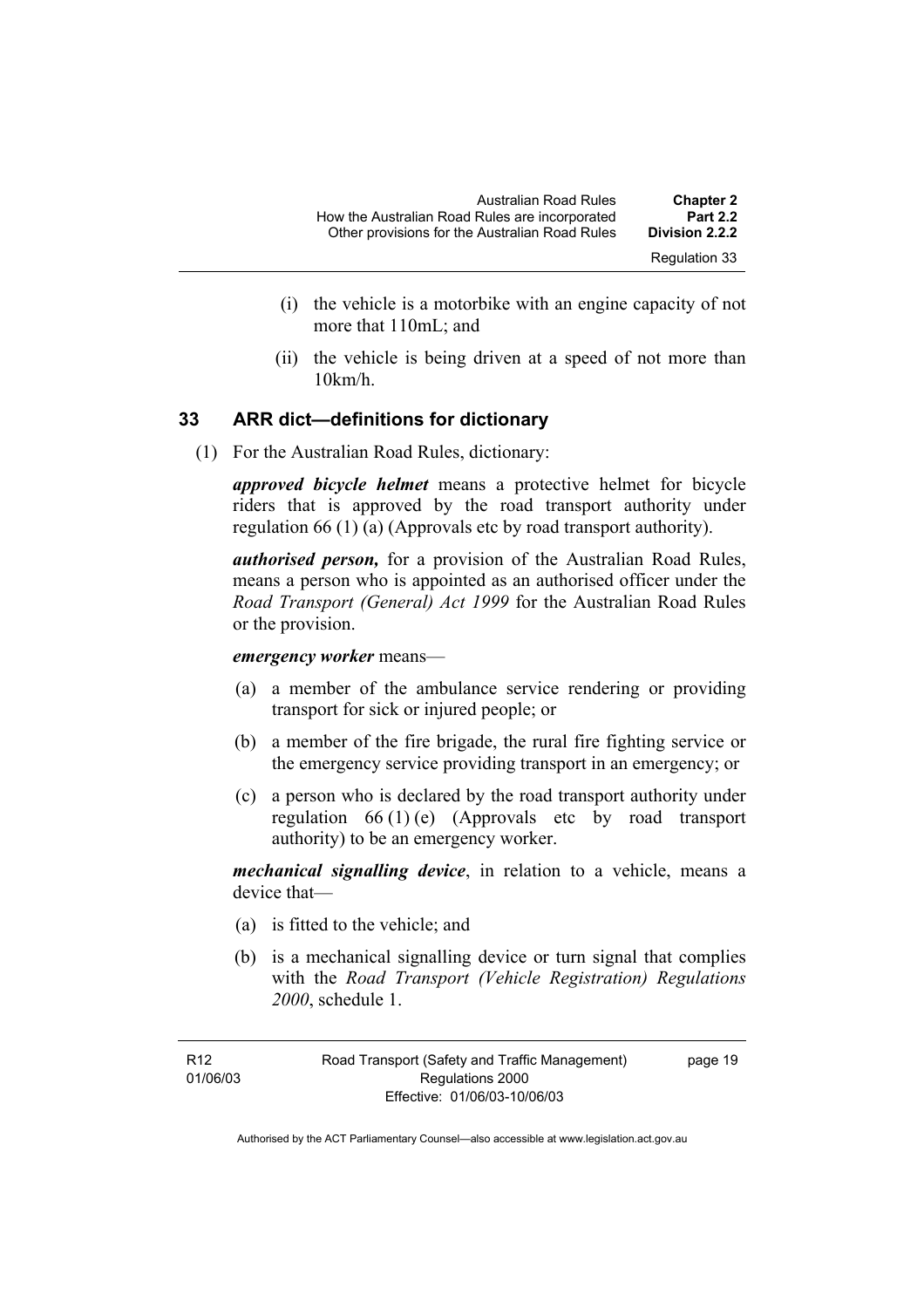(i) the vehicle is a motorbike with an engine capacity of not more that 110mL; and

(ii) the vehicle is being driven at a speed of not more than 10km/h.

## 33 ARR dict—definitions for dictionary

(1) For the Australian Road Rules, dictionary:

***approved bicycle helmet*** means a protective helmet for bicycle riders that is approved by the road transport authority under regulation 66 (1) (a) (Approvals etc by road transport authority).

***authorised person,*** for a provision of the Australian Road Rules, means a person who is appointed as an authorised officer under the *Road Transport (General) Act 1999* for the Australian Road Rules or the provision.

***emergency worker*** means—

(a) a member of the ambulance service rendering or providing transport for sick or injured people; or

(b) a member of the fire brigade, the rural fire fighting service or the emergency service providing transport in an emergency; or

(c) a person who is declared by the road transport authority under regulation 66 (1) (e) (Approvals etc by road transport authority) to be an emergency worker.

***mechanical signalling device***, in relation to a vehicle, means a device that—

(a) is fitted to the vehicle; and

(b) is a mechanical signalling device or turn signal that complies with the *Road Transport (Vehicle Registration) Regulations 2000*, schedule 1.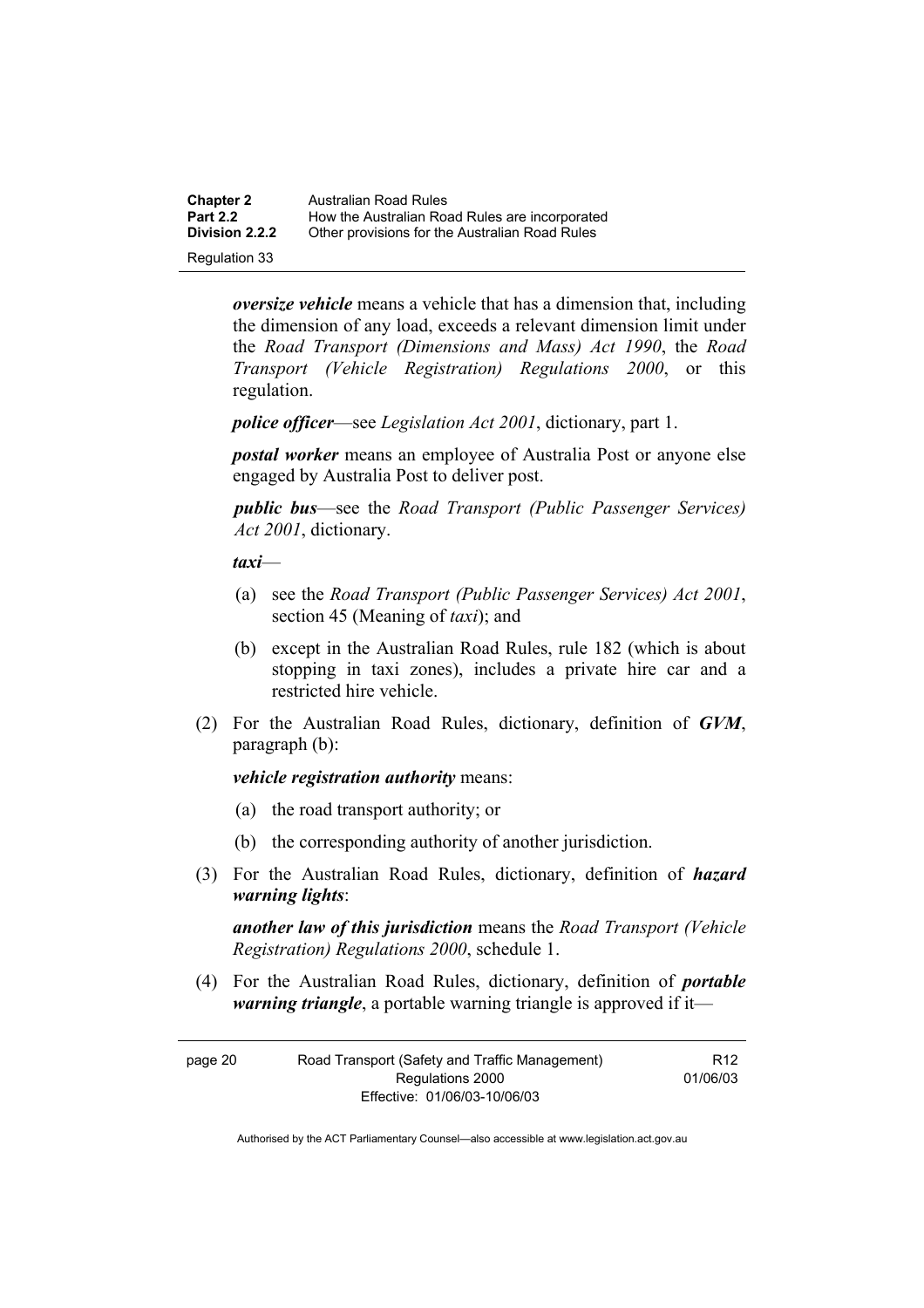***oversize vehicle*** means a vehicle that has a dimension that, including the dimension of any load, exceeds a relevant dimension limit under the *Road Transport (Dimensions and Mass) Act 1990*, the *Road Transport (Vehicle Registration) Regulations 2000*, or this regulation.

***police officer***—see *Legislation Act 2001*, dictionary, part 1.

***postal worker*** means an employee of Australia Post or anyone else engaged by Australia Post to deliver post.

***public bus***—see the *Road Transport (Public Passenger Services) Act 2001*, dictionary.

***taxi***—

(a) see the *Road Transport (Public Passenger Services) Act 2001*, section 45 (Meaning of *taxi*); and

(b) except in the Australian Road Rules, rule 182 (which is about stopping in taxi zones), includes a private hire car and a restricted hire vehicle.

(2) For the Australian Road Rules, dictionary, definition of ***GVM***, paragraph (b):

***vehicle registration authority*** means:

(a) the road transport authority; or

(b) the corresponding authority of another jurisdiction.

(3) For the Australian Road Rules, dictionary, definition of ***hazard warning lights***:

***another law of this jurisdiction*** means the *Road Transport (Vehicle Registration) Regulations 2000*, schedule 1.

(4) For the Australian Road Rules, dictionary, definition of ***portable warning triangle***, a portable warning triangle is approved if it—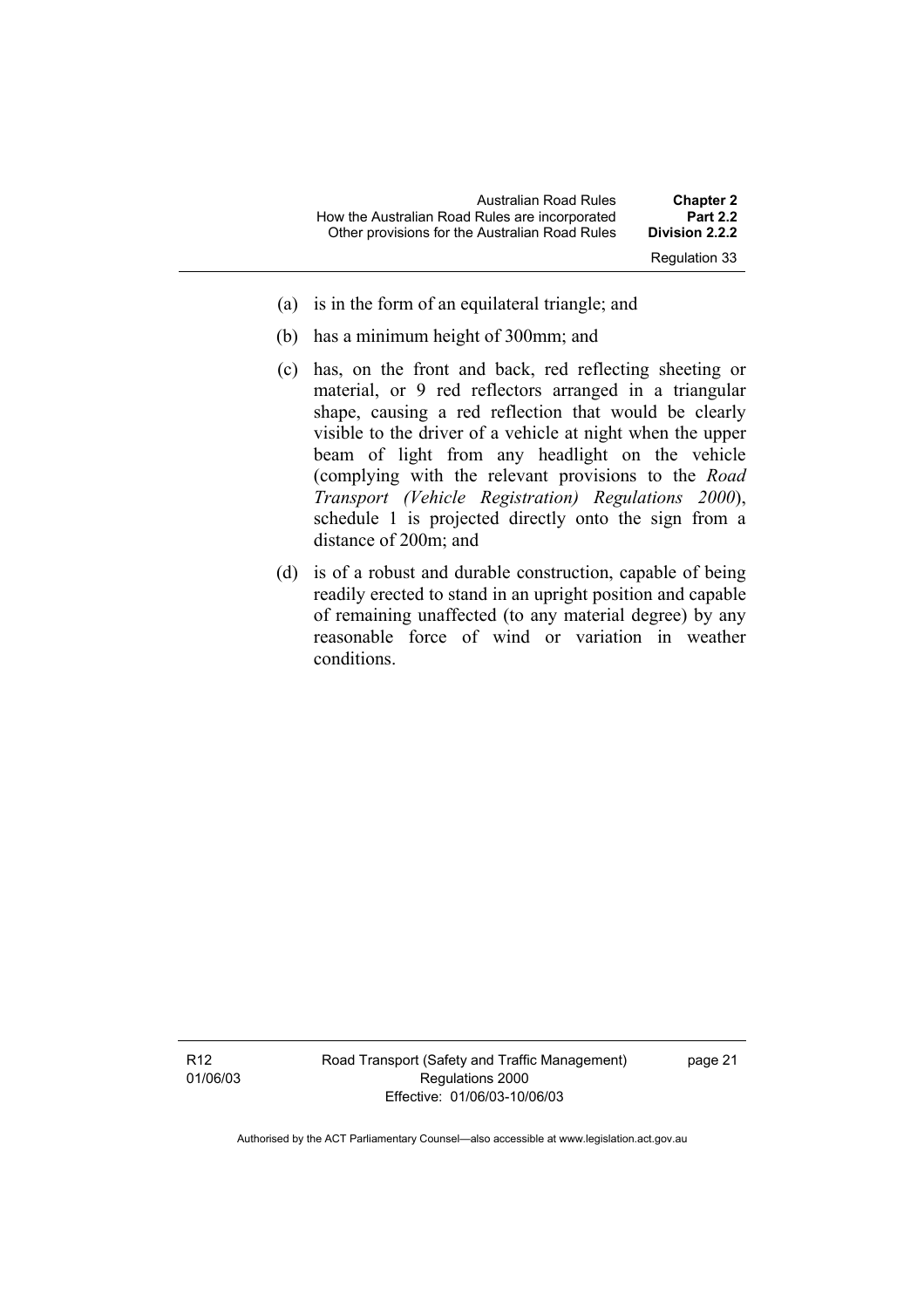(a) is in the form of an equilateral triangle; and

(b) has a minimum height of 300mm; and

(c) has, on the front and back, red reflecting sheeting or material, or 9 red reflectors arranged in a triangular shape, causing a red reflection that would be clearly visible to the driver of a vehicle at night when the upper beam of light from any headlight on the vehicle (complying with the relevant provisions to the *Road Transport (Vehicle Registration) Regulations 2000*), schedule 1 is projected directly onto the sign from a distance of 200m; and

(d) is of a robust and durable construction, capable of being readily erected to stand in an upright position and capable of remaining unaffected (to any material degree) by any reasonable force of wind or variation in weather conditions.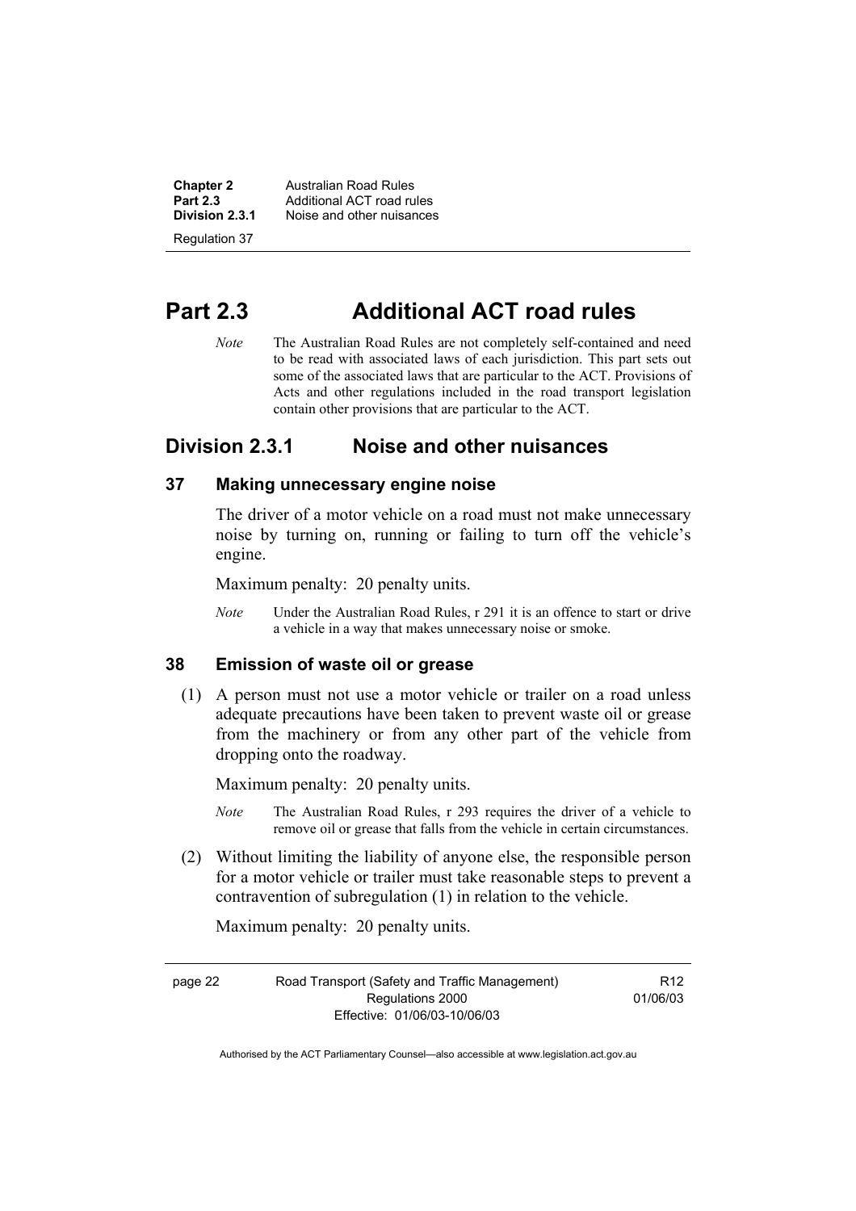# Part 2.3 Additional ACT road rules

*Note* The Australian Road Rules are not completely self-contained and need to be read with associated laws of each jurisdiction. This part sets out some of the associated laws that are particular to the ACT. Provisions of Acts and other regulations included in the road transport legislation contain other provisions that are particular to the ACT.

## Division 2.3.1 Noise and other nuisances

### 37 Making unnecessary engine noise

The driver of a motor vehicle on a road must not make unnecessary noise by turning on, running or failing to turn off the vehicle's engine.

Maximum penalty: 20 penalty units.

*Note* Under the Australian Road Rules, r 291 it is an offence to start or drive a vehicle in a way that makes unnecessary noise or smoke.

### 38 Emission of waste oil or grease

(1) A person must not use a motor vehicle or trailer on a road unless adequate precautions have been taken to prevent waste oil or grease from the machinery or from any other part of the vehicle from dropping onto the roadway.

Maximum penalty: 20 penalty units.

*Note* The Australian Road Rules, r 293 requires the driver of a vehicle to remove oil or grease that falls from the vehicle in certain circumstances.

(2) Without limiting the liability of anyone else, the responsible person for a motor vehicle or trailer must take reasonable steps to prevent a contravention of subregulation (1) in relation to the vehicle.

Maximum penalty: 20 penalty units.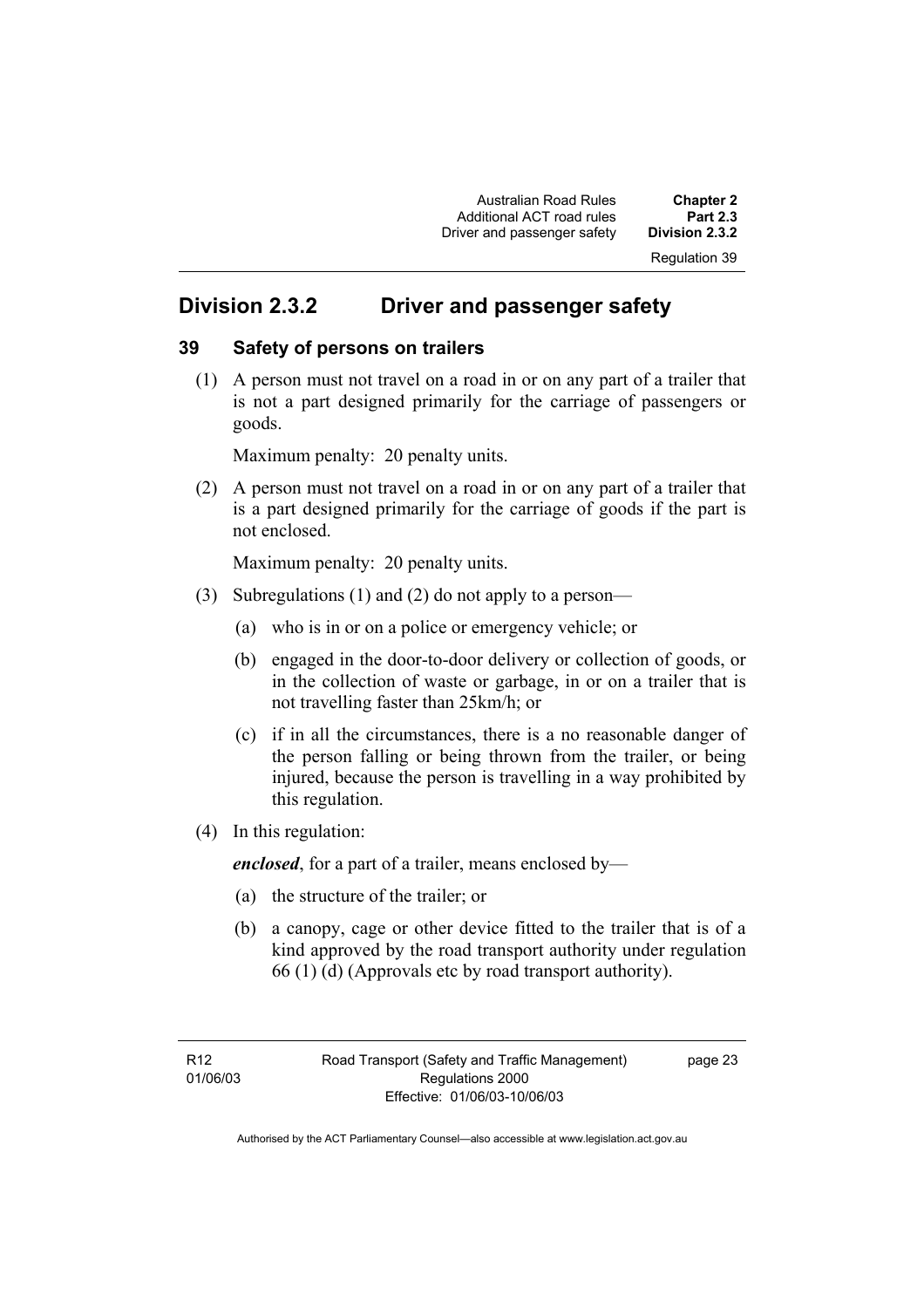## Division 2.3.2 Driver and passenger safety

### 39 Safety of persons on trailers

(1) A person must not travel on a road in or on any part of a trailer that is not a part designed primarily for the carriage of passengers or goods.

Maximum penalty: 20 penalty units.

(2) A person must not travel on a road in or on any part of a trailer that is a part designed primarily for the carriage of goods if the part is not enclosed.

Maximum penalty: 20 penalty units.

(3) Subregulations (1) and (2) do not apply to a person—

(a) who is in or on a police or emergency vehicle; or

(b) engaged in the door-to-door delivery or collection of goods, or in the collection of waste or garbage, in or on a trailer that is not travelling faster than 25km/h; or

(c) if in all the circumstances, there is a no reasonable danger of the person falling or being thrown from the trailer, or being injured, because the person is travelling in a way prohibited by this regulation.

(4) In this regulation:

***enclosed***, for a part of a trailer, means enclosed by—

(a) the structure of the trailer; or

(b) a canopy, cage or other device fitted to the trailer that is of a kind approved by the road transport authority under regulation 66 (1) (d) (Approvals etc by road transport authority).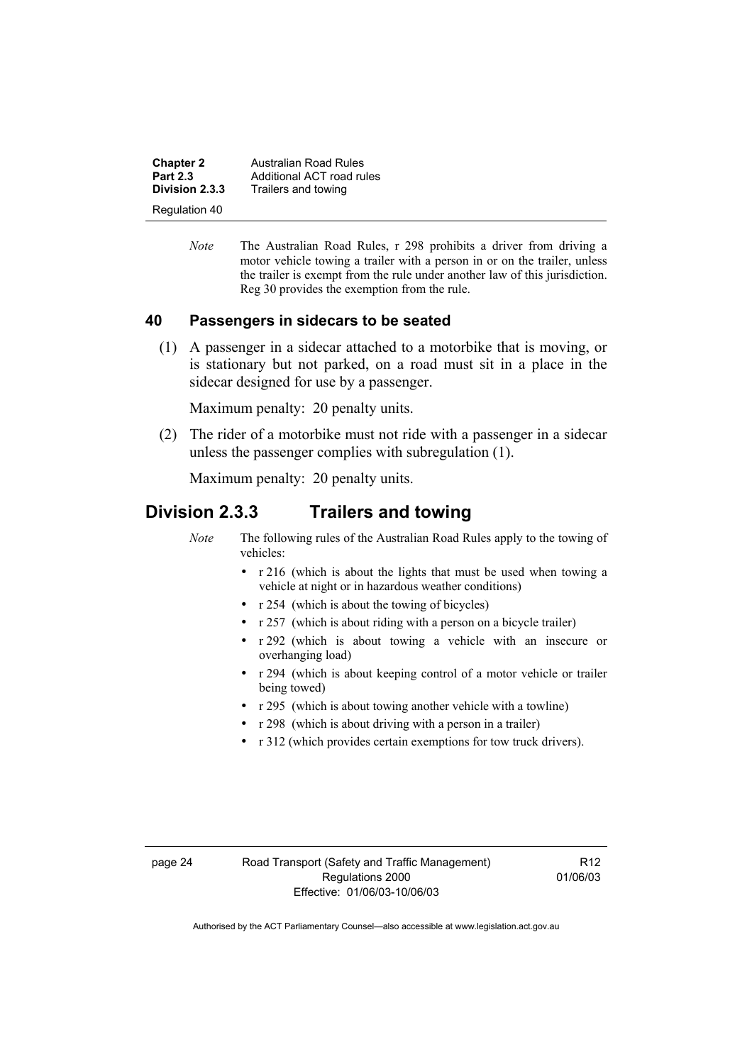*Note* The Australian Road Rules, r 298 prohibits a driver from driving a motor vehicle towing a trailer with a person in or on the trailer, unless the trailer is exempt from the rule under another law of this jurisdiction. Reg 30 provides the exemption from the rule.

### 40 Passengers in sidecars to be seated

(1) A passenger in a sidecar attached to a motorbike that is moving, or is stationary but not parked, on a road must sit in a place in the sidecar designed for use by a passenger.

Maximum penalty: 20 penalty units.

(2) The rider of a motorbike must not ride with a passenger in a sidecar unless the passenger complies with subregulation (1).

Maximum penalty: 20 penalty units.

## Division 2.3.3 Trailers and towing

*Note* The following rules of the Australian Road Rules apply to the towing of vehicles:

- r 216 (which is about the lights that must be used when towing a vehicle at night or in hazardous weather conditions)
- r 254 (which is about the towing of bicycles)
- r 257 (which is about riding with a person on a bicycle trailer)
- r 292 (which is about towing a vehicle with an insecure or overhanging load)
- r 294 (which is about keeping control of a motor vehicle or trailer being towed)
- r 295 (which is about towing another vehicle with a towline)
- r 298 (which is about driving with a person in a trailer)
- r 312 (which provides certain exemptions for tow truck drivers).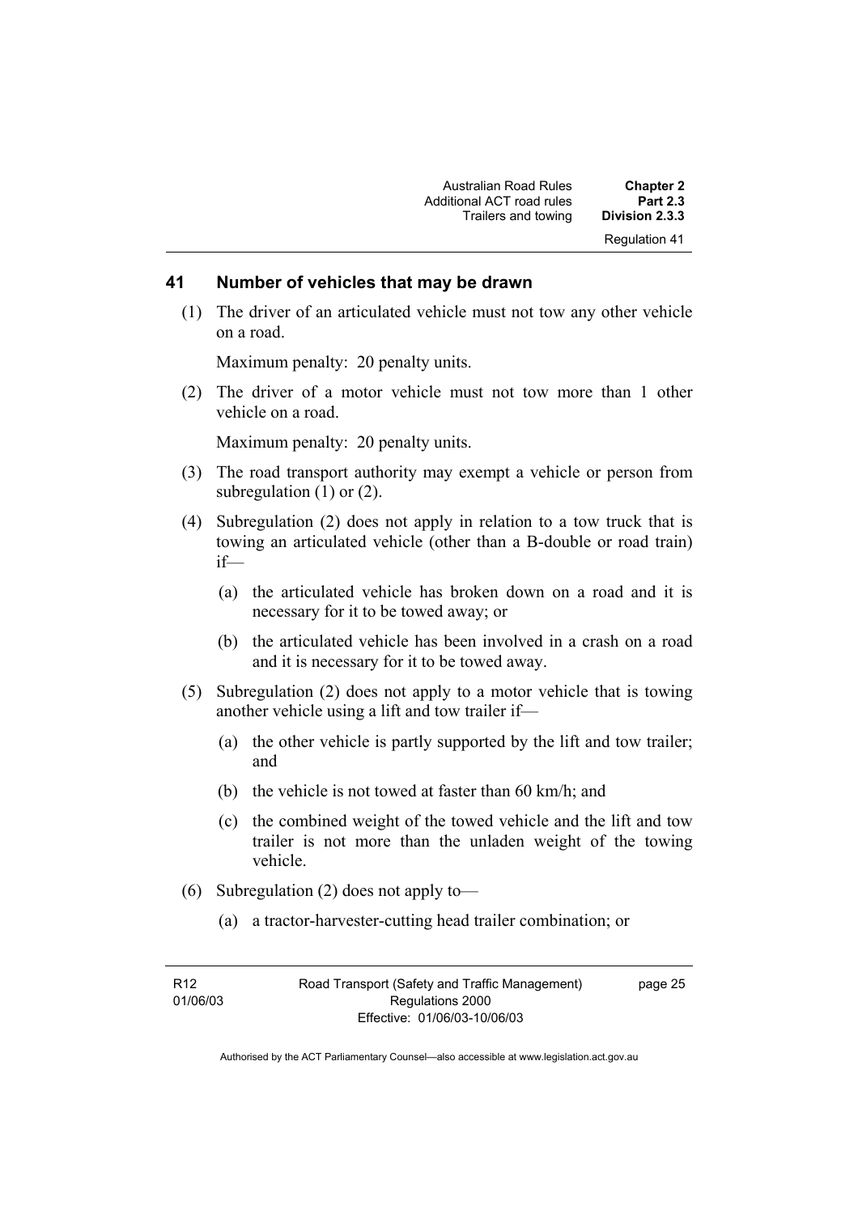## 41 Number of vehicles that may be drawn

(1) The driver of an articulated vehicle must not tow any other vehicle on a road.

Maximum penalty: 20 penalty units.

(2) The driver of a motor vehicle must not tow more than 1 other vehicle on a road.

Maximum penalty: 20 penalty units.

(3) The road transport authority may exempt a vehicle or person from subregulation (1) or (2).

(4) Subregulation (2) does not apply in relation to a tow truck that is towing an articulated vehicle (other than a B-double or road train) if—

(a) the articulated vehicle has broken down on a road and it is necessary for it to be towed away; or

(b) the articulated vehicle has been involved in a crash on a road and it is necessary for it to be towed away.

(5) Subregulation (2) does not apply to a motor vehicle that is towing another vehicle using a lift and tow trailer if—

(a) the other vehicle is partly supported by the lift and tow trailer; and

(b) the vehicle is not towed at faster than 60 km/h; and

(c) the combined weight of the towed vehicle and the lift and tow trailer is not more than the unladen weight of the towing vehicle.

(6) Subregulation (2) does not apply to—

(a) a tractor-harvester-cutting head trailer combination; or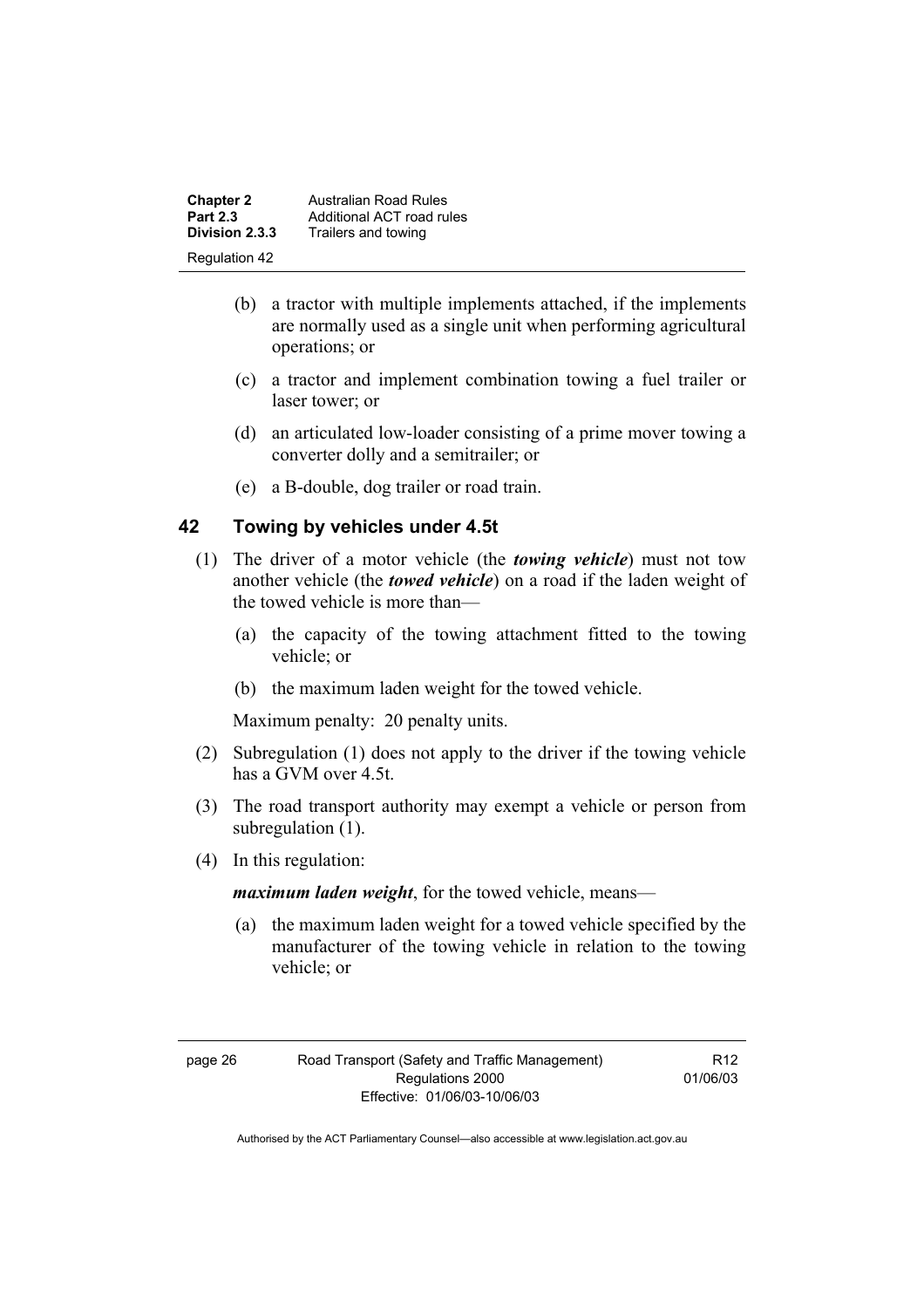(b) a tractor with multiple implements attached, if the implements are normally used as a single unit when performing agricultural operations; or

(c) a tractor and implement combination towing a fuel trailer or laser tower; or

(d) an articulated low-loader consisting of a prime mover towing a converter dolly and a semitrailer; or

(e) a B-double, dog trailer or road train.

## 42 Towing by vehicles under 4.5t

(1) The driver of a motor vehicle (the ***towing vehicle***) must not tow another vehicle (the ***towed vehicle***) on a road if the laden weight of the towed vehicle is more than—

(a) the capacity of the towing attachment fitted to the towing vehicle; or

(b) the maximum laden weight for the towed vehicle.

Maximum penalty: 20 penalty units.

(2) Subregulation (1) does not apply to the driver if the towing vehicle has a GVM over 4.5t.

(3) The road transport authority may exempt a vehicle or person from subregulation (1).

(4) In this regulation:

***maximum laden weight***, for the towed vehicle, means—

(a) the maximum laden weight for a towed vehicle specified by the manufacturer of the towing vehicle in relation to the towing vehicle; or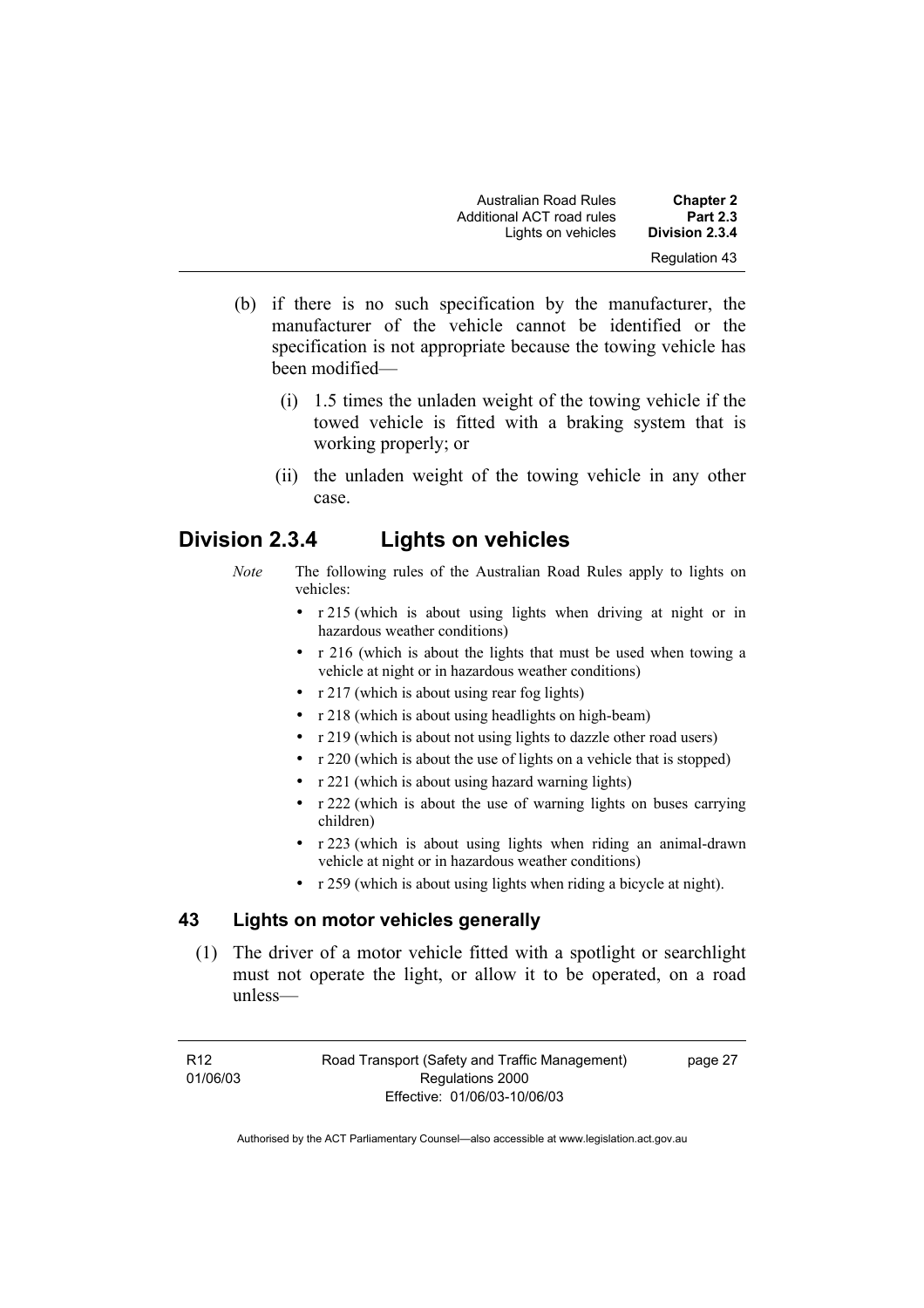(b) if there is no such specification by the manufacturer, the manufacturer of the vehicle cannot be identified or the specification is not appropriate because the towing vehicle has been modified—

(i) 1.5 times the unladen weight of the towing vehicle if the towed vehicle is fitted with a braking system that is working properly; or

(ii) the unladen weight of the towing vehicle in any other case.

## Division 2.3.4 Lights on vehicles

*Note* The following rules of the Australian Road Rules apply to lights on vehicles:

- r 215 (which is about using lights when driving at night or in hazardous weather conditions)
- r 216 (which is about the lights that must be used when towing a vehicle at night or in hazardous weather conditions)
- r 217 (which is about using rear fog lights)
- r 218 (which is about using headlights on high-beam)
- r 219 (which is about not using lights to dazzle other road users)
- r 220 (which is about the use of lights on a vehicle that is stopped)
- r 221 (which is about using hazard warning lights)
- r 222 (which is about the use of warning lights on buses carrying children)
- r 223 (which is about using lights when riding an animal-drawn vehicle at night or in hazardous weather conditions)
- r 259 (which is about using lights when riding a bicycle at night).

### 43 Lights on motor vehicles generally

(1) The driver of a motor vehicle fitted with a spotlight or searchlight must not operate the light, or allow it to be operated, on a road unless—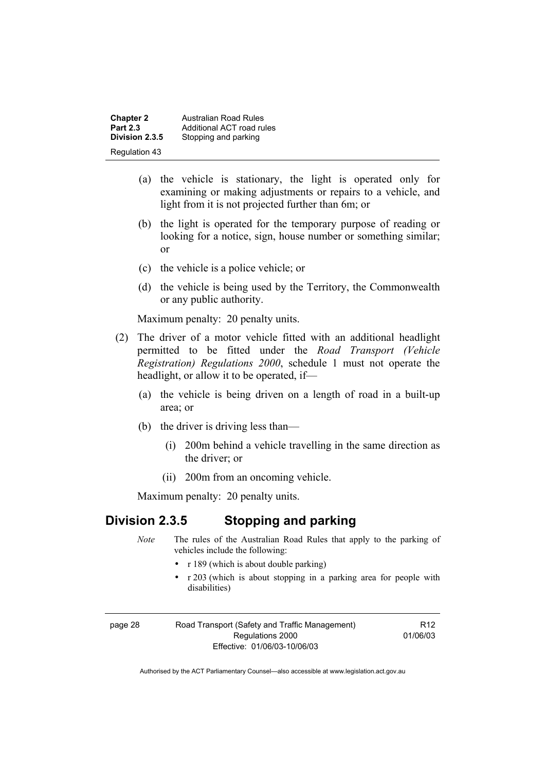(a) the vehicle is stationary, the light is operated only for examining or making adjustments or repairs to a vehicle, and light from it is not projected further than 6m; or

(b) the light is operated for the temporary purpose of reading or looking for a notice, sign, house number or something similar; or

(c) the vehicle is a police vehicle; or

(d) the vehicle is being used by the Territory, the Commonwealth or any public authority.

Maximum penalty: 20 penalty units.

(2) The driver of a motor vehicle fitted with an additional headlight permitted to be fitted under the *Road Transport (Vehicle Registration) Regulations 2000*, schedule 1 must not operate the headlight, or allow it to be operated, if—

(a) the vehicle is being driven on a length of road in a built-up area; or

(b) the driver is driving less than—

(i) 200m behind a vehicle travelling in the same direction as the driver; or

(ii) 200m from an oncoming vehicle.

Maximum penalty: 20 penalty units.

## Division 2.3.5 Stopping and parking

*Note* The rules of the Australian Road Rules that apply to the parking of vehicles include the following:

- r 189 (which is about double parking)
- r 203 (which is about stopping in a parking area for people with disabilities)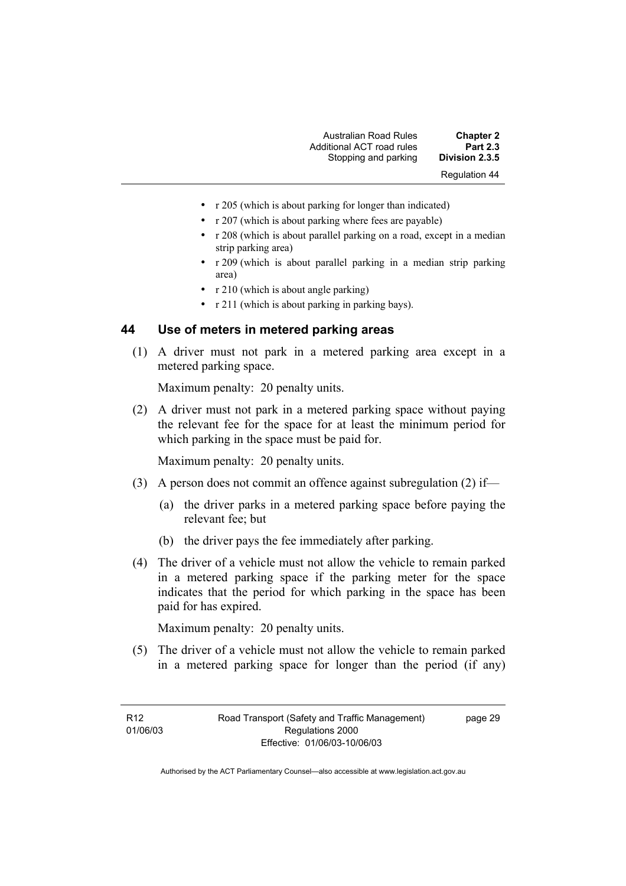- r 205 (which is about parking for longer than indicated)
- r 207 (which is about parking where fees are payable)
- r 208 (which is about parallel parking on a road, except in a median strip parking area)
- r 209 (which is about parallel parking in a median strip parking area)
- r 210 (which is about angle parking)
- r 211 (which is about parking in parking bays).

## 44 Use of meters in metered parking areas

(1) A driver must not park in a metered parking area except in a metered parking space.

Maximum penalty: 20 penalty units.

(2) A driver must not park in a metered parking space without paying the relevant fee for the space for at least the minimum period for which parking in the space must be paid for.

Maximum penalty: 20 penalty units.

(3) A person does not commit an offence against subregulation (2) if—

(a) the driver parks in a metered parking space before paying the relevant fee; but

(b) the driver pays the fee immediately after parking.

(4) The driver of a vehicle must not allow the vehicle to remain parked in a metered parking space if the parking meter for the space indicates that the period for which parking in the space has been paid for has expired.

Maximum penalty: 20 penalty units.

(5) The driver of a vehicle must not allow the vehicle to remain parked in a metered parking space for longer than the period (if any)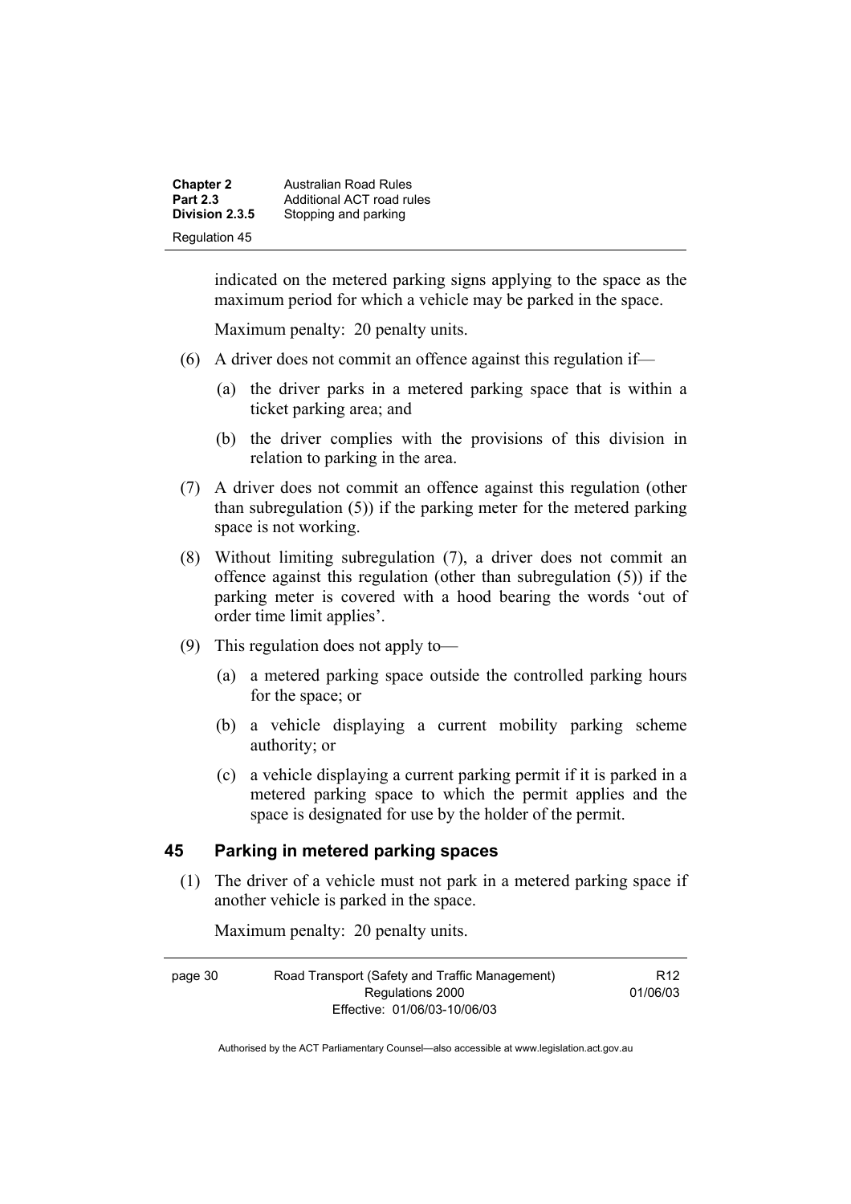indicated on the metered parking signs applying to the space as the maximum period for which a vehicle may be parked in the space.

Maximum penalty: 20 penalty units.

(6) A driver does not commit an offence against this regulation if—

(a) the driver parks in a metered parking space that is within a ticket parking area; and

(b) the driver complies with the provisions of this division in relation to parking in the area.

(7) A driver does not commit an offence against this regulation (other than subregulation (5)) if the parking meter for the metered parking space is not working.

(8) Without limiting subregulation (7), a driver does not commit an offence against this regulation (other than subregulation (5)) if the parking meter is covered with a hood bearing the words 'out of order time limit applies'.

(9) This regulation does not apply to—

(a) a metered parking space outside the controlled parking hours for the space; or

(b) a vehicle displaying a current mobility parking scheme authority; or

(c) a vehicle displaying a current parking permit if it is parked in a metered parking space to which the permit applies and the space is designated for use by the holder of the permit.

## 45 Parking in metered parking spaces

(1) The driver of a vehicle must not park in a metered parking space if another vehicle is parked in the space.

Maximum penalty: 20 penalty units.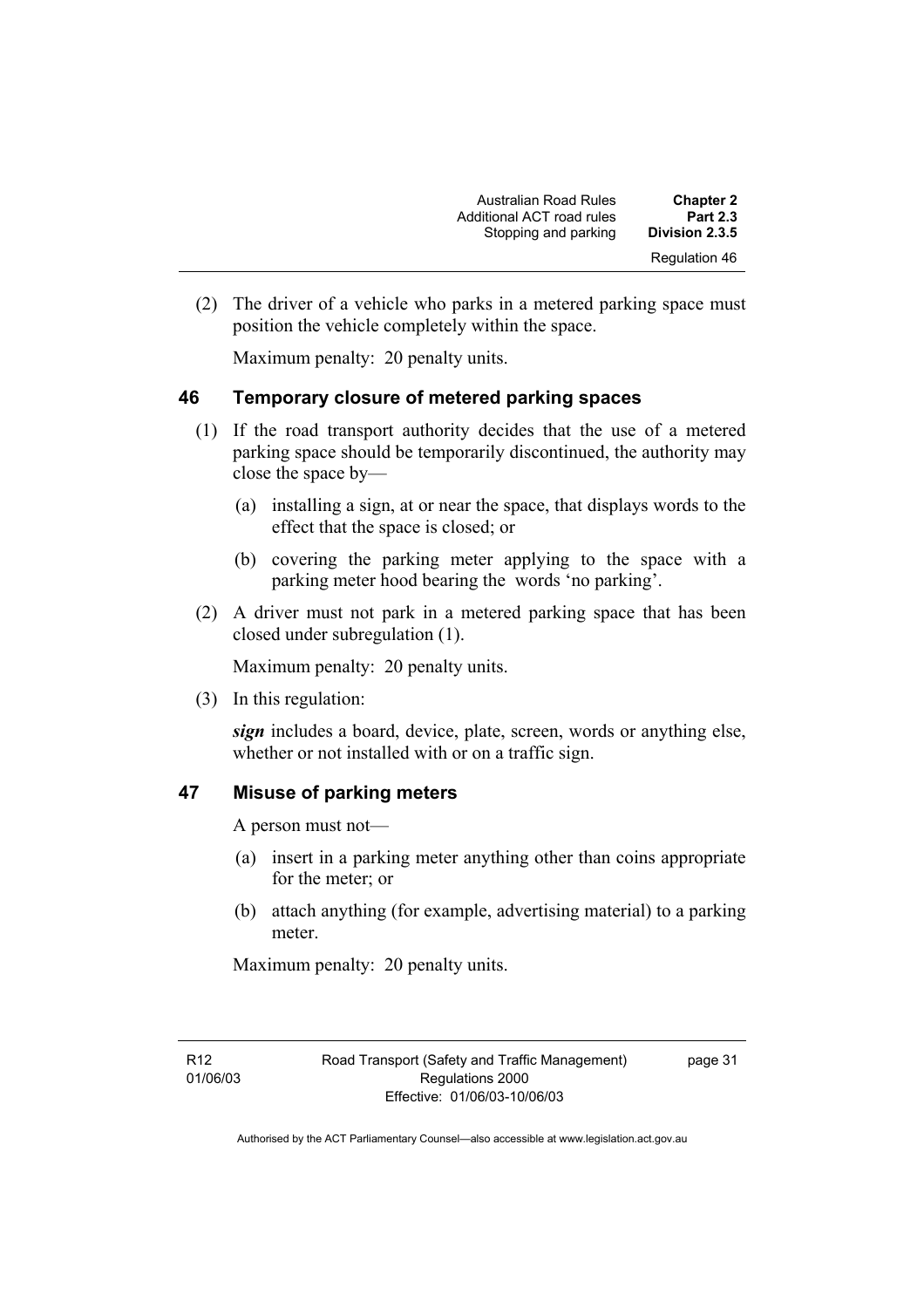(2) The driver of a vehicle who parks in a metered parking space must position the vehicle completely within the space.

Maximum penalty: 20 penalty units.

### 46 Temporary closure of metered parking spaces

(1) If the road transport authority decides that the use of a metered parking space should be temporarily discontinued, the authority may close the space by—

(a) installing a sign, at or near the space, that displays words to the effect that the space is closed; or

(b) covering the parking meter applying to the space with a parking meter hood bearing the words 'no parking'.

(2) A driver must not park in a metered parking space that has been closed under subregulation (1).

Maximum penalty: 20 penalty units.

(3) In this regulation:

***sign*** includes a board, device, plate, screen, words or anything else, whether or not installed with or on a traffic sign.

### 47 Misuse of parking meters

A person must not—

(a) insert in a parking meter anything other than coins appropriate for the meter; or

(b) attach anything (for example, advertising material) to a parking meter.

Maximum penalty: 20 penalty units.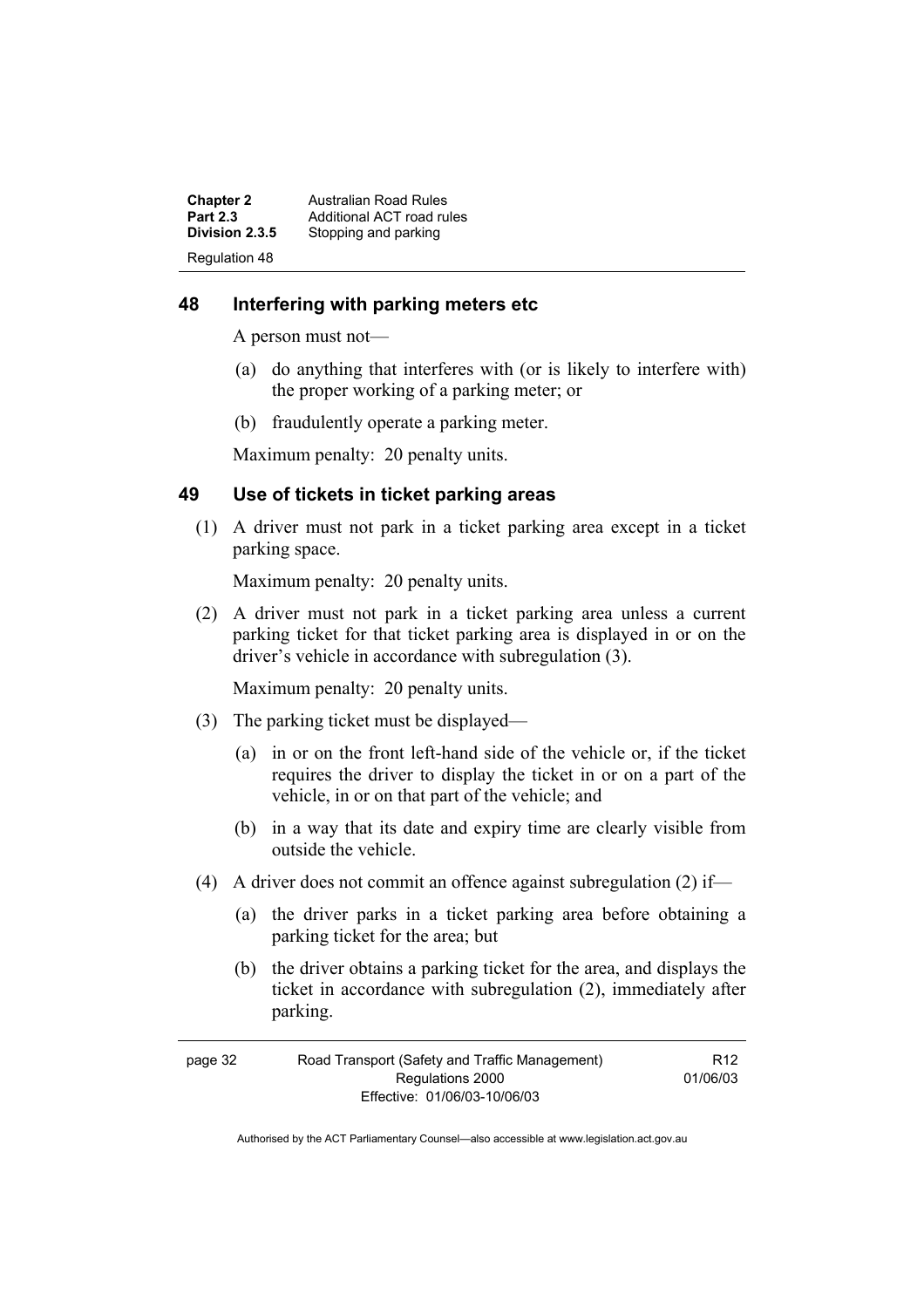## 48 Interfering with parking meters etc

A person must not—

(a) do anything that interferes with (or is likely to interfere with) the proper working of a parking meter; or

(b) fraudulently operate a parking meter.

Maximum penalty: 20 penalty units.

## 49 Use of tickets in ticket parking areas

(1) A driver must not park in a ticket parking area except in a ticket parking space.

Maximum penalty: 20 penalty units.

(2) A driver must not park in a ticket parking area unless a current parking ticket for that ticket parking area is displayed in or on the driver's vehicle in accordance with subregulation (3).

Maximum penalty: 20 penalty units.

(3) The parking ticket must be displayed—

(a) in or on the front left-hand side of the vehicle or, if the ticket requires the driver to display the ticket in or on a part of the vehicle, in or on that part of the vehicle; and

(b) in a way that its date and expiry time are clearly visible from outside the vehicle.

(4) A driver does not commit an offence against subregulation (2) if—

(a) the driver parks in a ticket parking area before obtaining a parking ticket for the area; but

(b) the driver obtains a parking ticket for the area, and displays the ticket in accordance with subregulation (2), immediately after parking.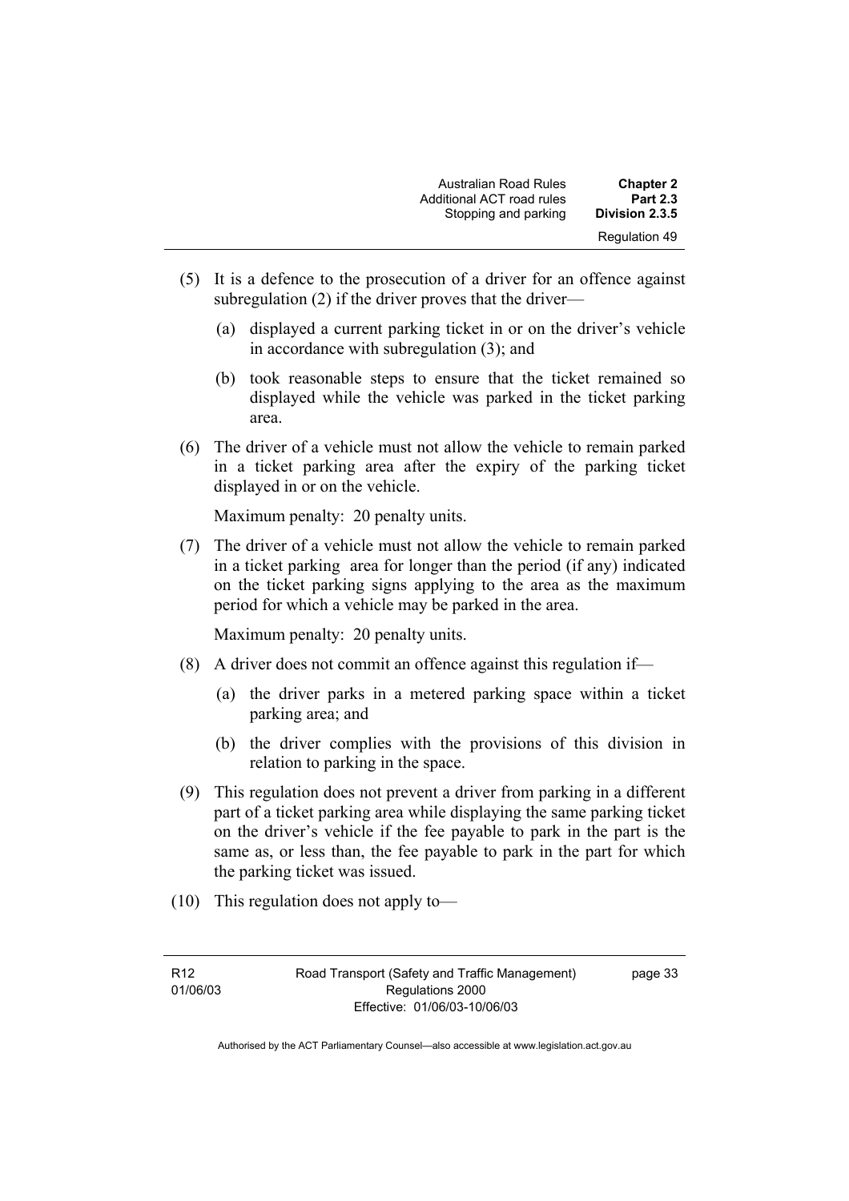(5) It is a defence to the prosecution of a driver for an offence against subregulation (2) if the driver proves that the driver—

(a) displayed a current parking ticket in or on the driver's vehicle in accordance with subregulation (3); and

(b) took reasonable steps to ensure that the ticket remained so displayed while the vehicle was parked in the ticket parking area.

(6) The driver of a vehicle must not allow the vehicle to remain parked in a ticket parking area after the expiry of the parking ticket displayed in or on the vehicle.

Maximum penalty: 20 penalty units.

(7) The driver of a vehicle must not allow the vehicle to remain parked in a ticket parking area for longer than the period (if any) indicated on the ticket parking signs applying to the area as the maximum period for which a vehicle may be parked in the area.

Maximum penalty: 20 penalty units.

(8) A driver does not commit an offence against this regulation if—

(a) the driver parks in a metered parking space within a ticket parking area; and

(b) the driver complies with the provisions of this division in relation to parking in the space.

(9) This regulation does not prevent a driver from parking in a different part of a ticket parking area while displaying the same parking ticket on the driver's vehicle if the fee payable to park in the part is the same as, or less than, the fee payable to park in the part for which the parking ticket was issued.

(10) This regulation does not apply to—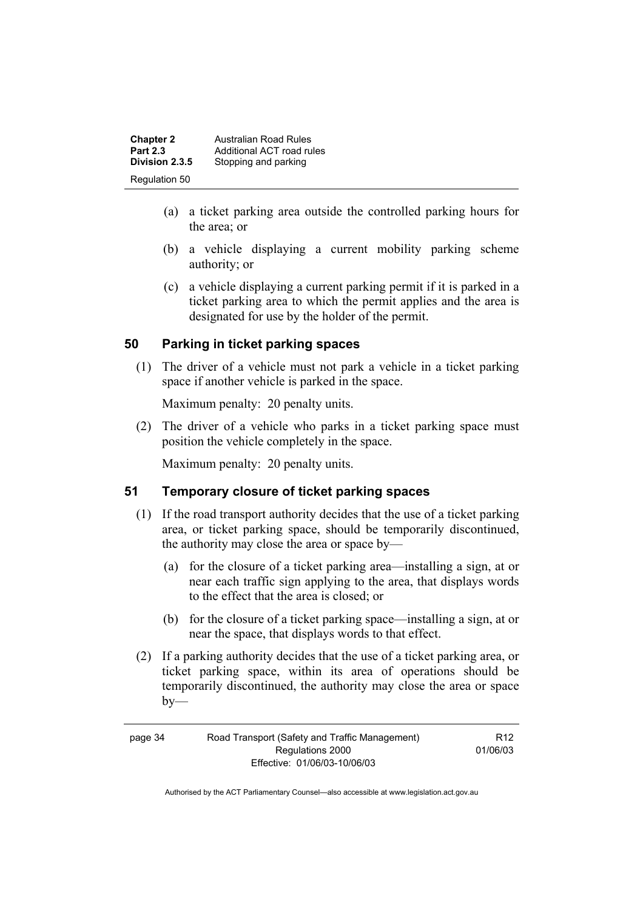(a) a ticket parking area outside the controlled parking hours for the area; or

(b) a vehicle displaying a current mobility parking scheme authority; or

(c) a vehicle displaying a current parking permit if it is parked in a ticket parking area to which the permit applies and the area is designated for use by the holder of the permit.

## 50 Parking in ticket parking spaces

(1) The driver of a vehicle must not park a vehicle in a ticket parking space if another vehicle is parked in the space.

Maximum penalty: 20 penalty units.

(2) The driver of a vehicle who parks in a ticket parking space must position the vehicle completely in the space.

Maximum penalty: 20 penalty units.

## 51 Temporary closure of ticket parking spaces

(1) If the road transport authority decides that the use of a ticket parking area, or ticket parking space, should be temporarily discontinued, the authority may close the area or space by—

(a) for the closure of a ticket parking area—installing a sign, at or near each traffic sign applying to the area, that displays words to the effect that the area is closed; or

(b) for the closure of a ticket parking space—installing a sign, at or near the space, that displays words to that effect.

(2) If a parking authority decides that the use of a ticket parking area, or ticket parking space, within its area of operations should be temporarily discontinued, the authority may close the area or space by—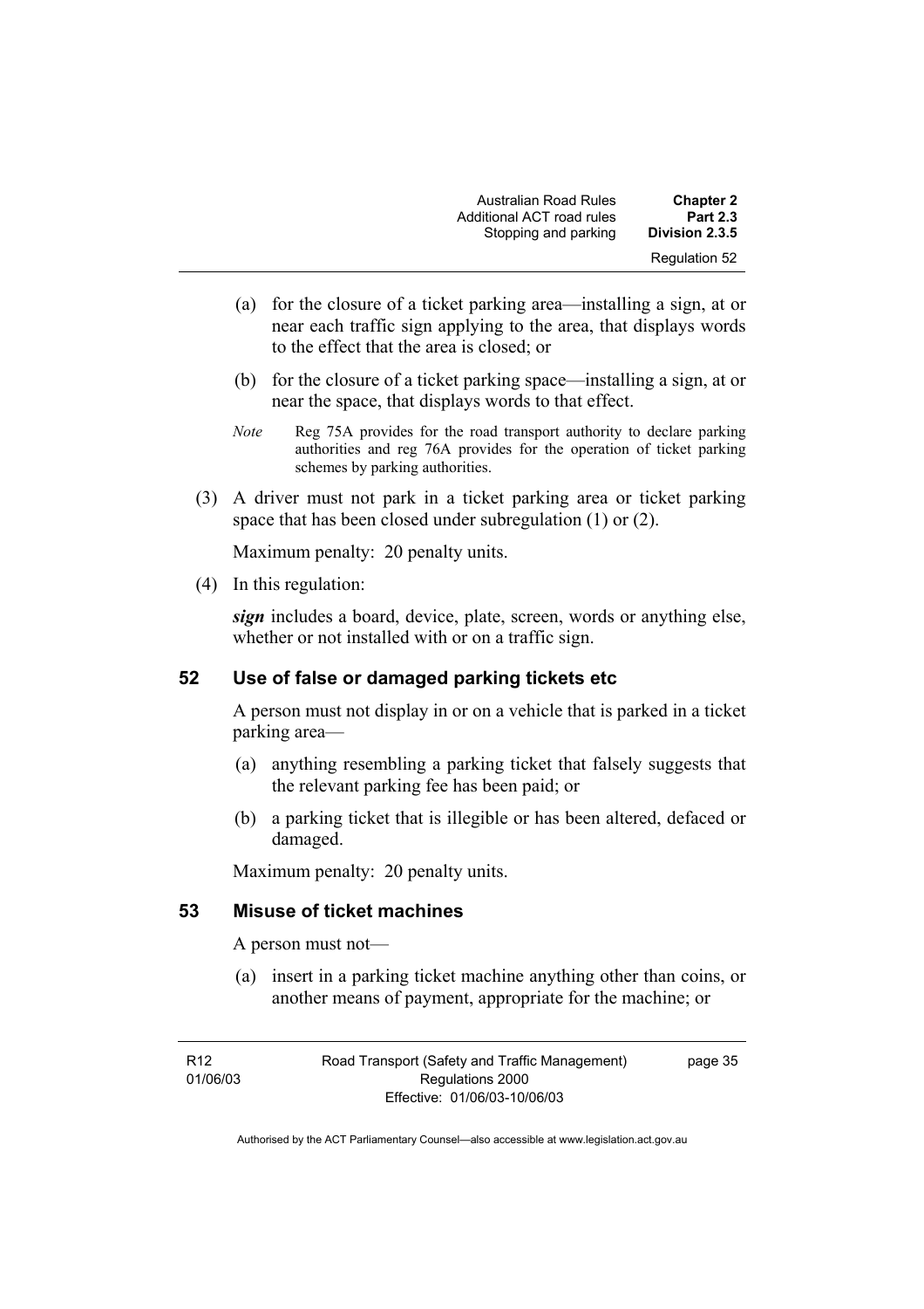(a) for the closure of a ticket parking area—installing a sign, at or near each traffic sign applying to the area, that displays words to the effect that the area is closed; or

(b) for the closure of a ticket parking space—installing a sign, at or near the space, that displays words to that effect.

*Note* Reg 75A provides for the road transport authority to declare parking authorities and reg 76A provides for the operation of ticket parking schemes by parking authorities.

(3) A driver must not park in a ticket parking area or ticket parking space that has been closed under subregulation (1) or (2).

Maximum penalty: 20 penalty units.

(4) In this regulation:

***sign*** includes a board, device, plate, screen, words or anything else, whether or not installed with or on a traffic sign.

## 52 Use of false or damaged parking tickets etc

A person must not display in or on a vehicle that is parked in a ticket parking area—

(a) anything resembling a parking ticket that falsely suggests that the relevant parking fee has been paid; or

(b) a parking ticket that is illegible or has been altered, defaced or damaged.

Maximum penalty: 20 penalty units.

## 53 Misuse of ticket machines

A person must not—

(a) insert in a parking ticket machine anything other than coins, or another means of payment, appropriate for the machine; or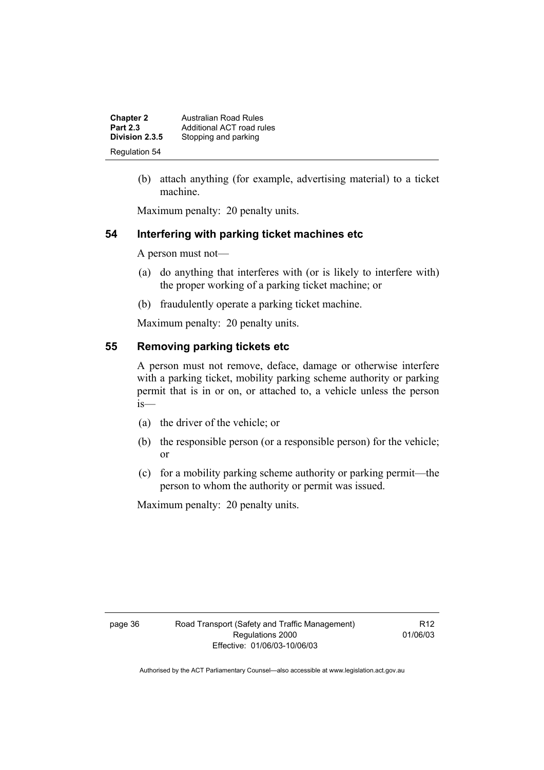(b) attach anything (for example, advertising material) to a ticket machine.

Maximum penalty: 20 penalty units.

## 54 Interfering with parking ticket machines etc

A person must not—

(a) do anything that interferes with (or is likely to interfere with) the proper working of a parking ticket machine; or

(b) fraudulently operate a parking ticket machine.

Maximum penalty: 20 penalty units.

## 55 Removing parking tickets etc

A person must not remove, deface, damage or otherwise interfere with a parking ticket, mobility parking scheme authority or parking permit that is in or on, or attached to, a vehicle unless the person is—

(a) the driver of the vehicle; or

(b) the responsible person (or a responsible person) for the vehicle; or

(c) for a mobility parking scheme authority or parking permit—the person to whom the authority or permit was issued.

Maximum penalty: 20 penalty units.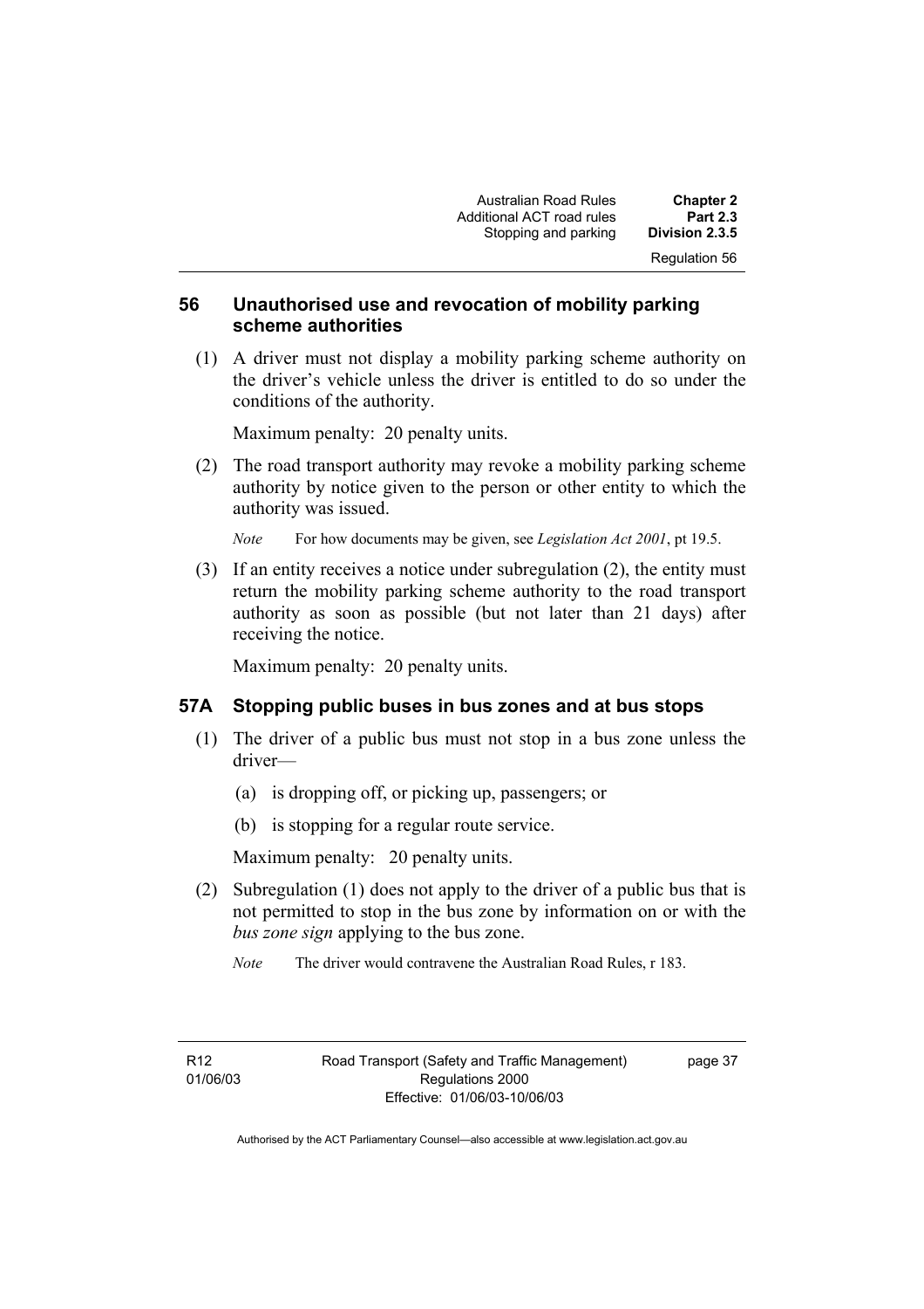## 56 Unauthorised use and revocation of mobility parking scheme authorities

(1) A driver must not display a mobility parking scheme authority on the driver's vehicle unless the driver is entitled to do so under the conditions of the authority.

Maximum penalty: 20 penalty units.

(2) The road transport authority may revoke a mobility parking scheme authority by notice given to the person or other entity to which the authority was issued.

*Note* For how documents may be given, see *Legislation Act 2001*, pt 19.5.

(3) If an entity receives a notice under subregulation (2), the entity must return the mobility parking scheme authority to the road transport authority as soon as possible (but not later than 21 days) after receiving the notice.

Maximum penalty: 20 penalty units.

## 57A Stopping public buses in bus zones and at bus stops

(1) The driver of a public bus must not stop in a bus zone unless the driver—

(a) is dropping off, or picking up, passengers; or

(b) is stopping for a regular route service.

Maximum penalty: 20 penalty units.

(2) Subregulation (1) does not apply to the driver of a public bus that is not permitted to stop in the bus zone by information on or with the ***bus zone sign*** applying to the bus zone.

*Note* The driver would contravene the Australian Road Rules, r 183.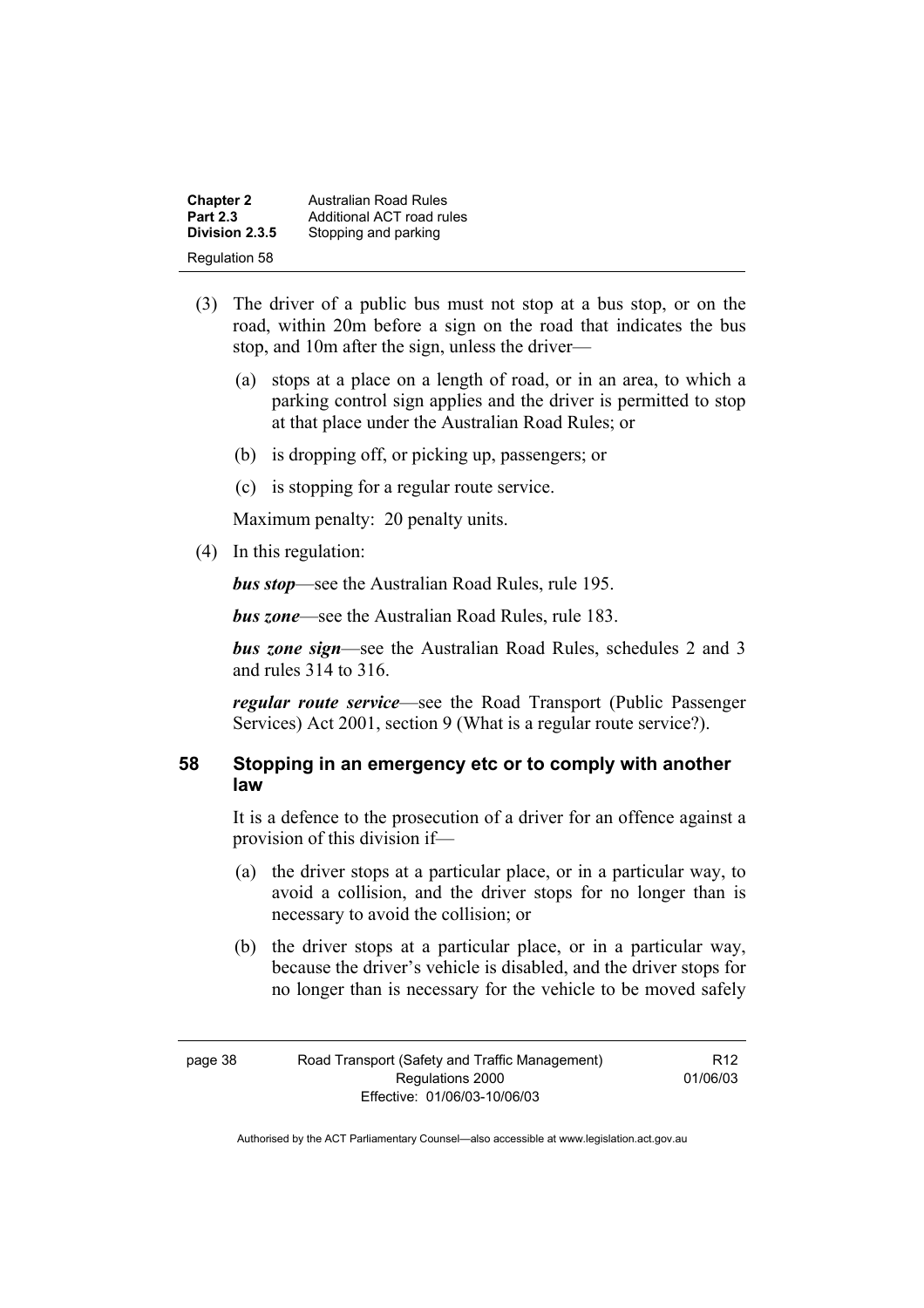(3) The driver of a public bus must not stop at a bus stop, or on the road, within 20m before a sign on the road that indicates the bus stop, and 10m after the sign, unless the driver—

(a) stops at a place on a length of road, or in an area, to which a parking control sign applies and the driver is permitted to stop at that place under the Australian Road Rules; or

(b) is dropping off, or picking up, passengers; or

(c) is stopping for a regular route service.

Maximum penalty: 20 penalty units.

(4) In this regulation:

***bus stop***—see the Australian Road Rules, rule 195.

***bus zone***—see the Australian Road Rules, rule 183.

***bus zone sign***—see the Australian Road Rules, schedules 2 and 3 and rules 314 to 316.

***regular route service***—see the Road Transport (Public Passenger Services) Act 2001, section 9 (What is a regular route service?).

## 58 Stopping in an emergency etc or to comply with another law

It is a defence to the prosecution of a driver for an offence against a provision of this division if—

(a) the driver stops at a particular place, or in a particular way, to avoid a collision, and the driver stops for no longer than is necessary to avoid the collision; or

(b) the driver stops at a particular place, or in a particular way, because the driver's vehicle is disabled, and the driver stops for no longer than is necessary for the vehicle to be moved safely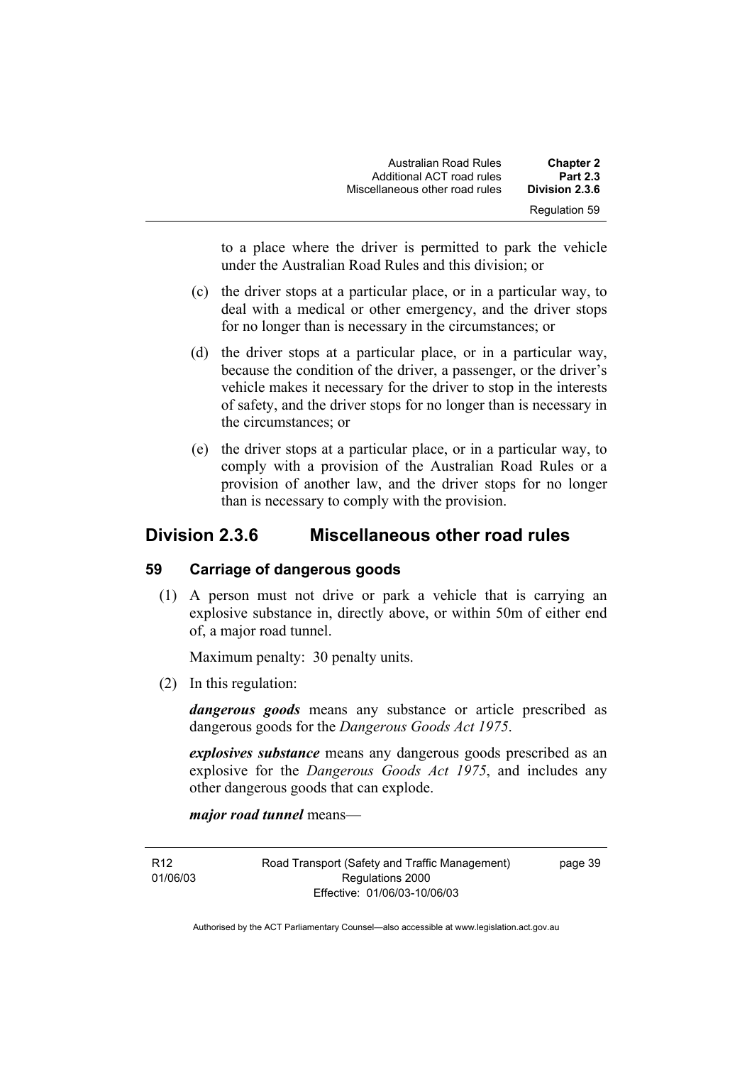to a place where the driver is permitted to park the vehicle under the Australian Road Rules and this division; or

(c) the driver stops at a particular place, or in a particular way, to deal with a medical or other emergency, and the driver stops for no longer than is necessary in the circumstances; or

(d) the driver stops at a particular place, or in a particular way, because the condition of the driver, a passenger, or the driver's vehicle makes it necessary for the driver to stop in the interests of safety, and the driver stops for no longer than is necessary in the circumstances; or

(e) the driver stops at a particular place, or in a particular way, to comply with a provision of the Australian Road Rules or a provision of another law, and the driver stops for no longer than is necessary to comply with the provision.

## Division 2.3.6 Miscellaneous other road rules

### 59 Carriage of dangerous goods

(1) A person must not drive or park a vehicle that is carrying an explosive substance in, directly above, or within 50m of either end of, a major road tunnel.

Maximum penalty: 30 penalty units.

(2) In this regulation:

***dangerous goods*** means any substance or article prescribed as dangerous goods for the *Dangerous Goods Act 1975*.

***explosives substance*** means any dangerous goods prescribed as an explosive for the *Dangerous Goods Act 1975*, and includes any other dangerous goods that can explode.

***major road tunnel*** means—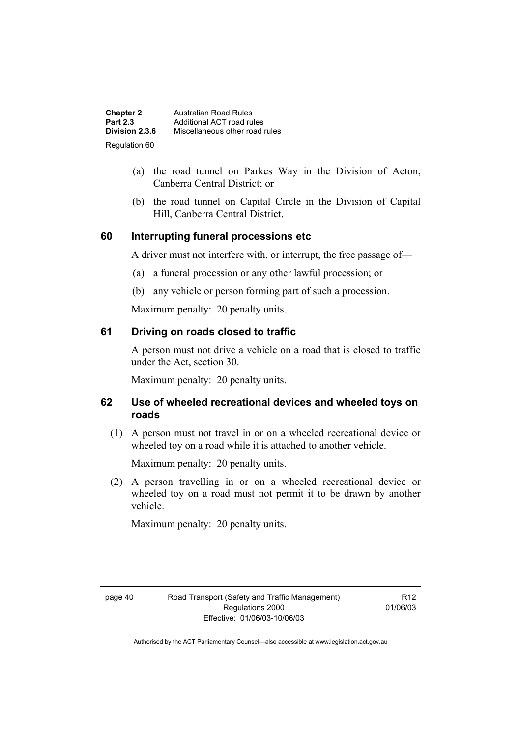(a) the road tunnel on Parkes Way in the Division of Acton, Canberra Central District; or

(b) the road tunnel on Capital Circle in the Division of Capital Hill, Canberra Central District.

## 60 Interrupting funeral processions etc

A driver must not interfere with, or interrupt, the free passage of—

(a) a funeral procession or any other lawful procession; or

(b) any vehicle or person forming part of such a procession.

Maximum penalty: 20 penalty units.

## 61 Driving on roads closed to traffic

A person must not drive a vehicle on a road that is closed to traffic under the Act, section 30.

Maximum penalty: 20 penalty units.

## 62 Use of wheeled recreational devices and wheeled toys on roads

(1) A person must not travel in or on a wheeled recreational device or wheeled toy on a road while it is attached to another vehicle.

Maximum penalty: 20 penalty units.

(2) A person travelling in or on a wheeled recreational device or wheeled toy on a road must not permit it to be drawn by another vehicle.

Maximum penalty: 20 penalty units.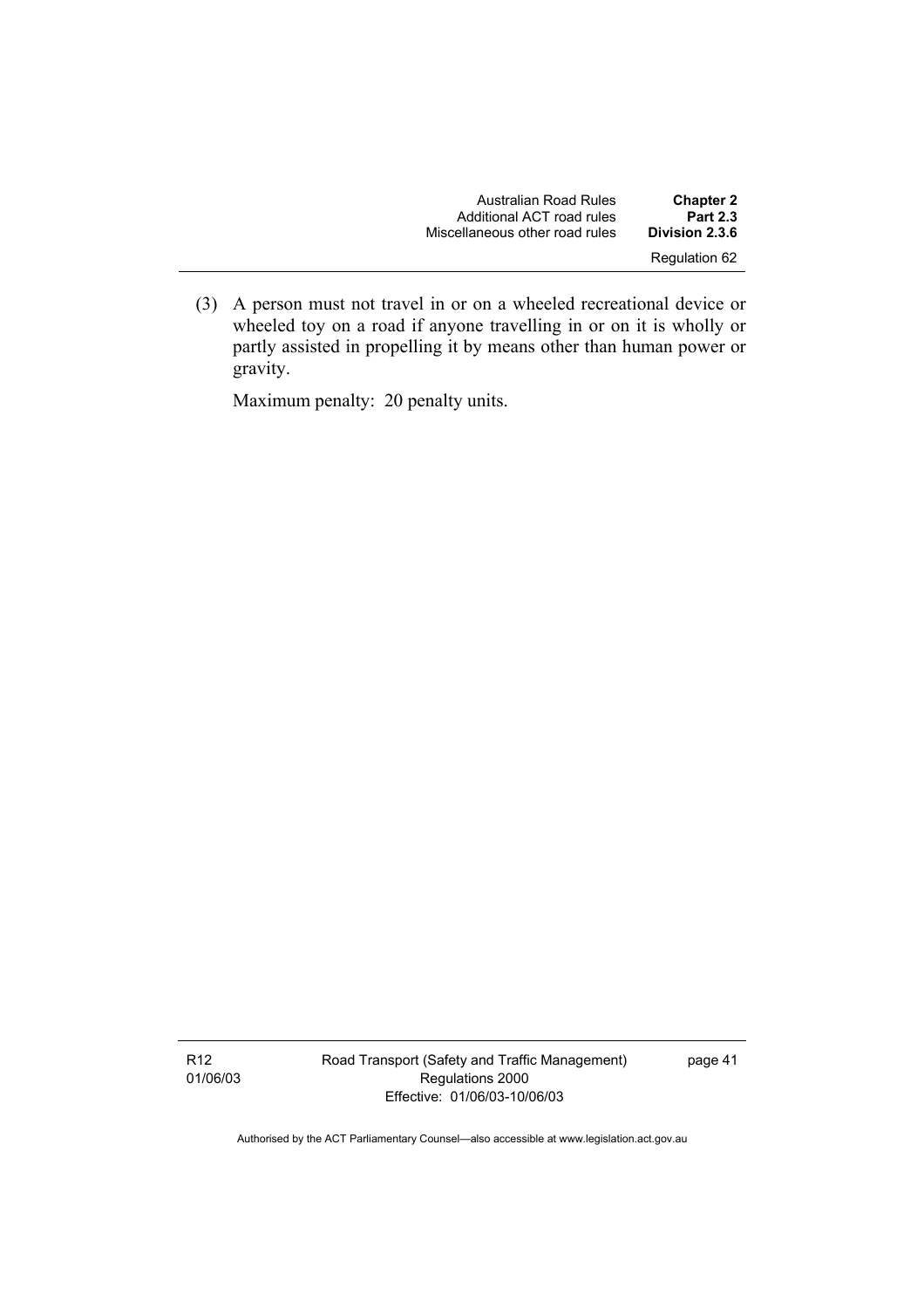(3) A person must not travel in or on a wheeled recreational device or wheeled toy on a road if anyone travelling in or on it is wholly or partly assisted in propelling it by means other than human power or gravity.

Maximum penalty: 20 penalty units.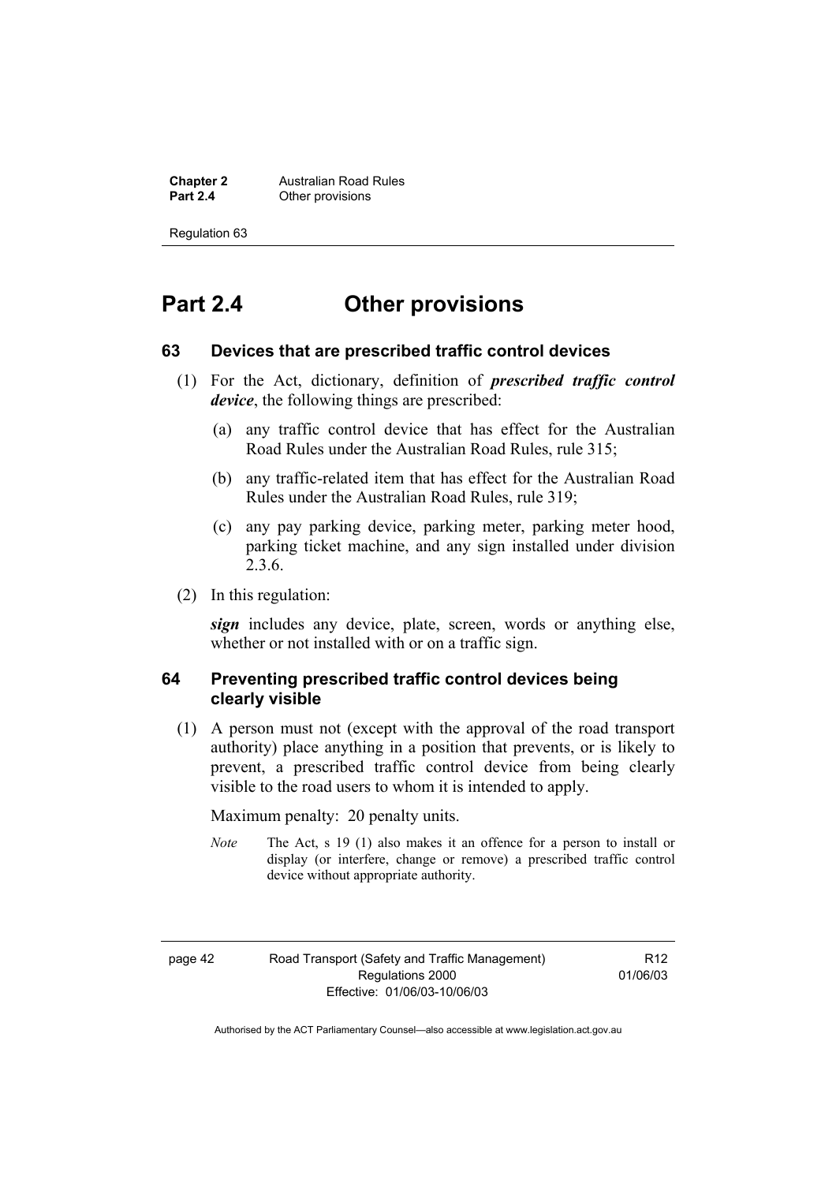# Part 2.4 Other provisions

## 63 Devices that are prescribed traffic control devices

(1) For the Act, dictionary, definition of ***prescribed traffic control device***, the following things are prescribed:

(a) any traffic control device that has effect for the Australian Road Rules under the Australian Road Rules, rule 315;

(b) any traffic-related item that has effect for the Australian Road Rules under the Australian Road Rules, rule 319;

(c) any pay parking device, parking meter, parking meter hood, parking ticket machine, and any sign installed under division 2.3.6.

(2) In this regulation:

***sign*** includes any device, plate, screen, words or anything else, whether or not installed with or on a traffic sign.

## 64 Preventing prescribed traffic control devices being clearly visible

(1) A person must not (except with the approval of the road transport authority) place anything in a position that prevents, or is likely to prevent, a prescribed traffic control device from being clearly visible to the road users to whom it is intended to apply.

Maximum penalty: 20 penalty units.

*Note* The Act, s 19 (1) also makes it an offence for a person to install or display (or interfere, change or remove) a prescribed traffic control device without appropriate authority.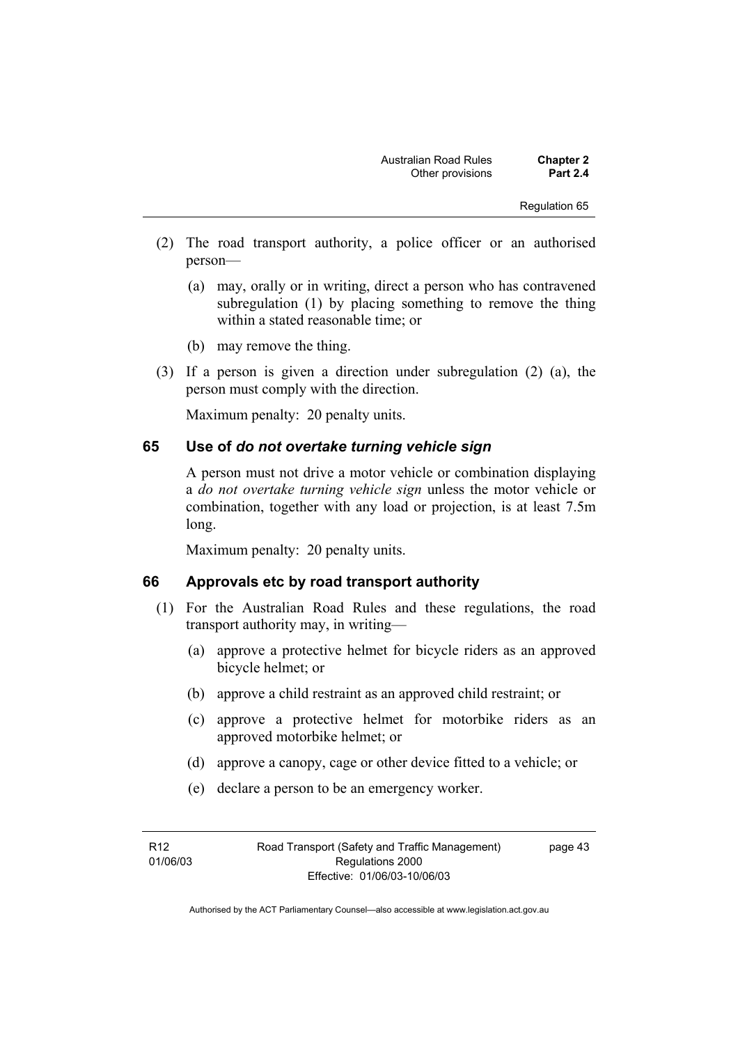(2) The road transport authority, a police officer or an authorised person—

  (a) may, orally or in writing, direct a person who has contravened subregulation (1) by placing something to remove the thing within a stated reasonable time; or

  (b) may remove the thing.

(3) If a person is given a direction under subregulation (2) (a), the person must comply with the direction.

Maximum penalty: 20 penalty units.

## 65 Use of *do not overtake turning vehicle sign*

A person must not drive a motor vehicle or combination displaying a *do not overtake turning vehicle sign* unless the motor vehicle or combination, together with any load or projection, is at least 7.5m long.

Maximum penalty: 20 penalty units.

## 66 Approvals etc by road transport authority

(1) For the Australian Road Rules and these regulations, the road transport authority may, in writing—

  (a) approve a protective helmet for bicycle riders as an approved bicycle helmet; or

  (b) approve a child restraint as an approved child restraint; or

  (c) approve a protective helmet for motorbike riders as an approved motorbike helmet; or

  (d) approve a canopy, cage or other device fitted to a vehicle; or

  (e) declare a person to be an emergency worker.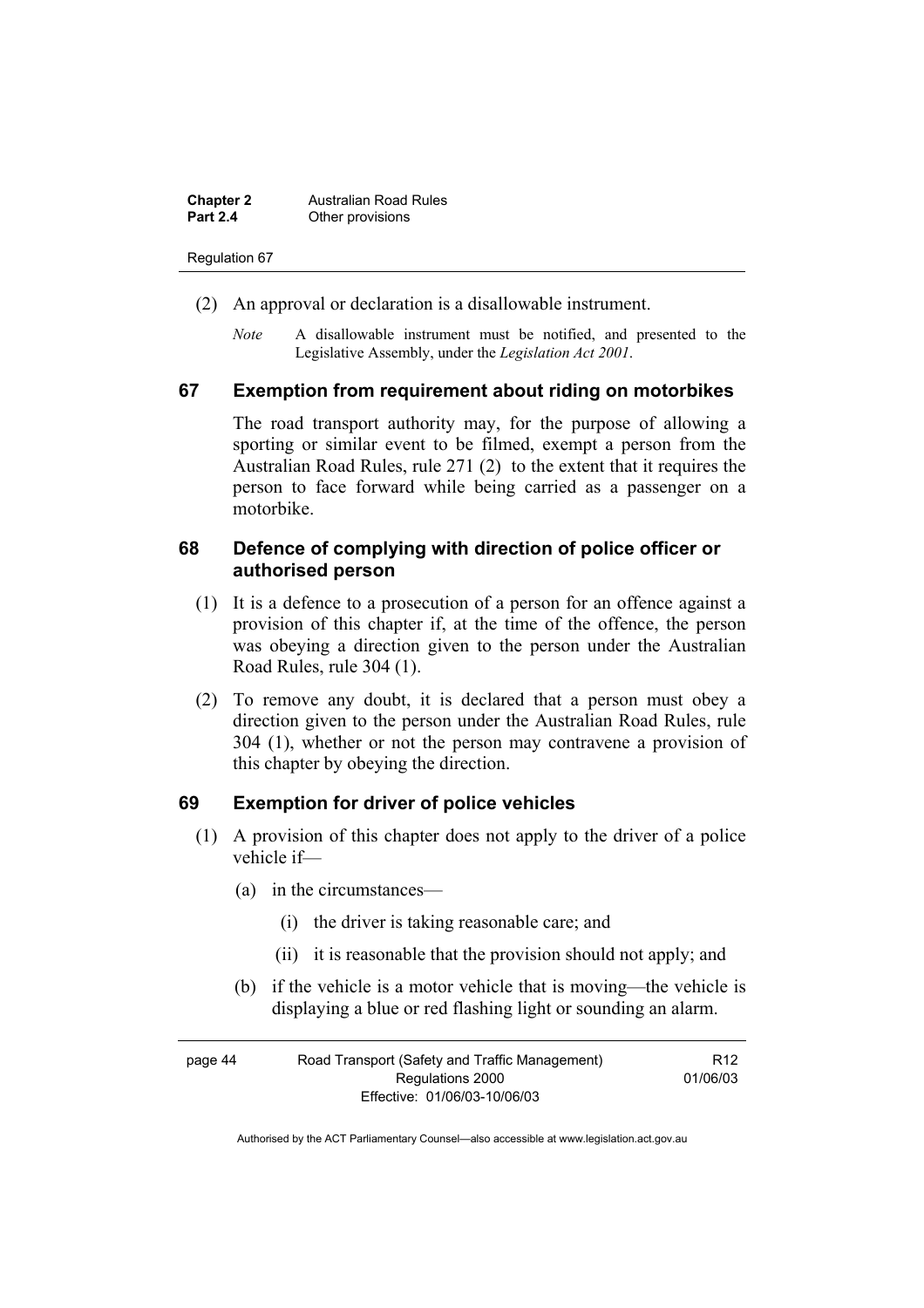(2) An approval or declaration is a disallowable instrument.

*Note* A disallowable instrument must be notified, and presented to the Legislative Assembly, under the *Legislation Act 2001*.

## 67 Exemption from requirement about riding on motorbikes

The road transport authority may, for the purpose of allowing a sporting or similar event to be filmed, exempt a person from the Australian Road Rules, rule 271 (2) to the extent that it requires the person to face forward while being carried as a passenger on a motorbike.

## 68 Defence of complying with direction of police officer or authorised person

(1) It is a defence to a prosecution of a person for an offence against a provision of this chapter if, at the time of the offence, the person was obeying a direction given to the person under the Australian Road Rules, rule 304 (1).

(2) To remove any doubt, it is declared that a person must obey a direction given to the person under the Australian Road Rules, rule 304 (1), whether or not the person may contravene a provision of this chapter by obeying the direction.

## 69 Exemption for driver of police vehicles

(1) A provision of this chapter does not apply to the driver of a police vehicle if—

(a) in the circumstances—

(i) the driver is taking reasonable care; and

(ii) it is reasonable that the provision should not apply; and

(b) if the vehicle is a motor vehicle that is moving—the vehicle is displaying a blue or red flashing light or sounding an alarm.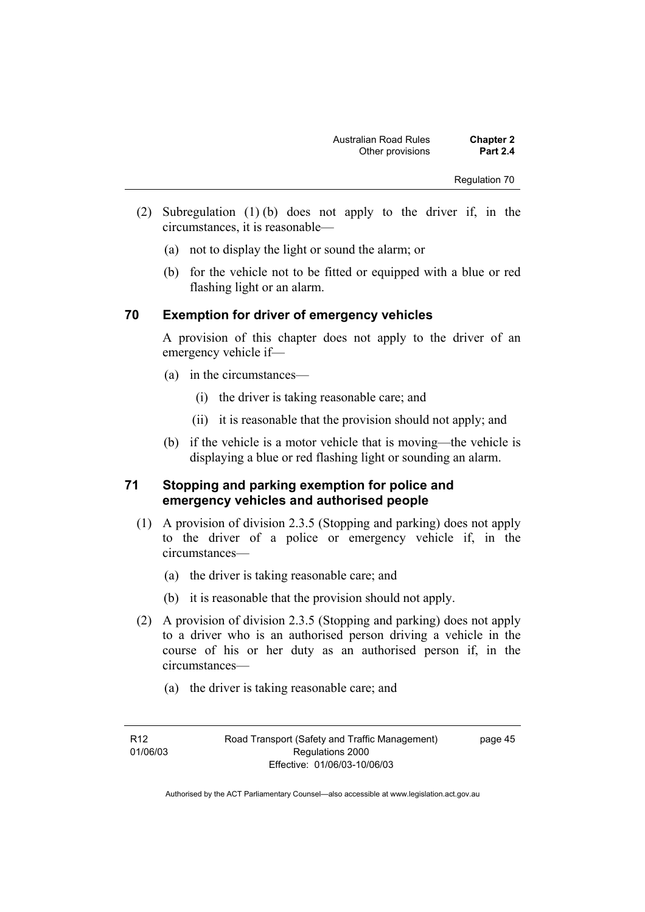(2) Subregulation (1) (b) does not apply to the driver if, in the circumstances, it is reasonable—

  (a) not to display the light or sound the alarm; or

  (b) for the vehicle not to be fitted or equipped with a blue or red flashing light or an alarm.

## 70 Exemption for driver of emergency vehicles

A provision of this chapter does not apply to the driver of an emergency vehicle if—

  (a) in the circumstances—

    (i) the driver is taking reasonable care; and

    (ii) it is reasonable that the provision should not apply; and

  (b) if the vehicle is a motor vehicle that is moving—the vehicle is displaying a blue or red flashing light or sounding an alarm.

## 71 Stopping and parking exemption for police and emergency vehicles and authorised people

(1) A provision of division 2.3.5 (Stopping and parking) does not apply to the driver of a police or emergency vehicle if, in the circumstances—

  (a) the driver is taking reasonable care; and

  (b) it is reasonable that the provision should not apply.

(2) A provision of division 2.3.5 (Stopping and parking) does not apply to a driver who is an authorised person driving a vehicle in the course of his or her duty as an authorised person if, in the circumstances—

  (a) the driver is taking reasonable care; and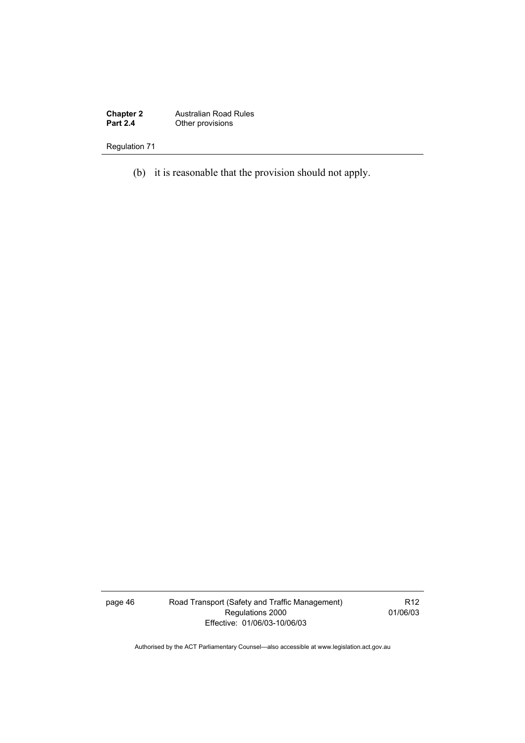(b) it is reasonable that the provision should not apply.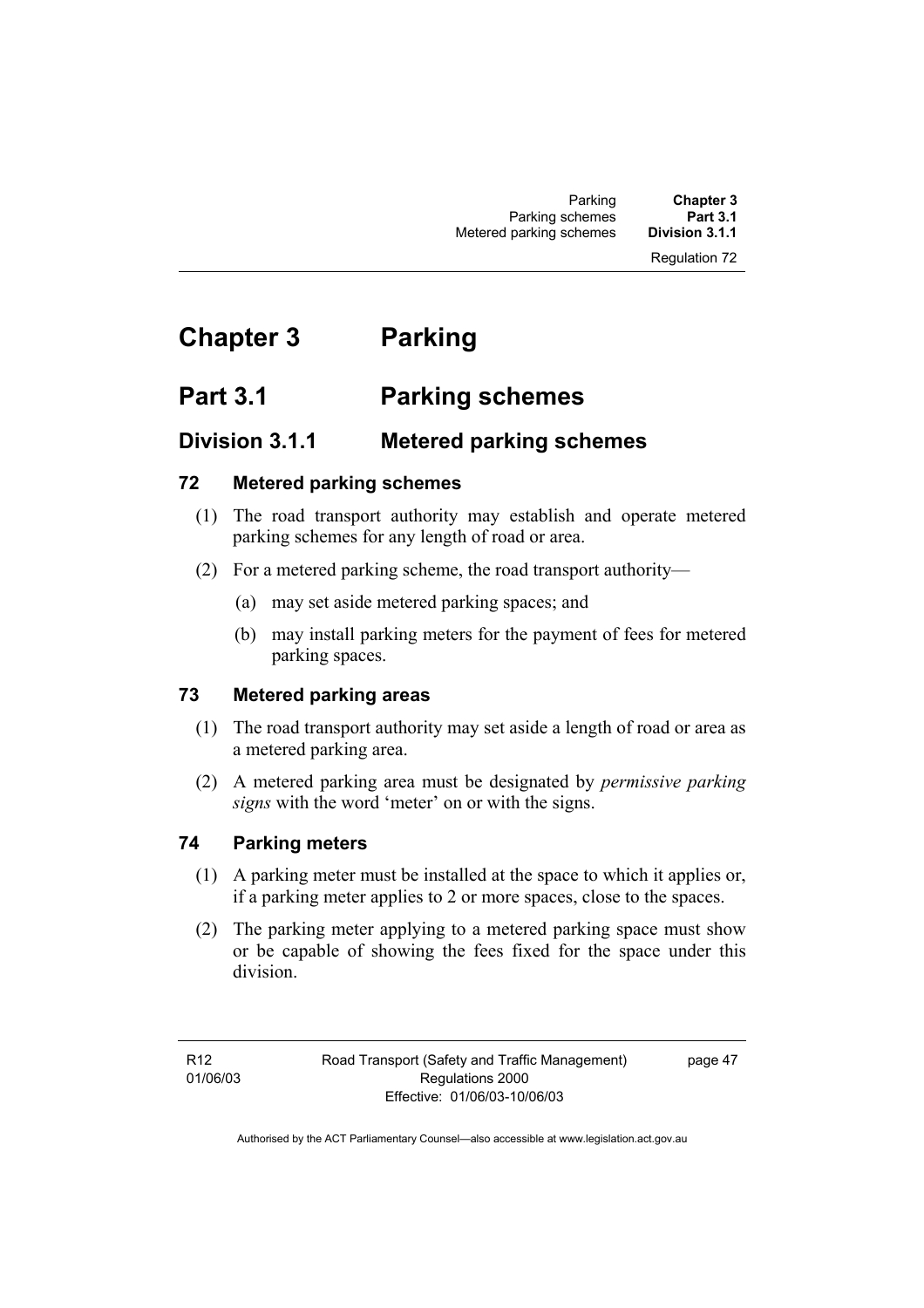# Chapter 3 Parking

## Part 3.1 Parking schemes

### Division 3.1.1 Metered parking schemes

#### 72 Metered parking schemes

(1) The road transport authority may establish and operate metered parking schemes for any length of road or area.

(2) For a metered parking scheme, the road transport authority—

(a) may set aside metered parking spaces; and

(b) may install parking meters for the payment of fees for metered parking spaces.

#### 73 Metered parking areas

(1) The road transport authority may set aside a length of road or area as a metered parking area.

(2) A metered parking area must be designated by ***permissive parking signs*** with the word 'meter' on or with the signs.

#### 74 Parking meters

(1) A parking meter must be installed at the space to which it applies or, if a parking meter applies to 2 or more spaces, close to the spaces.

(2) The parking meter applying to a metered parking space must show or be capable of showing the fees fixed for the space under this division.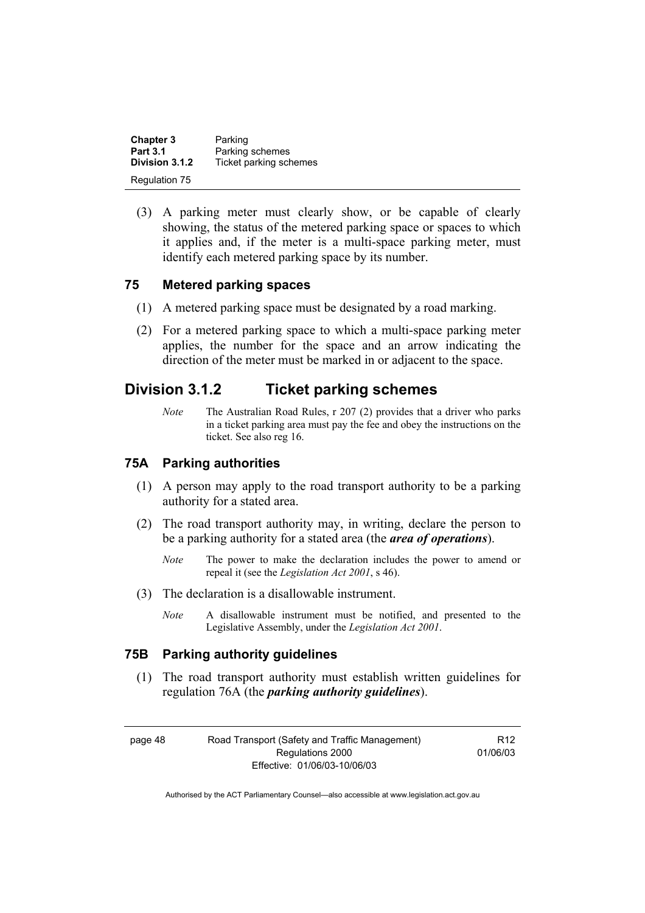(3) A parking meter must clearly show, or be capable of clearly showing, the status of the metered parking space or spaces to which it applies and, if the meter is a multi-space parking meter, must identify each metered parking space by its number.

### 75 Metered parking spaces

(1) A metered parking space must be designated by a road marking.

(2) For a metered parking space to which a multi-space parking meter applies, the number for the space and an arrow indicating the direction of the meter must be marked in or adjacent to the space.

## Division 3.1.2 Ticket parking schemes

*Note* The Australian Road Rules, r 207 (2) provides that a driver who parks in a ticket parking area must pay the fee and obey the instructions on the ticket. See also reg 16.

### 75A Parking authorities

(1) A person may apply to the road transport authority to be a parking authority for a stated area.

(2) The road transport authority may, in writing, declare the person to be a parking authority for a stated area (the ***area of operations***).

*Note* The power to make the declaration includes the power to amend or repeal it (see the *Legislation Act 2001*, s 46).

(3) The declaration is a disallowable instrument.

*Note* A disallowable instrument must be notified, and presented to the Legislative Assembly, under the *Legislation Act 2001*.

### 75B Parking authority guidelines

(1) The road transport authority must establish written guidelines for regulation 76A (the ***parking authority guidelines***).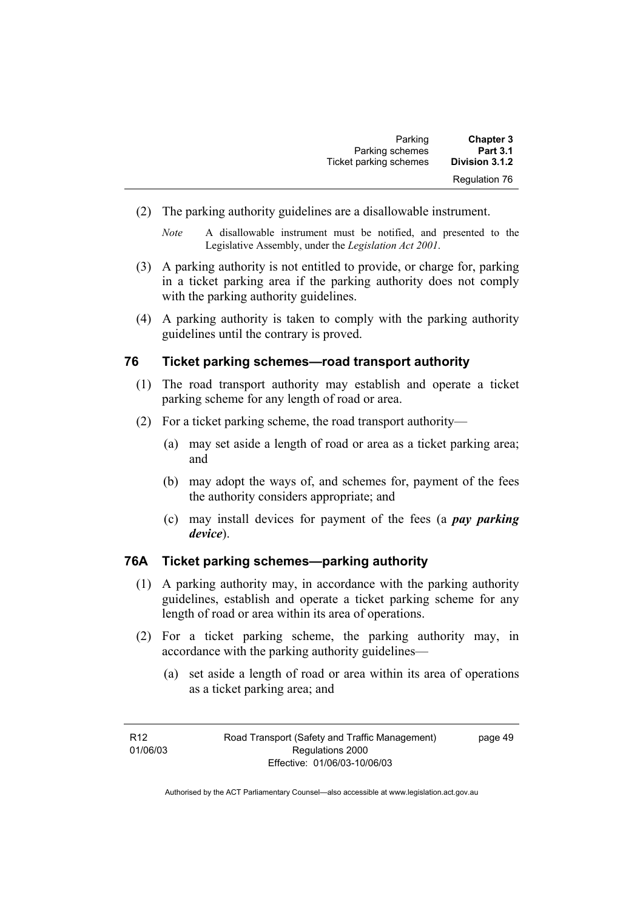(2) The parking authority guidelines are a disallowable instrument.

*Note* A disallowable instrument must be notified, and presented to the Legislative Assembly, under the *Legislation Act 2001*.

(3) A parking authority is not entitled to provide, or charge for, parking in a ticket parking area if the parking authority does not comply with the parking authority guidelines.

(4) A parking authority is taken to comply with the parking authority guidelines until the contrary is proved.

## 76 Ticket parking schemes—road transport authority

(1) The road transport authority may establish and operate a ticket parking scheme for any length of road or area.

(2) For a ticket parking scheme, the road transport authority—

(a) may set aside a length of road or area as a ticket parking area; and

(b) may adopt the ways of, and schemes for, payment of the fees the authority considers appropriate; and

(c) may install devices for payment of the fees (a ***pay parking device***).

## 76A Ticket parking schemes—parking authority

(1) A parking authority may, in accordance with the parking authority guidelines, establish and operate a ticket parking scheme for any length of road or area within its area of operations.

(2) For a ticket parking scheme, the parking authority may, in accordance with the parking authority guidelines—

(a) set aside a length of road or area within its area of operations as a ticket parking area; and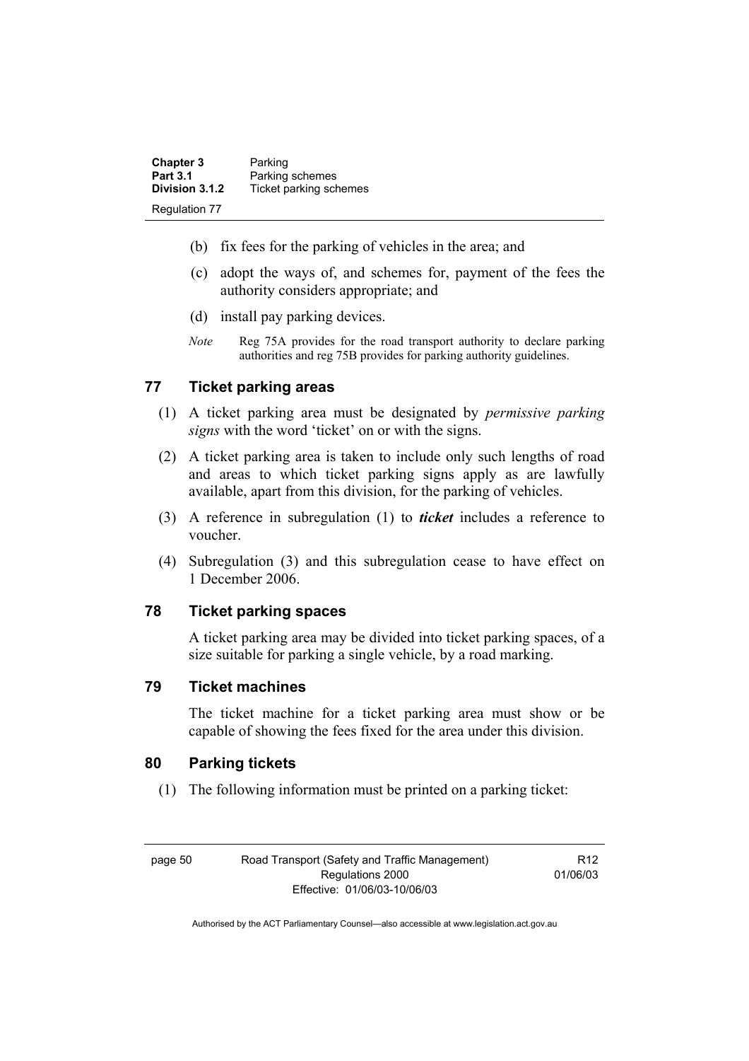(b) fix fees for the parking of vehicles in the area; and

(c) adopt the ways of, and schemes for, payment of the fees the authority considers appropriate; and

(d) install pay parking devices.

*Note* Reg 75A provides for the road transport authority to declare parking authorities and reg 75B provides for parking authority guidelines.

## 77 Ticket parking areas

(1) A ticket parking area must be designated by *permissive parking signs* with the word 'ticket' on or with the signs.

(2) A ticket parking area is taken to include only such lengths of road and areas to which ticket parking signs apply as are lawfully available, apart from this division, for the parking of vehicles.

(3) A reference in subregulation (1) to ***ticket*** includes a reference to voucher.

(4) Subregulation (3) and this subregulation cease to have effect on 1 December 2006.

## 78 Ticket parking spaces

A ticket parking area may be divided into ticket parking spaces, of a size suitable for parking a single vehicle, by a road marking.

## 79 Ticket machines

The ticket machine for a ticket parking area must show or be capable of showing the fees fixed for the area under this division.

## 80 Parking tickets

(1) The following information must be printed on a parking ticket: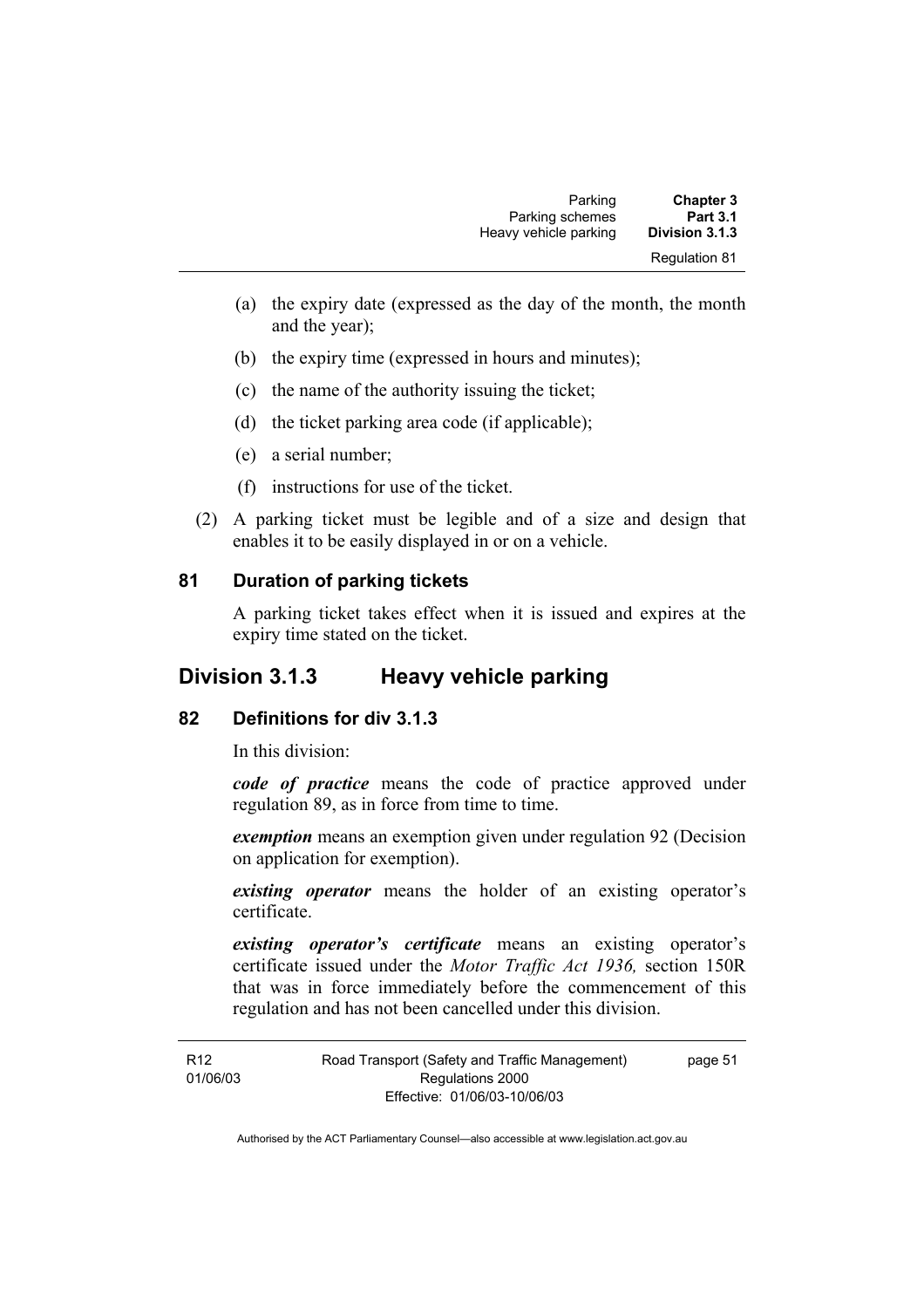(a) the expiry date (expressed as the day of the month, the month and the year);

(b) the expiry time (expressed in hours and minutes);

(c) the name of the authority issuing the ticket;

(d) the ticket parking area code (if applicable);

(e) a serial number;

(f) instructions for use of the ticket.

(2) A parking ticket must be legible and of a size and design that enables it to be easily displayed in or on a vehicle.

### 81 Duration of parking tickets

A parking ticket takes effect when it is issued and expires at the expiry time stated on the ticket.

## Division 3.1.3 Heavy vehicle parking

### 82 Definitions for div 3.1.3

In this division:

***code of practice*** means the code of practice approved under regulation 89, as in force from time to time.

***exemption*** means an exemption given under regulation 92 (Decision on application for exemption).

***existing operator*** means the holder of an existing operator's certificate.

***existing operator's certificate*** means an existing operator's certificate issued under the *Motor Traffic Act 1936,* section 150R that was in force immediately before the commencement of this regulation and has not been cancelled under this division.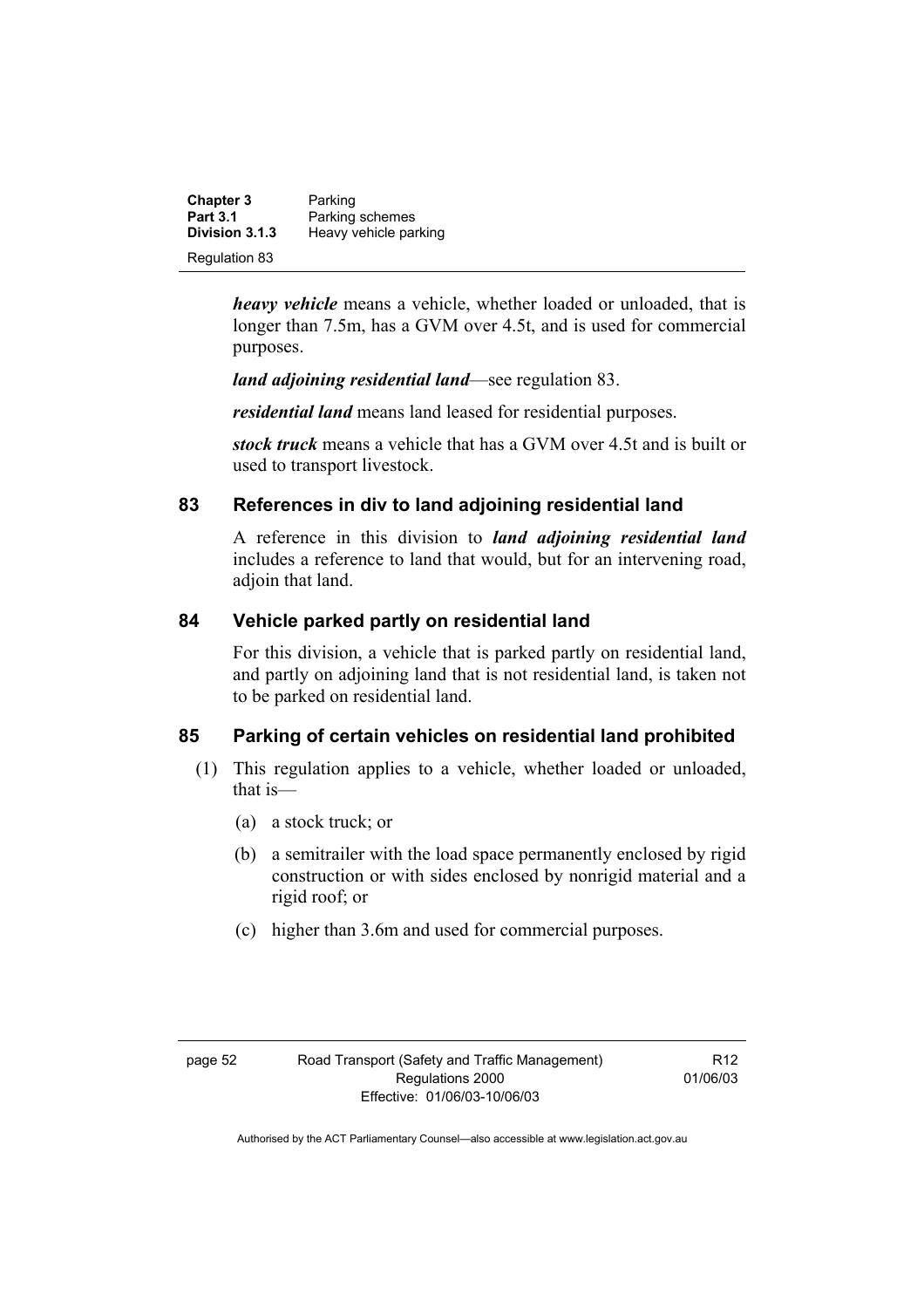***heavy vehicle*** means a vehicle, whether loaded or unloaded, that is longer than 7.5m, has a GVM over 4.5t, and is used for commercial purposes.

***land adjoining residential land***—see regulation 83.

***residential land*** means land leased for residential purposes.

***stock truck*** means a vehicle that has a GVM over 4.5t and is built or used to transport livestock.

## 83 References in div to land adjoining residential land

A reference in this division to ***land adjoining residential land*** includes a reference to land that would, but for an intervening road, adjoin that land.

## 84 Vehicle parked partly on residential land

For this division, a vehicle that is parked partly on residential land, and partly on adjoining land that is not residential land, is taken not to be parked on residential land.

## 85 Parking of certain vehicles on residential land prohibited

(1) This regulation applies to a vehicle, whether loaded or unloaded, that is—

(a) a stock truck; or

(b) a semitrailer with the load space permanently enclosed by rigid construction or with sides enclosed by nonrigid material and a rigid roof; or

(c) higher than 3.6m and used for commercial purposes.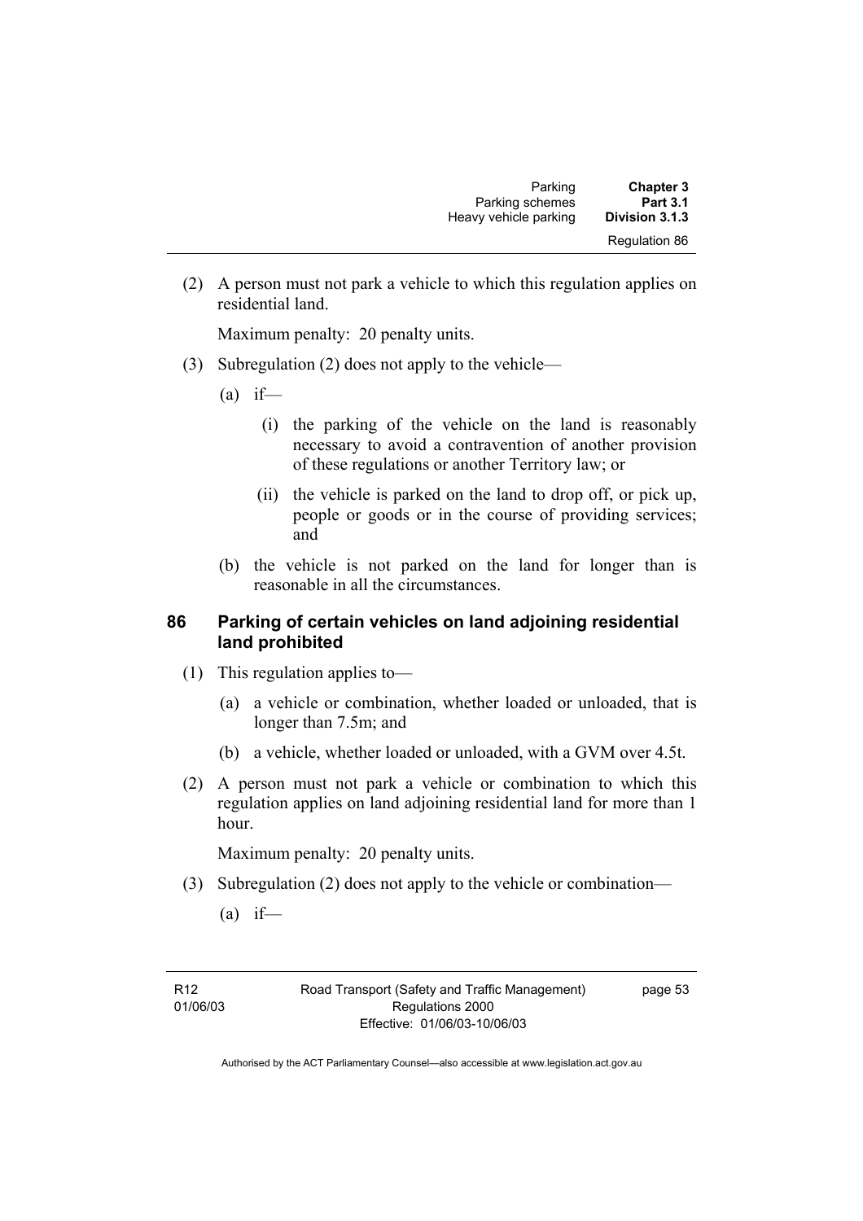(2) A person must not park a vehicle to which this regulation applies on residential land.

Maximum penalty: 20 penalty units.

(3) Subregulation (2) does not apply to the vehicle—

(a) if—

(i) the parking of the vehicle on the land is reasonably necessary to avoid a contravention of another provision of these regulations or another Territory law; or

(ii) the vehicle is parked on the land to drop off, or pick up, people or goods or in the course of providing services; and

(b) the vehicle is not parked on the land for longer than is reasonable in all the circumstances.

### 86 Parking of certain vehicles on land adjoining residential land prohibited

(1) This regulation applies to—

(a) a vehicle or combination, whether loaded or unloaded, that is longer than 7.5m; and

(b) a vehicle, whether loaded or unloaded, with a GVM over 4.5t.

(2) A person must not park a vehicle or combination to which this regulation applies on land adjoining residential land for more than 1 hour.

Maximum penalty: 20 penalty units.

(3) Subregulation (2) does not apply to the vehicle or combination—

(a) if—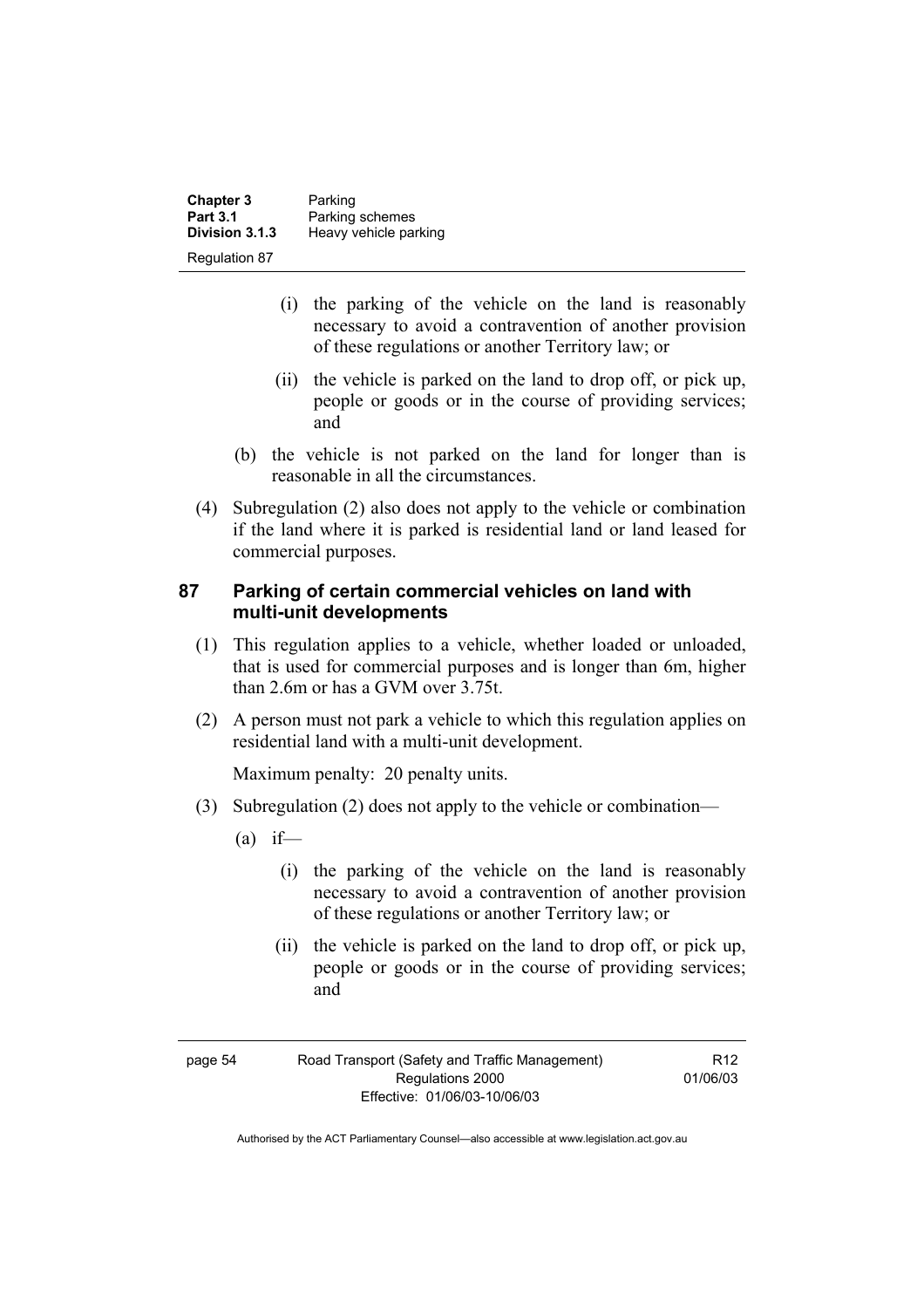(i) the parking of the vehicle on the land is reasonably necessary to avoid a contravention of another provision of these regulations or another Territory law; or

(ii) the vehicle is parked on the land to drop off, or pick up, people or goods or in the course of providing services; and

(b) the vehicle is not parked on the land for longer than is reasonable in all the circumstances.

(4) Subregulation (2) also does not apply to the vehicle or combination if the land where it is parked is residential land or land leased for commercial purposes.

## 87 Parking of certain commercial vehicles on land with multi-unit developments

(1) This regulation applies to a vehicle, whether loaded or unloaded, that is used for commercial purposes and is longer than 6m, higher than 2.6m or has a GVM over 3.75t.

(2) A person must not park a vehicle to which this regulation applies on residential land with a multi-unit development.

Maximum penalty: 20 penalty units.

(3) Subregulation (2) does not apply to the vehicle or combination—

(a) if—

(i) the parking of the vehicle on the land is reasonably necessary to avoid a contravention of another provision of these regulations or another Territory law; or

(ii) the vehicle is parked on the land to drop off, or pick up, people or goods or in the course of providing services; and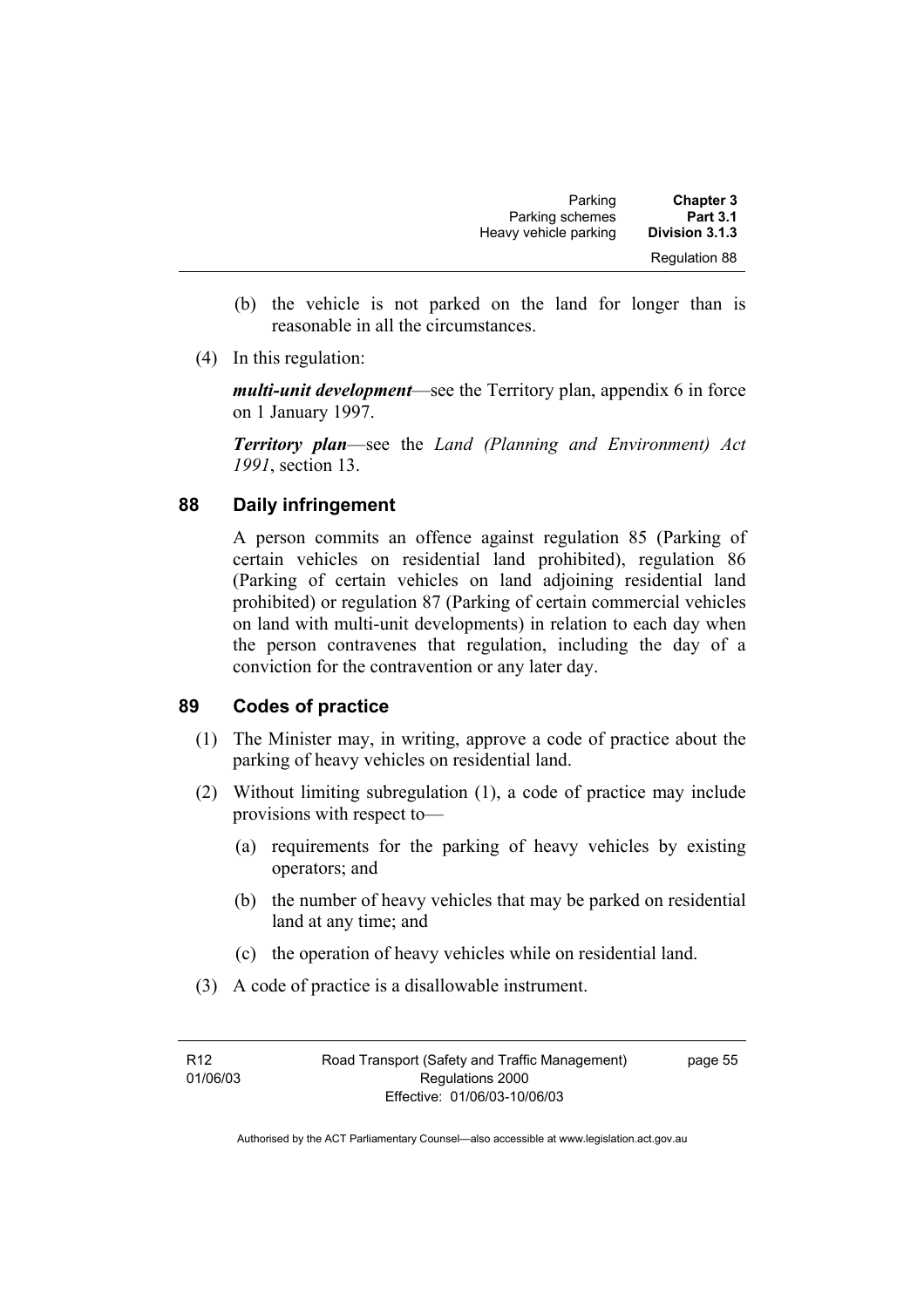(b) the vehicle is not parked on the land for longer than is reasonable in all the circumstances.

(4) In this regulation:

***multi-unit development***—see the Territory plan, appendix 6 in force on 1 January 1997.

***Territory plan***—see the *Land (Planning and Environment) Act 1991*, section 13.

## 88 Daily infringement

A person commits an offence against regulation 85 (Parking of certain vehicles on residential land prohibited), regulation 86 (Parking of certain vehicles on land adjoining residential land prohibited) or regulation 87 (Parking of certain commercial vehicles on land with multi-unit developments) in relation to each day when the person contravenes that regulation, including the day of a conviction for the contravention or any later day.

## 89 Codes of practice

(1) The Minister may, in writing, approve a code of practice about the parking of heavy vehicles on residential land.

(2) Without limiting subregulation (1), a code of practice may include provisions with respect to—

(a) requirements for the parking of heavy vehicles by existing operators; and

(b) the number of heavy vehicles that may be parked on residential land at any time; and

(c) the operation of heavy vehicles while on residential land.

(3) A code of practice is a disallowable instrument.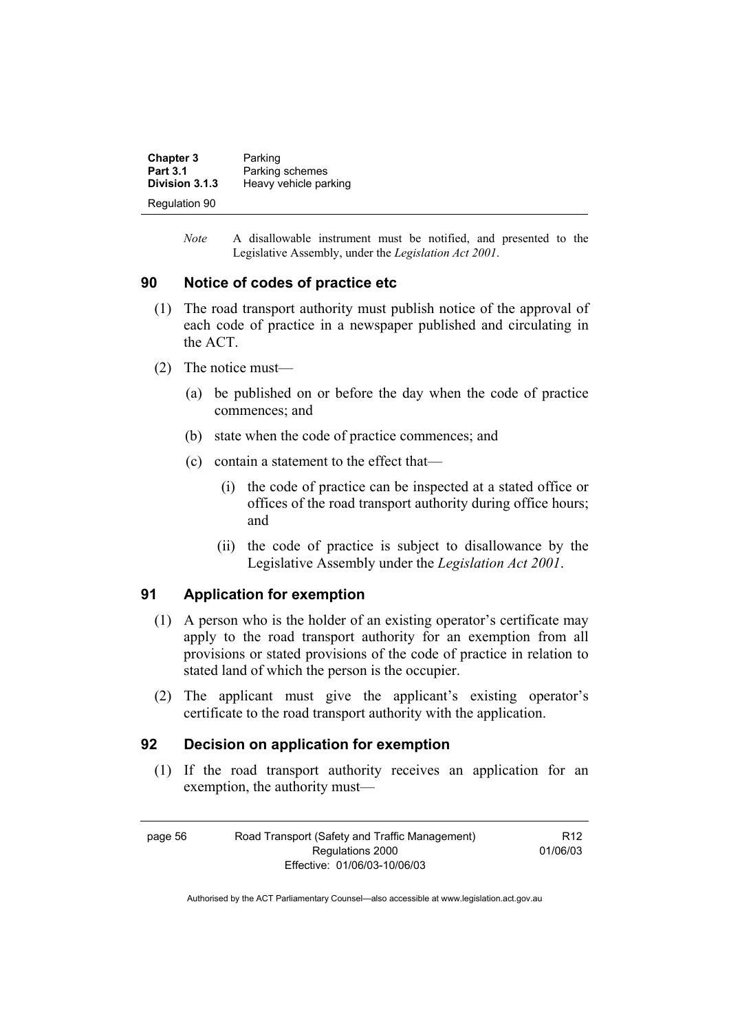*Note* A disallowable instrument must be notified, and presented to the Legislative Assembly, under the *Legislation Act 2001*.

### 90 Notice of codes of practice etc

(1) The road transport authority must publish notice of the approval of each code of practice in a newspaper published and circulating in the ACT.

(2) The notice must—

(a) be published on or before the day when the code of practice commences; and

(b) state when the code of practice commences; and

(c) contain a statement to the effect that—

(i) the code of practice can be inspected at a stated office or offices of the road transport authority during office hours; and

(ii) the code of practice is subject to disallowance by the Legislative Assembly under the *Legislation Act 2001*.

### 91 Application for exemption

(1) A person who is the holder of an existing operator's certificate may apply to the road transport authority for an exemption from all provisions or stated provisions of the code of practice in relation to stated land of which the person is the occupier.

(2) The applicant must give the applicant's existing operator's certificate to the road transport authority with the application.

### 92 Decision on application for exemption

(1) If the road transport authority receives an application for an exemption, the authority must—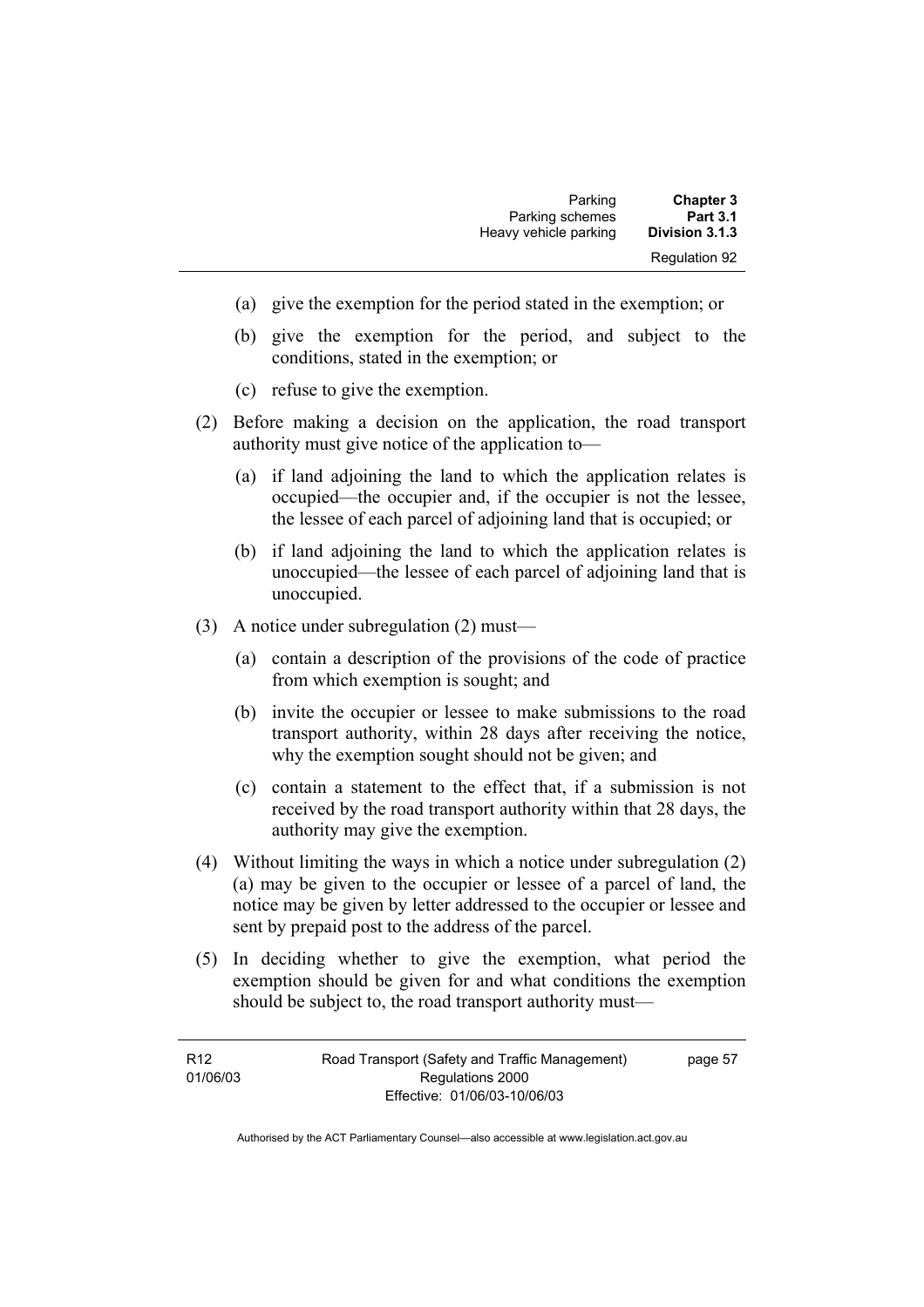(a) give the exemption for the period stated in the exemption; or

(b) give the exemption for the period, and subject to the conditions, stated in the exemption; or

(c) refuse to give the exemption.

(2) Before making a decision on the application, the road transport authority must give notice of the application to—

(a) if land adjoining the land to which the application relates is occupied—the occupier and, if the occupier is not the lessee, the lessee of each parcel of adjoining land that is occupied; or

(b) if land adjoining the land to which the application relates is unoccupied—the lessee of each parcel of adjoining land that is unoccupied.

(3) A notice under subregulation (2) must—

(a) contain a description of the provisions of the code of practice from which exemption is sought; and

(b) invite the occupier or lessee to make submissions to the road transport authority, within 28 days after receiving the notice, why the exemption sought should not be given; and

(c) contain a statement to the effect that, if a submission is not received by the road transport authority within that 28 days, the authority may give the exemption.

(4) Without limiting the ways in which a notice under subregulation (2) (a) may be given to the occupier or lessee of a parcel of land, the notice may be given by letter addressed to the occupier or lessee and sent by prepaid post to the address of the parcel.

(5) In deciding whether to give the exemption, what period the exemption should be given for and what conditions the exemption should be subject to, the road transport authority must—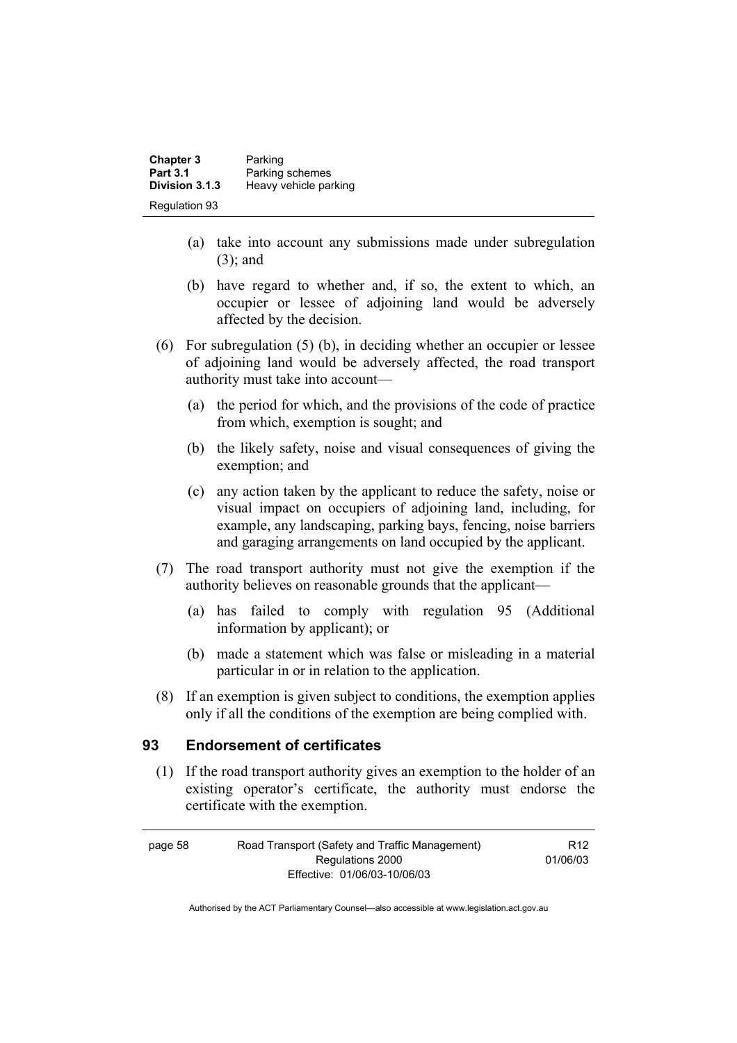(a) take into account any submissions made under subregulation (3); and

(b) have regard to whether and, if so, the extent to which, an occupier or lessee of adjoining land would be adversely affected by the decision.

(6) For subregulation (5) (b), in deciding whether an occupier or lessee of adjoining land would be adversely affected, the road transport authority must take into account—

(a) the period for which, and the provisions of the code of practice from which, exemption is sought; and

(b) the likely safety, noise and visual consequences of giving the exemption; and

(c) any action taken by the applicant to reduce the safety, noise or visual impact on occupiers of adjoining land, including, for example, any landscaping, parking bays, fencing, noise barriers and garaging arrangements on land occupied by the applicant.

(7) The road transport authority must not give the exemption if the authority believes on reasonable grounds that the applicant—

(a) has failed to comply with regulation 95 (Additional information by applicant); or

(b) made a statement which was false or misleading in a material particular in or in relation to the application.

(8) If an exemption is given subject to conditions, the exemption applies only if all the conditions of the exemption are being complied with.

## 93 Endorsement of certificates

(1) If the road transport authority gives an exemption to the holder of an existing operator's certificate, the authority must endorse the certificate with the exemption.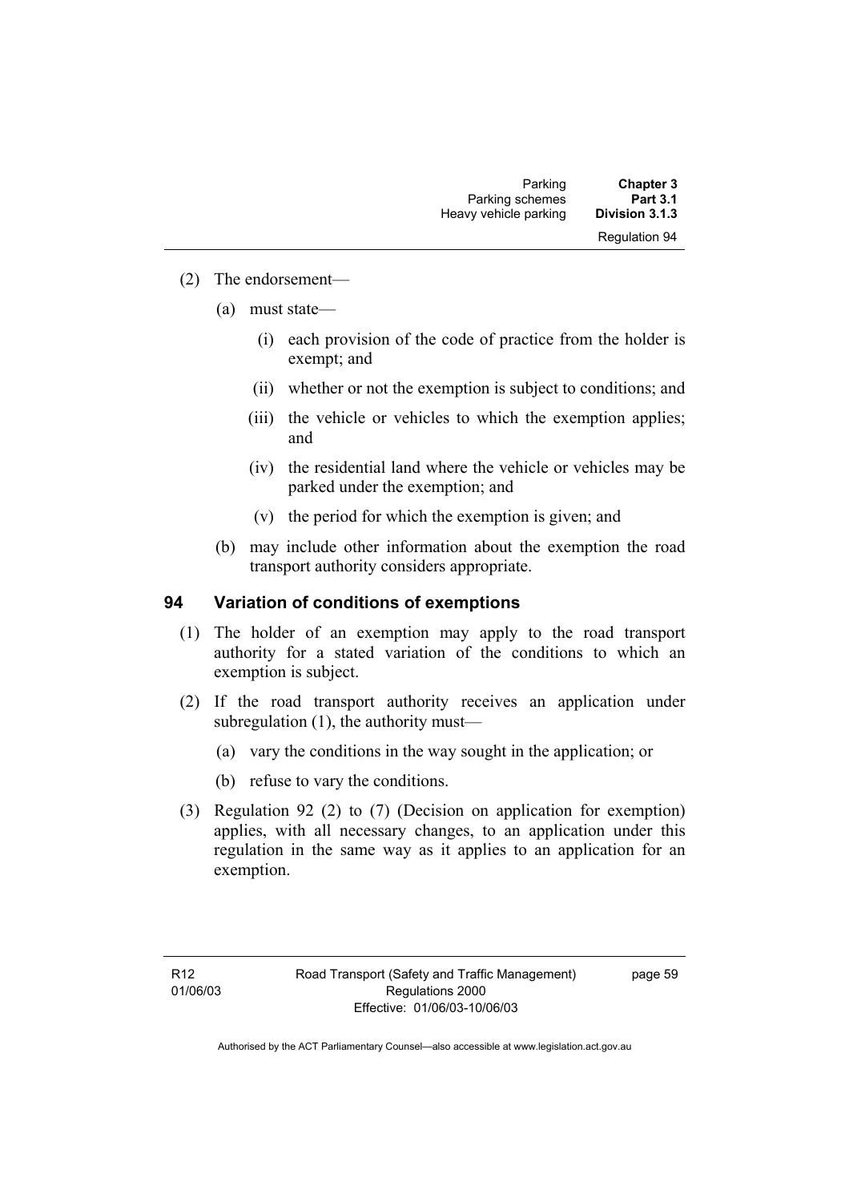(2) The endorsement—

(a) must state—

(i) each provision of the code of practice from the holder is exempt; and

(ii) whether or not the exemption is subject to conditions; and

(iii) the vehicle or vehicles to which the exemption applies; and

(iv) the residential land where the vehicle or vehicles may be parked under the exemption; and

(v) the period for which the exemption is given; and

(b) may include other information about the exemption the road transport authority considers appropriate.

## 94 Variation of conditions of exemptions

(1) The holder of an exemption may apply to the road transport authority for a stated variation of the conditions to which an exemption is subject.

(2) If the road transport authority receives an application under subregulation (1), the authority must—

(a) vary the conditions in the way sought in the application; or

(b) refuse to vary the conditions.

(3) Regulation 92 (2) to (7) (Decision on application for exemption) applies, with all necessary changes, to an application under this regulation in the same way as it applies to an application for an exemption.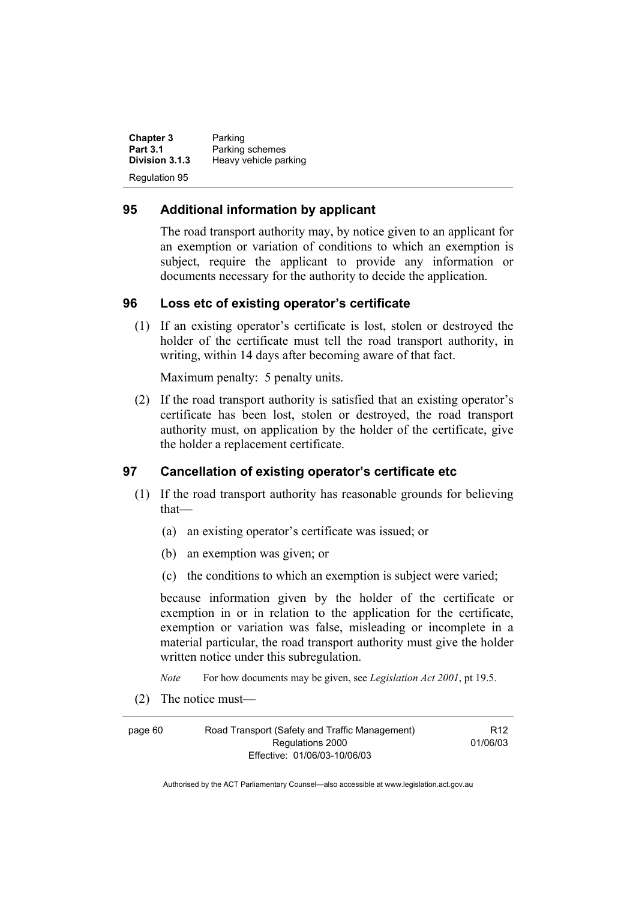## 95 Additional information by applicant

The road transport authority may, by notice given to an applicant for an exemption or variation of conditions to which an exemption is subject, require the applicant to provide any information or documents necessary for the authority to decide the application.

## 96 Loss etc of existing operator's certificate

(1) If an existing operator's certificate is lost, stolen or destroyed the holder of the certificate must tell the road transport authority, in writing, within 14 days after becoming aware of that fact.

Maximum penalty: 5 penalty units.

(2) If the road transport authority is satisfied that an existing operator's certificate has been lost, stolen or destroyed, the road transport authority must, on application by the holder of the certificate, give the holder a replacement certificate.

## 97 Cancellation of existing operator's certificate etc

(1) If the road transport authority has reasonable grounds for believing that—

(a) an existing operator's certificate was issued; or

(b) an exemption was given; or

(c) the conditions to which an exemption is subject were varied;

because information given by the holder of the certificate or exemption in or in relation to the application for the certificate, exemption or variation was false, misleading or incomplete in a material particular, the road transport authority must give the holder written notice under this subregulation.

*Note* For how documents may be given, see *Legislation Act 2001*, pt 19.5.

(2) The notice must—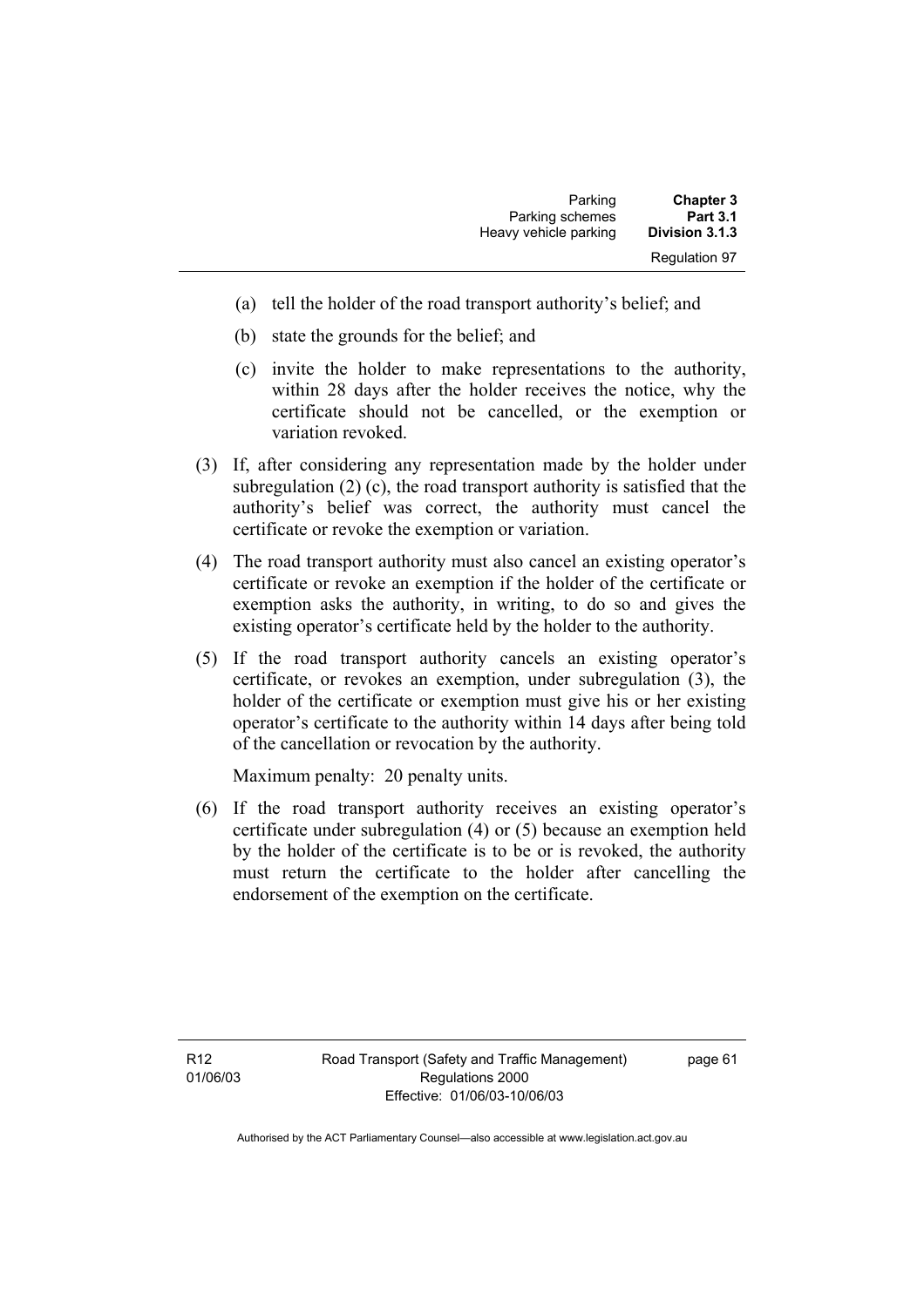(a) tell the holder of the road transport authority's belief; and

(b) state the grounds for the belief; and

(c) invite the holder to make representations to the authority, within 28 days after the holder receives the notice, why the certificate should not be cancelled, or the exemption or variation revoked.

(3) If, after considering any representation made by the holder under subregulation (2) (c), the road transport authority is satisfied that the authority's belief was correct, the authority must cancel the certificate or revoke the exemption or variation.

(4) The road transport authority must also cancel an existing operator's certificate or revoke an exemption if the holder of the certificate or exemption asks the authority, in writing, to do so and gives the existing operator's certificate held by the holder to the authority.

(5) If the road transport authority cancels an existing operator's certificate, or revokes an exemption, under subregulation (3), the holder of the certificate or exemption must give his or her existing operator's certificate to the authority within 14 days after being told of the cancellation or revocation by the authority.

Maximum penalty: 20 penalty units.

(6) If the road transport authority receives an existing operator's certificate under subregulation (4) or (5) because an exemption held by the holder of the certificate is to be or is revoked, the authority must return the certificate to the holder after cancelling the endorsement of the exemption on the certificate.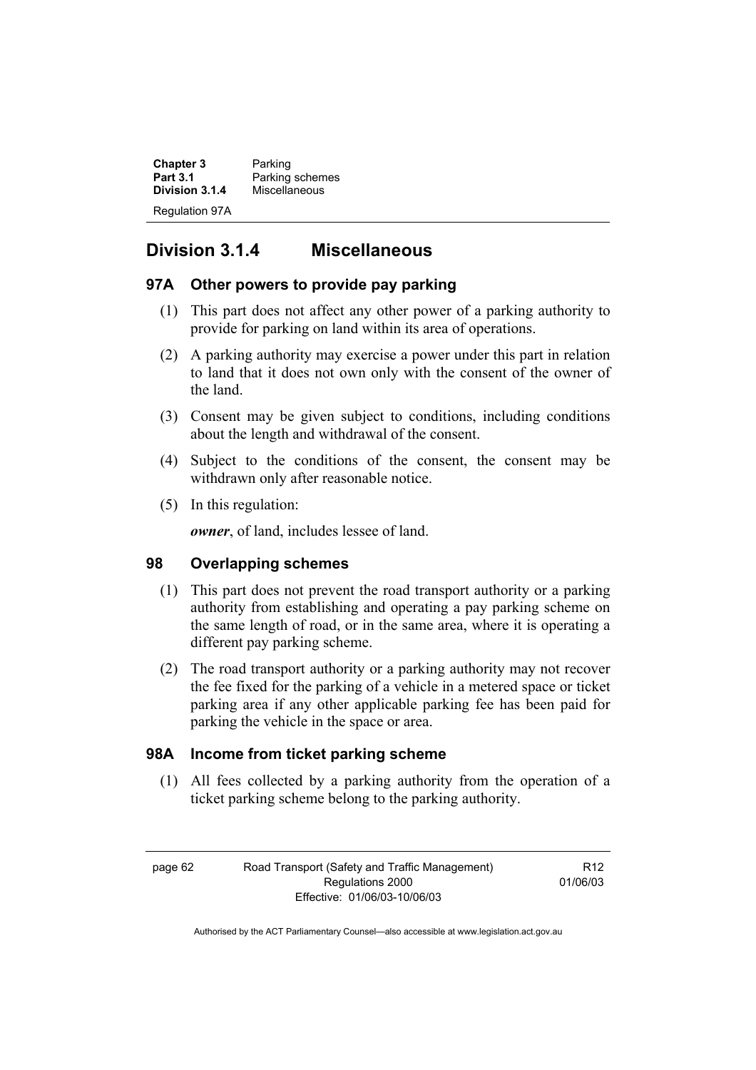## Division 3.1.4 Miscellaneous

### 97A Other powers to provide pay parking

(1) This part does not affect any other power of a parking authority to provide for parking on land within its area of operations.

(2) A parking authority may exercise a power under this part in relation to land that it does not own only with the consent of the owner of the land.

(3) Consent may be given subject to conditions, including conditions about the length and withdrawal of the consent.

(4) Subject to the conditions of the consent, the consent may be withdrawn only after reasonable notice.

(5) In this regulation:

***owner***, of land, includes lessee of land.

### 98 Overlapping schemes

(1) This part does not prevent the road transport authority or a parking authority from establishing and operating a pay parking scheme on the same length of road, or in the same area, where it is operating a different pay parking scheme.

(2) The road transport authority or a parking authority may not recover the fee fixed for the parking of a vehicle in a metered space or ticket parking area if any other applicable parking fee has been paid for parking the vehicle in the space or area.

### 98A Income from ticket parking scheme

(1) All fees collected by a parking authority from the operation of a ticket parking scheme belong to the parking authority.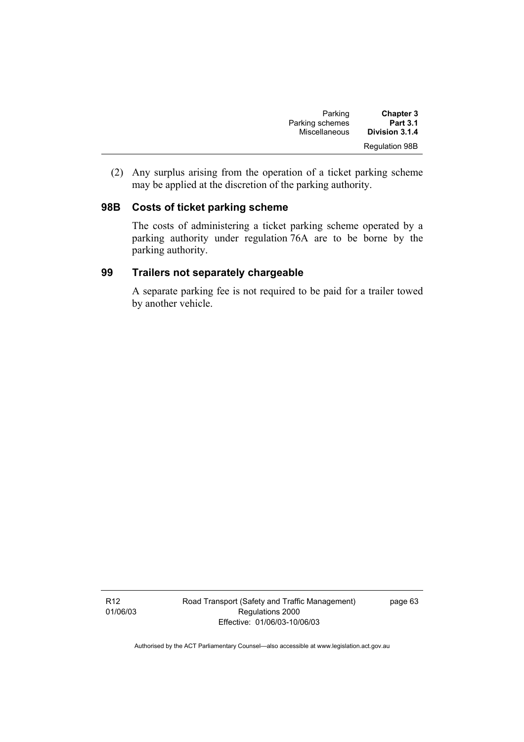(2) Any surplus arising from the operation of a ticket parking scheme may be applied at the discretion of the parking authority.

### 98B Costs of ticket parking scheme

The costs of administering a ticket parking scheme operated by a parking authority under regulation 76A are to be borne by the parking authority.

### 99 Trailers not separately chargeable

A separate parking fee is not required to be paid for a trailer towed by another vehicle.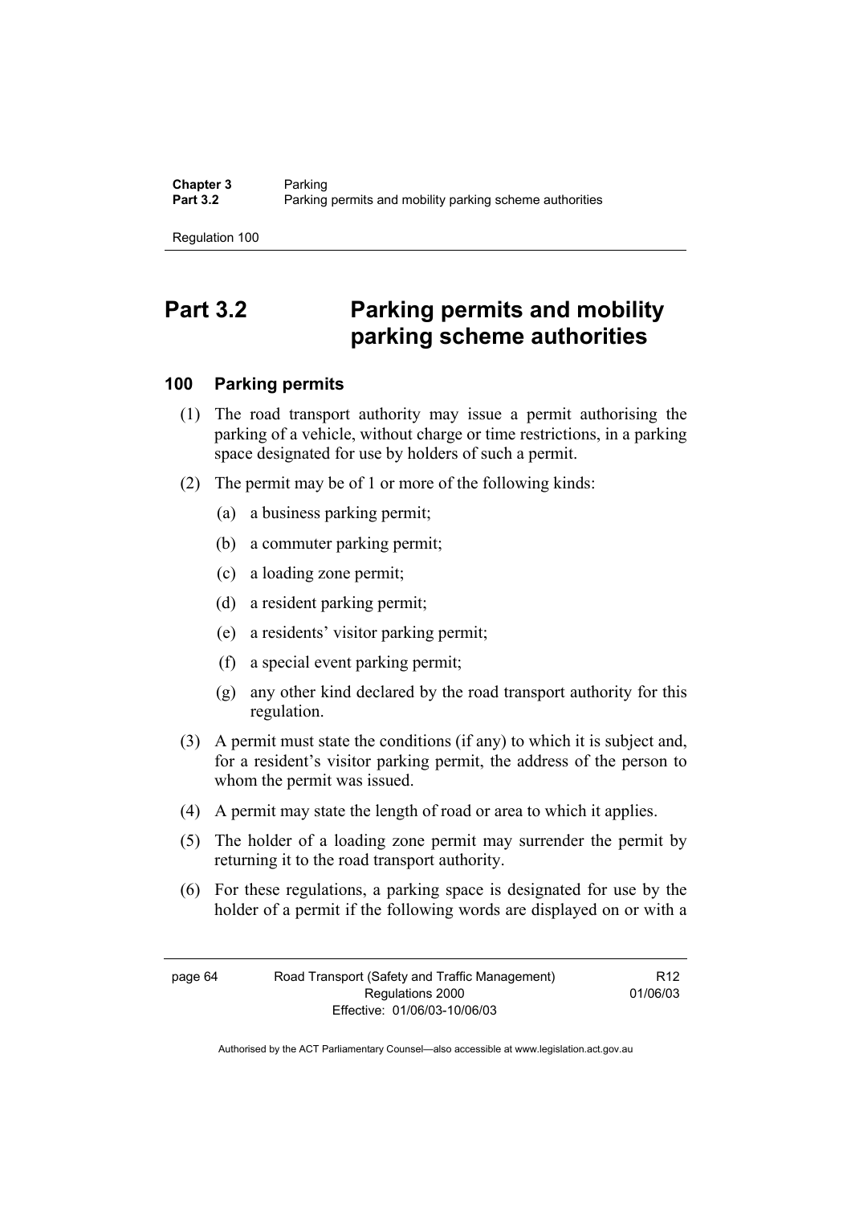# Part 3.2 Parking permits and mobility parking scheme authorities

## 100 Parking permits

(1) The road transport authority may issue a permit authorising the parking of a vehicle, without charge or time restrictions, in a parking space designated for use by holders of such a permit.

(2) The permit may be of 1 or more of the following kinds:

(a) a business parking permit;

(b) a commuter parking permit;

(c) a loading zone permit;

(d) a resident parking permit;

(e) a residents' visitor parking permit;

(f) a special event parking permit;

(g) any other kind declared by the road transport authority for this regulation.

(3) A permit must state the conditions (if any) to which it is subject and, for a resident's visitor parking permit, the address of the person to whom the permit was issued.

(4) A permit may state the length of road or area to which it applies.

(5) The holder of a loading zone permit may surrender the permit by returning it to the road transport authority.

(6) For these regulations, a parking space is designated for use by the holder of a permit if the following words are displayed on or with a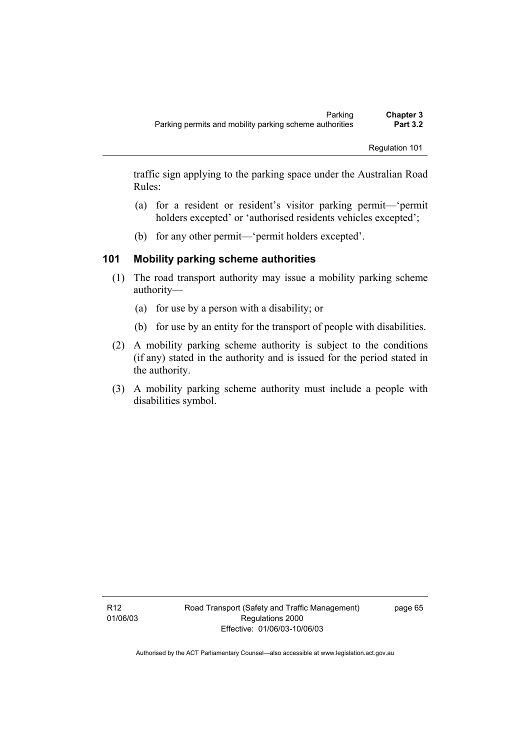traffic sign applying to the parking space under the Australian Road Rules:

(a) for a resident or resident's visitor parking permit—'permit holders excepted' or 'authorised residents vehicles excepted';

(b) for any other permit—'permit holders excepted'.

### 101 Mobility parking scheme authorities

(1) The road transport authority may issue a mobility parking scheme authority—

(a) for use by a person with a disability; or

(b) for use by an entity for the transport of people with disabilities.

(2) A mobility parking scheme authority is subject to the conditions (if any) stated in the authority and is issued for the period stated in the authority.

(3) A mobility parking scheme authority must include a people with disabilities symbol.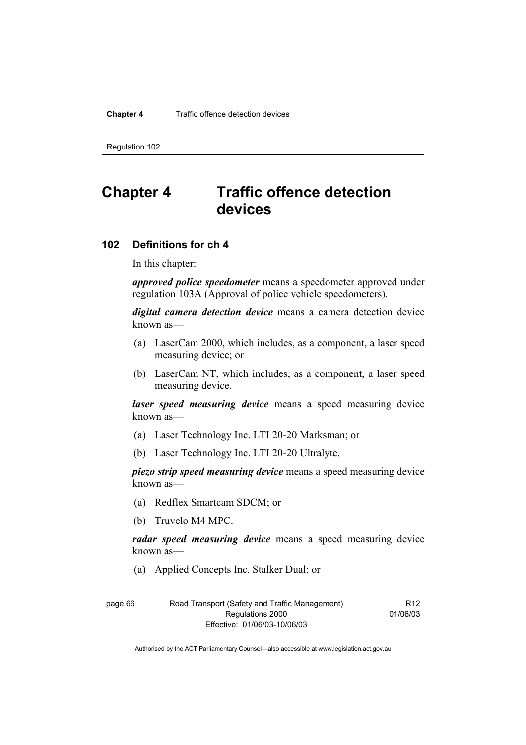# Chapter 4 Traffic offence detection devices

## 102 Definitions for ch 4

In this chapter:

***approved police speedometer*** means a speedometer approved under regulation 103A (Approval of police vehicle speedometers).

***digital camera detection device*** means a camera detection device known as—

(a) LaserCam 2000, which includes, as a component, a laser speed measuring device; or

(b) LaserCam NT, which includes, as a component, a laser speed measuring device.

***laser speed measuring device*** means a speed measuring device known as—

(a) Laser Technology Inc. LTI 20-20 Marksman; or

(b) Laser Technology Inc. LTI 20-20 Ultralyte.

***piezo strip speed measuring device*** means a speed measuring device known as—

(a) Redflex Smartcam SDCM; or

(b) Truvelo M4 MPC.

***radar speed measuring device*** means a speed measuring device known as—

(a) Applied Concepts Inc. Stalker Dual; or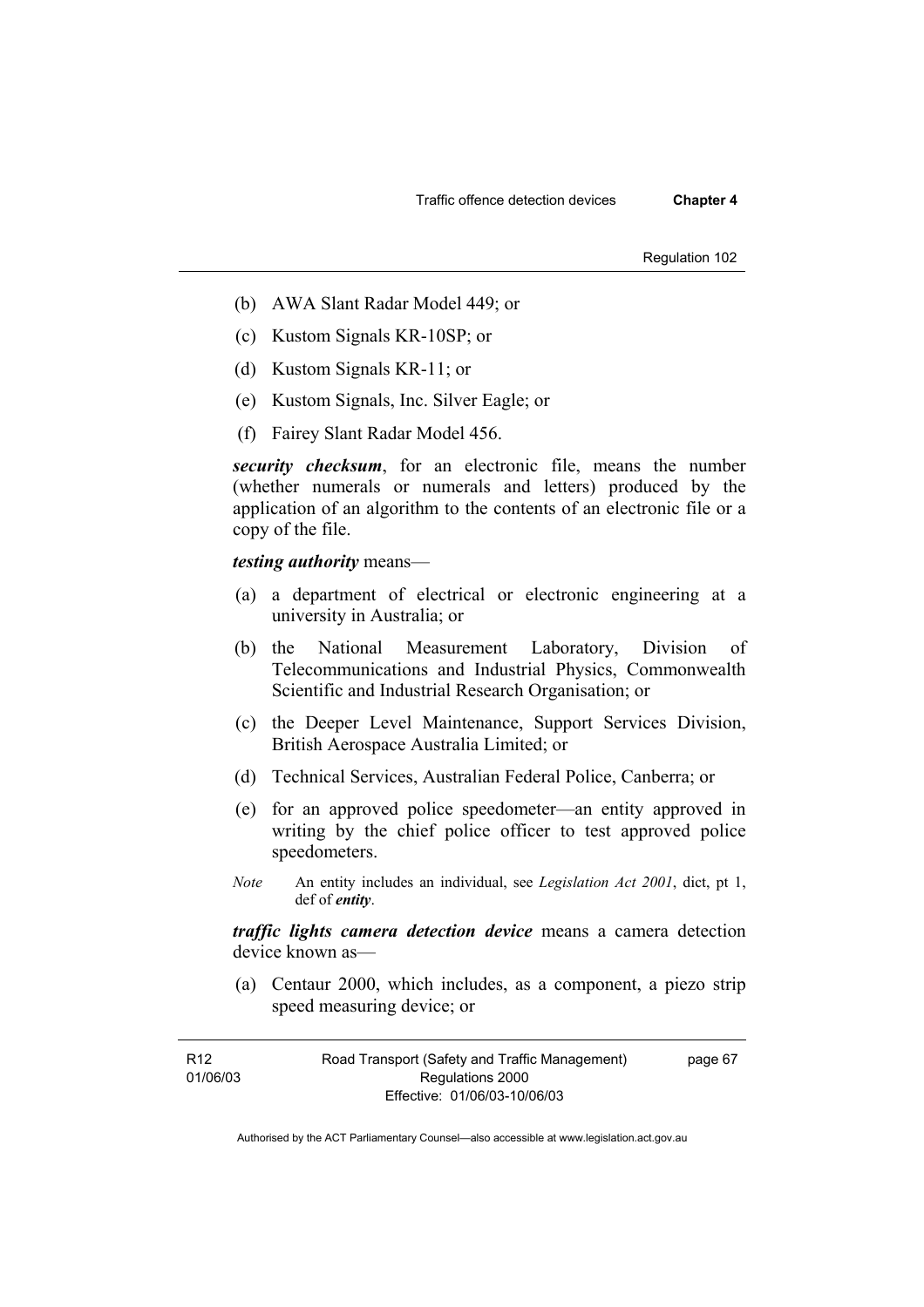(b) AWA Slant Radar Model 449; or

(c) Kustom Signals KR-10SP; or

(d) Kustom Signals KR-11; or

(e) Kustom Signals, Inc. Silver Eagle; or

(f) Fairey Slant Radar Model 456.

***security checksum***, for an electronic file, means the number (whether numerals or numerals and letters) produced by the application of an algorithm to the contents of an electronic file or a copy of the file.

***testing authority*** means—

(a) a department of electrical or electronic engineering at a university in Australia; or

(b) the National Measurement Laboratory, Division of Telecommunications and Industrial Physics, Commonwealth Scientific and Industrial Research Organisation; or

(c) the Deeper Level Maintenance, Support Services Division, British Aerospace Australia Limited; or

(d) Technical Services, Australian Federal Police, Canberra; or

(e) for an approved police speedometer—an entity approved in writing by the chief police officer to test approved police speedometers.

*Note* An entity includes an individual, see *Legislation Act 2001*, dict, pt 1, def of ***entity***.

***traffic lights camera detection device*** means a camera detection device known as—

(a) Centaur 2000, which includes, as a component, a piezo strip speed measuring device; or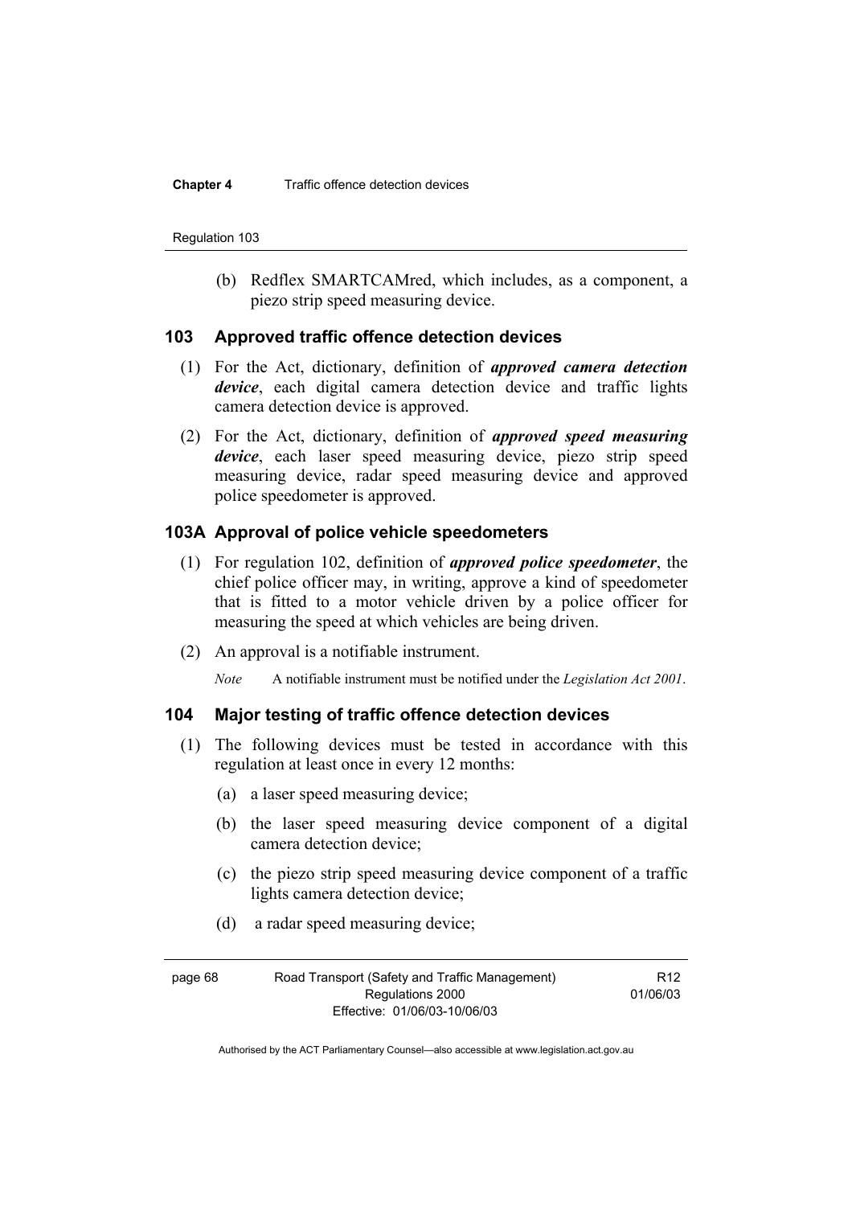(b) Redflex SMARTCAMred, which includes, as a component, a piezo strip speed measuring device.

### 103 Approved traffic offence detection devices

(1) For the Act, dictionary, definition of ***approved camera detection device***, each digital camera detection device and traffic lights camera detection device is approved.

(2) For the Act, dictionary, definition of ***approved speed measuring device***, each laser speed measuring device, piezo strip speed measuring device, radar speed measuring device and approved police speedometer is approved.

### 103A Approval of police vehicle speedometers

(1) For regulation 102, definition of ***approved police speedometer***, the chief police officer may, in writing, approve a kind of speedometer that is fitted to a motor vehicle driven by a police officer for measuring the speed at which vehicles are being driven.

(2) An approval is a notifiable instrument.

*Note* A notifiable instrument must be notified under the *Legislation Act 2001*.

### 104 Major testing of traffic offence detection devices

(1) The following devices must be tested in accordance with this regulation at least once in every 12 months:

(a) a laser speed measuring device;

(b) the laser speed measuring device component of a digital camera detection device;

(c) the piezo strip speed measuring device component of a traffic lights camera detection device;

(d) a radar speed measuring device;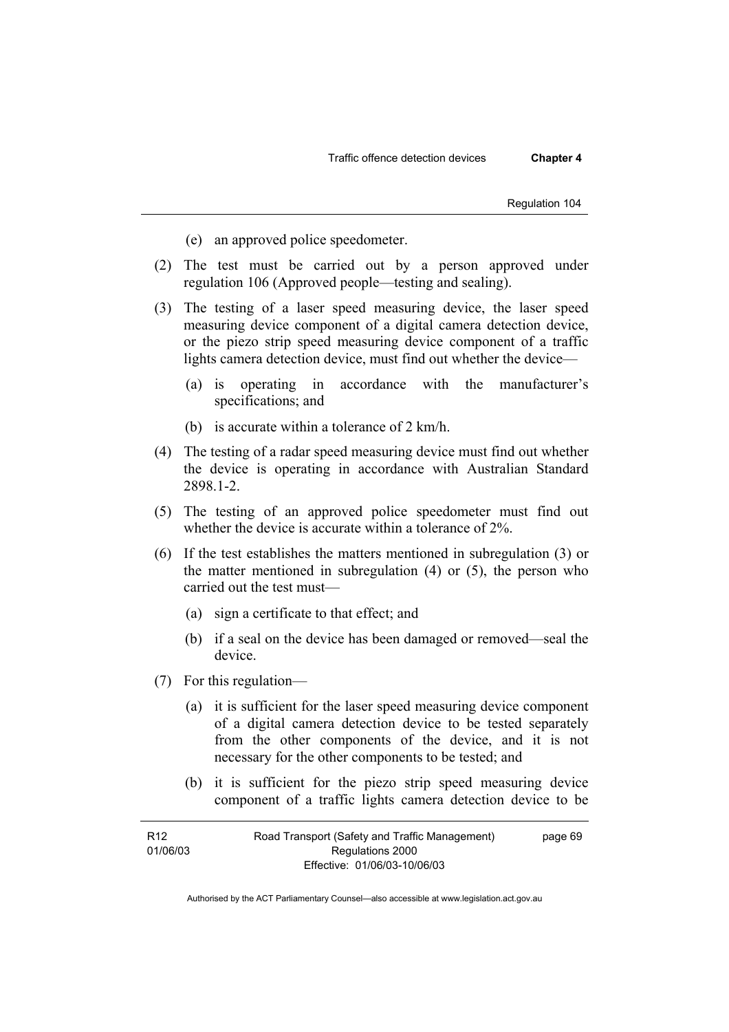(e) an approved police speedometer.

(2) The test must be carried out by a person approved under regulation 106 (Approved people—testing and sealing).

(3) The testing of a laser speed measuring device, the laser speed measuring device component of a digital camera detection device, or the piezo strip speed measuring device component of a traffic lights camera detection device, must find out whether the device—

(a) is operating in accordance with the manufacturer's specifications; and

(b) is accurate within a tolerance of 2 km/h.

(4) The testing of a radar speed measuring device must find out whether the device is operating in accordance with Australian Standard 2898.1-2.

(5) The testing of an approved police speedometer must find out whether the device is accurate within a tolerance of 2%.

(6) If the test establishes the matters mentioned in subregulation (3) or the matter mentioned in subregulation (4) or (5), the person who carried out the test must—

(a) sign a certificate to that effect; and

(b) if a seal on the device has been damaged or removed—seal the device.

(7) For this regulation—

(a) it is sufficient for the laser speed measuring device component of a digital camera detection device to be tested separately from the other components of the device, and it is not necessary for the other components to be tested; and

(b) it is sufficient for the piezo strip speed measuring device component of a traffic lights camera detection device to be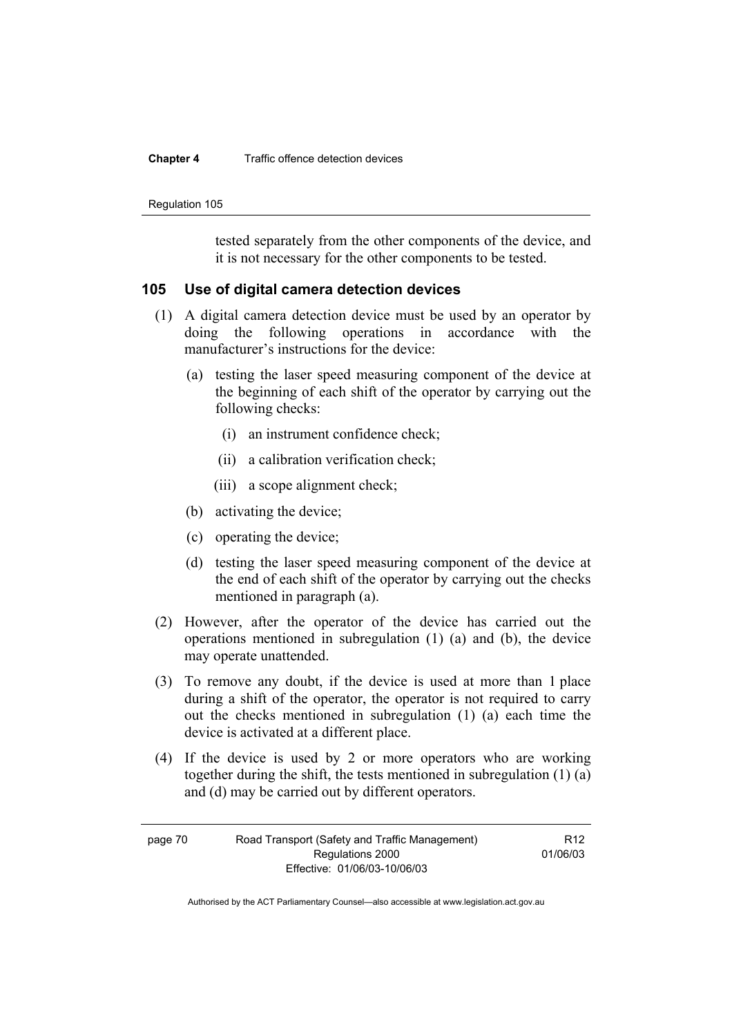tested separately from the other components of the device, and it is not necessary for the other components to be tested.

## 105 Use of digital camera detection devices

(1) A digital camera detection device must be used by an operator by doing the following operations in accordance with the manufacturer's instructions for the device:

  (a) testing the laser speed measuring component of the device at the beginning of each shift of the operator by carrying out the following checks:

    (i) an instrument confidence check;

    (ii) a calibration verification check;

    (iii) a scope alignment check;

  (b) activating the device;

  (c) operating the device;

  (d) testing the laser speed measuring component of the device at the end of each shift of the operator by carrying out the checks mentioned in paragraph (a).

(2) However, after the operator of the device has carried out the operations mentioned in subregulation (1) (a) and (b), the device may operate unattended.

(3) To remove any doubt, if the device is used at more than 1 place during a shift of the operator, the operator is not required to carry out the checks mentioned in subregulation (1) (a) each time the device is activated at a different place.

(4) If the device is used by 2 or more operators who are working together during the shift, the tests mentioned in subregulation (1) (a) and (d) may be carried out by different operators.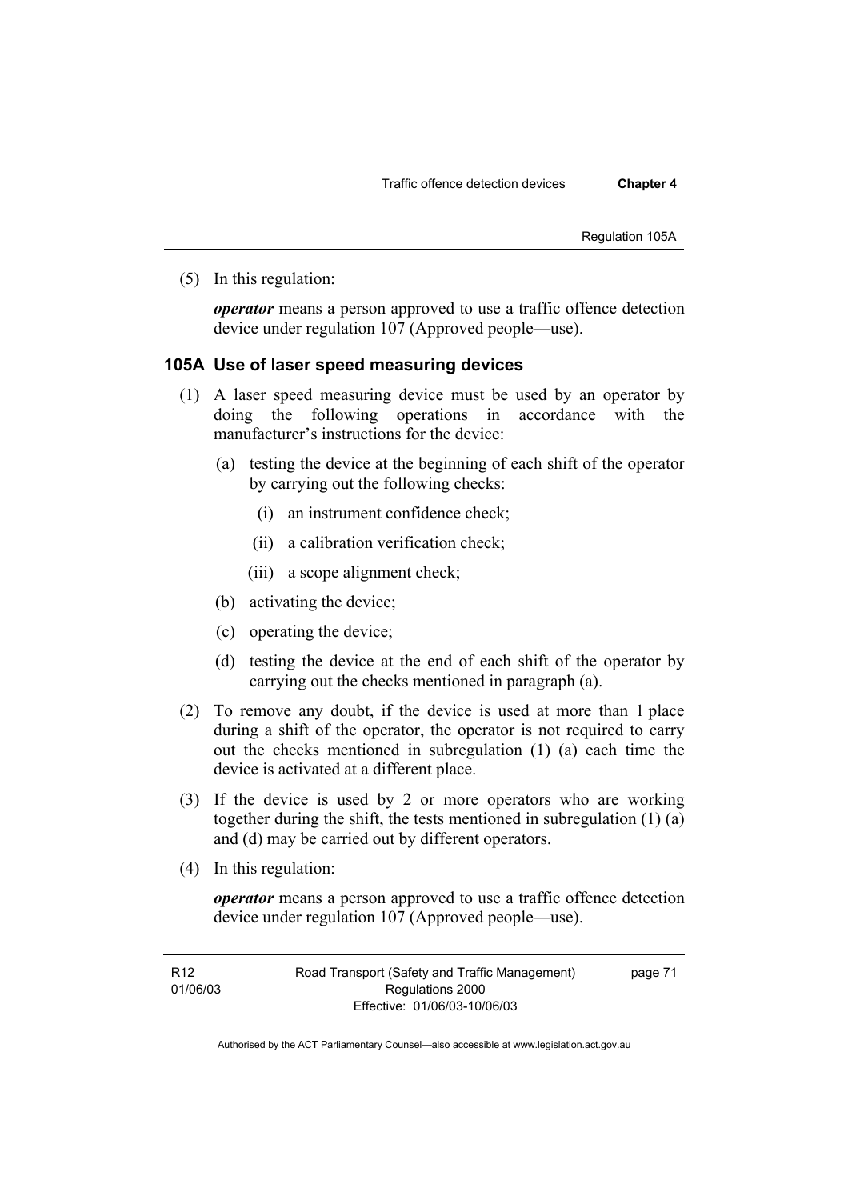(5) In this regulation:

***operator*** means a person approved to use a traffic offence detection device under regulation 107 (Approved people—use).

### 105A Use of laser speed measuring devices

(1) A laser speed measuring device must be used by an operator by doing the following operations in accordance with the manufacturer's instructions for the device:

   (a) testing the device at the beginning of each shift of the operator by carrying out the following checks:

      (i) an instrument confidence check;

      (ii) a calibration verification check;

      (iii) a scope alignment check;

   (b) activating the device;

   (c) operating the device;

   (d) testing the device at the end of each shift of the operator by carrying out the checks mentioned in paragraph (a).

(2) To remove any doubt, if the device is used at more than 1 place during a shift of the operator, the operator is not required to carry out the checks mentioned in subregulation (1) (a) each time the device is activated at a different place.

(3) If the device is used by 2 or more operators who are working together during the shift, the tests mentioned in subregulation (1) (a) and (d) may be carried out by different operators.

(4) In this regulation:

***operator*** means a person approved to use a traffic offence detection device under regulation 107 (Approved people—use).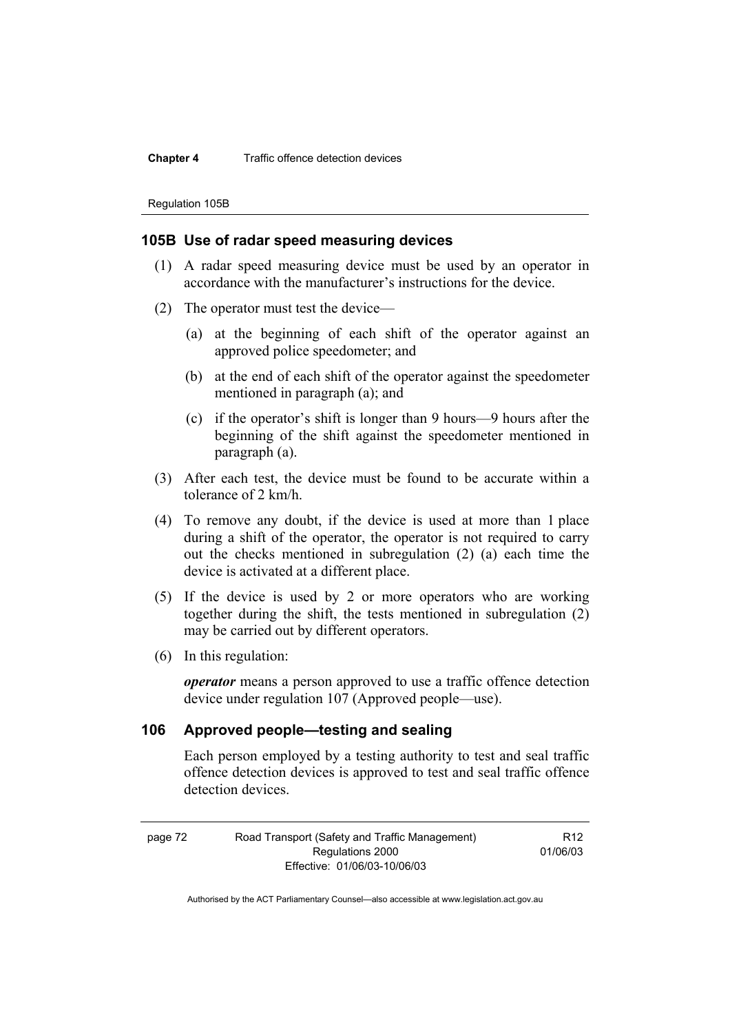### 105B Use of radar speed measuring devices

(1) A radar speed measuring device must be used by an operator in accordance with the manufacturer's instructions for the device.

(2) The operator must test the device—

(a) at the beginning of each shift of the operator against an approved police speedometer; and

(b) at the end of each shift of the operator against the speedometer mentioned in paragraph (a); and

(c) if the operator's shift is longer than 9 hours—9 hours after the beginning of the shift against the speedometer mentioned in paragraph (a).

(3) After each test, the device must be found to be accurate within a tolerance of 2 km/h.

(4) To remove any doubt, if the device is used at more than 1 place during a shift of the operator, the operator is not required to carry out the checks mentioned in subregulation (2) (a) each time the device is activated at a different place.

(5) If the device is used by 2 or more operators who are working together during the shift, the tests mentioned in subregulation (2) may be carried out by different operators.

(6) In this regulation:

***operator*** means a person approved to use a traffic offence detection device under regulation 107 (Approved people—use).

### 106 Approved people—testing and sealing

Each person employed by a testing authority to test and seal traffic offence detection devices is approved to test and seal traffic offence detection devices.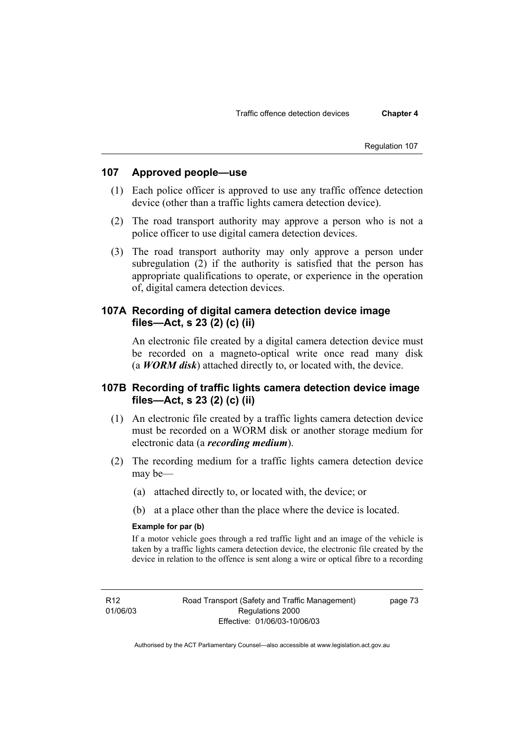## 107 Approved people—use

(1) Each police officer is approved to use any traffic offence detection device (other than a traffic lights camera detection device).

(2) The road transport authority may approve a person who is not a police officer to use digital camera detection devices.

(3) The road transport authority may only approve a person under subregulation (2) if the authority is satisfied that the person has appropriate qualifications to operate, or experience in the operation of, digital camera detection devices.

## 107A Recording of digital camera detection device image files—Act, s 23 (2) (c) (ii)

An electronic file created by a digital camera detection device must be recorded on a magneto-optical write once read many disk (a ***WORM disk***) attached directly to, or located with, the device.

## 107B Recording of traffic lights camera detection device image files—Act, s 23 (2) (c) (ii)

(1) An electronic file created by a traffic lights camera detection device must be recorded on a WORM disk or another storage medium for electronic data (a ***recording medium***).

(2) The recording medium for a traffic lights camera detection device may be—

(a) attached directly to, or located with, the device; or

(b) at a place other than the place where the device is located.

**Example for par (b)**

If a motor vehicle goes through a red traffic light and an image of the vehicle is taken by a traffic lights camera detection device, the electronic file created by the device in relation to the offence is sent along a wire or optical fibre to a recording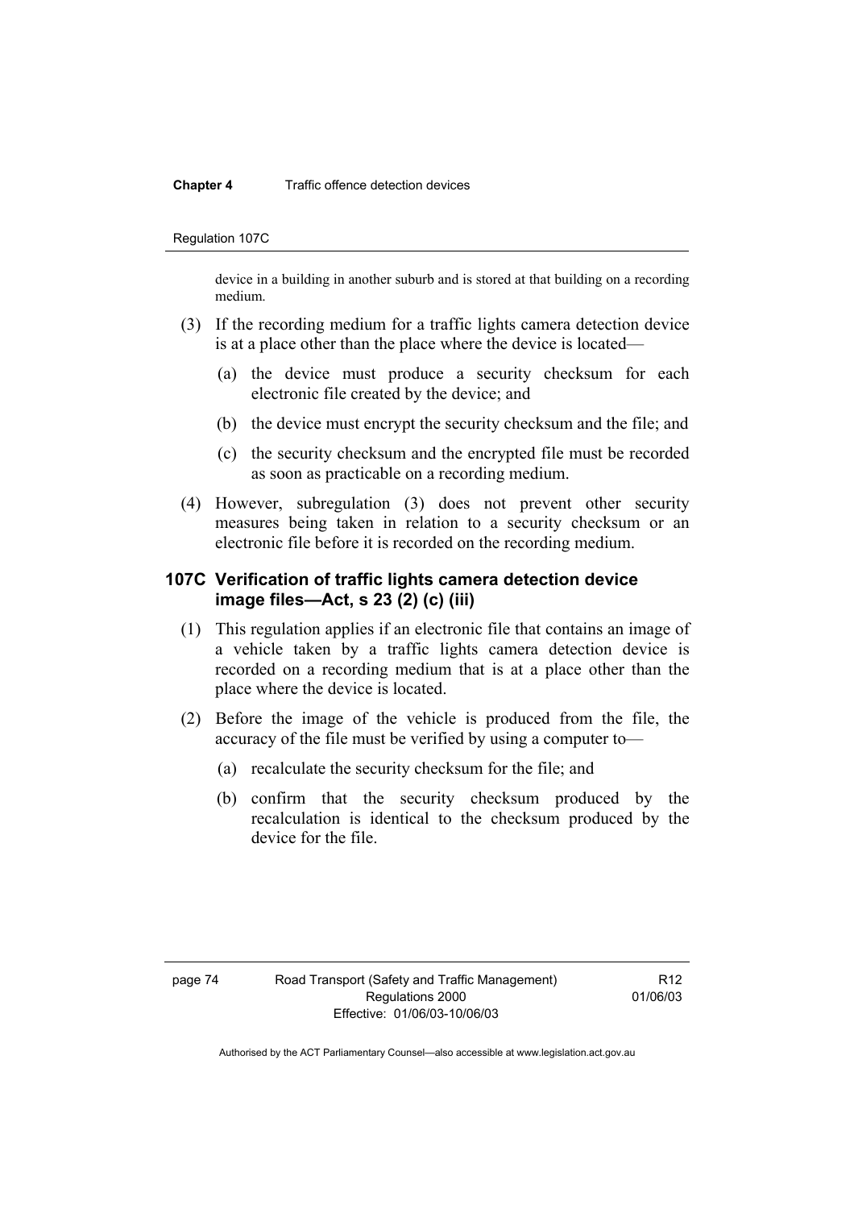device in a building in another suburb and is stored at that building on a recording medium.

(3) If the recording medium for a traffic lights camera detection device is at a place other than the place where the device is located—

(a) the device must produce a security checksum for each electronic file created by the device; and

(b) the device must encrypt the security checksum and the file; and

(c) the security checksum and the encrypted file must be recorded as soon as practicable on a recording medium.

(4) However, subregulation (3) does not prevent other security measures being taken in relation to a security checksum or an electronic file before it is recorded on the recording medium.

### 107C Verification of traffic lights camera detection device image files—Act, s 23 (2) (c) (iii)

(1) This regulation applies if an electronic file that contains an image of a vehicle taken by a traffic lights camera detection device is recorded on a recording medium that is at a place other than the place where the device is located.

(2) Before the image of the vehicle is produced from the file, the accuracy of the file must be verified by using a computer to—

(a) recalculate the security checksum for the file; and

(b) confirm that the security checksum produced by the recalculation is identical to the checksum produced by the device for the file.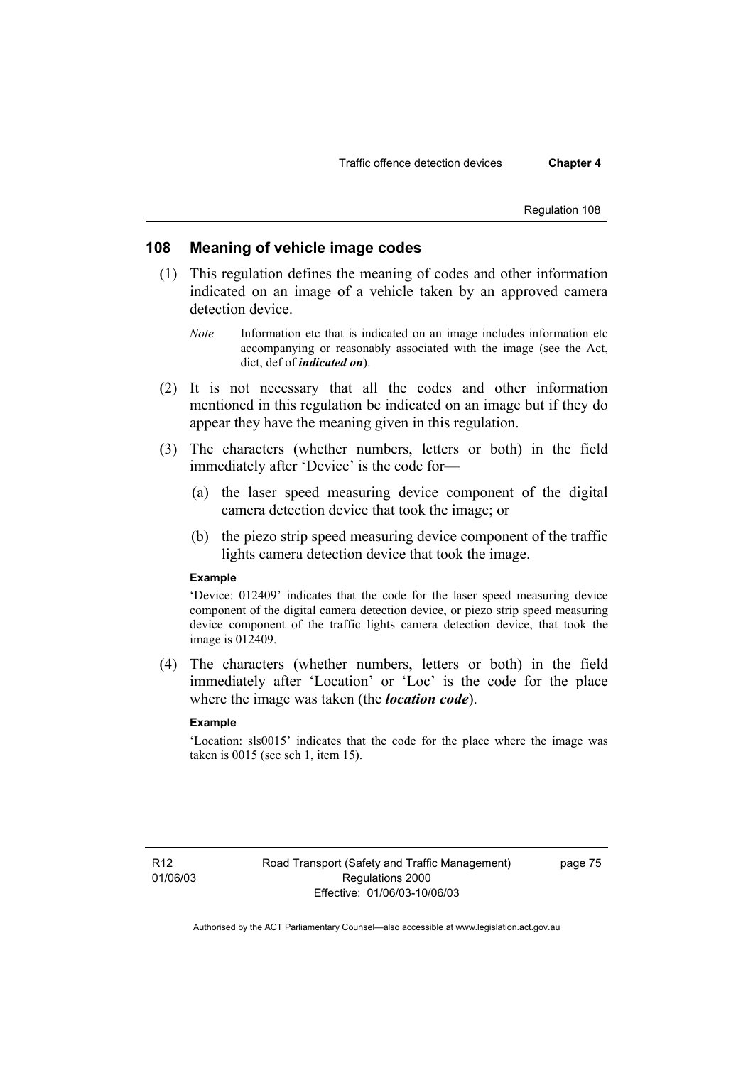## 108 Meaning of vehicle image codes

(1) This regulation defines the meaning of codes and other information indicated on an image of a vehicle taken by an approved camera detection device.

*Note* Information etc that is indicated on an image includes information etc accompanying or reasonably associated with the image (see the Act, dict, def of ***indicated on***).

(2) It is not necessary that all the codes and other information mentioned in this regulation be indicated on an image but if they do appear they have the meaning given in this regulation.

(3) The characters (whether numbers, letters or both) in the field immediately after 'Device' is the code for—

(a) the laser speed measuring device component of the digital camera detection device that took the image; or

(b) the piezo strip speed measuring device component of the traffic lights camera detection device that took the image.

**Example**

'Device: 012409' indicates that the code for the laser speed measuring device component of the digital camera detection device, or piezo strip speed measuring device component of the traffic lights camera detection device, that took the image is 012409.

(4) The characters (whether numbers, letters or both) in the field immediately after 'Location' or 'Loc' is the code for the place where the image was taken (the ***location code***).

**Example**

'Location: sls0015' indicates that the code for the place where the image was taken is 0015 (see sch 1, item 15).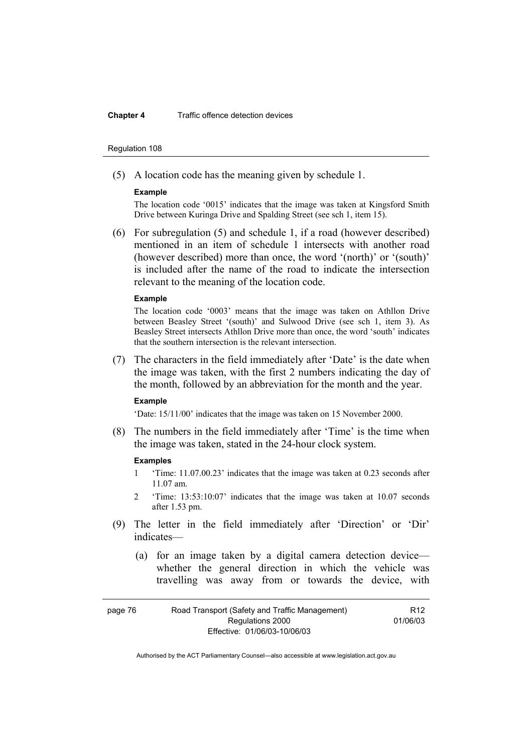(5) A location code has the meaning given by schedule 1.

**Example**

The location code '0015' indicates that the image was taken at Kingsford Smith Drive between Kuringa Drive and Spalding Street (see sch 1, item 15).

(6) For subregulation (5) and schedule 1, if a road (however described) mentioned in an item of schedule 1 intersects with another road (however described) more than once, the word '(north)' or '(south)' is included after the name of the road to indicate the intersection relevant to the meaning of the location code.

**Example**

The location code '0003' means that the image was taken on Athllon Drive between Beasley Street '(south)' and Sulwood Drive (see sch 1, item 3). As Beasley Street intersects Athllon Drive more than once, the word 'south' indicates that the southern intersection is the relevant intersection.

(7) The characters in the field immediately after 'Date' is the date when the image was taken, with the first 2 numbers indicating the day of the month, followed by an abbreviation for the month and the year.

**Example**

'Date: 15/11/00' indicates that the image was taken on 15 November 2000.

(8) The numbers in the field immediately after 'Time' is the time when the image was taken, stated in the 24-hour clock system.

**Examples**

1 'Time: 11.07.00.23' indicates that the image was taken at 0.23 seconds after 11.07 am.

2 'Time: 13:53:10:07' indicates that the image was taken at 10.07 seconds after 1.53 pm.

(9) The letter in the field immediately after 'Direction' or 'Dir' indicates—

(a) for an image taken by a digital camera detection device—whether the general direction in which the vehicle was travelling was away from or towards the device, with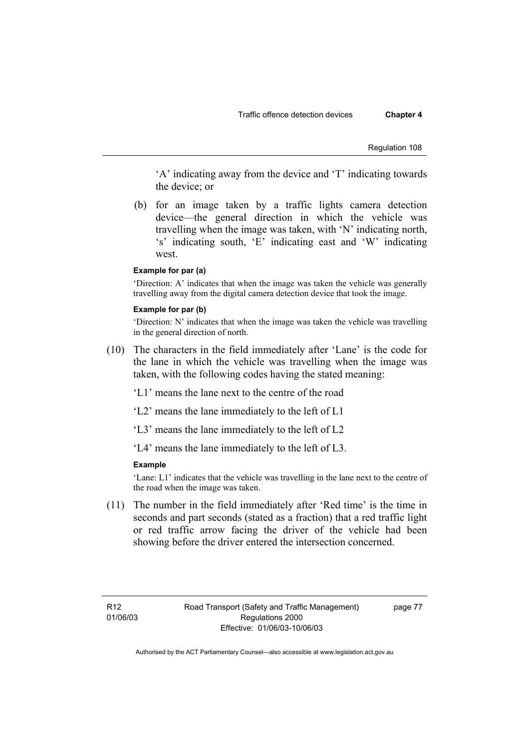'A' indicating away from the device and 'T' indicating towards the device; or

(b) for an image taken by a traffic lights camera detection device—the general direction in which the vehicle was travelling when the image was taken, with 'N' indicating north, 's' indicating south, 'E' indicating east and 'W' indicating west.

**Example for par (a)**

'Direction: A' indicates that when the image was taken the vehicle was generally travelling away from the digital camera detection device that took the image.

**Example for par (b)**

'Direction: N' indicates that when the image was taken the vehicle was travelling in the general direction of north.

(10) The characters in the field immediately after 'Lane' is the code for the lane in which the vehicle was travelling when the image was taken, with the following codes having the stated meaning:

'L1' means the lane next to the centre of the road

'L2' means the lane immediately to the left of L1

'L3' means the lane immediately to the left of L2

'L4' means the lane immediately to the left of L3.

**Example**

'Lane: L1' indicates that the vehicle was travelling in the lane next to the centre of the road when the image was taken.

(11) The number in the field immediately after 'Red time' is the time in seconds and part seconds (stated as a fraction) that a red traffic light or red traffic arrow facing the driver of the vehicle had been showing before the driver entered the intersection concerned.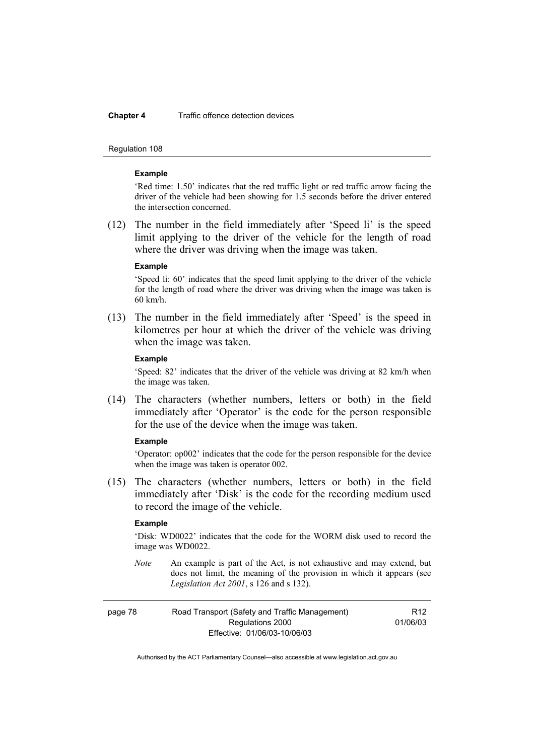**Example**

'Red time: 1.50' indicates that the red traffic light or red traffic arrow facing the driver of the vehicle had been showing for 1.5 seconds before the driver entered the intersection concerned.

(12) The number in the field immediately after 'Speed li' is the speed limit applying to the driver of the vehicle for the length of road where the driver was driving when the image was taken.

**Example**

'Speed li: 60' indicates that the speed limit applying to the driver of the vehicle for the length of road where the driver was driving when the image was taken is 60 km/h.

(13) The number in the field immediately after 'Speed' is the speed in kilometres per hour at which the driver of the vehicle was driving when the image was taken.

**Example**

'Speed: 82' indicates that the driver of the vehicle was driving at 82 km/h when the image was taken.

(14) The characters (whether numbers, letters or both) in the field immediately after 'Operator' is the code for the person responsible for the use of the device when the image was taken.

**Example**

'Operator: op002' indicates that the code for the person responsible for the device when the image was taken is operator 002.

(15) The characters (whether numbers, letters or both) in the field immediately after 'Disk' is the code for the recording medium used to record the image of the vehicle.

**Example**

'Disk: WD0022' indicates that the code for the WORM disk used to record the image was WD0022.

*Note* An example is part of the Act, is not exhaustive and may extend, but does not limit, the meaning of the provision in which it appears (see *Legislation Act 2001*, s 126 and s 132).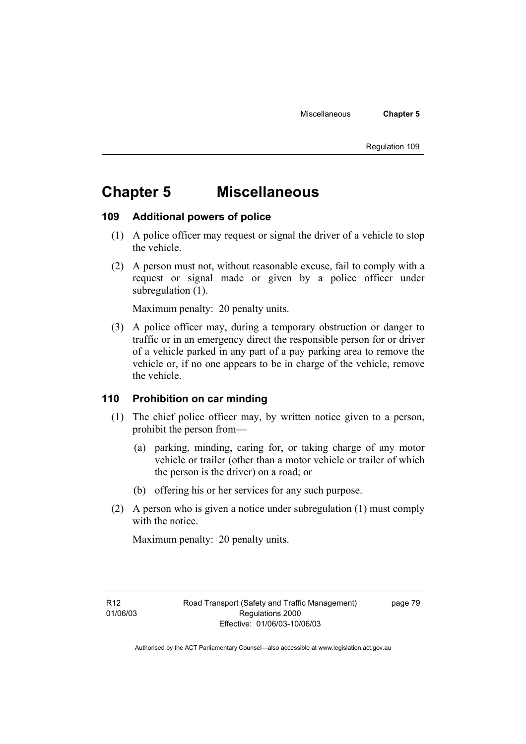# Chapter 5 Miscellaneous

## 109 Additional powers of police

(1) A police officer may request or signal the driver of a vehicle to stop the vehicle.

(2) A person must not, without reasonable excuse, fail to comply with a request or signal made or given by a police officer under subregulation (1).

Maximum penalty: 20 penalty units.

(3) A police officer may, during a temporary obstruction or danger to traffic or in an emergency direct the responsible person for or driver of a vehicle parked in any part of a pay parking area to remove the vehicle or, if no one appears to be in charge of the vehicle, remove the vehicle.

## 110 Prohibition on car minding

(1) The chief police officer may, by written notice given to a person, prohibit the person from—

(a) parking, minding, caring for, or taking charge of any motor vehicle or trailer (other than a motor vehicle or trailer of which the person is the driver) on a road; or

(b) offering his or her services for any such purpose.

(2) A person who is given a notice under subregulation (1) must comply with the notice.

Maximum penalty: 20 penalty units.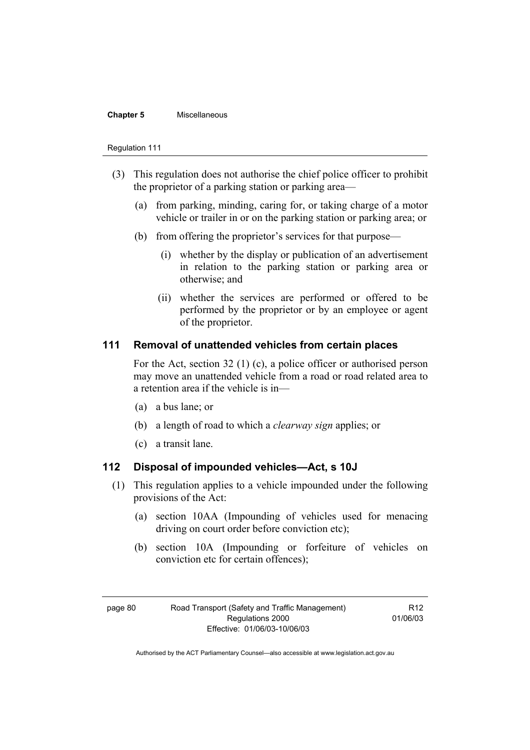(3) This regulation does not authorise the chief police officer to prohibit the proprietor of a parking station or parking area—

(a) from parking, minding, caring for, or taking charge of a motor vehicle or trailer in or on the parking station or parking area; or

(b) from offering the proprietor's services for that purpose—

(i) whether by the display or publication of an advertisement in relation to the parking station or parking area or otherwise; and

(ii) whether the services are performed or offered to be performed by the proprietor or by an employee or agent of the proprietor.

### 111 Removal of unattended vehicles from certain places

For the Act, section 32 (1) (c), a police officer or authorised person may move an unattended vehicle from a road or road related area to a retention area if the vehicle is in—

(a) a bus lane; or

(b) a length of road to which a *clearway sign* applies; or

(c) a transit lane.

### 112 Disposal of impounded vehicles—Act, s 10J

(1) This regulation applies to a vehicle impounded under the following provisions of the Act:

(a) section 10AA (Impounding of vehicles used for menacing driving on court order before conviction etc);

(b) section 10A (Impounding or forfeiture of vehicles on conviction etc for certain offences);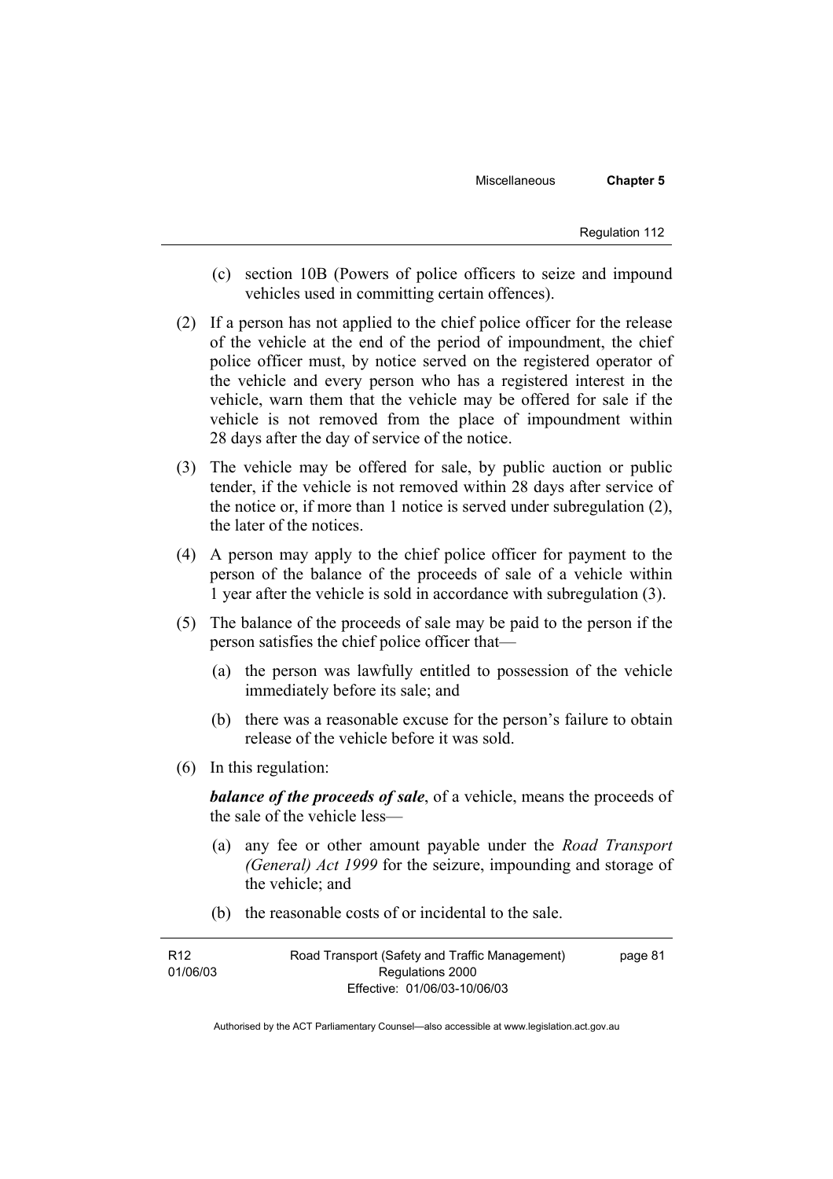(c) section 10B (Powers of police officers to seize and impound vehicles used in committing certain offences).

(2) If a person has not applied to the chief police officer for the release of the vehicle at the end of the period of impoundment, the chief police officer must, by notice served on the registered operator of the vehicle and every person who has a registered interest in the vehicle, warn them that the vehicle may be offered for sale if the vehicle is not removed from the place of impoundment within 28 days after the day of service of the notice.

(3) The vehicle may be offered for sale, by public auction or public tender, if the vehicle is not removed within 28 days after service of the notice or, if more than 1 notice is served under subregulation (2), the later of the notices.

(4) A person may apply to the chief police officer for payment to the person of the balance of the proceeds of sale of a vehicle within 1 year after the vehicle is sold in accordance with subregulation (3).

(5) The balance of the proceeds of sale may be paid to the person if the person satisfies the chief police officer that—

(a) the person was lawfully entitled to possession of the vehicle immediately before its sale; and

(b) there was a reasonable excuse for the person's failure to obtain release of the vehicle before it was sold.

(6) In this regulation:

***balance of the proceeds of sale***, of a vehicle, means the proceeds of the sale of the vehicle less—

(a) any fee or other amount payable under the *Road Transport (General) Act 1999* for the seizure, impounding and storage of the vehicle; and

(b) the reasonable costs of or incidental to the sale.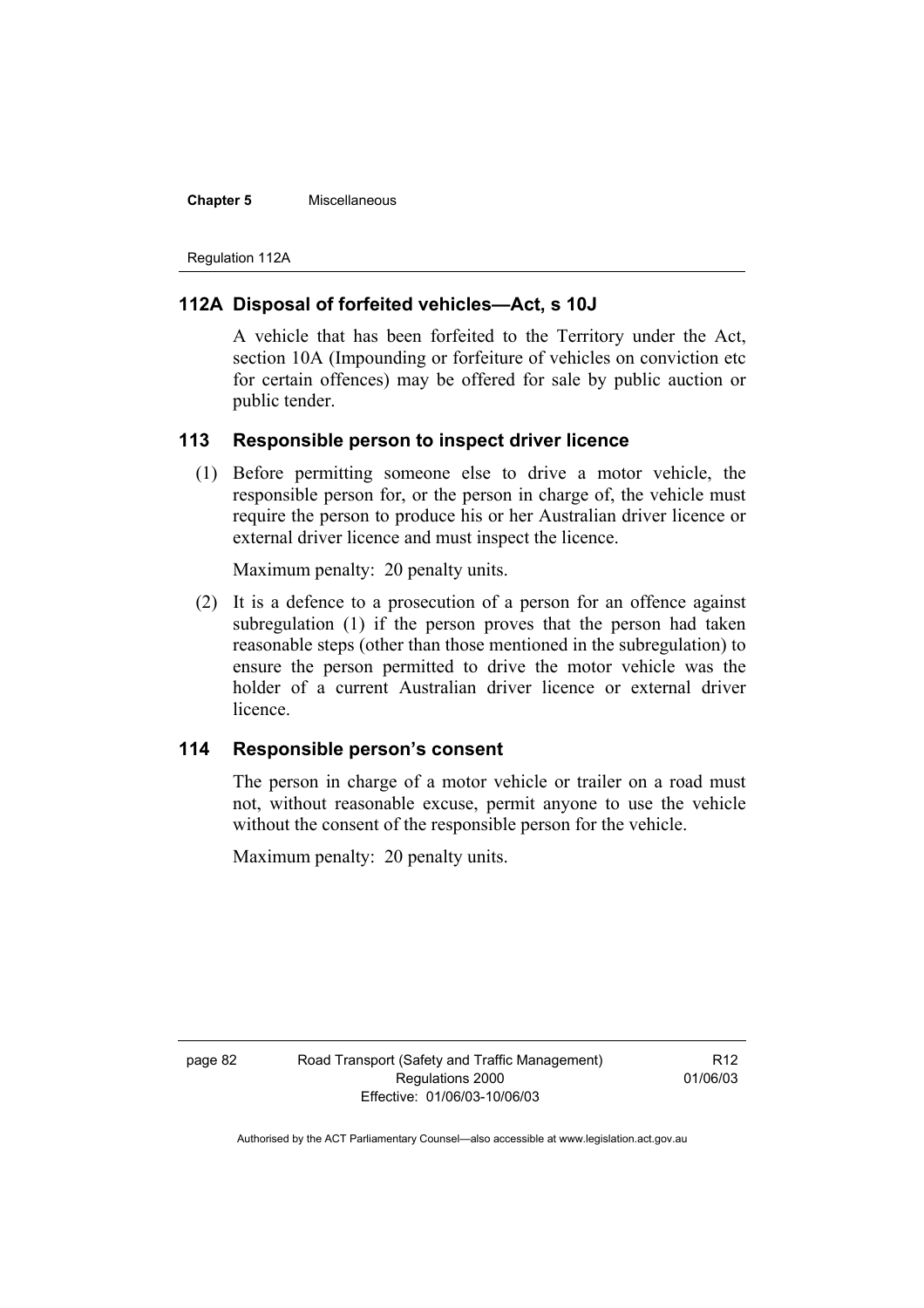### 112A Disposal of forfeited vehicles—Act, s 10J

A vehicle that has been forfeited to the Territory under the Act, section 10A (Impounding or forfeiture of vehicles on conviction etc for certain offences) may be offered for sale by public auction or public tender.

### 113 Responsible person to inspect driver licence

(1) Before permitting someone else to drive a motor vehicle, the responsible person for, or the person in charge of, the vehicle must require the person to produce his or her Australian driver licence or external driver licence and must inspect the licence.

Maximum penalty: 20 penalty units.

(2) It is a defence to a prosecution of a person for an offence against subregulation (1) if the person proves that the person had taken reasonable steps (other than those mentioned in the subregulation) to ensure the person permitted to drive the motor vehicle was the holder of a current Australian driver licence or external driver licence.

### 114 Responsible person's consent

The person in charge of a motor vehicle or trailer on a road must not, without reasonable excuse, permit anyone to use the vehicle without the consent of the responsible person for the vehicle.

Maximum penalty: 20 penalty units.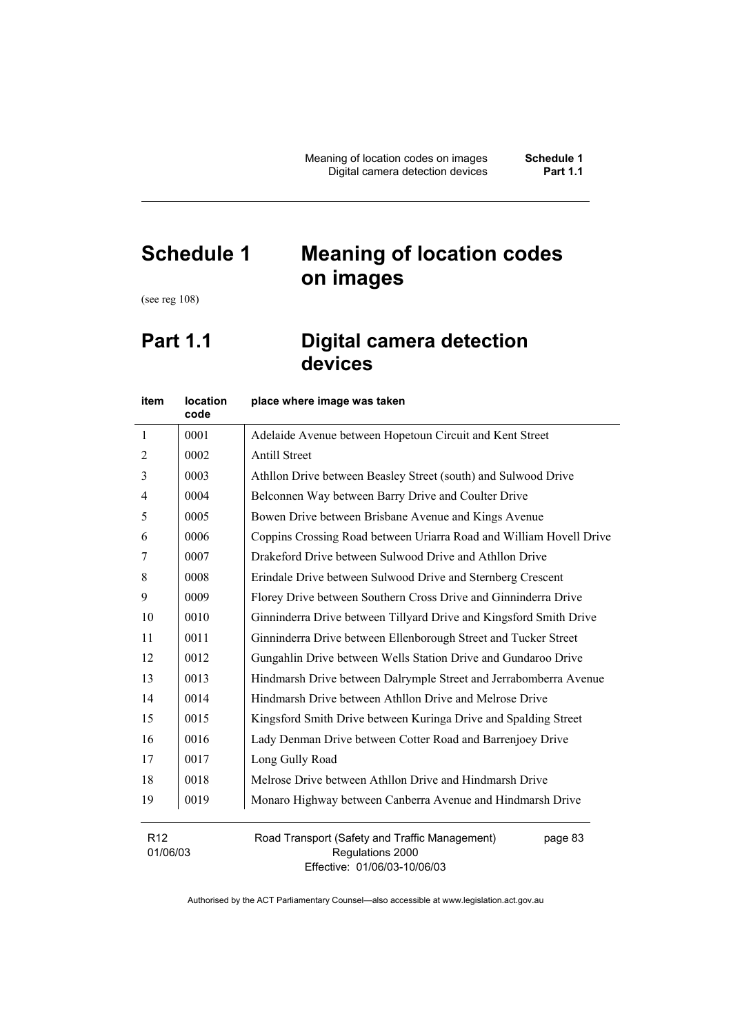# Schedule 1 Meaning of location codes on images

(see reg 108)

## Part 1.1 Digital camera detection devices

| item | location code | place where image was taken |
|---|---|---|
| 1 | 0001 | Adelaide Avenue between Hopetoun Circuit and Kent Street |
| 2 | 0002 | Antill Street |
| 3 | 0003 | Athllon Drive between Beasley Street (south) and Sulwood Drive |
| 4 | 0004 | Belconnen Way between Barry Drive and Coulter Drive |
| 5 | 0005 | Bowen Drive between Brisbane Avenue and Kings Avenue |
| 6 | 0006 | Coppins Crossing Road between Uriarra Road and William Hovell Drive |
| 7 | 0007 | Drakeford Drive between Sulwood Drive and Athllon Drive |
| 8 | 0008 | Erindale Drive between Sulwood Drive and Sternberg Crescent |
| 9 | 0009 | Florey Drive between Southern Cross Drive and Ginninderra Drive |
| 10 | 0010 | Ginninderra Drive between Tillyard Drive and Kingsford Smith Drive |
| 11 | 0011 | Ginninderra Drive between Ellenborough Street and Tucker Street |
| 12 | 0012 | Gungahlin Drive between Wells Station Drive and Gundaroo Drive |
| 13 | 0013 | Hindmarsh Drive between Dalrymple Street and Jerrabomberra Avenue |
| 14 | 0014 | Hindmarsh Drive between Athllon Drive and Melrose Drive |
| 15 | 0015 | Kingsford Smith Drive between Kuringa Drive and Spalding Street |
| 16 | 0016 | Lady Denman Drive between Cotter Road and Barrenjoey Drive |
| 17 | 0017 | Long Gully Road |
| 18 | 0018 | Melrose Drive between Athllon Drive and Hindmarsh Drive |
| 19 | 0019 | Monaro Highway between Canberra Avenue and Hindmarsh Drive |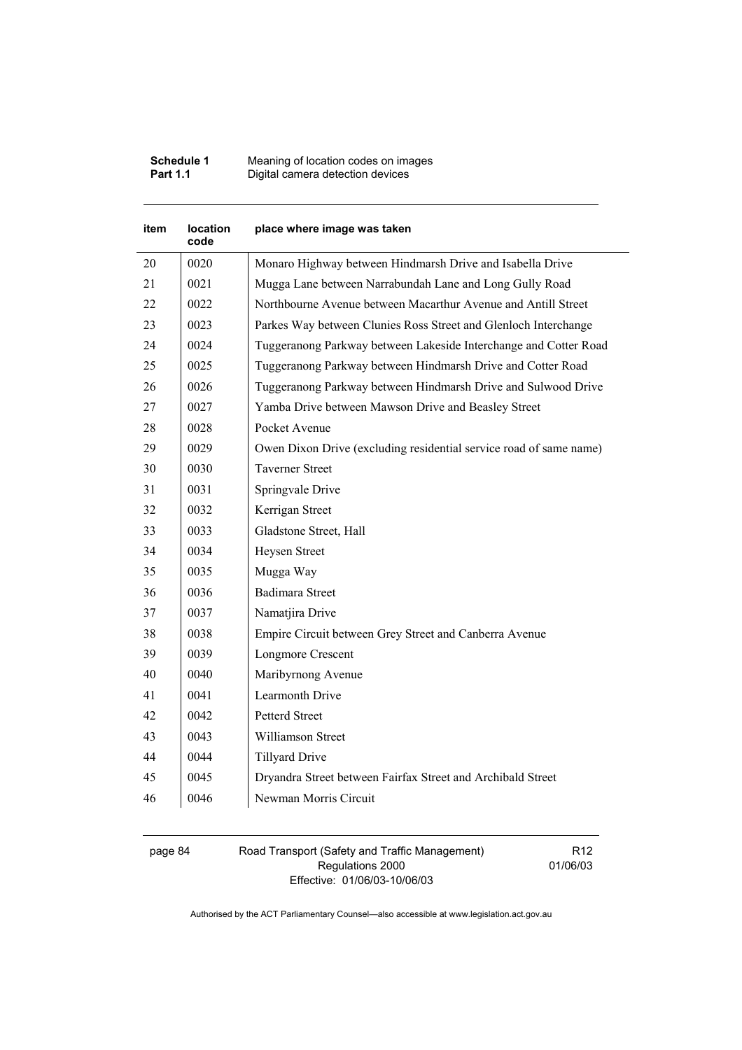| item | location code | place where image was taken |
|---|---|---|
| 20 | 0020 | Monaro Highway between Hindmarsh Drive and Isabella Drive |
| 21 | 0021 | Mugga Lane between Narrabundah Lane and Long Gully Road |
| 22 | 0022 | Northbourne Avenue between Macarthur Avenue and Antill Street |
| 23 | 0023 | Parkes Way between Clunies Ross Street and Glenloch Interchange |
| 24 | 0024 | Tuggeranong Parkway between Lakeside Interchange and Cotter Road |
| 25 | 0025 | Tuggeranong Parkway between Hindmarsh Drive and Cotter Road |
| 26 | 0026 | Tuggeranong Parkway between Hindmarsh Drive and Sulwood Drive |
| 27 | 0027 | Yamba Drive between Mawson Drive and Beasley Street |
| 28 | 0028 | Pocket Avenue |
| 29 | 0029 | Owen Dixon Drive (excluding residential service road of same name) |
| 30 | 0030 | Taverner Street |
| 31 | 0031 | Springvale Drive |
| 32 | 0032 | Kerrigan Street |
| 33 | 0033 | Gladstone Street, Hall |
| 34 | 0034 | Heysen Street |
| 35 | 0035 | Mugga Way |
| 36 | 0036 | Badimara Street |
| 37 | 0037 | Namatjira Drive |
| 38 | 0038 | Empire Circuit between Grey Street and Canberra Avenue |
| 39 | 0039 | Longmore Crescent |
| 40 | 0040 | Maribyrnong Avenue |
| 41 | 0041 | Learmonth Drive |
| 42 | 0042 | Petterd Street |
| 43 | 0043 | Williamson Street |
| 44 | 0044 | Tillyard Drive |
| 45 | 0045 | Dryandra Street between Fairfax Street and Archibald Street |
| 46 | 0046 | Newman Morris Circuit |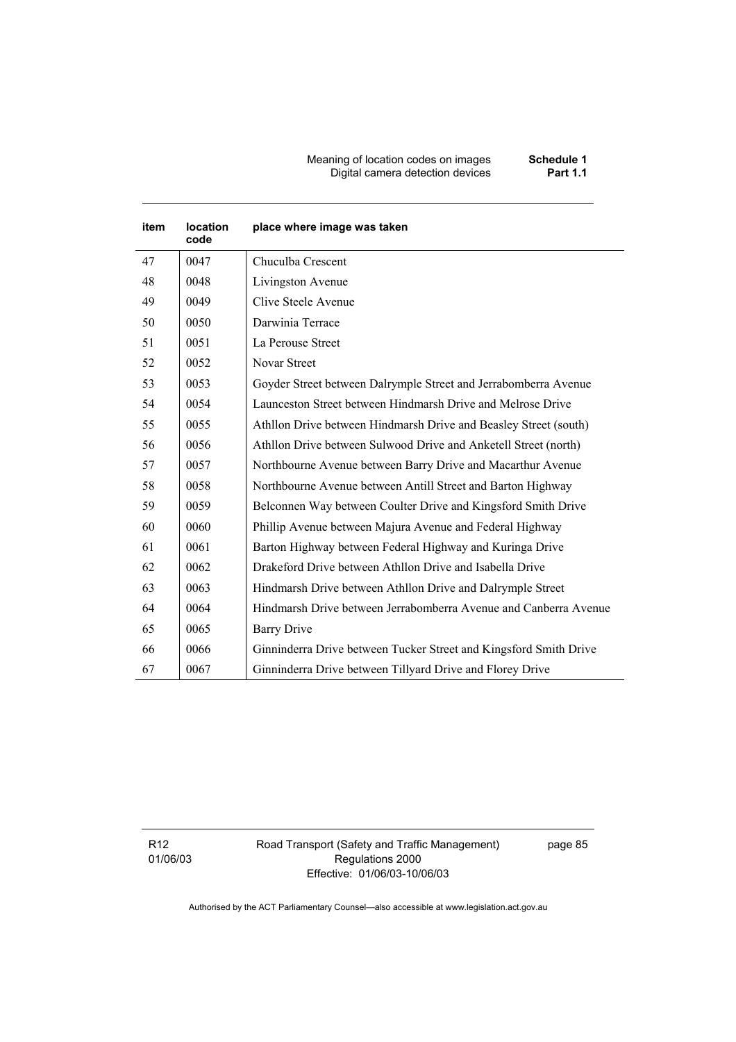| item | location code | place where image was taken |
|---|---|---|
| 47 | 0047 | Chuculba Crescent |
| 48 | 0048 | Livingston Avenue |
| 49 | 0049 | Clive Steele Avenue |
| 50 | 0050 | Darwinia Terrace |
| 51 | 0051 | La Perouse Street |
| 52 | 0052 | Novar Street |
| 53 | 0053 | Goyder Street between Dalrymple Street and Jerrabomberra Avenue |
| 54 | 0054 | Launceston Street between Hindmarsh Drive and Melrose Drive |
| 55 | 0055 | Athllon Drive between Hindmarsh Drive and Beasley Street (south) |
| 56 | 0056 | Athllon Drive between Sulwood Drive and Anketell Street (north) |
| 57 | 0057 | Northbourne Avenue between Barry Drive and Macarthur Avenue |
| 58 | 0058 | Northbourne Avenue between Antill Street and Barton Highway |
| 59 | 0059 | Belconnen Way between Coulter Drive and Kingsford Smith Drive |
| 60 | 0060 | Phillip Avenue between Majura Avenue and Federal Highway |
| 61 | 0061 | Barton Highway between Federal Highway and Kuringa Drive |
| 62 | 0062 | Drakeford Drive between Athllon Drive and Isabella Drive |
| 63 | 0063 | Hindmarsh Drive between Athllon Drive and Dalrymple Street |
| 64 | 0064 | Hindmarsh Drive between Jerrabomberra Avenue and Canberra Avenue |
| 65 | 0065 | Barry Drive |
| 66 | 0066 | Ginninderra Drive between Tucker Street and Kingsford Smith Drive |
| 67 | 0067 | Ginninderra Drive between Tillyard Drive and Florey Drive |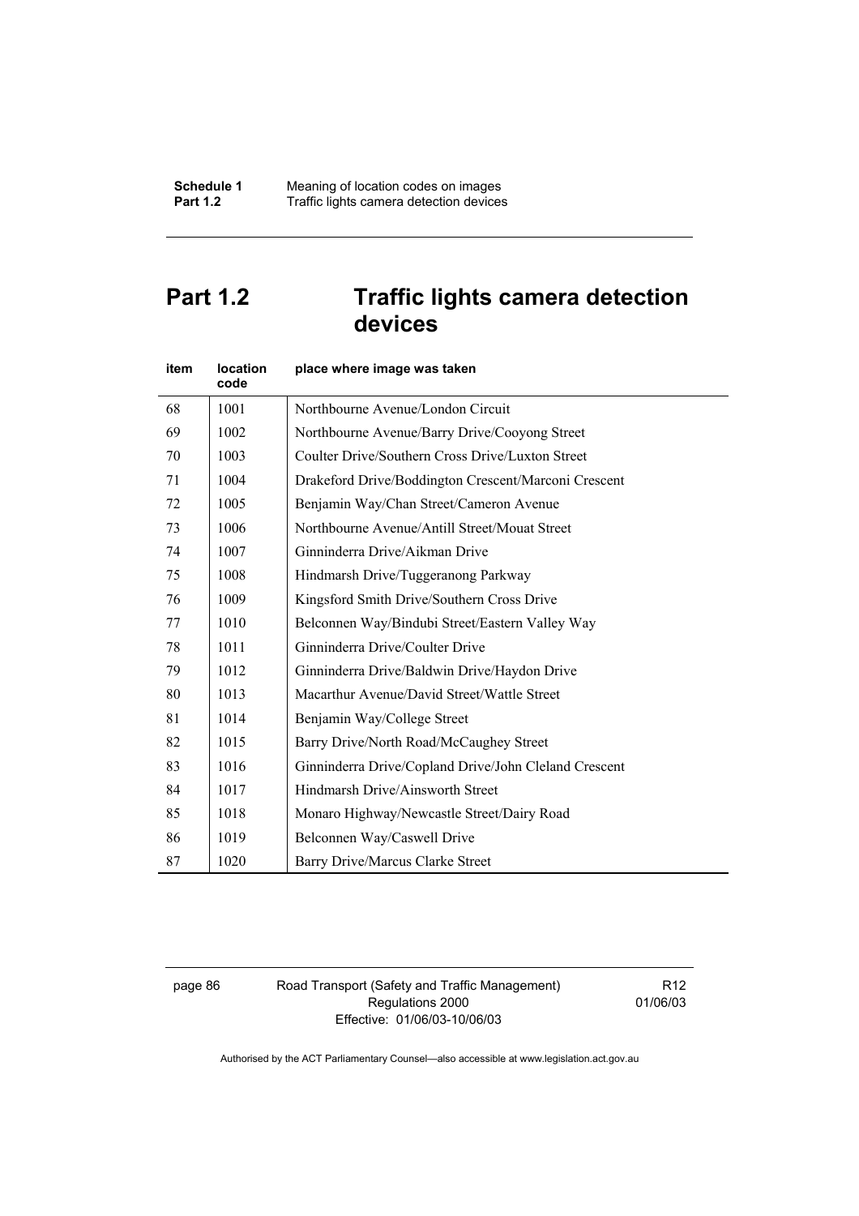# Part 1.2 Traffic lights camera detection devices

| item | location code | place where image was taken |
|---|---|---|
| 68 | 1001 | Northbourne Avenue/London Circuit |
| 69 | 1002 | Northbourne Avenue/Barry Drive/Cooyong Street |
| 70 | 1003 | Coulter Drive/Southern Cross Drive/Luxton Street |
| 71 | 1004 | Drakeford Drive/Boddington Crescent/Marconi Crescent |
| 72 | 1005 | Benjamin Way/Chan Street/Cameron Avenue |
| 73 | 1006 | Northbourne Avenue/Antill Street/Mouat Street |
| 74 | 1007 | Ginninderra Drive/Aikman Drive |
| 75 | 1008 | Hindmarsh Drive/Tuggeranong Parkway |
| 76 | 1009 | Kingsford Smith Drive/Southern Cross Drive |
| 77 | 1010 | Belconnen Way/Bindubi Street/Eastern Valley Way |
| 78 | 1011 | Ginninderra Drive/Coulter Drive |
| 79 | 1012 | Ginninderra Drive/Baldwin Drive/Haydon Drive |
| 80 | 1013 | Macarthur Avenue/David Street/Wattle Street |
| 81 | 1014 | Benjamin Way/College Street |
| 82 | 1015 | Barry Drive/North Road/McCaughey Street |
| 83 | 1016 | Ginninderra Drive/Copland Drive/John Cleland Crescent |
| 84 | 1017 | Hindmarsh Drive/Ainsworth Street |
| 85 | 1018 | Monaro Highway/Newcastle Street/Dairy Road |
| 86 | 1019 | Belconnen Way/Caswell Drive |
| 87 | 1020 | Barry Drive/Marcus Clarke Street |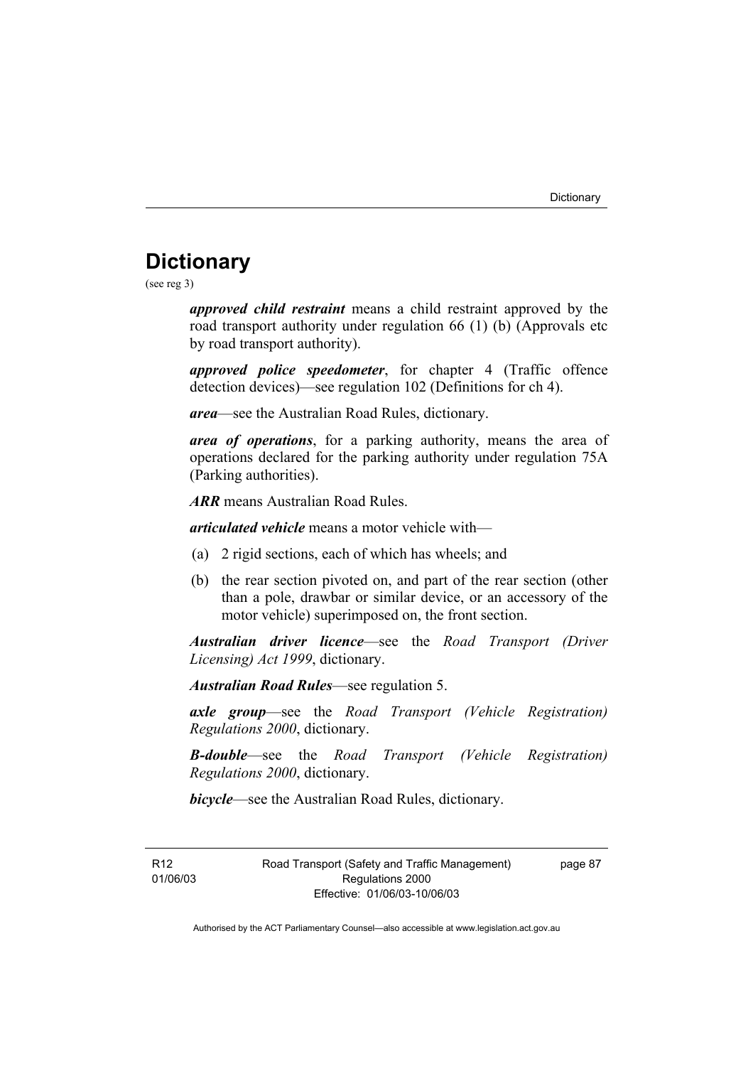# Dictionary

(see reg 3)

***approved child restraint*** means a child restraint approved by the road transport authority under regulation 66 (1) (b) (Approvals etc by road transport authority).

***approved police speedometer***, for chapter 4 (Traffic offence detection devices)—see regulation 102 (Definitions for ch 4).

***area***—see the Australian Road Rules, dictionary.

***area of operations***, for a parking authority, means the area of operations declared for the parking authority under regulation 75A (Parking authorities).

***ARR*** means Australian Road Rules.

***articulated vehicle*** means a motor vehicle with—

(a) 2 rigid sections, each of which has wheels; and

(b) the rear section pivoted on, and part of the rear section (other than a pole, drawbar or similar device, or an accessory of the motor vehicle) superimposed on, the front section.

***Australian driver licence***—see the *Road Transport (Driver Licensing) Act 1999*, dictionary.

***Australian Road Rules***—see regulation 5.

***axle group***—see the *Road Transport (Vehicle Registration) Regulations 2000*, dictionary.

***B-double***—see the *Road Transport (Vehicle Registration) Regulations 2000*, dictionary.

***bicycle***—see the Australian Road Rules, dictionary.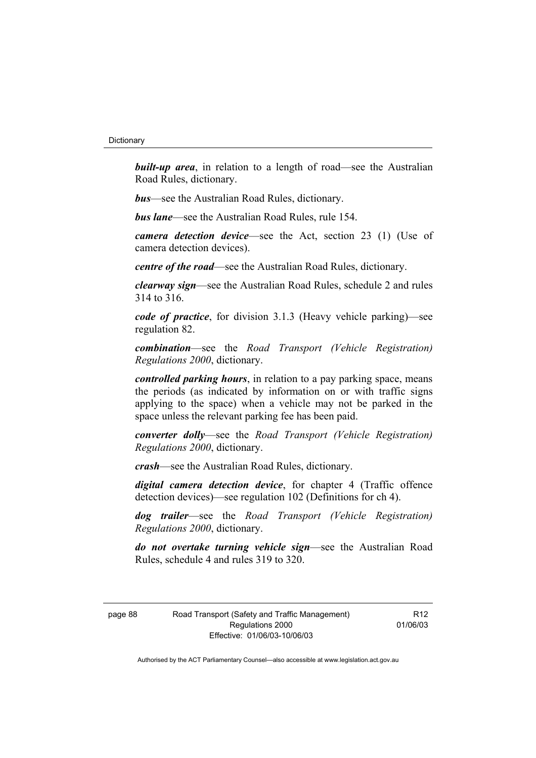***built-up area***, in relation to a length of road—see the Australian Road Rules, dictionary.

***bus***—see the Australian Road Rules, dictionary.

***bus lane***—see the Australian Road Rules, rule 154.

***camera detection device***—see the Act, section 23 (1) (Use of camera detection devices).

***centre of the road***—see the Australian Road Rules, dictionary.

***clearway sign***—see the Australian Road Rules, schedule 2 and rules 314 to 316.

***code of practice***, for division 3.1.3 (Heavy vehicle parking)—see regulation 82.

***combination***—see the *Road Transport (Vehicle Registration) Regulations 2000*, dictionary.

***controlled parking hours***, in relation to a pay parking space, means the periods (as indicated by information on or with traffic signs applying to the space) when a vehicle may not be parked in the space unless the relevant parking fee has been paid.

***converter dolly***—see the *Road Transport (Vehicle Registration) Regulations 2000*, dictionary.

***crash***—see the Australian Road Rules, dictionary.

***digital camera detection device***, for chapter 4 (Traffic offence detection devices)—see regulation 102 (Definitions for ch 4).

***dog trailer***—see the *Road Transport (Vehicle Registration) Regulations 2000*, dictionary.

***do not overtake turning vehicle sign***—see the Australian Road Rules, schedule 4 and rules 319 to 320.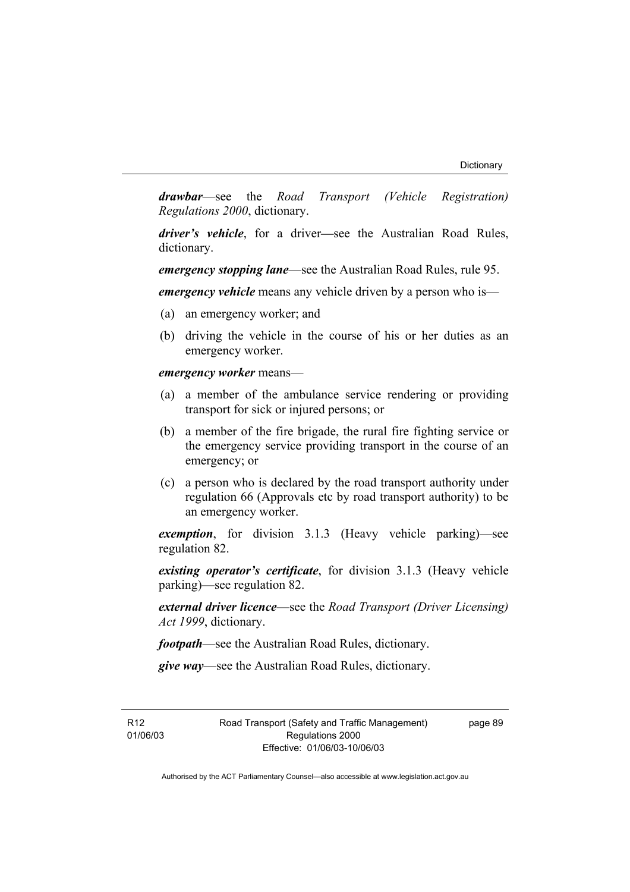***drawbar***—see the *Road Transport (Vehicle Registration) Regulations 2000*, dictionary.

***driver's vehicle***, for a driver—see the Australian Road Rules, dictionary.

***emergency stopping lane***—see the Australian Road Rules, rule 95.

***emergency vehicle*** means any vehicle driven by a person who is—

(a) an emergency worker; and

(b) driving the vehicle in the course of his or her duties as an emergency worker.

***emergency worker*** means—

(a) a member of the ambulance service rendering or providing transport for sick or injured persons; or

(b) a member of the fire brigade, the rural fire fighting service or the emergency service providing transport in the course of an emergency; or

(c) a person who is declared by the road transport authority under regulation 66 (Approvals etc by road transport authority) to be an emergency worker.

***exemption***, for division 3.1.3 (Heavy vehicle parking)—see regulation 82.

***existing operator's certificate***, for division 3.1.3 (Heavy vehicle parking)—see regulation 82.

***external driver licence***—see the *Road Transport (Driver Licensing) Act 1999*, dictionary.

***footpath***—see the Australian Road Rules, dictionary.

***give way***—see the Australian Road Rules, dictionary.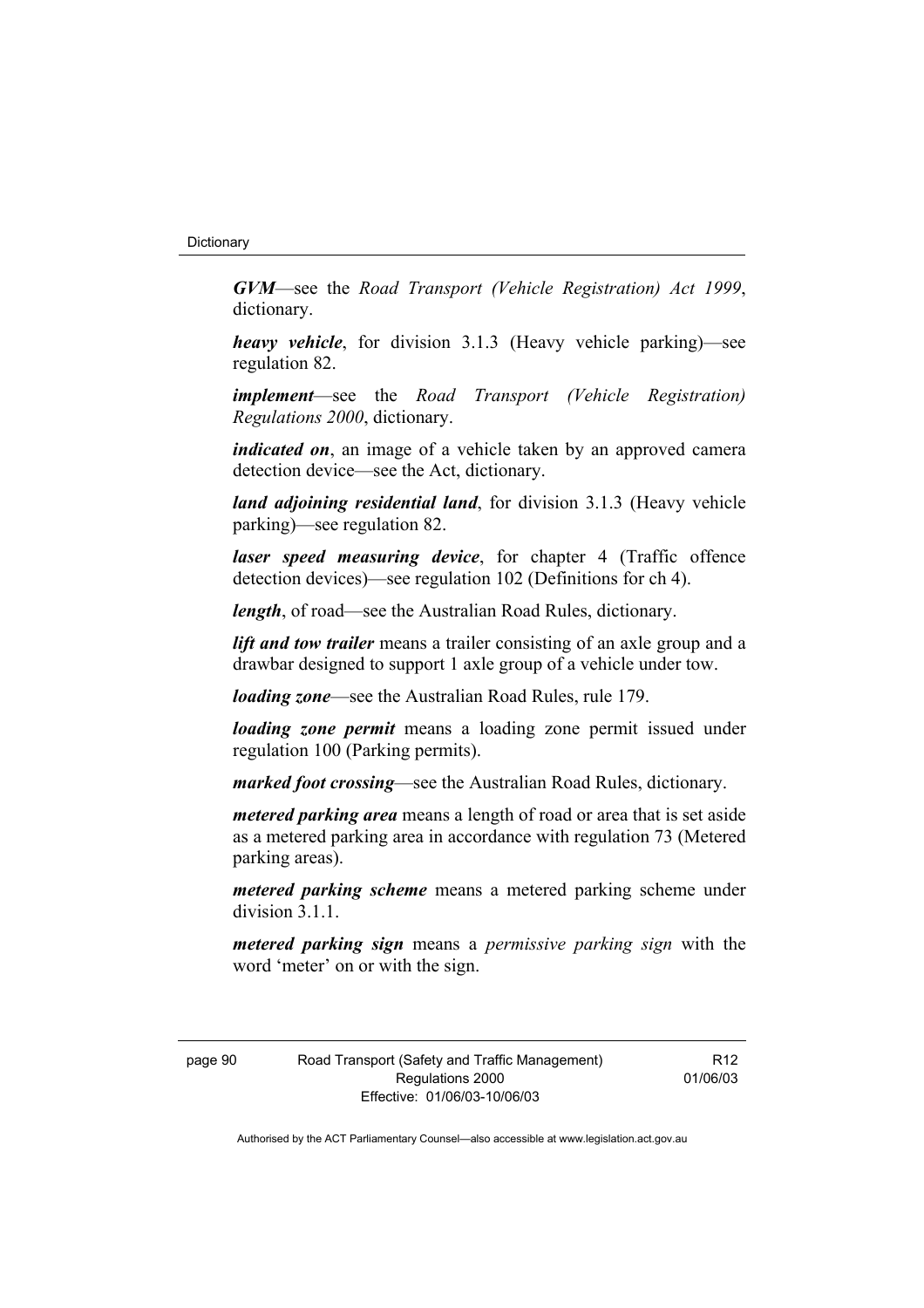***GVM***—see the *Road Transport (Vehicle Registration) Act 1999*, dictionary.

***heavy vehicle***, for division 3.1.3 (Heavy vehicle parking)—see regulation 82.

***implement***—see the *Road Transport (Vehicle Registration) Regulations 2000*, dictionary.

***indicated on***, an image of a vehicle taken by an approved camera detection device—see the Act, dictionary.

***land adjoining residential land***, for division 3.1.3 (Heavy vehicle parking)—see regulation 82.

***laser speed measuring device***, for chapter 4 (Traffic offence detection devices)—see regulation 102 (Definitions for ch 4).

***length***, of road—see the Australian Road Rules, dictionary.

***lift and tow trailer*** means a trailer consisting of an axle group and a drawbar designed to support 1 axle group of a vehicle under tow.

***loading zone***—see the Australian Road Rules, rule 179.

***loading zone permit*** means a loading zone permit issued under regulation 100 (Parking permits).

***marked foot crossing***—see the Australian Road Rules, dictionary.

***metered parking area*** means a length of road or area that is set aside as a metered parking area in accordance with regulation 73 (Metered parking areas).

***metered parking scheme*** means a metered parking scheme under division 3.1.1.

***metered parking sign*** means a *permissive parking sign* with the word 'meter' on or with the sign.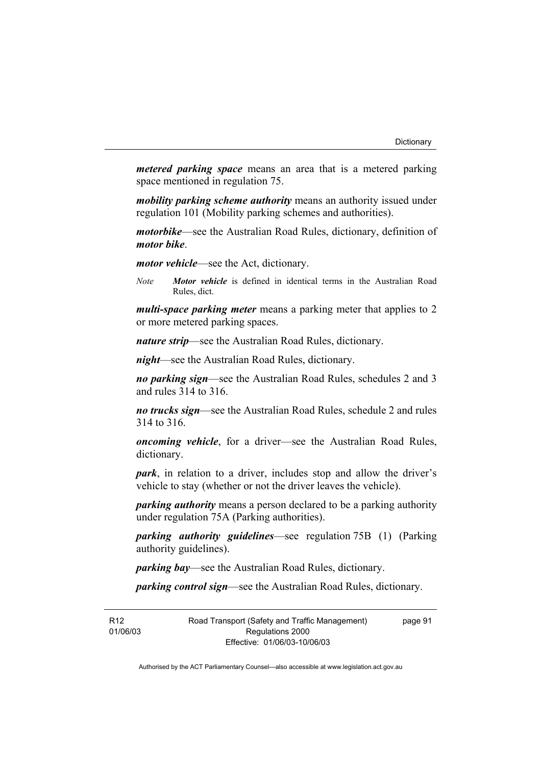***metered parking space*** means an area that is a metered parking space mentioned in regulation 75.

***mobility parking scheme authority*** means an authority issued under regulation 101 (Mobility parking schemes and authorities).

***motorbike***—see the Australian Road Rules, dictionary, definition of ***motor bike***.

***motor vehicle***—see the Act, dictionary.

*Note* ***Motor vehicle*** is defined in identical terms in the Australian Road Rules, dict.

***multi-space parking meter*** means a parking meter that applies to 2 or more metered parking spaces.

***nature strip***—see the Australian Road Rules, dictionary.

***night***—see the Australian Road Rules, dictionary.

***no parking sign***—see the Australian Road Rules, schedules 2 and 3 and rules 314 to 316.

***no trucks sign***—see the Australian Road Rules, schedule 2 and rules 314 to 316.

***oncoming vehicle***, for a driver—see the Australian Road Rules, dictionary.

***park***, in relation to a driver, includes stop and allow the driver's vehicle to stay (whether or not the driver leaves the vehicle).

***parking authority*** means a person declared to be a parking authority under regulation 75A (Parking authorities).

***parking authority guidelines***—see regulation 75B (1) (Parking authority guidelines).

***parking bay***—see the Australian Road Rules, dictionary.

***parking control sign***—see the Australian Road Rules, dictionary.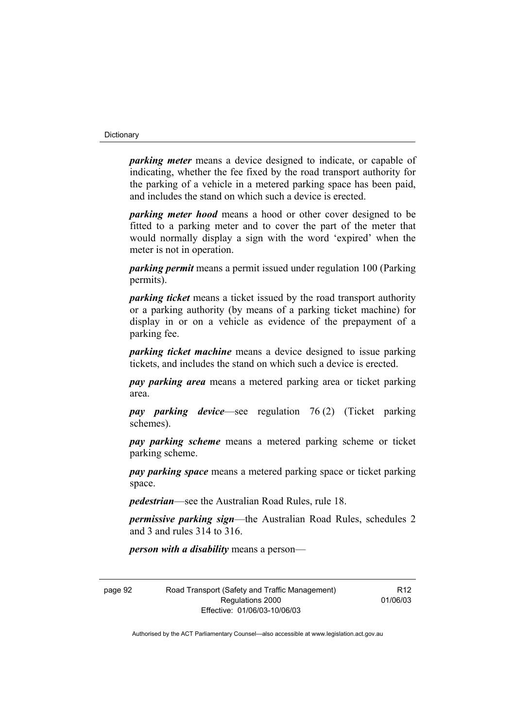***parking meter*** means a device designed to indicate, or capable of indicating, whether the fee fixed by the road transport authority for the parking of a vehicle in a metered parking space has been paid, and includes the stand on which such a device is erected.

***parking meter hood*** means a hood or other cover designed to be fitted to a parking meter and to cover the part of the meter that would normally display a sign with the word 'expired' when the meter is not in operation.

***parking permit*** means a permit issued under regulation 100 (Parking permits).

***parking ticket*** means a ticket issued by the road transport authority or a parking authority (by means of a parking ticket machine) for display in or on a vehicle as evidence of the prepayment of a parking fee.

***parking ticket machine*** means a device designed to issue parking tickets, and includes the stand on which such a device is erected.

***pay parking area*** means a metered parking area or ticket parking area.

***pay parking device***—see regulation 76 (2) (Ticket parking schemes).

***pay parking scheme*** means a metered parking scheme or ticket parking scheme.

***pay parking space*** means a metered parking space or ticket parking space.

***pedestrian***—see the Australian Road Rules, rule 18.

***permissive parking sign***—the Australian Road Rules, schedules 2 and 3 and rules 314 to 316.

***person with a disability*** means a person—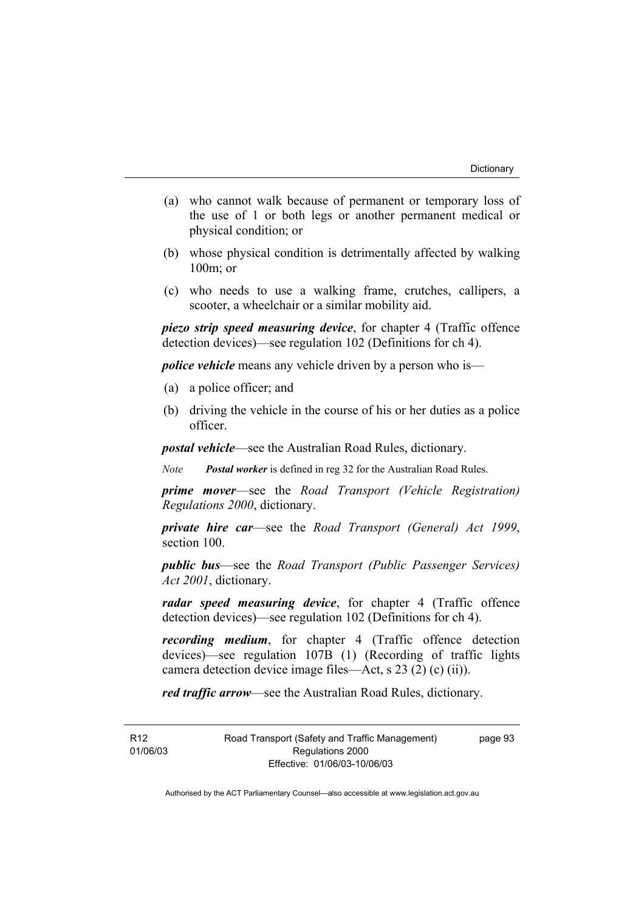(a) who cannot walk because of permanent or temporary loss of the use of 1 or both legs or another permanent medical or physical condition; or

(b) whose physical condition is detrimentally affected by walking 100m; or

(c) who needs to use a walking frame, crutches, callipers, a scooter, a wheelchair or a similar mobility aid.

***piezo strip speed measuring device***, for chapter 4 (Traffic offence detection devices)—see regulation 102 (Definitions for ch 4).

***police vehicle*** means any vehicle driven by a person who is—

(a) a police officer; and

(b) driving the vehicle in the course of his or her duties as a police officer.

***postal vehicle***—see the Australian Road Rules, dictionary.

*Note* ***Postal worker*** is defined in reg 32 for the Australian Road Rules.

***prime mover***—see the *Road Transport (Vehicle Registration) Regulations 2000*, dictionary.

***private hire car***—see the *Road Transport (General) Act 1999*, section 100.

***public bus***—see the *Road Transport (Public Passenger Services) Act 2001*, dictionary.

***radar speed measuring device***, for chapter 4 (Traffic offence detection devices)—see regulation 102 (Definitions for ch 4).

***recording medium***, for chapter 4 (Traffic offence detection devices)—see regulation 107B (1) (Recording of traffic lights camera detection device image files—Act, s 23 (2) (c) (ii)).

***red traffic arrow***—see the Australian Road Rules, dictionary.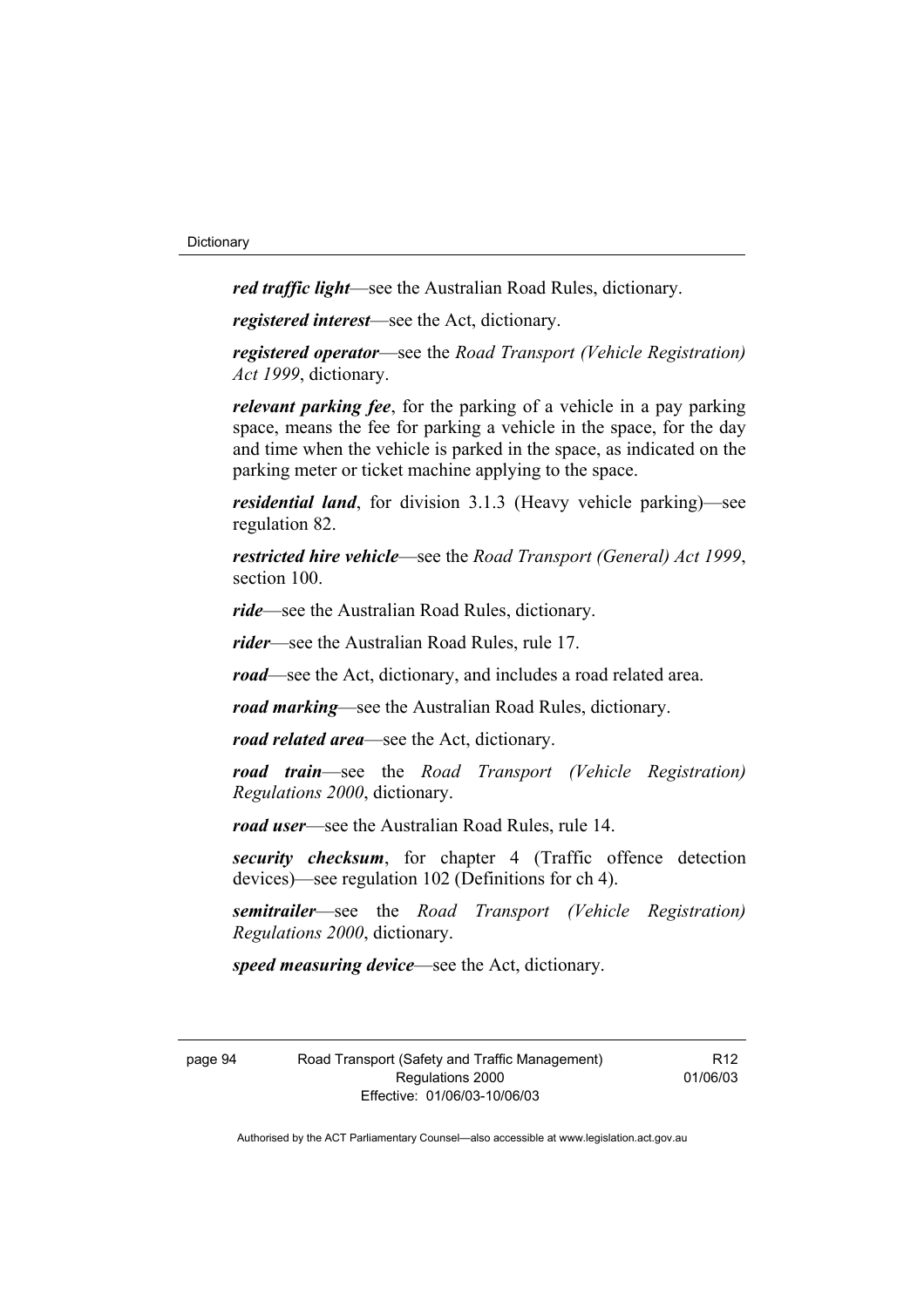***red traffic light***—see the Australian Road Rules, dictionary.

***registered interest***—see the Act, dictionary.

***registered operator***—see the *Road Transport (Vehicle Registration) Act 1999*, dictionary.

***relevant parking fee***, for the parking of a vehicle in a pay parking space, means the fee for parking a vehicle in the space, for the day and time when the vehicle is parked in the space, as indicated on the parking meter or ticket machine applying to the space.

***residential land***, for division 3.1.3 (Heavy vehicle parking)—see regulation 82.

***restricted hire vehicle***—see the *Road Transport (General) Act 1999*, section 100.

***ride***—see the Australian Road Rules, dictionary.

***rider***—see the Australian Road Rules, rule 17.

***road***—see the Act, dictionary, and includes a road related area.

***road marking***—see the Australian Road Rules, dictionary.

***road related area***—see the Act, dictionary.

***road train***—see the *Road Transport (Vehicle Registration) Regulations 2000*, dictionary.

***road user***—see the Australian Road Rules, rule 14.

***security checksum***, for chapter 4 (Traffic offence detection devices)—see regulation 102 (Definitions for ch 4).

***semitrailer***—see the *Road Transport (Vehicle Registration) Regulations 2000*, dictionary.

***speed measuring device***—see the Act, dictionary.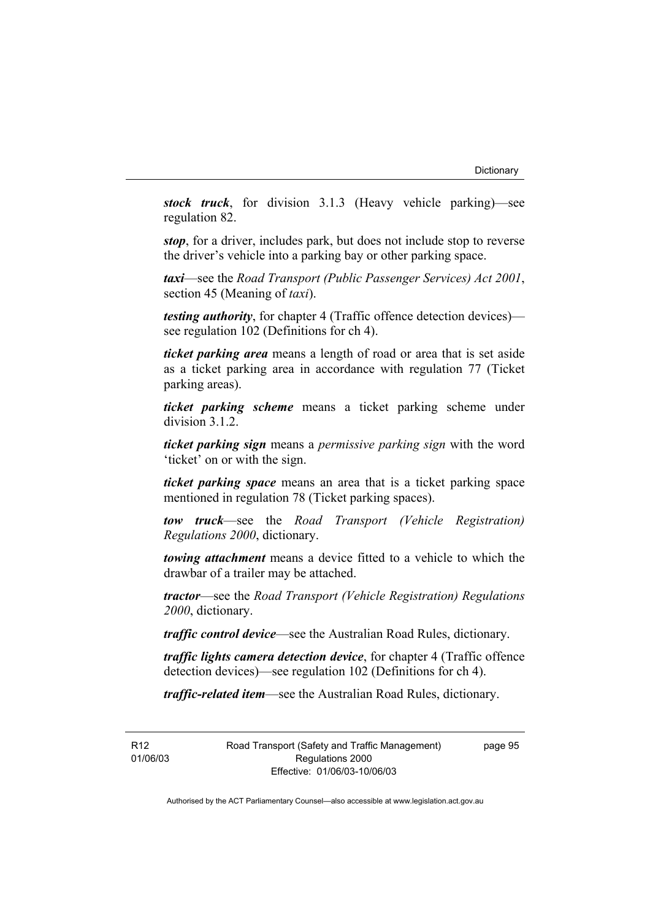***stock truck***, for division 3.1.3 (Heavy vehicle parking)—see regulation 82.

***stop***, for a driver, includes park, but does not include stop to reverse the driver's vehicle into a parking bay or other parking space.

***taxi***—see the *Road Transport (Public Passenger Services) Act 2001*, section 45 (Meaning of *taxi*).

***testing authority***, for chapter 4 (Traffic offence detection devices)—see regulation 102 (Definitions for ch 4).

***ticket parking area*** means a length of road or area that is set aside as a ticket parking area in accordance with regulation 77 (Ticket parking areas).

***ticket parking scheme*** means a ticket parking scheme under division 3.1.2.

***ticket parking sign*** means a *permissive parking sign* with the word 'ticket' on or with the sign.

***ticket parking space*** means an area that is a ticket parking space mentioned in regulation 78 (Ticket parking spaces).

***tow truck***—see the *Road Transport (Vehicle Registration) Regulations 2000*, dictionary.

***towing attachment*** means a device fitted to a vehicle to which the drawbar of a trailer may be attached.

***tractor***—see the *Road Transport (Vehicle Registration) Regulations 2000*, dictionary.

***traffic control device***—see the Australian Road Rules, dictionary.

***traffic lights camera detection device***, for chapter 4 (Traffic offence detection devices)—see regulation 102 (Definitions for ch 4).

***traffic-related item***—see the Australian Road Rules, dictionary.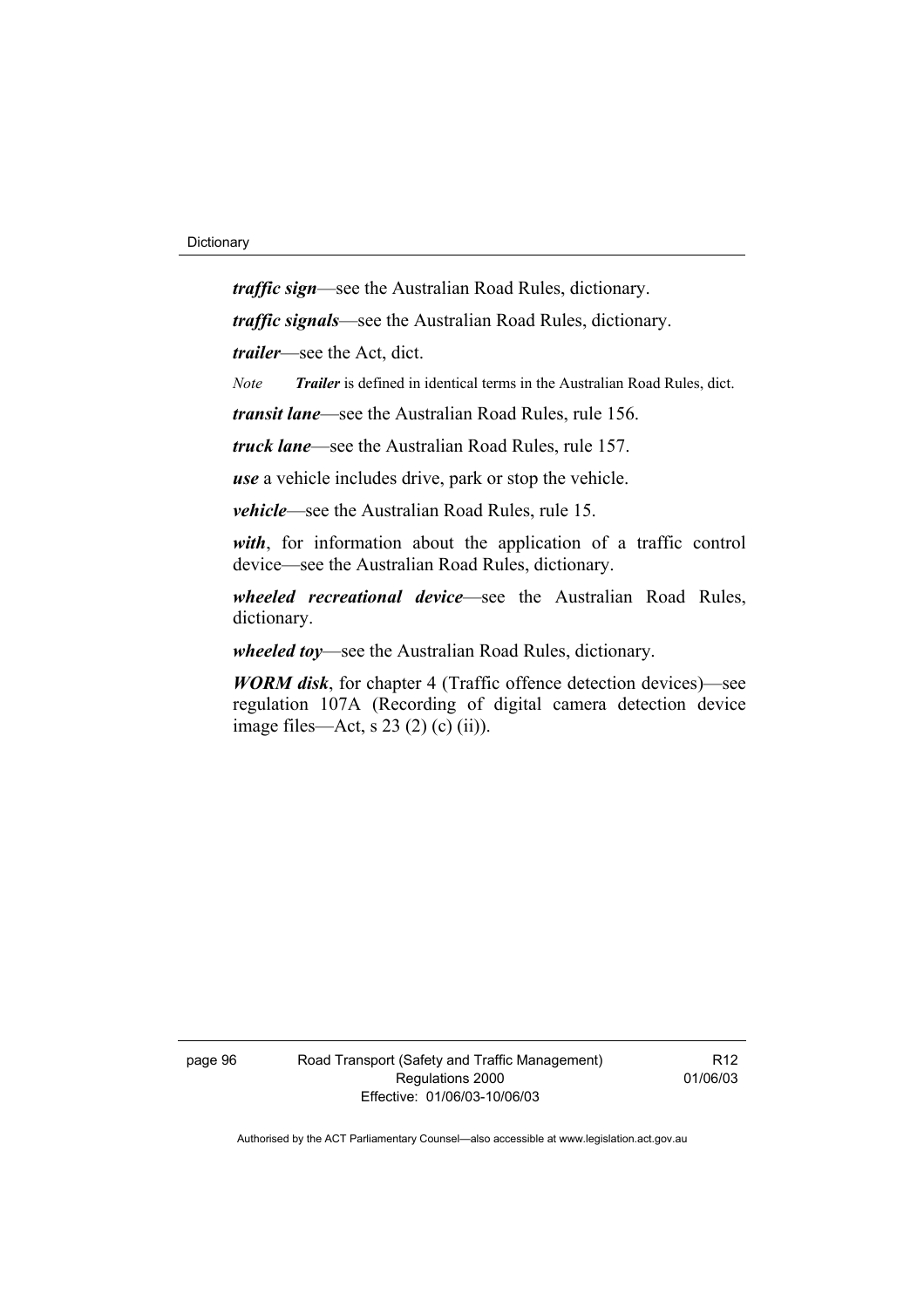***traffic sign***—see the Australian Road Rules, dictionary.

***traffic signals***—see the Australian Road Rules, dictionary.

***trailer***—see the Act, dict.

*Note* ***Trailer*** is defined in identical terms in the Australian Road Rules, dict.

***transit lane***—see the Australian Road Rules, rule 156.

***truck lane***—see the Australian Road Rules, rule 157.

***use*** a vehicle includes drive, park or stop the vehicle.

***vehicle***—see the Australian Road Rules, rule 15.

***with***, for information about the application of a traffic control device—see the Australian Road Rules, dictionary.

***wheeled recreational device***—see the Australian Road Rules, dictionary.

***wheeled toy***—see the Australian Road Rules, dictionary.

***WORM disk***, for chapter 4 (Traffic offence detection devices)—see regulation 107A (Recording of digital camera detection device image files—Act, s 23 (2) (c) (ii)).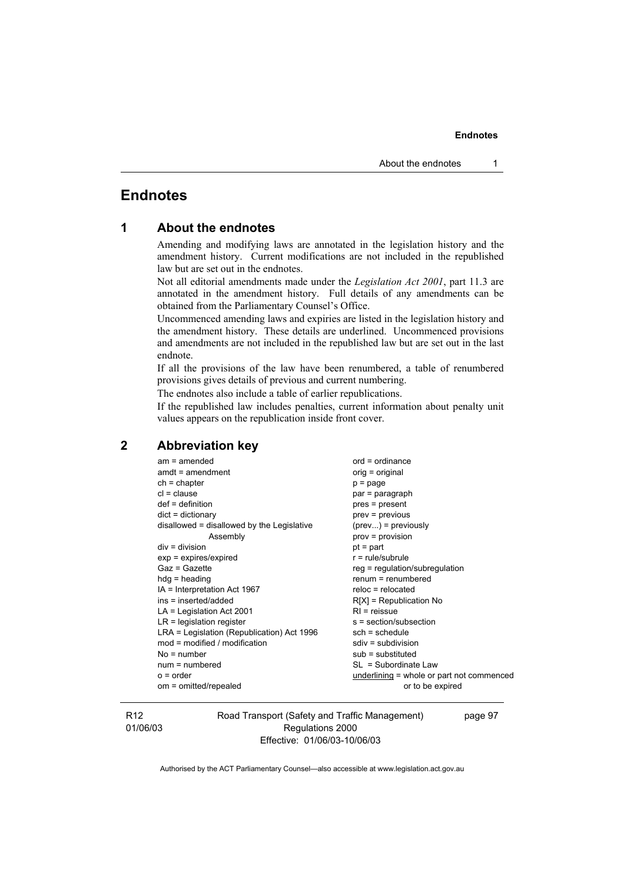# Endnotes

## 1 About the endnotes

Amending and modifying laws are annotated in the legislation history and the amendment history. Current modifications are not included in the republished law but are set out in the endnotes.

Not all editorial amendments made under the *Legislation Act 2001*, part 11.3 are annotated in the amendment history. Full details of any amendments can be obtained from the Parliamentary Counsel's Office.

Uncommenced amending laws and expiries are listed in the legislation history and the amendment history. These details are underlined. Uncommenced provisions and amendments are not included in the republished law but are set out in the last endnote.

If all the provisions of the law have been renumbered, a table of renumbered provisions gives details of previous and current numbering.

The endnotes also include a table of earlier republications.

If the republished law includes penalties, current information about penalty unit values appears on the republication inside front cover.

## 2 Abbreviation key

am = amended
amdt = amendment
ch = chapter
cl = clause
def = definition
dict = dictionary
disallowed = disallowed by the Legislative Assembly
div = division
exp = expires/expired
Gaz = Gazette
hdg = heading
IA = Interpretation Act 1967
ins = inserted/added
LA = Legislation Act 2001
LR = legislation register
LRA = Legislation (Republication) Act 1996
mod = modified / modification
No = number
num = numbered
o = order
om = omitted/repealed
ord = ordinance
orig = original
p = page
par = paragraph
pres = present
prev = previous
(prev...) = previously
prov = provision
pt = part
r = rule/subrule
reg = regulation/subregulation
renum = renumbered
reloc = relocated
R[X] = Republication No
RI = reissue
s = section/subsection
sch = schedule
sdiv = subdivision
sub = substituted
SL = Subordinate Law
underlining = whole or part not commenced or to be expired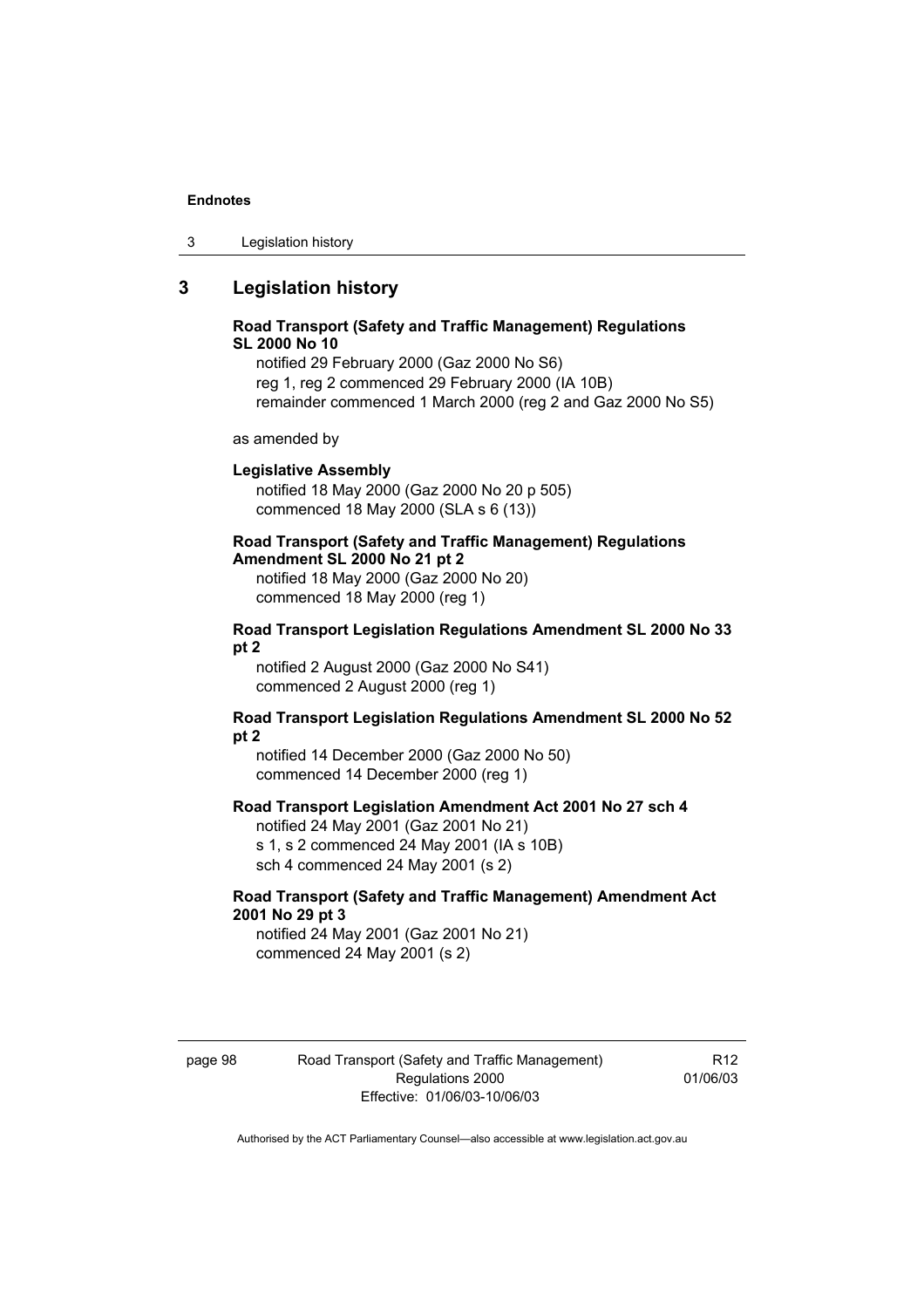## 3 Legislation history

**Road Transport (Safety and Traffic Management) Regulations SL 2000 No 10**

notified 29 February 2000 (Gaz 2000 No S6)
reg 1, reg 2 commenced 29 February 2000 (IA 10B)
remainder commenced 1 March 2000 (reg 2 and Gaz 2000 No S5)

as amended by

**Legislative Assembly**

notified 18 May 2000 (Gaz 2000 No 20 p 505)
commenced 18 May 2000 (SLA s 6 (13))

**Road Transport (Safety and Traffic Management) Regulations Amendment SL 2000 No 21 pt 2**

notified 18 May 2000 (Gaz 2000 No 20)
commenced 18 May 2000 (reg 1)

**Road Transport Legislation Regulations Amendment SL 2000 No 33 pt 2**

notified 2 August 2000 (Gaz 2000 No S41)
commenced 2 August 2000 (reg 1)

**Road Transport Legislation Regulations Amendment SL 2000 No 52 pt 2**

notified 14 December 2000 (Gaz 2000 No 50)
commenced 14 December 2000 (reg 1)

**Road Transport Legislation Amendment Act 2001 No 27 sch 4**

notified 24 May 2001 (Gaz 2001 No 21)
s 1, s 2 commenced 24 May 2001 (IA s 10B)
sch 4 commenced 24 May 2001 (s 2)

**Road Transport (Safety and Traffic Management) Amendment Act 2001 No 29 pt 3**

notified 24 May 2001 (Gaz 2001 No 21)
commenced 24 May 2001 (s 2)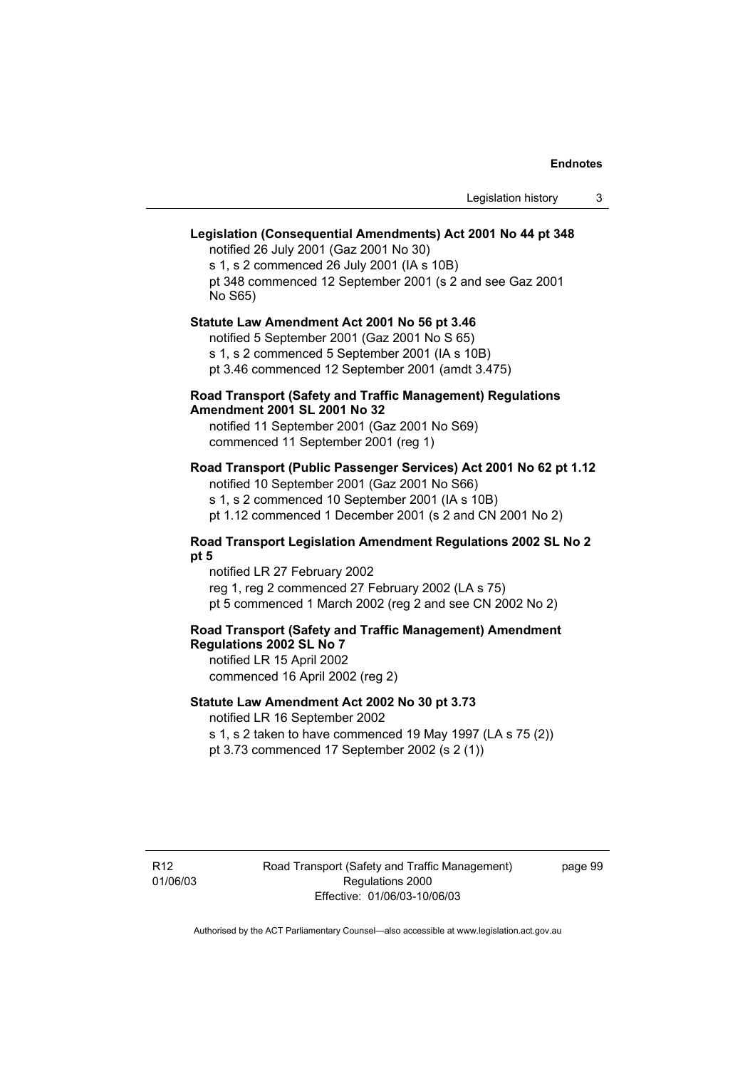**Legislation (Consequential Amendments) Act 2001 No 44 pt 348**

notified 26 July 2001 (Gaz 2001 No 30)
s 1, s 2 commenced 26 July 2001 (IA s 10B)
pt 348 commenced 12 September 2001 (s 2 and see Gaz 2001 No S65)

**Statute Law Amendment Act 2001 No 56 pt 3.46**

notified 5 September 2001 (Gaz 2001 No S 65)
s 1, s 2 commenced 5 September 2001 (IA s 10B)
pt 3.46 commenced 12 September 2001 (amdt 3.475)

**Road Transport (Safety and Traffic Management) Regulations Amendment 2001 SL 2001 No 32**

notified 11 September 2001 (Gaz 2001 No S69)
commenced 11 September 2001 (reg 1)

**Road Transport (Public Passenger Services) Act 2001 No 62 pt 1.12**

notified 10 September 2001 (Gaz 2001 No S66)
s 1, s 2 commenced 10 September 2001 (IA s 10B)
pt 1.12 commenced 1 December 2001 (s 2 and CN 2001 No 2)

**Road Transport Legislation Amendment Regulations 2002 SL No 2 pt 5**

notified LR 27 February 2002
reg 1, reg 2 commenced 27 February 2002 (LA s 75)
pt 5 commenced 1 March 2002 (reg 2 and see CN 2002 No 2)

**Road Transport (Safety and Traffic Management) Amendment Regulations 2002 SL No 7**

notified LR 15 April 2002
commenced 16 April 2002 (reg 2)

**Statute Law Amendment Act 2002 No 30 pt 3.73**

notified LR 16 September 2002
s 1, s 2 taken to have commenced 19 May 1997 (LA s 75 (2))
pt 3.73 commenced 17 September 2002 (s 2 (1))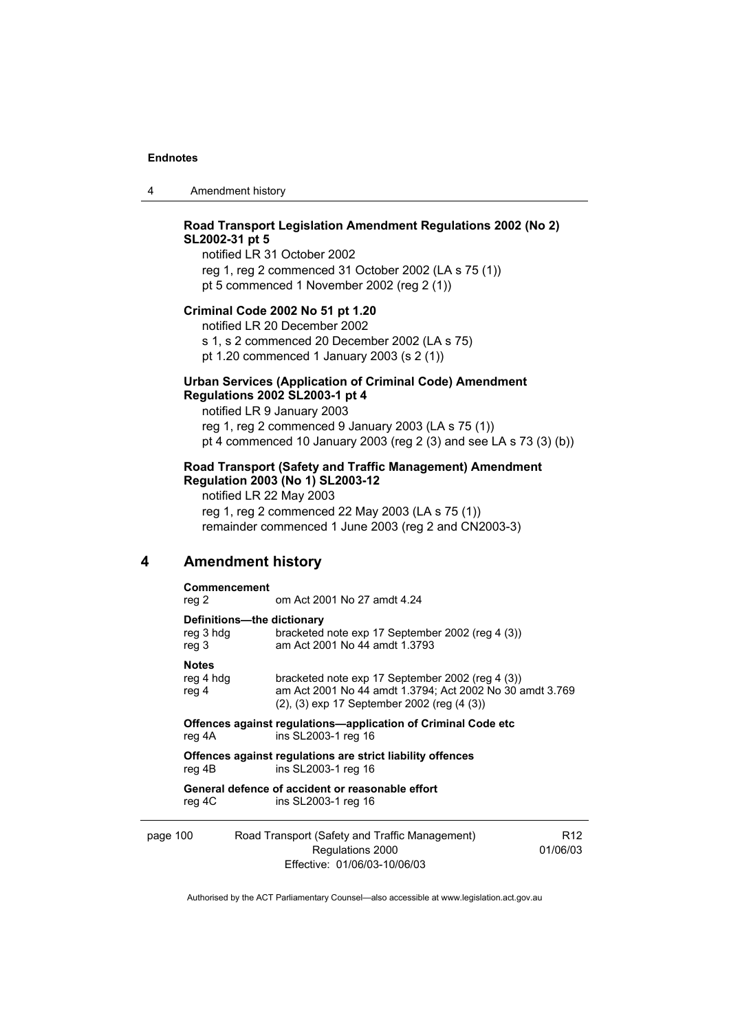**Road Transport Legislation Amendment Regulations 2002 (No 2) SL2002-31 pt 5**

notified LR 31 October 2002

reg 1, reg 2 commenced 31 October 2002 (LA s 75 (1))

pt 5 commenced 1 November 2002 (reg 2 (1))

**Criminal Code 2002 No 51 pt 1.20**

notified LR 20 December 2002

s 1, s 2 commenced 20 December 2002 (LA s 75)

pt 1.20 commenced 1 January 2003 (s 2 (1))

**Urban Services (Application of Criminal Code) Amendment Regulations 2002 SL2003-1 pt 4**

notified LR 9 January 2003

reg 1, reg 2 commenced 9 January 2003 (LA s 75 (1))

pt 4 commenced 10 January 2003 (reg 2 (3) and see LA s 73 (3) (b))

**Road Transport (Safety and Traffic Management) Amendment Regulation 2003 (No 1) SL2003-12**

notified LR 22 May 2003

reg 1, reg 2 commenced 22 May 2003 (LA s 75 (1))

remainder commenced 1 June 2003 (reg 2 and CN2003-3)

## 4 Amendment history

**Commencement**

| | |
|---|---|
| reg 2 | om Act 2001 No 27 amdt 4.24 |

**Definitions—the dictionary**

| | |
|---|---|
| reg 3 hdg | bracketed note exp 17 September 2002 (reg 4 (3)) |
| reg 3 | am Act 2001 No 44 amdt 1.3793 |

**Notes**

| | |
|---|---|
| reg 4 hdg | bracketed note exp 17 September 2002 (reg 4 (3)) |
| reg 4 | am Act 2001 No 44 amdt 1.3794; Act 2002 No 30 amdt 3.769<br>(2), (3) exp 17 September 2002 (reg (4 (3)) |

**Offences against regulations—application of Criminal Code etc**

| | |
|---|---|
| reg 4A | ins SL2003-1 reg 16 |

**Offences against regulations are strict liability offences**

| | |
|---|---|
| reg 4B | ins SL2003-1 reg 16 |

**General defence of accident or reasonable effort**

| | |
|---|---|
| reg 4C | ins SL2003-1 reg 16 |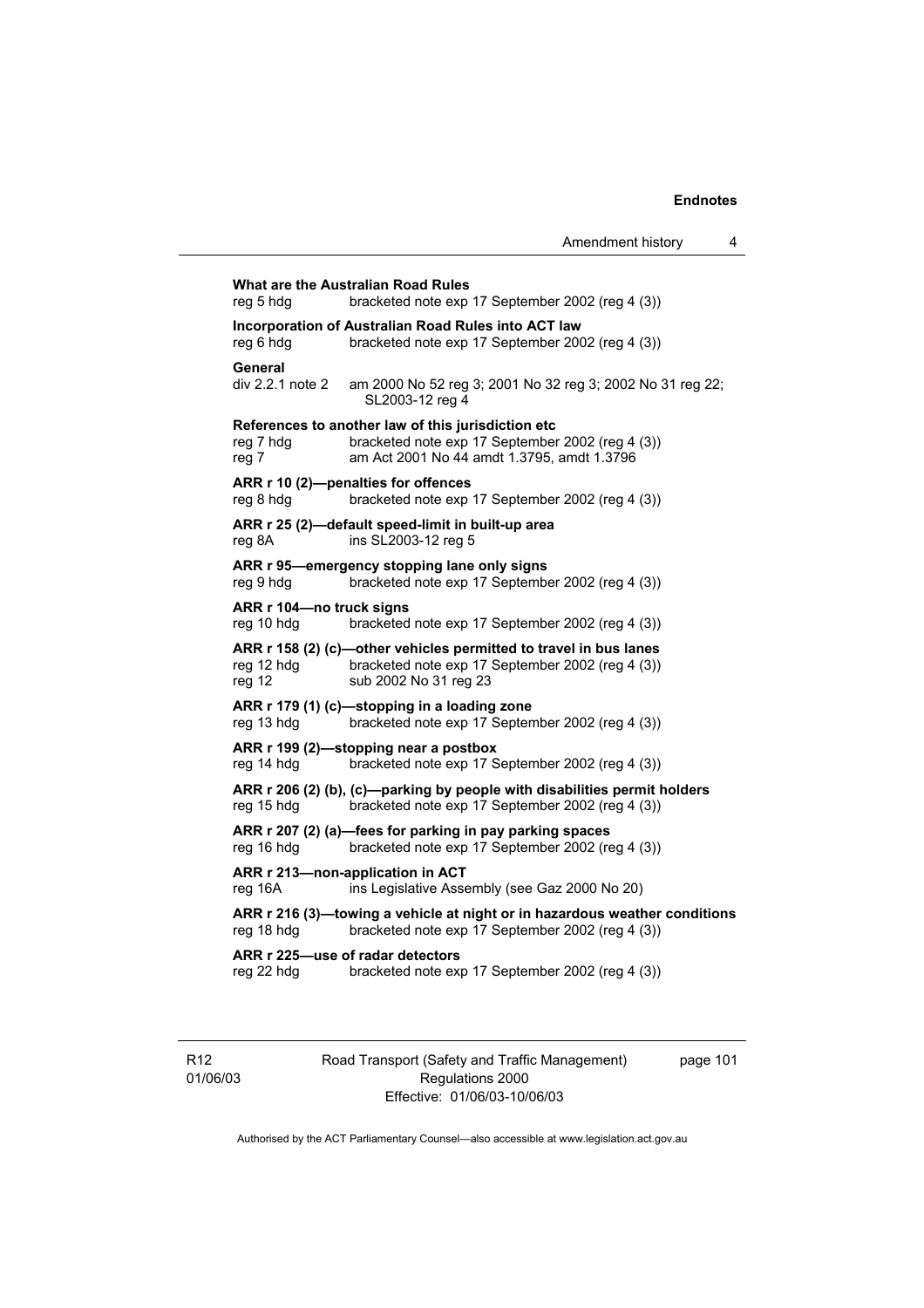**What are the Australian Road Rules**
reg 5 hdg bracketed note exp 17 September 2002 (reg 4 (3))

**Incorporation of Australian Road Rules into ACT law**
reg 6 hdg bracketed note exp 17 September 2002 (reg 4 (3))

**General**
div 2.2.1 note 2 am 2000 No 52 reg 3; 2001 No 32 reg 3; 2002 No 31 reg 22; SL2003-12 reg 4

**References to another law of this jurisdiction etc**
reg 7 hdg bracketed note exp 17 September 2002 (reg 4 (3))
reg 7 am Act 2001 No 44 amdt 1.3795, amdt 1.3796

**ARR r 10 (2)—penalties for offences**
reg 8 hdg bracketed note exp 17 September 2002 (reg 4 (3))

**ARR r 25 (2)—default speed-limit in built-up area**
reg 8A ins SL2003-12 reg 5

**ARR r 95—emergency stopping lane only signs**
reg 9 hdg bracketed note exp 17 September 2002 (reg 4 (3))

**ARR r 104—no truck signs**
reg 10 hdg bracketed note exp 17 September 2002 (reg 4 (3))

**ARR r 158 (2) (c)—other vehicles permitted to travel in bus lanes**
reg 12 hdg bracketed note exp 17 September 2002 (reg 4 (3))
reg 12 sub 2002 No 31 reg 23

**ARR r 179 (1) (c)—stopping in a loading zone**
reg 13 hdg bracketed note exp 17 September 2002 (reg 4 (3))

**ARR r 199 (2)—stopping near a postbox**
reg 14 hdg bracketed note exp 17 September 2002 (reg 4 (3))

**ARR r 206 (2) (b), (c)—parking by people with disabilities permit holders**
reg 15 hdg bracketed note exp 17 September 2002 (reg 4 (3))

**ARR r 207 (2) (a)—fees for parking in pay parking spaces**
reg 16 hdg bracketed note exp 17 September 2002 (reg 4 (3))

**ARR r 213—non-application in ACT**
reg 16A ins Legislative Assembly (see Gaz 2000 No 20)

**ARR r 216 (3)—towing a vehicle at night or in hazardous weather conditions**
reg 18 hdg bracketed note exp 17 September 2002 (reg 4 (3))

**ARR r 225—use of radar detectors**
reg 22 hdg bracketed note exp 17 September 2002 (reg 4 (3))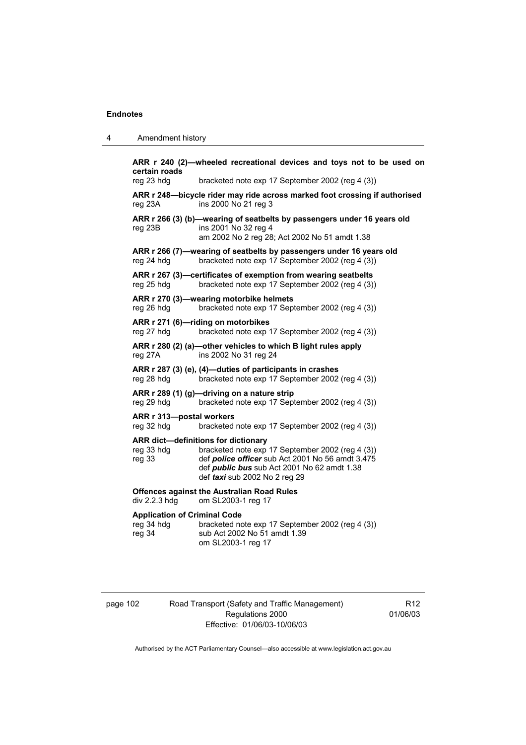**ARR r 240 (2)—wheeled recreational devices and toys not to be used on certain roads**
reg 23 hdg bracketed note exp 17 September 2002 (reg 4 (3))

**ARR r 248—bicycle rider may ride across marked foot crossing if authorised**
reg 23A ins 2000 No 21 reg 3

**ARR r 266 (3) (b)—wearing of seatbelts by passengers under 16 years old**
reg 23B ins 2001 No 32 reg 4
am 2002 No 2 reg 28; Act 2002 No 51 amdt 1.38

**ARR r 266 (7)—wearing of seatbelts by passengers under 16 years old**
reg 24 hdg bracketed note exp 17 September 2002 (reg 4 (3))

**ARR r 267 (3)—certificates of exemption from wearing seatbelts**
reg 25 hdg bracketed note exp 17 September 2002 (reg 4 (3))

**ARR r 270 (3)—wearing motorbike helmets**
reg 26 hdg bracketed note exp 17 September 2002 (reg 4 (3))

**ARR r 271 (6)—riding on motorbikes**
reg 27 hdg bracketed note exp 17 September 2002 (reg 4 (3))

**ARR r 280 (2) (a)—other vehicles to which B light rules apply**
reg 27A ins 2002 No 31 reg 24

**ARR r 287 (3) (e), (4)—duties of participants in crashes**
reg 28 hdg bracketed note exp 17 September 2002 (reg 4 (3))

**ARR r 289 (1) (g)—driving on a nature strip**
reg 29 hdg bracketed note exp 17 September 2002 (reg 4 (3))

**ARR r 313—postal workers**
reg 32 hdg bracketed note exp 17 September 2002 (reg 4 (3))

**ARR dict—definitions for dictionary**
reg 33 hdg bracketed note exp 17 September 2002 (reg 4 (3))
reg 33 def ***police officer*** sub Act 2001 No 56 amdt 3.475
def ***public bus*** sub Act 2001 No 62 amdt 1.38
def ***taxi*** sub 2002 No 2 reg 29

**Offences against the Australian Road Rules**
div 2.2.3 hdg om SL2003-1 reg 17

**Application of Criminal Code**
reg 34 hdg bracketed note exp 17 September 2002 (reg 4 (3))
reg 34 sub Act 2002 No 51 amdt 1.39
om SL2003-1 reg 17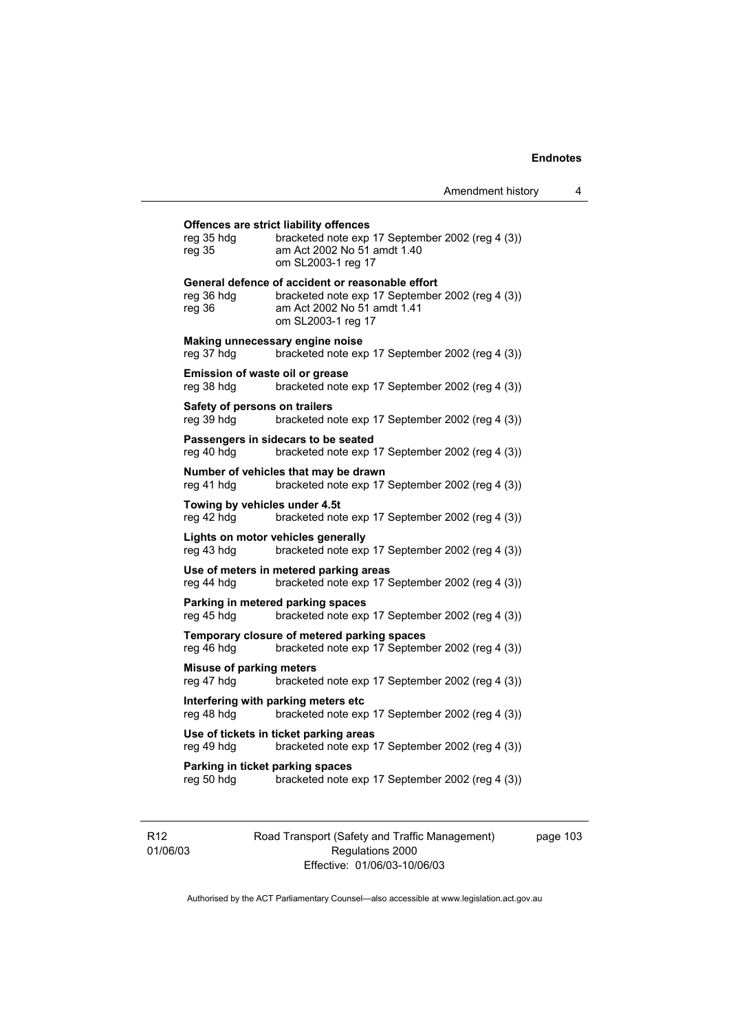**Offences are strict liability offences**

reg 35 hdg bracketed note exp 17 September 2002 (reg 4 (3))
reg 35 am Act 2002 No 51 amdt 1.40
om SL2003-1 reg 17

**General defence of accident or reasonable effort**

reg 36 hdg bracketed note exp 17 September 2002 (reg 4 (3))
reg 36 am Act 2002 No 51 amdt 1.41
om SL2003-1 reg 17

**Making unnecessary engine noise**

reg 37 hdg bracketed note exp 17 September 2002 (reg 4 (3))

**Emission of waste oil or grease**

reg 38 hdg bracketed note exp 17 September 2002 (reg 4 (3))

**Safety of persons on trailers**

reg 39 hdg bracketed note exp 17 September 2002 (reg 4 (3))

**Passengers in sidecars to be seated**

reg 40 hdg bracketed note exp 17 September 2002 (reg 4 (3))

**Number of vehicles that may be drawn**

reg 41 hdg bracketed note exp 17 September 2002 (reg 4 (3))

**Towing by vehicles under 4.5t**

reg 42 hdg bracketed note exp 17 September 2002 (reg 4 (3))

**Lights on motor vehicles generally**

reg 43 hdg bracketed note exp 17 September 2002 (reg 4 (3))

**Use of meters in metered parking areas**

reg 44 hdg bracketed note exp 17 September 2002 (reg 4 (3))

**Parking in metered parking spaces**

reg 45 hdg bracketed note exp 17 September 2002 (reg 4 (3))

**Temporary closure of metered parking spaces**

reg 46 hdg bracketed note exp 17 September 2002 (reg 4 (3))

**Misuse of parking meters**

reg 47 hdg bracketed note exp 17 September 2002 (reg 4 (3))

**Interfering with parking meters etc**

reg 48 hdg bracketed note exp 17 September 2002 (reg 4 (3))

**Use of tickets in ticket parking areas**

reg 49 hdg bracketed note exp 17 September 2002 (reg 4 (3))

**Parking in ticket parking spaces**

reg 50 hdg bracketed note exp 17 September 2002 (reg 4 (3))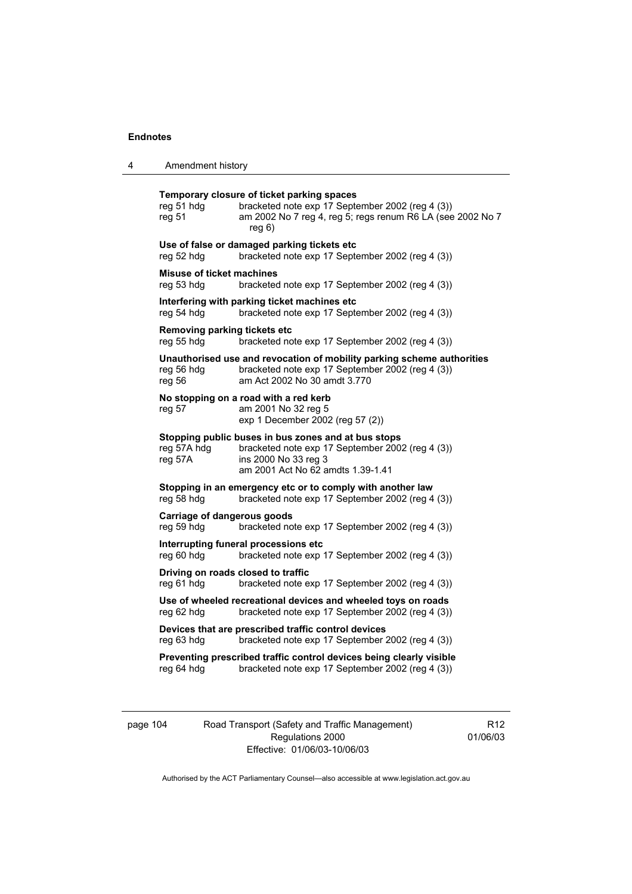**Temporary closure of ticket parking spaces**

| | |
|---|---|
| reg 51 hdg | bracketed note exp 17 September 2002 (reg 4 (3)) |
| reg 51 | am 2002 No 7 reg 4, reg 5; regs renum R6 LA (see 2002 No 7 reg 6) |

**Use of false or damaged parking tickets etc**

| | |
|---|---|
| reg 52 hdg | bracketed note exp 17 September 2002 (reg 4 (3)) |

**Misuse of ticket machines**

| | |
|---|---|
| reg 53 hdg | bracketed note exp 17 September 2002 (reg 4 (3)) |

**Interfering with parking ticket machines etc**

| | |
|---|---|
| reg 54 hdg | bracketed note exp 17 September 2002 (reg 4 (3)) |

**Removing parking tickets etc**

| | |
|---|---|
| reg 55 hdg | bracketed note exp 17 September 2002 (reg 4 (3)) |

**Unauthorised use and revocation of mobility parking scheme authorities**

| | |
|---|---|
| reg 56 hdg | bracketed note exp 17 September 2002 (reg 4 (3)) |
| reg 56 | am Act 2002 No 30 amdt 3.770 |

**No stopping on a road with a red kerb**

| | |
|---|---|
| reg 57 | am 2001 No 32 reg 5<br>exp 1 December 2002 (reg 57 (2)) |

**Stopping public buses in bus zones and at bus stops**

| | |
|---|---|
| reg 57A hdg | bracketed note exp 17 September 2002 (reg 4 (3)) |
| reg 57A | ins 2000 No 33 reg 3<br>am 2001 Act No 62 amdts 1.39-1.41 |

**Stopping in an emergency etc or to comply with another law**

| | |
|---|---|
| reg 58 hdg | bracketed note exp 17 September 2002 (reg 4 (3)) |

**Carriage of dangerous goods**

| | |
|---|---|
| reg 59 hdg | bracketed note exp 17 September 2002 (reg 4 (3)) |

**Interrupting funeral processions etc**

| | |
|---|---|
| reg 60 hdg | bracketed note exp 17 September 2002 (reg 4 (3)) |

**Driving on roads closed to traffic**

| | |
|---|---|
| reg 61 hdg | bracketed note exp 17 September 2002 (reg 4 (3)) |

**Use of wheeled recreational devices and wheeled toys on roads**

| | |
|---|---|
| reg 62 hdg | bracketed note exp 17 September 2002 (reg 4 (3)) |

**Devices that are prescribed traffic control devices**

| | |
|---|---|
| reg 63 hdg | bracketed note exp 17 September 2002 (reg 4 (3)) |

**Preventing prescribed traffic control devices being clearly visible**

| | |
|---|---|
| reg 64 hdg | bracketed note exp 17 September 2002 (reg 4 (3)) |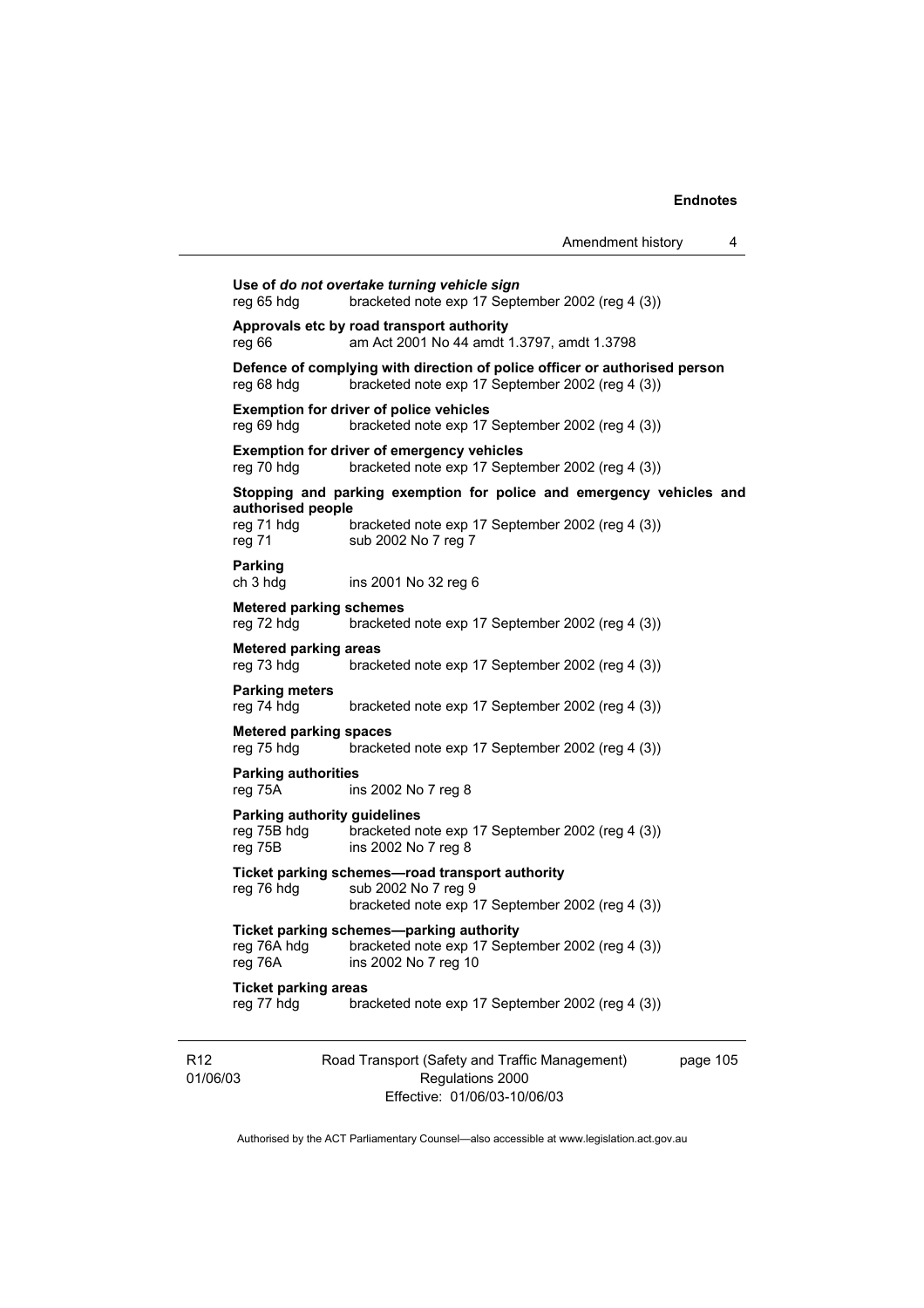**Use of *do not overtake turning vehicle sign***
reg 65 hdg bracketed note exp 17 September 2002 (reg 4 (3))

**Approvals etc by road transport authority**
reg 66 am Act 2001 No 44 amdt 1.3797, amdt 1.3798

**Defence of complying with direction of police officer or authorised person**
reg 68 hdg bracketed note exp 17 September 2002 (reg 4 (3))

**Exemption for driver of police vehicles**
reg 69 hdg bracketed note exp 17 September 2002 (reg 4 (3))

**Exemption for driver of emergency vehicles**
reg 70 hdg bracketed note exp 17 September 2002 (reg 4 (3))

**Stopping and parking exemption for police and emergency vehicles and authorised people**
reg 71 hdg bracketed note exp 17 September 2002 (reg 4 (3))
reg 71 sub 2002 No 7 reg 7

**Parking**
ch 3 hdg ins 2001 No 32 reg 6

**Metered parking schemes**
reg 72 hdg bracketed note exp 17 September 2002 (reg 4 (3))

**Metered parking areas**
reg 73 hdg bracketed note exp 17 September 2002 (reg 4 (3))

**Parking meters**
reg 74 hdg bracketed note exp 17 September 2002 (reg 4 (3))

**Metered parking spaces**
reg 75 hdg bracketed note exp 17 September 2002 (reg 4 (3))

**Parking authorities**
reg 75A ins 2002 No 7 reg 8

**Parking authority guidelines**
reg 75B hdg bracketed note exp 17 September 2002 (reg 4 (3))
reg 75B ins 2002 No 7 reg 8

**Ticket parking schemes—road transport authority**
reg 76 hdg sub 2002 No 7 reg 9
bracketed note exp 17 September 2002 (reg 4 (3))

**Ticket parking schemes—parking authority**
reg 76A hdg bracketed note exp 17 September 2002 (reg 4 (3))
reg 76A ins 2002 No 7 reg 10

**Ticket parking areas**
reg 77 hdg bracketed note exp 17 September 2002 (reg 4 (3))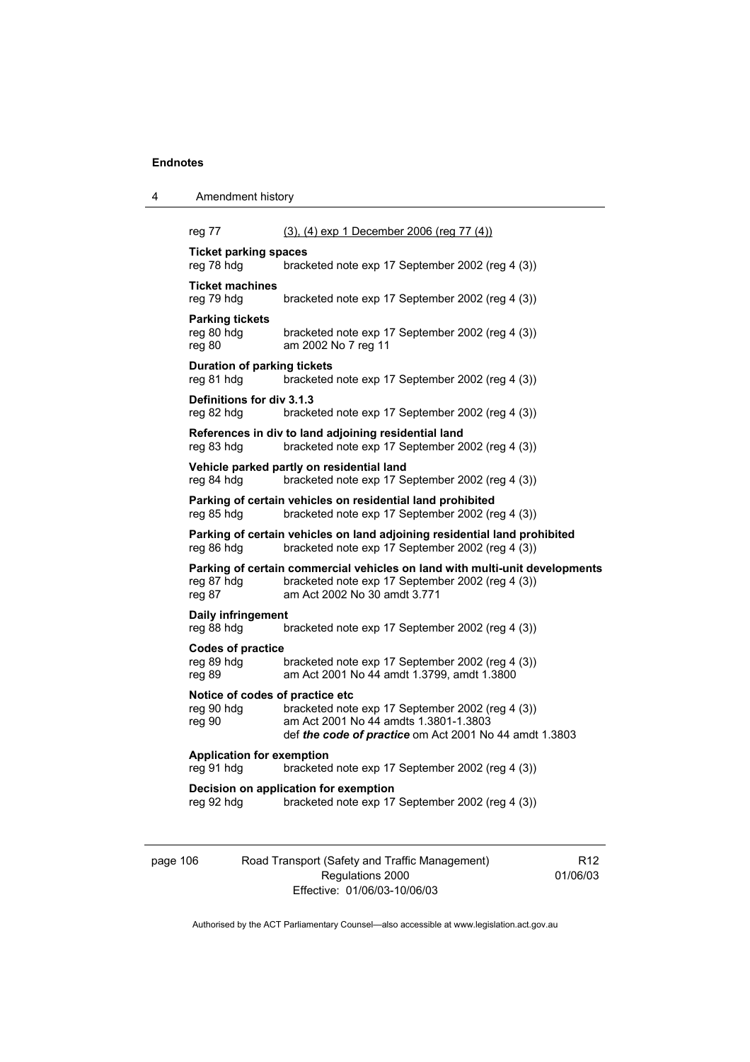reg 77 (3), (4) exp 1 December 2006 (reg 77 (4))

**Ticket parking spaces**
reg 78 hdg bracketed note exp 17 September 2002 (reg 4 (3))

**Ticket machines**
reg 79 hdg bracketed note exp 17 September 2002 (reg 4 (3))

**Parking tickets**
reg 80 hdg bracketed note exp 17 September 2002 (reg 4 (3))
reg 80 am 2002 No 7 reg 11

**Duration of parking tickets**
reg 81 hdg bracketed note exp 17 September 2002 (reg 4 (3))

**Definitions for div 3.1.3**
reg 82 hdg bracketed note exp 17 September 2002 (reg 4 (3))

**References in div to land adjoining residential land**
reg 83 hdg bracketed note exp 17 September 2002 (reg 4 (3))

**Vehicle parked partly on residential land**
reg 84 hdg bracketed note exp 17 September 2002 (reg 4 (3))

**Parking of certain vehicles on residential land prohibited**
reg 85 hdg bracketed note exp 17 September 2002 (reg 4 (3))

**Parking of certain vehicles on land adjoining residential land prohibited**
reg 86 hdg bracketed note exp 17 September 2002 (reg 4 (3))

**Parking of certain commercial vehicles on land with multi-unit developments**
reg 87 hdg bracketed note exp 17 September 2002 (reg 4 (3))
reg 87 am Act 2002 No 30 amdt 3.771

**Daily infringement**
reg 88 hdg bracketed note exp 17 September 2002 (reg 4 (3))

**Codes of practice**
reg 89 hdg bracketed note exp 17 September 2002 (reg 4 (3))
reg 89 am Act 2001 No 44 amdt 1.3799, amdt 1.3800

**Notice of codes of practice etc**
reg 90 hdg bracketed note exp 17 September 2002 (reg 4 (3))
reg 90 am Act 2001 No 44 amdts 1.3801-1.3803
def ***the code of practice*** om Act 2001 No 44 amdt 1.3803

**Application for exemption**
reg 91 hdg bracketed note exp 17 September 2002 (reg 4 (3))

**Decision on application for exemption**
reg 92 hdg bracketed note exp 17 September 2002 (reg 4 (3))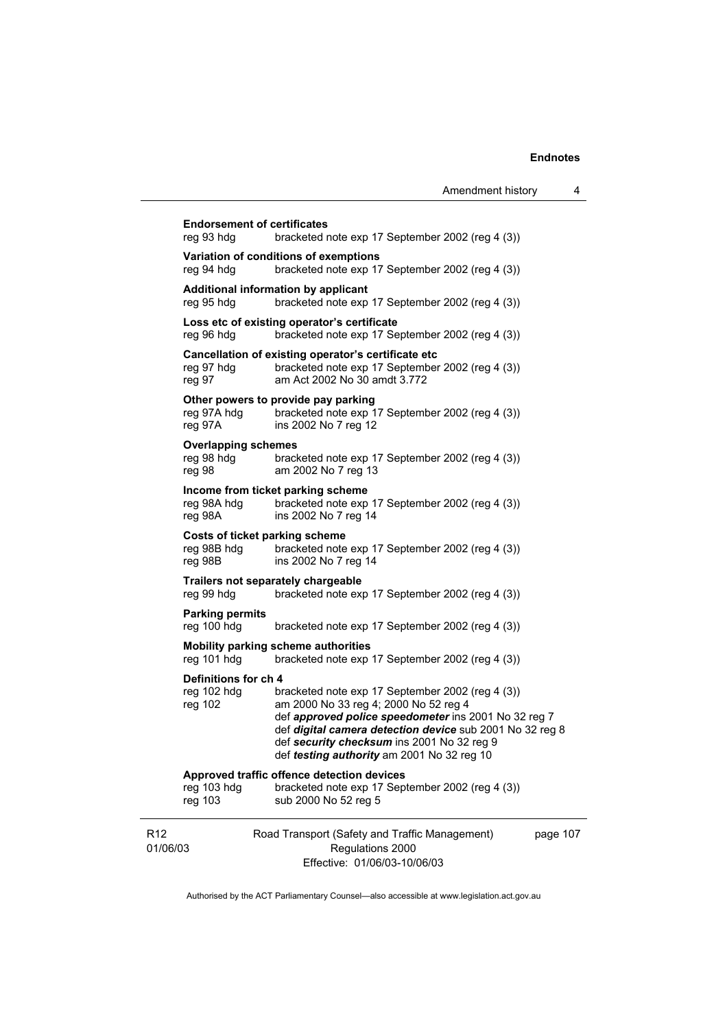**Endorsement of certificates**
reg 93 hdg bracketed note exp 17 September 2002 (reg 4 (3))

**Variation of conditions of exemptions**
reg 94 hdg bracketed note exp 17 September 2002 (reg 4 (3))

**Additional information by applicant**
reg 95 hdg bracketed note exp 17 September 2002 (reg 4 (3))

**Loss etc of existing operator's certificate**
reg 96 hdg bracketed note exp 17 September 2002 (reg 4 (3))

**Cancellation of existing operator's certificate etc**
reg 97 hdg bracketed note exp 17 September 2002 (reg 4 (3))
reg 97 am Act 2002 No 30 amdt 3.772

**Other powers to provide pay parking**
reg 97A hdg bracketed note exp 17 September 2002 (reg 4 (3))
reg 97A ins 2002 No 7 reg 12

**Overlapping schemes**
reg 98 hdg bracketed note exp 17 September 2002 (reg 4 (3))
reg 98 am 2002 No 7 reg 13

**Income from ticket parking scheme**
reg 98A hdg bracketed note exp 17 September 2002 (reg 4 (3))
reg 98A ins 2002 No 7 reg 14

**Costs of ticket parking scheme**
reg 98B hdg bracketed note exp 17 September 2002 (reg 4 (3))
reg 98B ins 2002 No 7 reg 14

**Trailers not separately chargeable**
reg 99 hdg bracketed note exp 17 September 2002 (reg 4 (3))

**Parking permits**
reg 100 hdg bracketed note exp 17 September 2002 (reg 4 (3))

**Mobility parking scheme authorities**
reg 101 hdg bracketed note exp 17 September 2002 (reg 4 (3))

**Definitions for ch 4**
reg 102 hdg bracketed note exp 17 September 2002 (reg 4 (3))
reg 102 am 2000 No 33 reg 4; 2000 No 52 reg 4
def ***approved police speedometer*** ins 2001 No 32 reg 7
def ***digital camera detection device*** sub 2001 No 32 reg 8
def ***security checksum*** ins 2001 No 32 reg 9
def ***testing authority*** am 2001 No 32 reg 10

**Approved traffic offence detection devices**
reg 103 hdg bracketed note exp 17 September 2002 (reg 4 (3))
reg 103 sub 2000 No 52 reg 5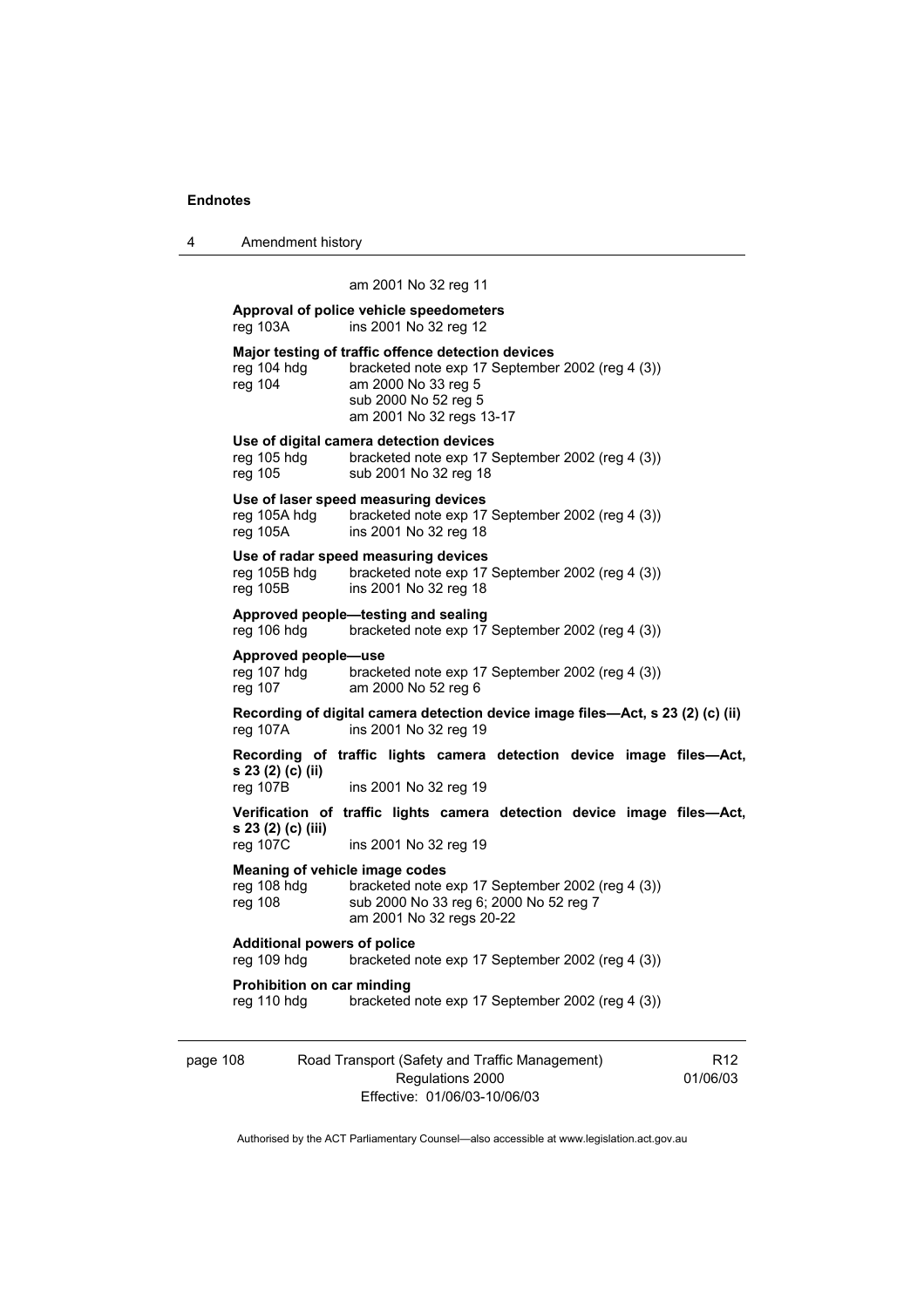am 2001 No 32 reg 11

**Approval of police vehicle speedometers**
reg 103A ins 2001 No 32 reg 12

**Major testing of traffic offence detection devices**
reg 104 hdg bracketed note exp 17 September 2002 (reg 4 (3))
reg 104 am 2000 No 33 reg 5
sub 2000 No 52 reg 5
am 2001 No 32 regs 13-17

**Use of digital camera detection devices**
reg 105 hdg bracketed note exp 17 September 2002 (reg 4 (3))
reg 105 sub 2001 No 32 reg 18

**Use of laser speed measuring devices**
reg 105A hdg bracketed note exp 17 September 2002 (reg 4 (3))
reg 105A ins 2001 No 32 reg 18

**Use of radar speed measuring devices**
reg 105B hdg bracketed note exp 17 September 2002 (reg 4 (3))
reg 105B ins 2001 No 32 reg 18

**Approved people—testing and sealing**
reg 106 hdg bracketed note exp 17 September 2002 (reg 4 (3))

**Approved people—use**
reg 107 hdg bracketed note exp 17 September 2002 (reg 4 (3))
reg 107 am 2000 No 52 reg 6

**Recording of digital camera detection device image files—Act, s 23 (2) (c) (ii)**
reg 107A ins 2001 No 32 reg 19

**Recording of traffic lights camera detection device image files—Act, s 23 (2) (c) (ii)**
reg 107B ins 2001 No 32 reg 19

**Verification of traffic lights camera detection device image files—Act, s 23 (2) (c) (iii)**
reg 107C ins 2001 No 32 reg 19

**Meaning of vehicle image codes**
reg 108 hdg bracketed note exp 17 September 2002 (reg 4 (3))
reg 108 sub 2000 No 33 reg 6; 2000 No 52 reg 7
am 2001 No 32 regs 20-22

**Additional powers of police**
reg 109 hdg bracketed note exp 17 September 2002 (reg 4 (3))

**Prohibition on car minding**
reg 110 hdg bracketed note exp 17 September 2002 (reg 4 (3))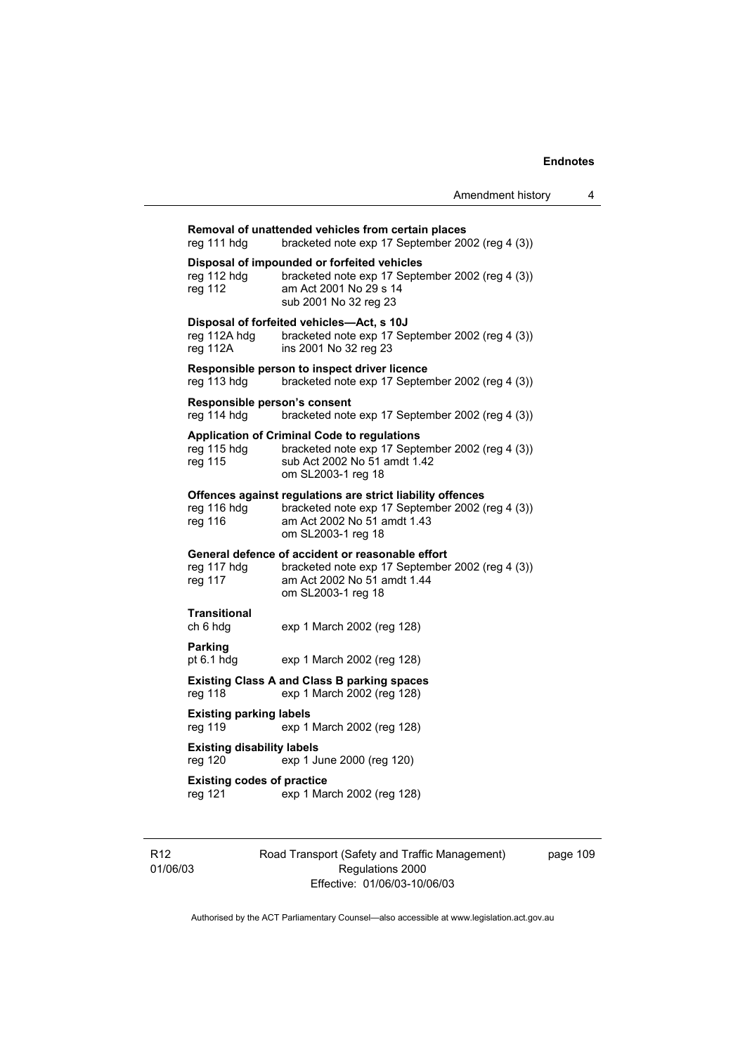**Removal of unattended vehicles from certain places**

reg 111 hdg bracketed note exp 17 September 2002 (reg 4 (3))

**Disposal of impounded or forfeited vehicles**

reg 112 hdg bracketed note exp 17 September 2002 (reg 4 (3))
reg 112 am Act 2001 No 29 s 14
sub 2001 No 32 reg 23

**Disposal of forfeited vehicles—Act, s 10J**

reg 112A hdg bracketed note exp 17 September 2002 (reg 4 (3))
reg 112A ins 2001 No 32 reg 23

**Responsible person to inspect driver licence**

reg 113 hdg bracketed note exp 17 September 2002 (reg 4 (3))

**Responsible person's consent**

reg 114 hdg bracketed note exp 17 September 2002 (reg 4 (3))

**Application of Criminal Code to regulations**

reg 115 hdg bracketed note exp 17 September 2002 (reg 4 (3))
reg 115 sub Act 2002 No 51 amdt 1.42
om SL2003-1 reg 18

**Offences against regulations are strict liability offences**

reg 116 hdg bracketed note exp 17 September 2002 (reg 4 (3))
reg 116 am Act 2002 No 51 amdt 1.43
om SL2003-1 reg 18

**General defence of accident or reasonable effort**

reg 117 hdg bracketed note exp 17 September 2002 (reg 4 (3))
reg 117 am Act 2002 No 51 amdt 1.44
om SL2003-1 reg 18

**Transitional**

ch 6 hdg exp 1 March 2002 (reg 128)

**Parking**

pt 6.1 hdg exp 1 March 2002 (reg 128)

**Existing Class A and Class B parking spaces**

reg 118 exp 1 March 2002 (reg 128)

**Existing parking labels**

reg 119 exp 1 March 2002 (reg 128)

**Existing disability labels**

reg 120 exp 1 June 2000 (reg 120)

**Existing codes of practice**

reg 121 exp 1 March 2002 (reg 128)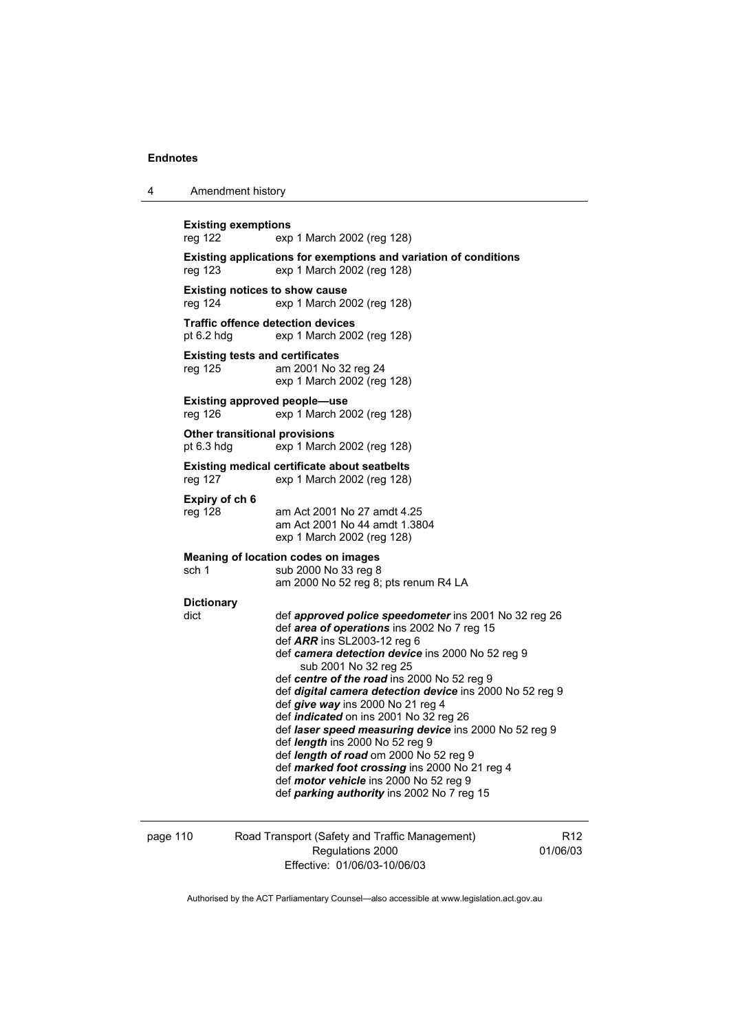**Existing exemptions**
reg 122 exp 1 March 2002 (reg 128)

**Existing applications for exemptions and variation of conditions**
reg 123 exp 1 March 2002 (reg 128)

**Existing notices to show cause**
reg 124 exp 1 March 2002 (reg 128)

**Traffic offence detection devices**
pt 6.2 hdg exp 1 March 2002 (reg 128)

**Existing tests and certificates**
reg 125 am 2001 No 32 reg 24
exp 1 March 2002 (reg 128)

**Existing approved people—use**
reg 126 exp 1 March 2002 (reg 128)

**Other transitional provisions**
pt 6.3 hdg exp 1 March 2002 (reg 128)

**Existing medical certificate about seatbelts**
reg 127 exp 1 March 2002 (reg 128)

**Expiry of ch 6**
reg 128 am Act 2001 No 27 amdt 4.25
am Act 2001 No 44 amdt 1.3804
exp 1 March 2002 (reg 128)

**Meaning of location codes on images**
sch 1 sub 2000 No 33 reg 8
am 2000 No 52 reg 8; pts renum R4 LA

**Dictionary**
dict def ***approved police speedometer*** ins 2001 No 32 reg 26
def ***area of operations*** ins 2002 No 7 reg 15
def ***ARR*** ins SL2003-12 reg 6
def ***camera detection device*** ins 2000 No 52 reg 9
sub 2001 No 32 reg 25
def ***centre of the road*** ins 2000 No 52 reg 9
def ***digital camera detection device*** ins 2000 No 52 reg 9
def ***give way*** ins 2000 No 21 reg 4
def ***indicated*** on ins 2001 No 32 reg 26
def ***laser speed measuring device*** ins 2000 No 52 reg 9
def ***length*** ins 2000 No 52 reg 9
def ***length of road*** om 2000 No 52 reg 9
def ***marked foot crossing*** ins 2000 No 21 reg 4
def ***motor vehicle*** ins 2000 No 52 reg 9
def ***parking authority*** ins 2002 No 7 reg 15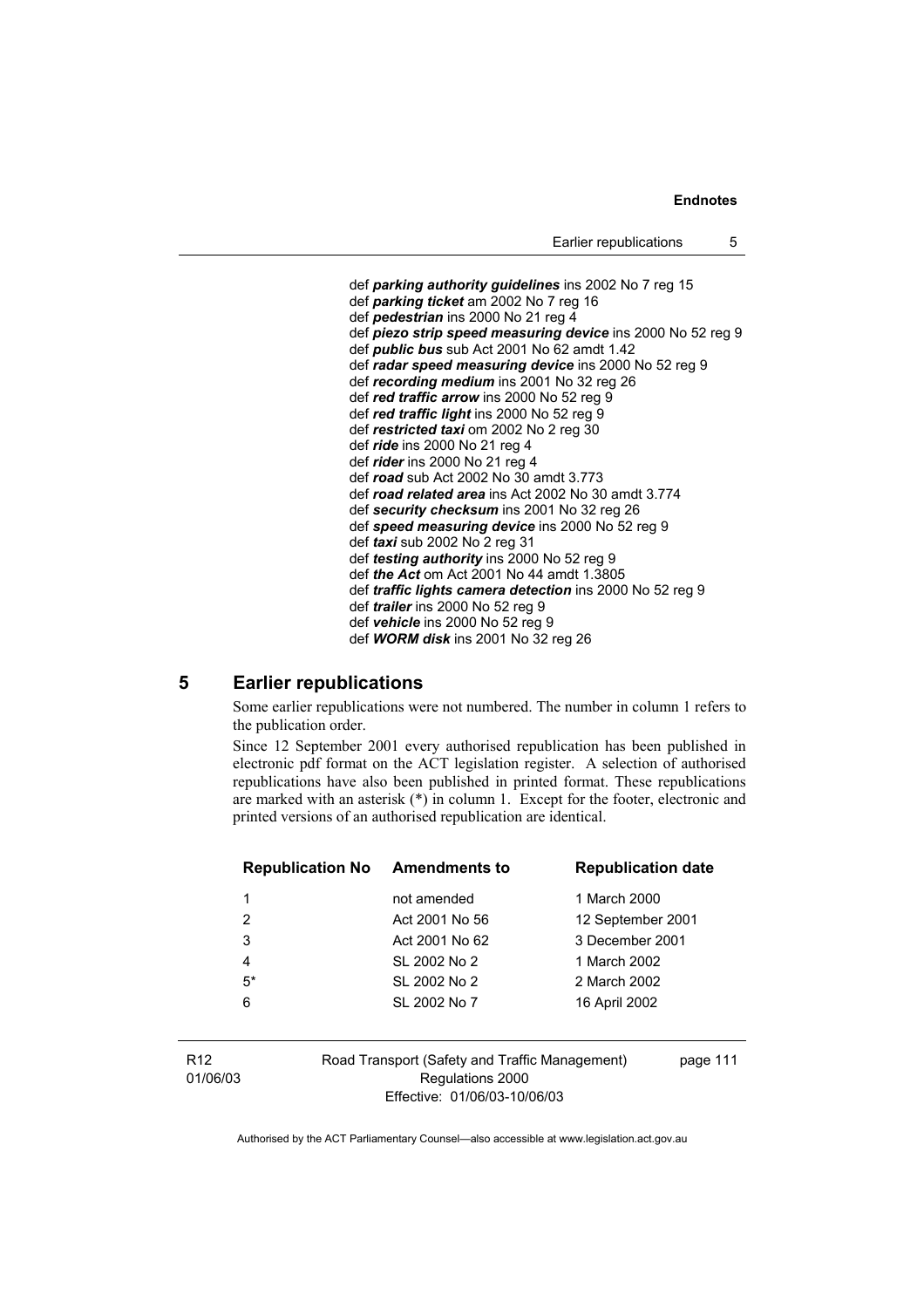def ***parking authority guidelines*** ins 2002 No 7 reg 15
def ***parking ticket*** am 2002 No 7 reg 16
def ***pedestrian*** ins 2000 No 21 reg 4
def ***piezo strip speed measuring device*** ins 2000 No 52 reg 9
def ***public bus*** sub Act 2001 No 62 amdt 1.42
def ***radar speed measuring device*** ins 2000 No 52 reg 9
def ***recording medium*** ins 2001 No 32 reg 26
def ***red traffic arrow*** ins 2000 No 52 reg 9
def ***red traffic light*** ins 2000 No 52 reg 9
def ***restricted taxi*** om 2002 No 2 reg 30
def ***ride*** ins 2000 No 21 reg 4
def ***rider*** ins 2000 No 21 reg 4
def ***road*** sub Act 2002 No 30 amdt 3.773
def ***road related area*** ins Act 2002 No 30 amdt 3.774
def ***security checksum*** ins 2001 No 32 reg 26
def ***speed measuring device*** ins 2000 No 52 reg 9
def ***taxi*** sub 2002 No 2 reg 31
def ***testing authority*** ins 2000 No 52 reg 9
def ***the Act*** om Act 2001 No 44 amdt 1.3805
def ***traffic lights camera detection*** ins 2000 No 52 reg 9
def ***trailer*** ins 2000 No 52 reg 9
def ***vehicle*** ins 2000 No 52 reg 9
def ***WORM disk*** ins 2001 No 32 reg 26

## 5 Earlier republications

Some earlier republications were not numbered. The number in column 1 refers to the publication order.

Since 12 September 2001 every authorised republication has been published in electronic pdf format on the ACT legislation register. A selection of authorised republications have also been published in printed format. These republications are marked with an asterisk (*) in column 1. Except for the footer, electronic and printed versions of an authorised republication are identical.

| Republication No | Amendments to | Republication date |
|---|---|---|
| 1 | not amended | 1 March 2000 |
| 2 | Act 2001 No 56 | 12 September 2001 |
| 3 | Act 2001 No 62 | 3 December 2001 |
| 4 | SL 2002 No 2 | 1 March 2002 |
| 5* | SL 2002 No 2 | 2 March 2002 |
| 6 | SL 2002 No 7 | 16 April 2002 |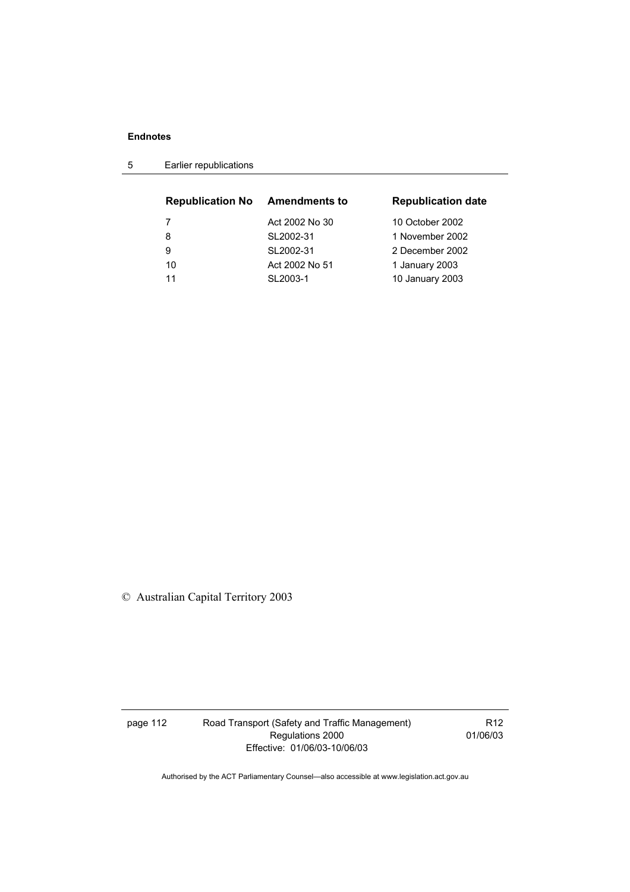## 5 Earlier republications

| Republication No | Amendments to | Republication date |
|---|---|---|
| 7 | Act 2002 No 30 | 10 October 2002 |
| 8 | SL2002-31 | 1 November 2002 |
| 9 | SL2002-31 | 2 December 2002 |
| 10 | Act 2002 No 51 | 1 January 2003 |
| 11 | SL2003-1 | 10 January 2003 |

© Australian Capital Territory 2003